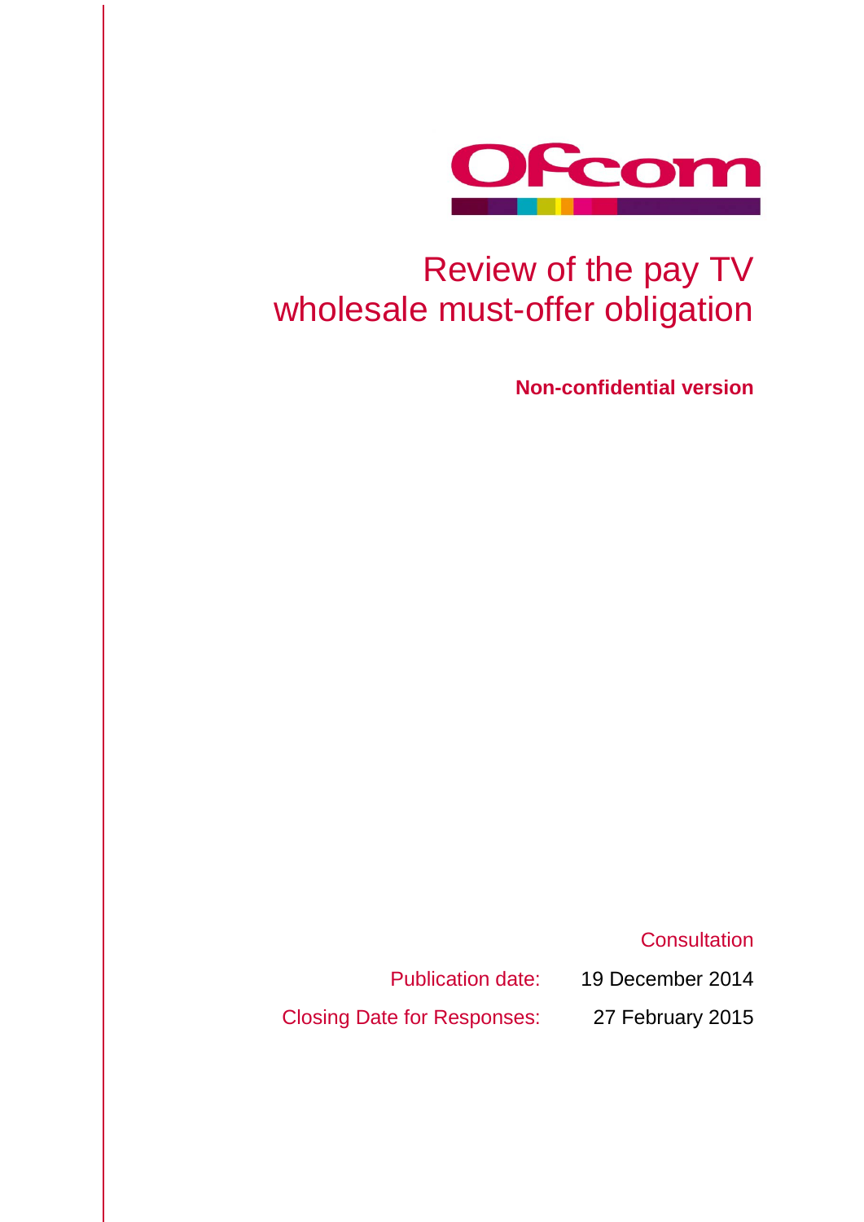Ofcom

# Review of the pay TV wholesale must-offer obligation

**Non-confidential version**

Consultation

Publication date: 19 December 2014

Closing Date for Responses: 27 February 2015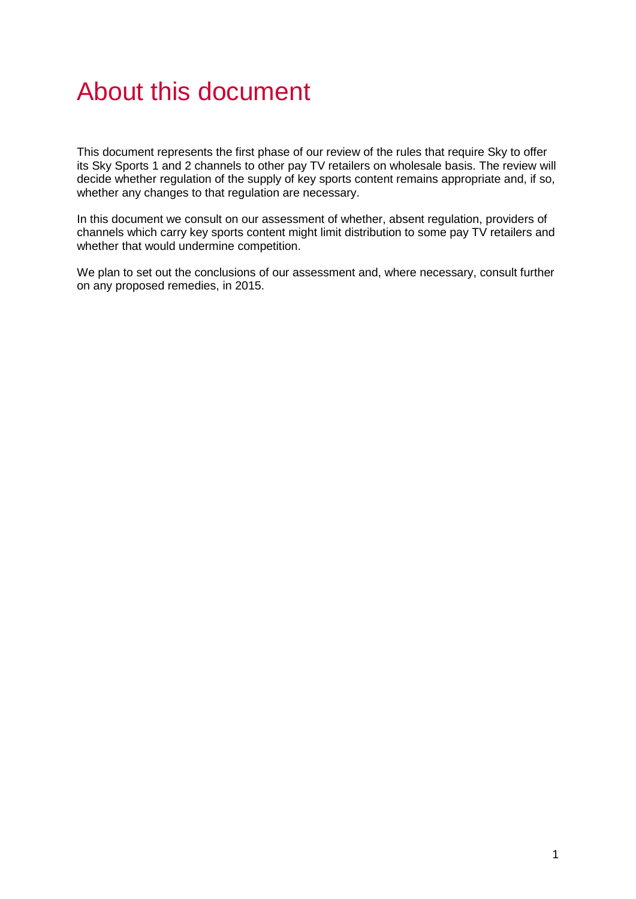# About this document

This document represents the first phase of our review of the rules that require Sky to offer its Sky Sports 1 and 2 channels to other pay TV retailers on wholesale basis. The review will decide whether regulation of the supply of key sports content remains appropriate and, if so, whether any changes to that regulation are necessary.

In this document we consult on our assessment of whether, absent regulation, providers of channels which carry key sports content might limit distribution to some pay TV retailers and whether that would undermine competition.

We plan to set out the conclusions of our assessment and, where necessary, consult further on any proposed remedies, in 2015.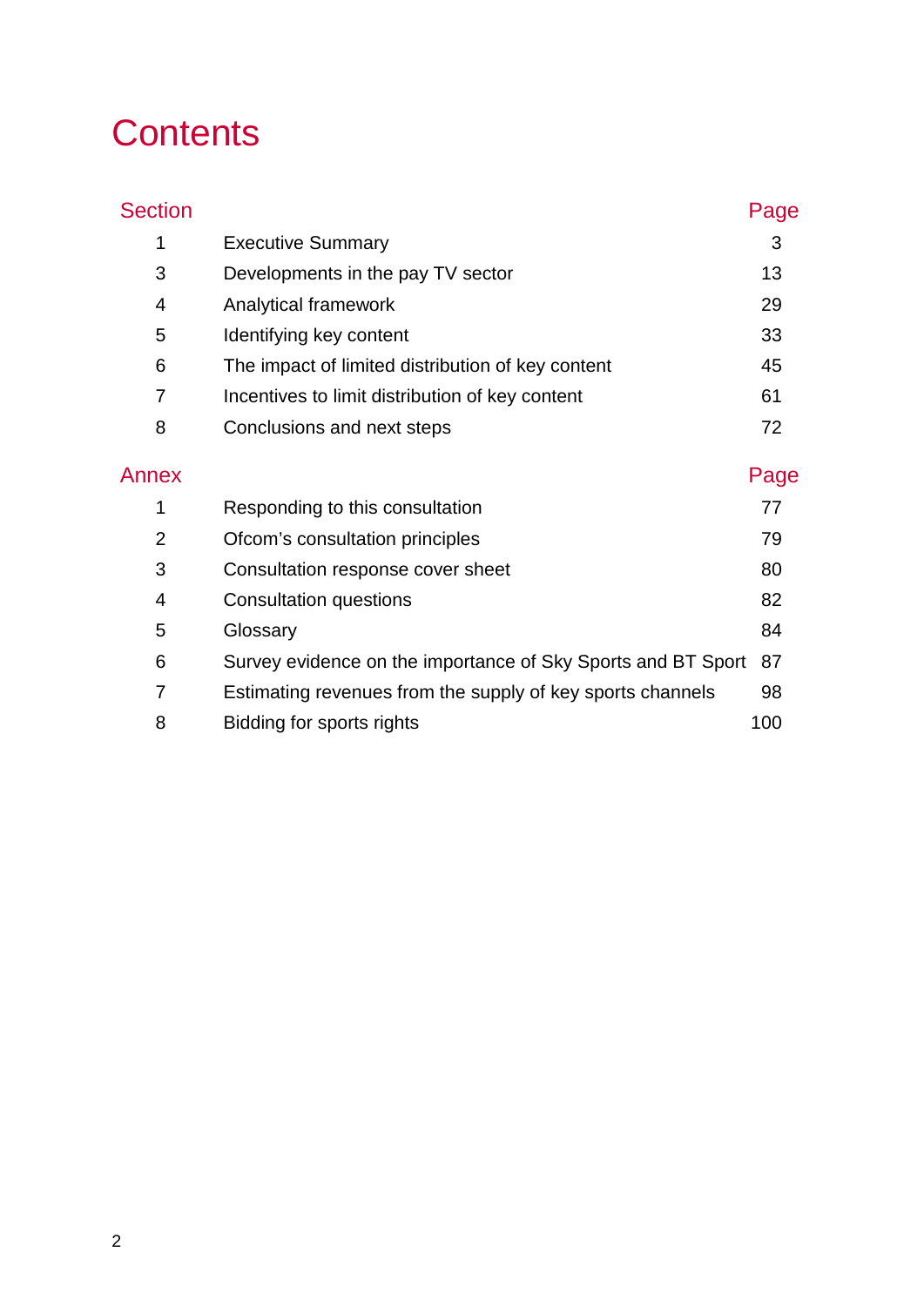# Contents

| Section | | Page |
|---|---|---|
| 1 | Executive Summary | 3 |
| 3 | Developments in the pay TV sector | 13 |
| 4 | Analytical framework | 29 |
| 5 | Identifying key content | 33 |
| 6 | The impact of limited distribution of key content | 45 |
| 7 | Incentives to limit distribution of key content | 61 |
| 8 | Conclusions and next steps | 72 |

| Annex | | Page |
|---|---|---|
| 1 | Responding to this consultation | 77 |
| 2 | Ofcom's consultation principles | 79 |
| 3 | Consultation response cover sheet | 80 |
| 4 | Consultation questions | 82 |
| 5 | Glossary | 84 |
| 6 | Survey evidence on the importance of Sky Sports and BT Sport | 87 |
| 7 | Estimating revenues from the supply of key sports channels | 98 |
| 8 | Bidding for sports rights | 100 |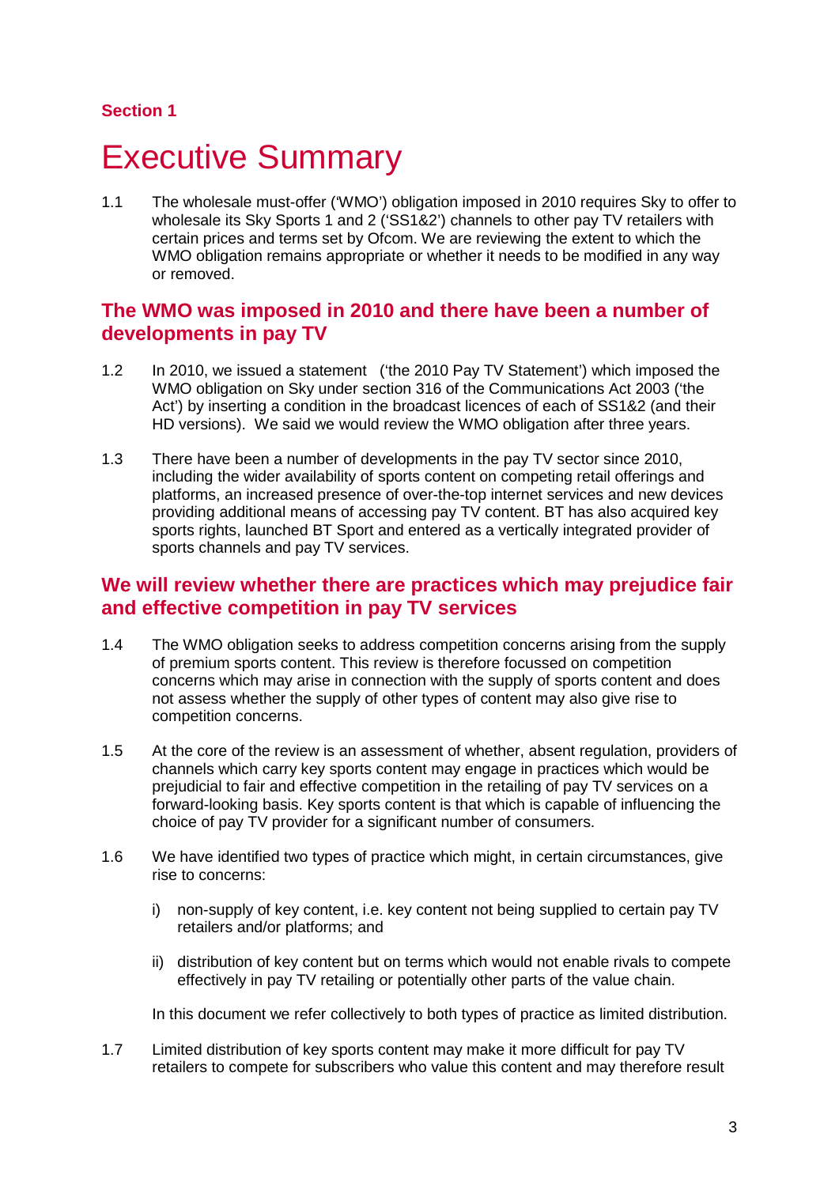**Section 1**

# Executive Summary

1.1 The wholesale must-offer ('WMO') obligation imposed in 2010 requires Sky to offer to wholesale its Sky Sports 1 and 2 ('SS1&2') channels to other pay TV retailers with certain prices and terms set by Ofcom. We are reviewing the extent to which the WMO obligation remains appropriate or whether it needs to be modified in any way or removed.

## The WMO was imposed in 2010 and there have been a number of developments in pay TV

1.2 In 2010, we issued a statement ('the 2010 Pay TV Statement') which imposed the WMO obligation on Sky under section 316 of the Communications Act 2003 ('the Act') by inserting a condition in the broadcast licences of each of SS1&2 (and their HD versions). We said we would review the WMO obligation after three years.

1.3 There have been a number of developments in the pay TV sector since 2010, including the wider availability of sports content on competing retail offerings and platforms, an increased presence of over-the-top internet services and new devices providing additional means of accessing pay TV content. BT has also acquired key sports rights, launched BT Sport and entered as a vertically integrated provider of sports channels and pay TV services.

## We will review whether there are practices which may prejudice fair and effective competition in pay TV services

1.4 The WMO obligation seeks to address competition concerns arising from the supply of premium sports content. This review is therefore focussed on competition concerns which may arise in connection with the supply of sports content and does not assess whether the supply of other types of content may also give rise to competition concerns.

1.5 At the core of the review is an assessment of whether, absent regulation, providers of channels which carry key sports content may engage in practices which would be prejudicial to fair and effective competition in the retailing of pay TV services on a forward-looking basis. Key sports content is that which is capable of influencing the choice of pay TV provider for a significant number of consumers.

1.6 We have identified two types of practice which might, in certain circumstances, give rise to concerns:

i) non-supply of key content, i.e. key content not being supplied to certain pay TV retailers and/or platforms; and

ii) distribution of key content but on terms which would not enable rivals to compete effectively in pay TV retailing or potentially other parts of the value chain.

In this document we refer collectively to both types of practice as limited distribution.

1.7 Limited distribution of key sports content may make it more difficult for pay TV retailers to compete for subscribers who value this content and may therefore result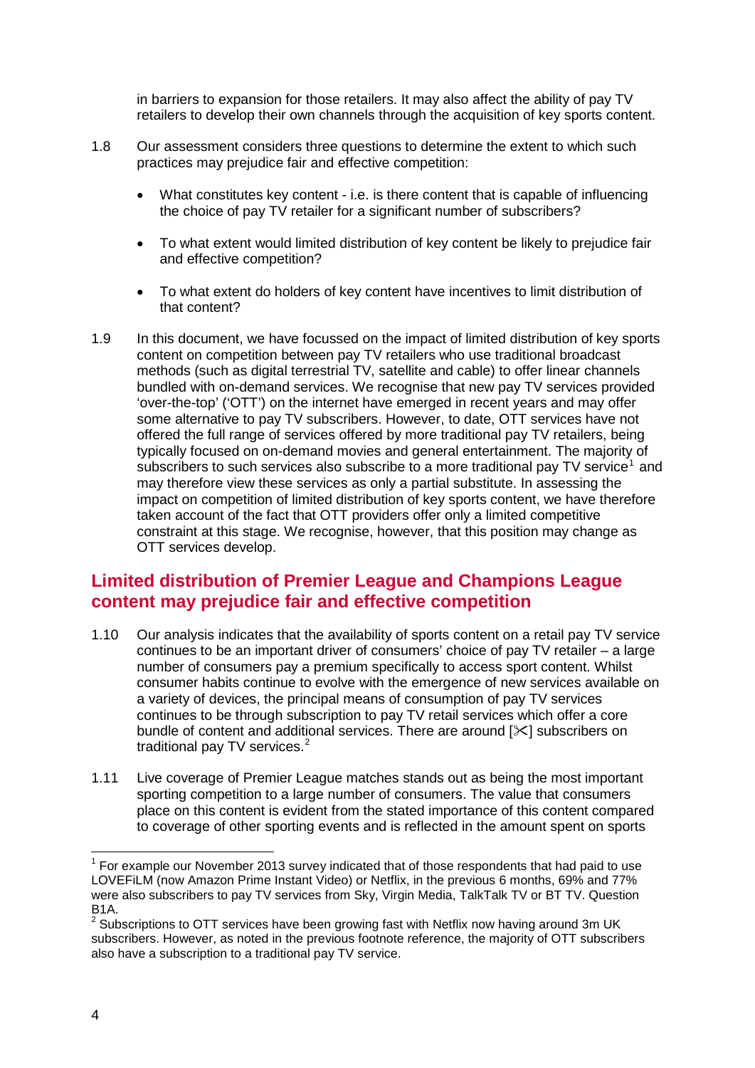in barriers to expansion for those retailers. It may also affect the ability of pay TV retailers to develop their own channels through the acquisition of key sports content.

1.8 Our assessment considers three questions to determine the extent to which such practices may prejudice fair and effective competition:

- What constitutes key content - i.e. is there content that is capable of influencing the choice of pay TV retailer for a significant number of subscribers?
- To what extent would limited distribution of key content be likely to prejudice fair and effective competition?
- To what extent do holders of key content have incentives to limit distribution of that content?

1.9 In this document, we have focussed on the impact of limited distribution of key sports content on competition between pay TV retailers who use traditional broadcast methods (such as digital terrestrial TV, satellite and cable) to offer linear channels bundled with on-demand services. We recognise that new pay TV services provided 'over-the-top' ('OTT') on the internet have emerged in recent years and may offer some alternative to pay TV subscribers. However, to date, OTT services have not offered the full range of services offered by more traditional pay TV retailers, being typically focused on on-demand movies and general entertainment. The majority of subscribers to such services also subscribe to a more traditional pay TV service[1] and may therefore view these services as only a partial substitute. In assessing the impact on competition of limited distribution of key sports content, we have therefore taken account of the fact that OTT providers offer only a limited competitive constraint at this stage. We recognise, however, that this position may change as OTT services develop.

## Limited distribution of Premier League and Champions League content may prejudice fair and effective competition

1.10 Our analysis indicates that the availability of sports content on a retail pay TV service continues to be an important driver of consumers' choice of pay TV retailer – a large number of consumers pay a premium specifically to access sport content. Whilst consumer habits continue to evolve with the emergence of new services available on a variety of devices, the principal means of consumption of pay TV services continues to be through subscription to pay TV retail services which offer a core bundle of content and additional services. There are around [✂] subscribers on traditional pay TV services.[2]

1.11 Live coverage of Premier League matches stands out as being the most important sporting competition to a large number of consumers. The value that consumers place on this content is evident from the stated importance of this content compared to coverage of other sporting events and is reflected in the amount spent on sports

[1] For example our November 2013 survey indicated that of those respondents that had paid to use LOVEFiLM (now Amazon Prime Instant Video) or Netflix, in the previous 6 months, 69% and 77% were also subscribers to pay TV services from Sky, Virgin Media, TalkTalk TV or BT TV. Question B1A.

[2] Subscriptions to OTT services have been growing fast with Netflix now having around 3m UK subscribers. However, as noted in the previous footnote reference, the majority of OTT subscribers also have a subscription to a traditional pay TV service.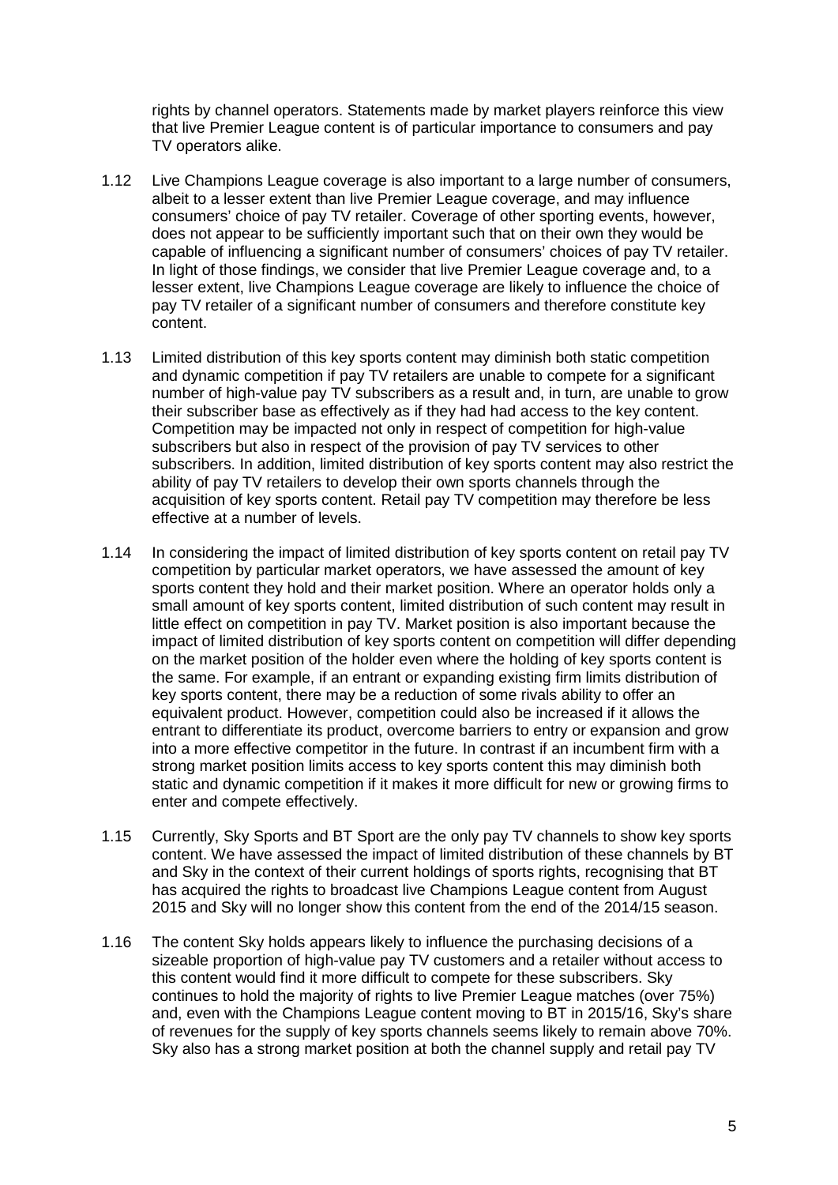rights by channel operators. Statements made by market players reinforce this view that live Premier League content is of particular importance to consumers and pay TV operators alike.

1.12 Live Champions League coverage is also important to a large number of consumers, albeit to a lesser extent than live Premier League coverage, and may influence consumers' choice of pay TV retailer. Coverage of other sporting events, however, does not appear to be sufficiently important such that on their own they would be capable of influencing a significant number of consumers' choices of pay TV retailer. In light of those findings, we consider that live Premier League coverage and, to a lesser extent, live Champions League coverage are likely to influence the choice of pay TV retailer of a significant number of consumers and therefore constitute key content.

1.13 Limited distribution of this key sports content may diminish both static competition and dynamic competition if pay TV retailers are unable to compete for a significant number of high-value pay TV subscribers as a result and, in turn, are unable to grow their subscriber base as effectively as if they had had access to the key content. Competition may be impacted not only in respect of competition for high-value subscribers but also in respect of the provision of pay TV services to other subscribers. In addition, limited distribution of key sports content may also restrict the ability of pay TV retailers to develop their own sports channels through the acquisition of key sports content. Retail pay TV competition may therefore be less effective at a number of levels.

1.14 In considering the impact of limited distribution of key sports content on retail pay TV competition by particular market operators, we have assessed the amount of key sports content they hold and their market position. Where an operator holds only a small amount of key sports content, limited distribution of such content may result in little effect on competition in pay TV. Market position is also important because the impact of limited distribution of key sports content on competition will differ depending on the market position of the holder even where the holding of key sports content is the same. For example, if an entrant or expanding existing firm limits distribution of key sports content, there may be a reduction of some rivals ability to offer an equivalent product. However, competition could also be increased if it allows the entrant to differentiate its product, overcome barriers to entry or expansion and grow into a more effective competitor in the future. In contrast if an incumbent firm with a strong market position limits access to key sports content this may diminish both static and dynamic competition if it makes it more difficult for new or growing firms to enter and compete effectively.

1.15 Currently, Sky Sports and BT Sport are the only pay TV channels to show key sports content. We have assessed the impact of limited distribution of these channels by BT and Sky in the context of their current holdings of sports rights, recognising that BT has acquired the rights to broadcast live Champions League content from August 2015 and Sky will no longer show this content from the end of the 2014/15 season.

1.16 The content Sky holds appears likely to influence the purchasing decisions of a sizeable proportion of high-value pay TV customers and a retailer without access to this content would find it more difficult to compete for these subscribers. Sky continues to hold the majority of rights to live Premier League matches (over 75%) and, even with the Champions League content moving to BT in 2015/16, Sky's share of revenues for the supply of key sports channels seems likely to remain above 70%. Sky also has a strong market position at both the channel supply and retail pay TV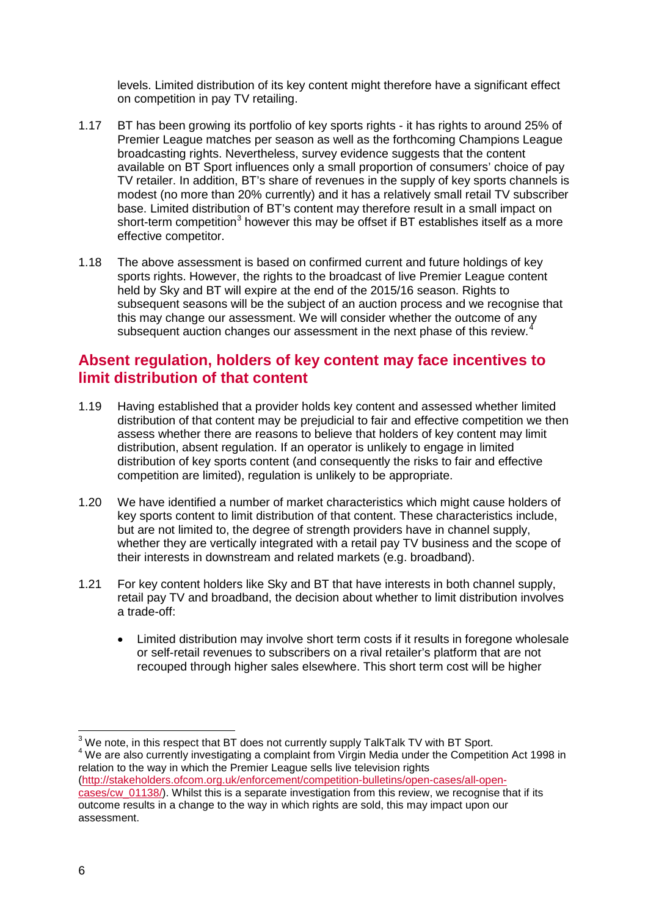levels. Limited distribution of its key content might therefore have a significant effect on competition in pay TV retailing.

1.17 BT has been growing its portfolio of key sports rights - it has rights to around 25% of Premier League matches per season as well as the forthcoming Champions League broadcasting rights. Nevertheless, survey evidence suggests that the content available on BT Sport influences only a small proportion of consumers' choice of pay TV retailer. In addition, BT's share of revenues in the supply of key sports channels is modest (no more than 20% currently) and it has a relatively small retail TV subscriber base. Limited distribution of BT's content may therefore result in a small impact on short-term competition[3] however this may be offset if BT establishes itself as a more effective competitor.

1.18 The above assessment is based on confirmed current and future holdings of key sports rights. However, the rights to the broadcast of live Premier League content held by Sky and BT will expire at the end of the 2015/16 season. Rights to subsequent seasons will be the subject of an auction process and we recognise that this may change our assessment. We will consider whether the outcome of any subsequent auction changes our assessment in the next phase of this review.[4]

## Absent regulation, holders of key content may face incentives to limit distribution of that content

1.19 Having established that a provider holds key content and assessed whether limited distribution of that content may be prejudicial to fair and effective competition we then assess whether there are reasons to believe that holders of key content may limit distribution, absent regulation. If an operator is unlikely to engage in limited distribution of key sports content (and consequently the risks to fair and effective competition are limited), regulation is unlikely to be appropriate.

1.20 We have identified a number of market characteristics which might cause holders of key sports content to limit distribution of that content. These characteristics include, but are not limited to, the degree of strength providers have in channel supply, whether they are vertically integrated with a retail pay TV business and the scope of their interests in downstream and related markets (e.g. broadband).

1.21 For key content holders like Sky and BT that have interests in both channel supply, retail pay TV and broadband, the decision about whether to limit distribution involves a trade-off:

- Limited distribution may involve short term costs if it results in foregone wholesale or self-retail revenues to subscribers on a rival retailer's platform that are not recouped through higher sales elsewhere. This short term cost will be higher

---

[3] We note, in this respect that BT does not currently supply TalkTalk TV with BT Sport.

[4] We are also currently investigating a complaint from Virgin Media under the Competition Act 1998 in relation to the way in which the Premier League sells live television rights (http://stakeholders.ofcom.org.uk/enforcement/competition-bulletins/open-cases/all-open-cases/cw_01138/). Whilst this is a separate investigation from this review, we recognise that if its outcome results in a change to the way in which rights are sold, this may impact upon our assessment.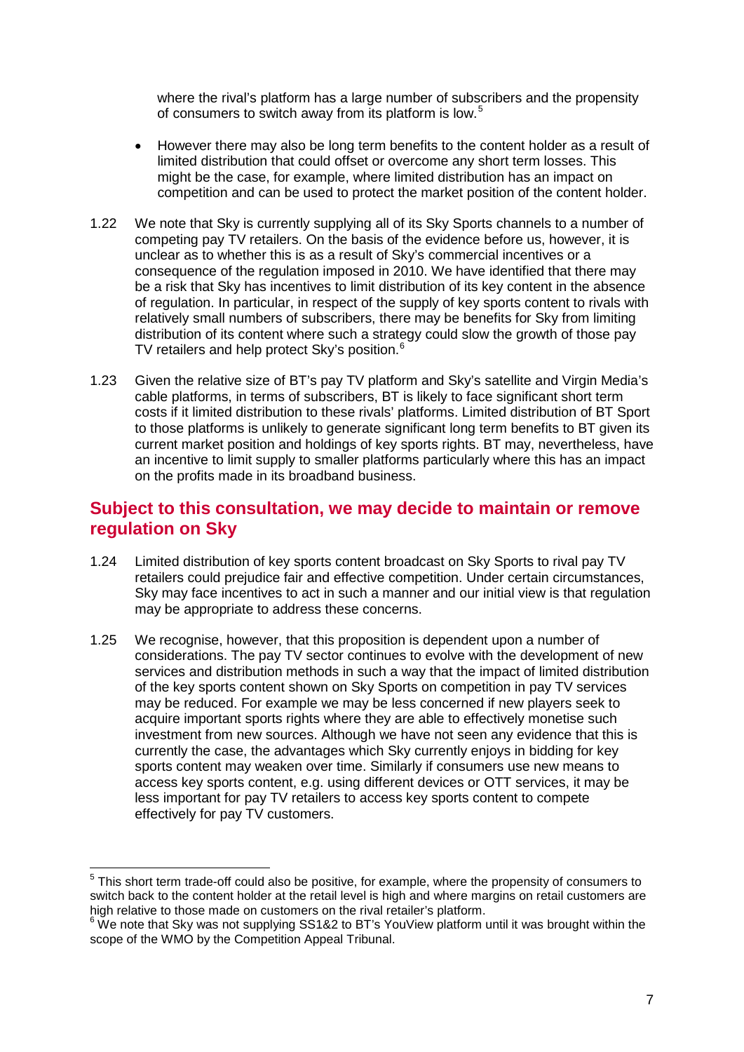where the rival's platform has a large number of subscribers and the propensity of consumers to switch away from its platform is low.[5]

- However there may also be long term benefits to the content holder as a result of limited distribution that could offset or overcome any short term losses. This might be the case, for example, where limited distribution has an impact on competition and can be used to protect the market position of the content holder.

1.22 We note that Sky is currently supplying all of its Sky Sports channels to a number of competing pay TV retailers. On the basis of the evidence before us, however, it is unclear as to whether this is as a result of Sky's commercial incentives or a consequence of the regulation imposed in 2010. We have identified that there may be a risk that Sky has incentives to limit distribution of its key content in the absence of regulation. In particular, in respect of the supply of key sports content to rivals with relatively small numbers of subscribers, there may be benefits for Sky from limiting distribution of its content where such a strategy could slow the growth of those pay TV retailers and help protect Sky's position.[6]

1.23 Given the relative size of BT's pay TV platform and Sky's satellite and Virgin Media's cable platforms, in terms of subscribers, BT is likely to face significant short term costs if it limited distribution to these rivals' platforms. Limited distribution of BT Sport to those platforms is unlikely to generate significant long term benefits to BT given its current market position and holdings of key sports rights. BT may, nevertheless, have an incentive to limit supply to smaller platforms particularly where this has an impact on the profits made in its broadband business.

## Subject to this consultation, we may decide to maintain or remove regulation on Sky

1.24 Limited distribution of key sports content broadcast on Sky Sports to rival pay TV retailers could prejudice fair and effective competition. Under certain circumstances, Sky may face incentives to act in such a manner and our initial view is that regulation may be appropriate to address these concerns.

1.25 We recognise, however, that this proposition is dependent upon a number of considerations. The pay TV sector continues to evolve with the development of new services and distribution methods in such a way that the impact of limited distribution of the key sports content shown on Sky Sports on competition in pay TV services may be reduced. For example we may be less concerned if new players seek to acquire important sports rights where they are able to effectively monetise such investment from new sources. Although we have not seen any evidence that this is currently the case, the advantages which Sky currently enjoys in bidding for key sports content may weaken over time. Similarly if consumers use new means to access key sports content, e.g. using different devices or OTT services, it may be less important for pay TV retailers to access key sports content to compete effectively for pay TV customers.

---

[5] This short term trade-off could also be positive, for example, where the propensity of consumers to switch back to the content holder at the retail level is high and where margins on retail customers are high relative to those made on customers on the rival retailer's platform.

[6] We note that Sky was not supplying SS1&2 to BT's YouView platform until it was brought within the scope of the WMO by the Competition Appeal Tribunal.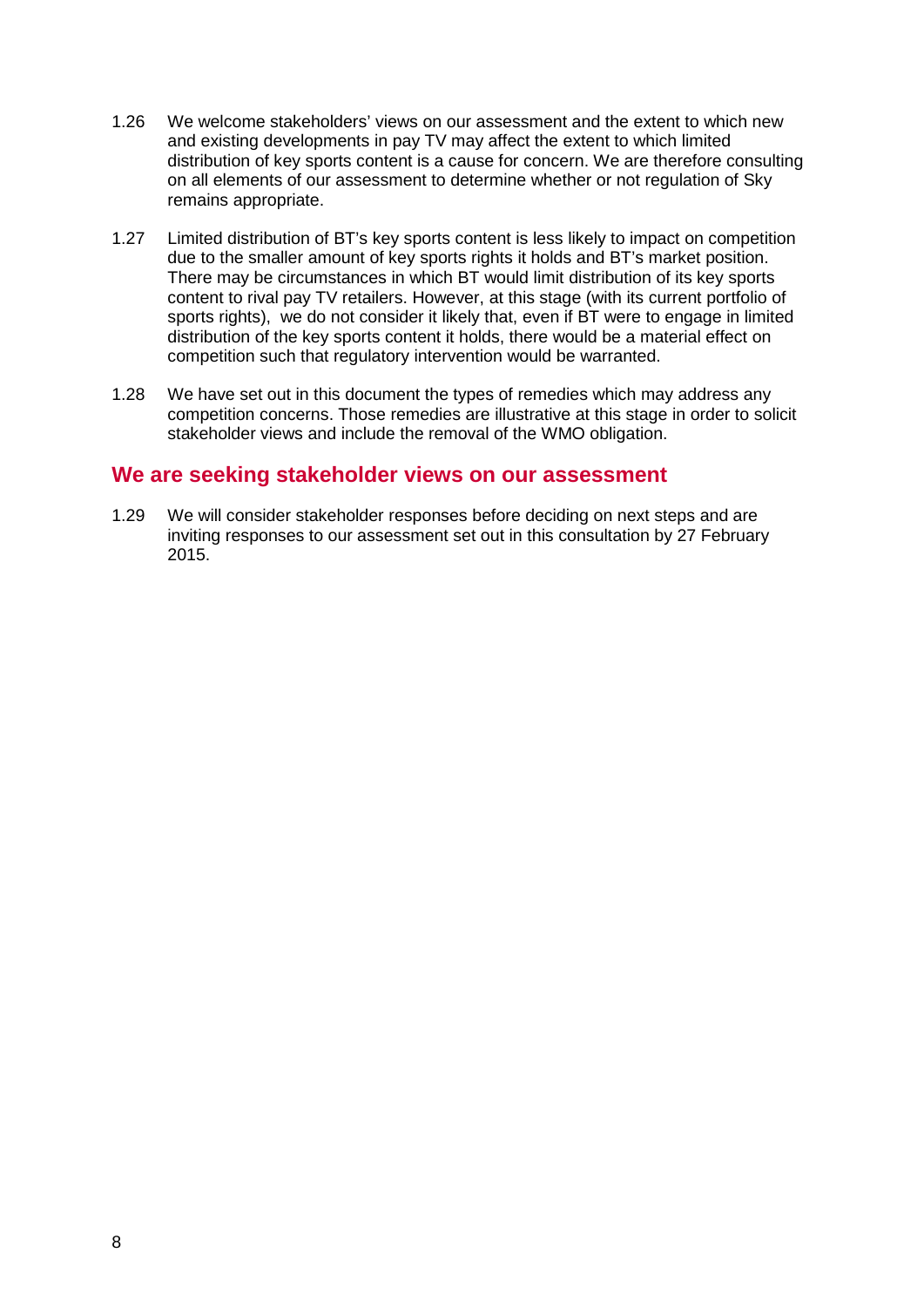1.26 We welcome stakeholders' views on our assessment and the extent to which new and existing developments in pay TV may affect the extent to which limited distribution of key sports content is a cause for concern. We are therefore consulting on all elements of our assessment to determine whether or not regulation of Sky remains appropriate.

1.27 Limited distribution of BT's key sports content is less likely to impact on competition due to the smaller amount of key sports rights it holds and BT's market position. There may be circumstances in which BT would limit distribution of its key sports content to rival pay TV retailers. However, at this stage (with its current portfolio of sports rights), we do not consider it likely that, even if BT were to engage in limited distribution of the key sports content it holds, there would be a material effect on competition such that regulatory intervention would be warranted.

1.28 We have set out in this document the types of remedies which may address any competition concerns. Those remedies are illustrative at this stage in order to solicit stakeholder views and include the removal of the WMO obligation.

## We are seeking stakeholder views on our assessment

1.29 We will consider stakeholder responses before deciding on next steps and are inviting responses to our assessment set out in this consultation by 27 February 2015.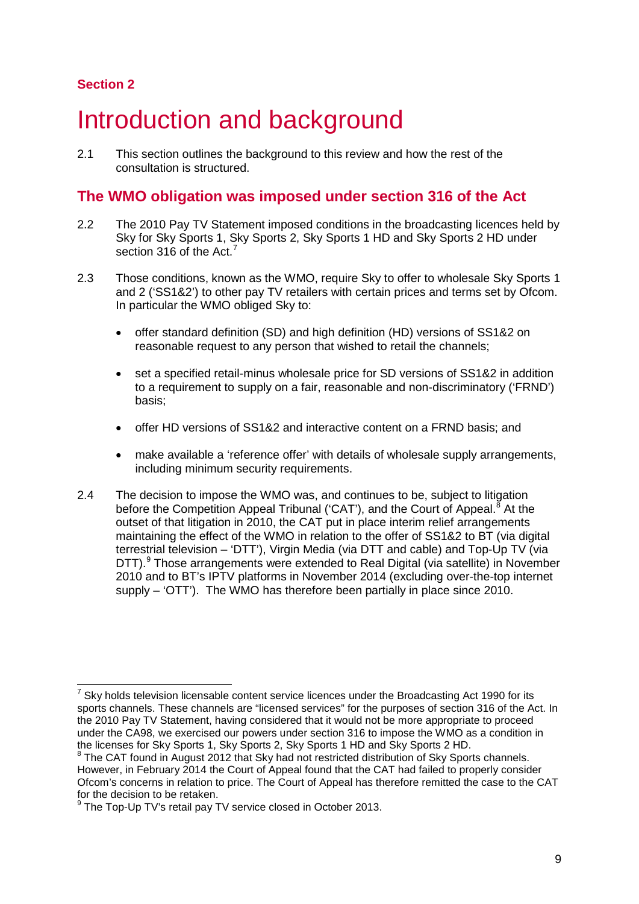**Section 2**

# Introduction and background

2.1 This section outlines the background to this review and how the rest of the consultation is structured.

## The WMO obligation was imposed under section 316 of the Act

2.2 The 2010 Pay TV Statement imposed conditions in the broadcasting licences held by Sky for Sky Sports 1, Sky Sports 2, Sky Sports 1 HD and Sky Sports 2 HD under section 316 of the Act.[7]

2.3 Those conditions, known as the WMO, require Sky to offer to wholesale Sky Sports 1 and 2 ('SS1&2') to other pay TV retailers with certain prices and terms set by Ofcom. In particular the WMO obliged Sky to:

- offer standard definition (SD) and high definition (HD) versions of SS1&2 on reasonable request to any person that wished to retail the channels;
- set a specified retail-minus wholesale price for SD versions of SS1&2 in addition to a requirement to supply on a fair, reasonable and non-discriminatory ('FRND') basis;
- offer HD versions of SS1&2 and interactive content on a FRND basis; and
- make available a 'reference offer' with details of wholesale supply arrangements, including minimum security requirements.

2.4 The decision to impose the WMO was, and continues to be, subject to litigation before the Competition Appeal Tribunal ('CAT'), and the Court of Appeal.[8] At the outset of that litigation in 2010, the CAT put in place interim relief arrangements maintaining the effect of the WMO in relation to the offer of SS1&2 to BT (via digital terrestrial television – 'DTT'), Virgin Media (via DTT and cable) and Top-Up TV (via DTT).[9] Those arrangements were extended to Real Digital (via satellite) in November 2010 and to BT's IPTV platforms in November 2014 (excluding over-the-top internet supply – 'OTT'). The WMO has therefore been partially in place since 2010.

---

[7] Sky holds television licensable content service licences under the Broadcasting Act 1990 for its sports channels. These channels are "licensed services" for the purposes of section 316 of the Act. In the 2010 Pay TV Statement, having considered that it would not be more appropriate to proceed under the CA98, we exercised our powers under section 316 to impose the WMO as a condition in the licenses for Sky Sports 1, Sky Sports 2, Sky Sports 1 HD and Sky Sports 2 HD.

[8] The CAT found in August 2012 that Sky had not restricted distribution of Sky Sports channels. However, in February 2014 the Court of Appeal found that the CAT had failed to properly consider Ofcom's concerns in relation to price. The Court of Appeal has therefore remitted the case to the CAT for the decision to be retaken.

[9] The Top-Up TV's retail pay TV service closed in October 2013.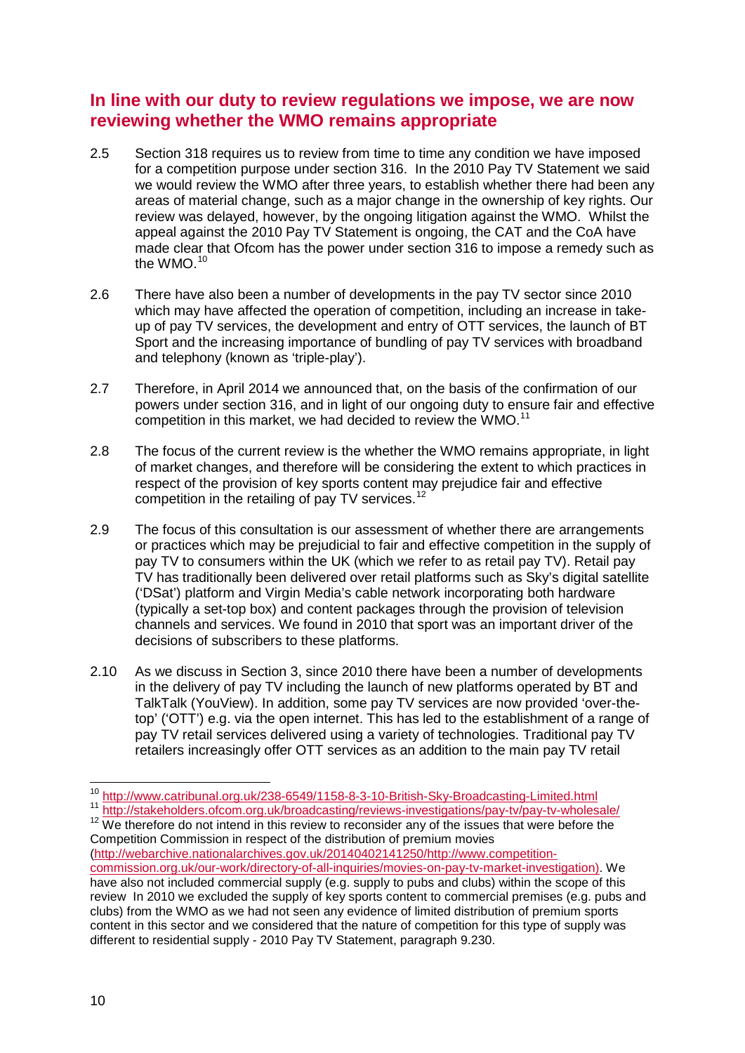## In line with our duty to review regulations we impose, we are now reviewing whether the WMO remains appropriate

2.5 Section 318 requires us to review from time to time any condition we have imposed for a competition purpose under section 316. In the 2010 Pay TV Statement we said we would review the WMO after three years, to establish whether there had been any areas of material change, such as a major change in the ownership of key rights. Our review was delayed, however, by the ongoing litigation against the WMO. Whilst the appeal against the 2010 Pay TV Statement is ongoing, the CAT and the CoA have made clear that Ofcom has the power under section 316 to impose a remedy such as the WMO.[10]

2.6 There have also been a number of developments in the pay TV sector since 2010 which may have affected the operation of competition, including an increase in take-up of pay TV services, the development and entry of OTT services, the launch of BT Sport and the increasing importance of bundling of pay TV services with broadband and telephony (known as 'triple-play').

2.7 Therefore, in April 2014 we announced that, on the basis of the confirmation of our powers under section 316, and in light of our ongoing duty to ensure fair and effective competition in this market, we had decided to review the WMO.[11]

2.8 The focus of the current review is the whether the WMO remains appropriate, in light of market changes, and therefore will be considering the extent to which practices in respect of the provision of key sports content may prejudice fair and effective competition in the retailing of pay TV services.[12]

2.9 The focus of this consultation is our assessment of whether there are arrangements or practices which may be prejudicial to fair and effective competition in the supply of pay TV to consumers within the UK (which we refer to as retail pay TV). Retail pay TV has traditionally been delivered over retail platforms such as Sky's digital satellite ('DSat') platform and Virgin Media's cable network incorporating both hardware (typically a set-top box) and content packages through the provision of television channels and services. We found in 2010 that sport was an important driver of the decisions of subscribers to these platforms.

2.10 As we discuss in Section 3, since 2010 there have been a number of developments in the delivery of pay TV including the launch of new platforms operated by BT and TalkTalk (YouView). In addition, some pay TV services are now provided 'over-the-top' ('OTT') e.g. via the open internet. This has led to the establishment of a range of pay TV retail services delivered using a variety of technologies. Traditional pay TV retailers increasingly offer OTT services as an addition to the main pay TV retail

---

[10] http://www.catribunal.org.uk/238-6549/1158-8-3-10-British-Sky-Broadcasting-Limited.html

[11] http://stakeholders.ofcom.org.uk/broadcasting/reviews-investigations/pay-tv/pay-tv-wholesale/

[12] We therefore do not intend in this review to reconsider any of the issues that were before the Competition Commission in respect of the distribution of premium movies (http://webarchive.nationalarchives.gov.uk/20140402141250/http://www.competition-commission.org.uk/our-work/directory-of-all-inquiries/movies-on-pay-tv-market-investigation). We have also not included commercial supply (e.g. supply to pubs and clubs) within the scope of this review In 2010 we excluded the supply of key sports content to commercial premises (e.g. pubs and clubs) from the WMO as we had not seen any evidence of limited distribution of premium sports content in this sector and we considered that the nature of competition for this type of supply was different to residential supply - 2010 Pay TV Statement, paragraph 9.230.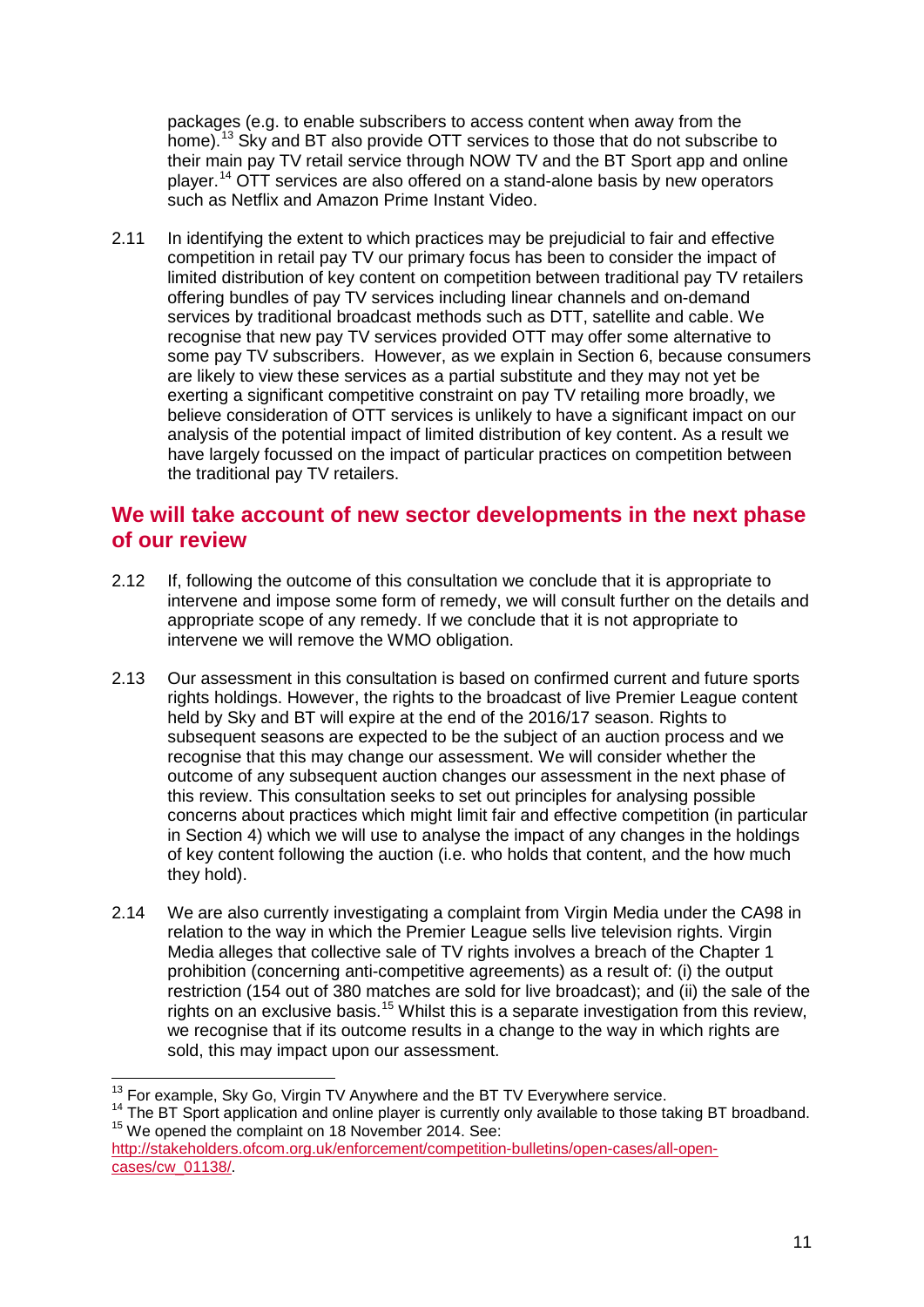packages (e.g. to enable subscribers to access content when away from the home).[13] Sky and BT also provide OTT services to those that do not subscribe to their main pay TV retail service through NOW TV and the BT Sport app and online player.[14] OTT services are also offered on a stand-alone basis by new operators such as Netflix and Amazon Prime Instant Video.

2.11 In identifying the extent to which practices may be prejudicial to fair and effective competition in retail pay TV our primary focus has been to consider the impact of limited distribution of key content on competition between traditional pay TV retailers offering bundles of pay TV services including linear channels and on-demand services by traditional broadcast methods such as DTT, satellite and cable. We recognise that new pay TV services provided OTT may offer some alternative to some pay TV subscribers. However, as we explain in Section 6, because consumers are likely to view these services as a partial substitute and they may not yet be exerting a significant competitive constraint on pay TV retailing more broadly, we believe consideration of OTT services is unlikely to have a significant impact on our analysis of the potential impact of limited distribution of key content. As a result we have largely focussed on the impact of particular practices on competition between the traditional pay TV retailers.

## We will take account of new sector developments in the next phase of our review

2.12 If, following the outcome of this consultation we conclude that it is appropriate to intervene and impose some form of remedy, we will consult further on the details and appropriate scope of any remedy. If we conclude that it is not appropriate to intervene we will remove the WMO obligation.

2.13 Our assessment in this consultation is based on confirmed current and future sports rights holdings. However, the rights to the broadcast of live Premier League content held by Sky and BT will expire at the end of the 2016/17 season. Rights to subsequent seasons are expected to be the subject of an auction process and we recognise that this may change our assessment. We will consider whether the outcome of any subsequent auction changes our assessment in the next phase of this review. This consultation seeks to set out principles for analysing possible concerns about practices which might limit fair and effective competition (in particular in Section 4) which we will use to analyse the impact of any changes in the holdings of key content following the auction (i.e. who holds that content, and the how much they hold).

2.14 We are also currently investigating a complaint from Virgin Media under the CA98 in relation to the way in which the Premier League sells live television rights. Virgin Media alleges that collective sale of TV rights involves a breach of the Chapter 1 prohibition (concerning anti-competitive agreements) as a result of: (i) the output restriction (154 out of 380 matches are sold for live broadcast); and (ii) the sale of the rights on an exclusive basis.[15] Whilst this is a separate investigation from this review, we recognise that if its outcome results in a change to the way in which rights are sold, this may impact upon our assessment.

---

[13] For example, Sky Go, Virgin TV Anywhere and the BT TV Everywhere service.

[14] The BT Sport application and online player is currently only available to those taking BT broadband.

[15] We opened the complaint on 18 November 2014. See: http://stakeholders.ofcom.org.uk/enforcement/competition-bulletins/open-cases/all-open-cases/cw_01138/.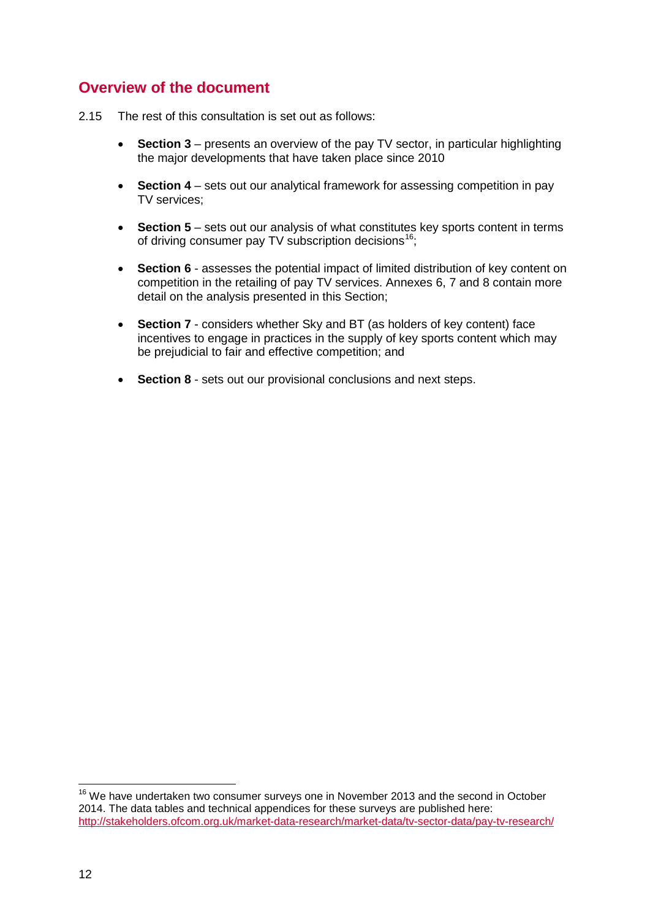## Overview of the document

2.15 The rest of this consultation is set out as follows:

- **Section 3** – presents an overview of the pay TV sector, in particular highlighting the major developments that have taken place since 2010
- **Section 4** – sets out our analytical framework for assessing competition in pay TV services;
- **Section 5** – sets out our analysis of what constitutes key sports content in terms of driving consumer pay TV subscription decisions[16];
- **Section 6** - assesses the potential impact of limited distribution of key content on competition in the retailing of pay TV services. Annexes 6, 7 and 8 contain more detail on the analysis presented in this Section;
- **Section 7** - considers whether Sky and BT (as holders of key content) face incentives to engage in practices in the supply of key sports content which may be prejudicial to fair and effective competition; and
- **Section 8** - sets out our provisional conclusions and next steps.

[16] We have undertaken two consumer surveys one in November 2013 and the second in October 2014. The data tables and technical appendices for these surveys are published here: http://stakeholders.ofcom.org.uk/market-data-research/market-data/tv-sector-data/pay-tv-research/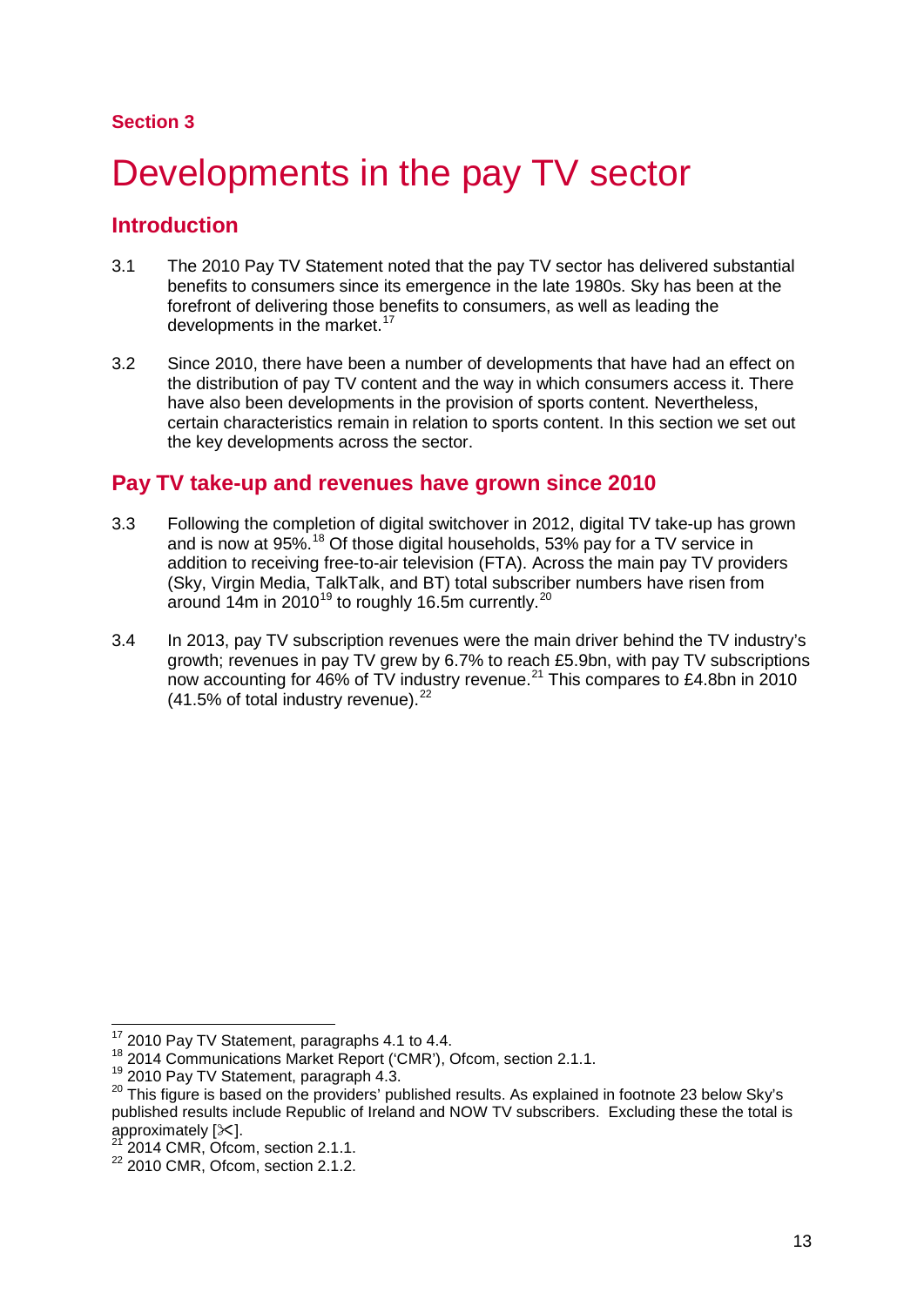## Section 3

# Developments in the pay TV sector

## Introduction

3.1 The 2010 Pay TV Statement noted that the pay TV sector has delivered substantial benefits to consumers since its emergence in the late 1980s. Sky has been at the forefront of delivering those benefits to consumers, as well as leading the developments in the market.[17]

3.2 Since 2010, there have been a number of developments that have had an effect on the distribution of pay TV content and the way in which consumers access it. There have also been developments in the provision of sports content. Nevertheless, certain characteristics remain in relation to sports content. In this section we set out the key developments across the sector.

## Pay TV take-up and revenues have grown since 2010

3.3 Following the completion of digital switchover in 2012, digital TV take-up has grown and is now at 95%.[18] Of those digital households, 53% pay for a TV service in addition to receiving free-to-air television (FTA). Across the main pay TV providers (Sky, Virgin Media, TalkTalk, and BT) total subscriber numbers have risen from around 14m in 2010[19] to roughly 16.5m currently.[20]

3.4 In 2013, pay TV subscription revenues were the main driver behind the TV industry's growth; revenues in pay TV grew by 6.7% to reach £5.9bn, with pay TV subscriptions now accounting for 46% of TV industry revenue.[21] This compares to £4.8bn in 2010 (41.5% of total industry revenue).[22]

---

[17] 2010 Pay TV Statement, paragraphs 4.1 to 4.4.

[18] 2014 Communications Market Report ('CMR'), Ofcom, section 2.1.1.

[19] 2010 Pay TV Statement, paragraph 4.3.

[20] This figure is based on the providers' published results. As explained in footnote 23 below Sky's published results include Republic of Ireland and NOW TV subscribers. Excluding these the total is approximately [✂].

[21] 2014 CMR, Ofcom, section 2.1.1.

[22] 2010 CMR, Ofcom, section 2.1.2.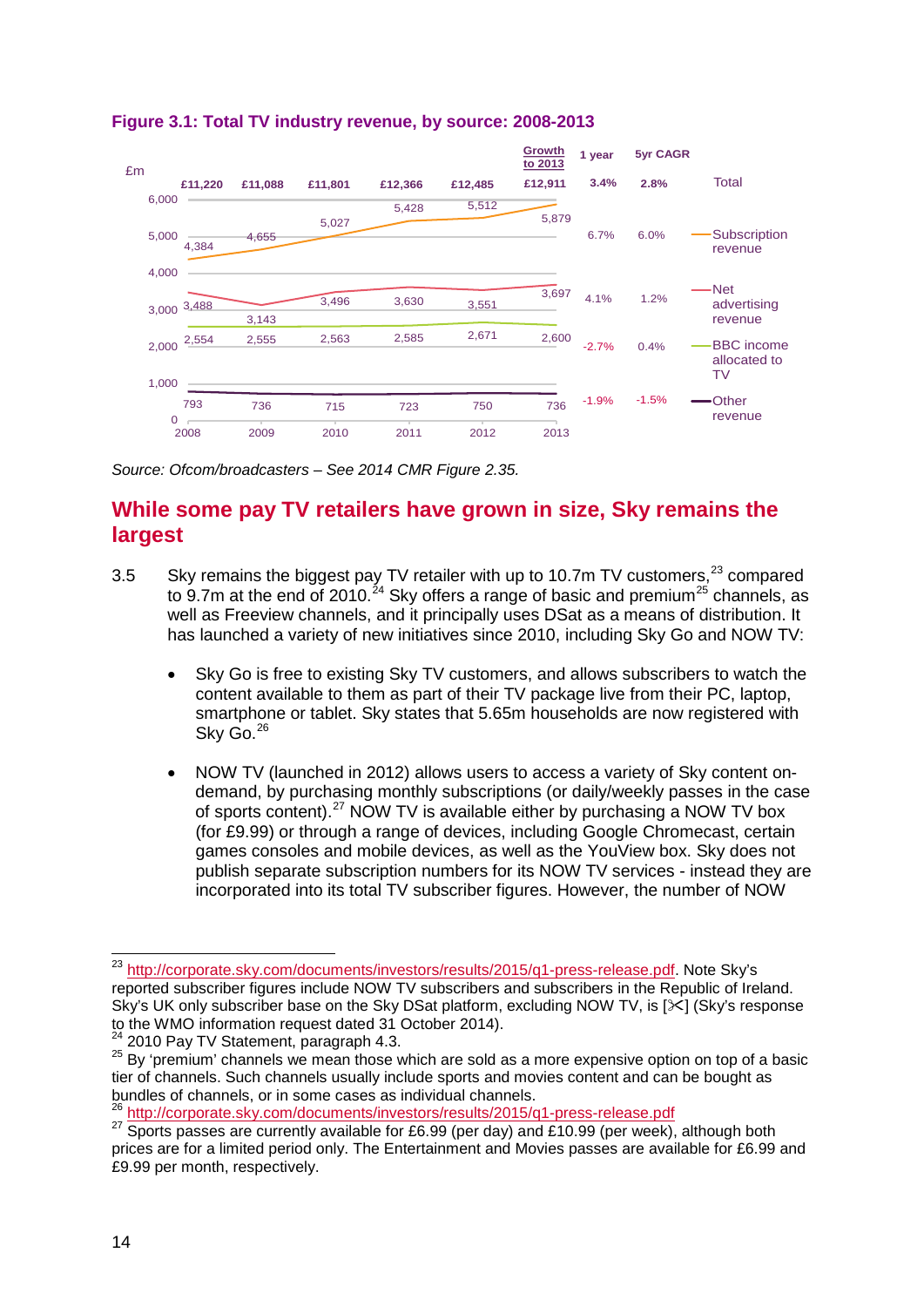**Figure 3.1: Total TV industry revenue, by source: 2008-2013**

| £m | 2008 | 2009 | 2010 | 2011 | 2012 | 2013 | 1 year growth to 2013 | 5yr CAGR growth to 2013 |
|---|---|---|---|---|---|---|---|---|
| Total | £11,220 | £11,088 | £11,801 | £12,366 | £12,485 | £12,911 | 3.4% | 2.8% |
| Subscription revenue | 4,384 | 4,655 | 5,027 | 5,428 | 5,512 | 5,879 | 6.7% | 6.0% |
| Net advertising revenue | 3,488 | 3,143 | 3,496 | 3,630 | 3,551 | 3,697 | 4.1% | 1.2% |
| BBC income allocated to TV | 2,554 | 2,555 | 2,563 | 2,585 | 2,671 | 2,600 | -2.7% | 0.4% |
| Other revenue | 793 | 736 | 715 | 723 | 750 | 736 | -1.9% | -1.5% |

*Source: Ofcom/broadcasters – See 2014 CMR Figure 2.35.*

## While some pay TV retailers have grown in size, Sky remains the largest

3.5 Sky remains the biggest pay TV retailer with up to 10.7m TV customers,[23] compared to 9.7m at the end of 2010.[24] Sky offers a range of basic and premium[25] channels, as well as Freeview channels, and it principally uses DSat as a means of distribution. It has launched a variety of new initiatives since 2010, including Sky Go and NOW TV:

- Sky Go is free to existing Sky TV customers, and allows subscribers to watch the content available to them as part of their TV package live from their PC, laptop, smartphone or tablet. Sky states that 5.65m households are now registered with Sky Go.[26]

- NOW TV (launched in 2012) allows users to access a variety of Sky content on-demand, by purchasing monthly subscriptions (or daily/weekly passes in the case of sports content).[27] NOW TV is available either by purchasing a NOW TV box (for £9.99) or through a range of devices, including Google Chromecast, certain games consoles and mobile devices, as well as the YouView box. Sky does not publish separate subscription numbers for its NOW TV services - instead they are incorporated into its total TV subscriber figures. However, the number of NOW

---

[23] http://corporate.sky.com/documents/investors/results/2015/q1-press-release.pdf. Note Sky's reported subscriber figures include NOW TV subscribers and subscribers in the Republic of Ireland. Sky's UK only subscriber base on the Sky DSat platform, excluding NOW TV, is [✂] (Sky's response to the WMO information request dated 31 October 2014).

[24] 2010 Pay TV Statement, paragraph 4.3.

[25] By 'premium' channels we mean those which are sold as a more expensive option on top of a basic tier of channels. Such channels usually include sports and movies content and can be bought as bundles of channels, or in some cases as individual channels.

[26] http://corporate.sky.com/documents/investors/results/2015/q1-press-release.pdf

[27] Sports passes are currently available for £6.99 (per day) and £10.99 (per week), although both prices are for a limited period only. The Entertainment and Movies passes are available for £6.99 and £9.99 per month, respectively.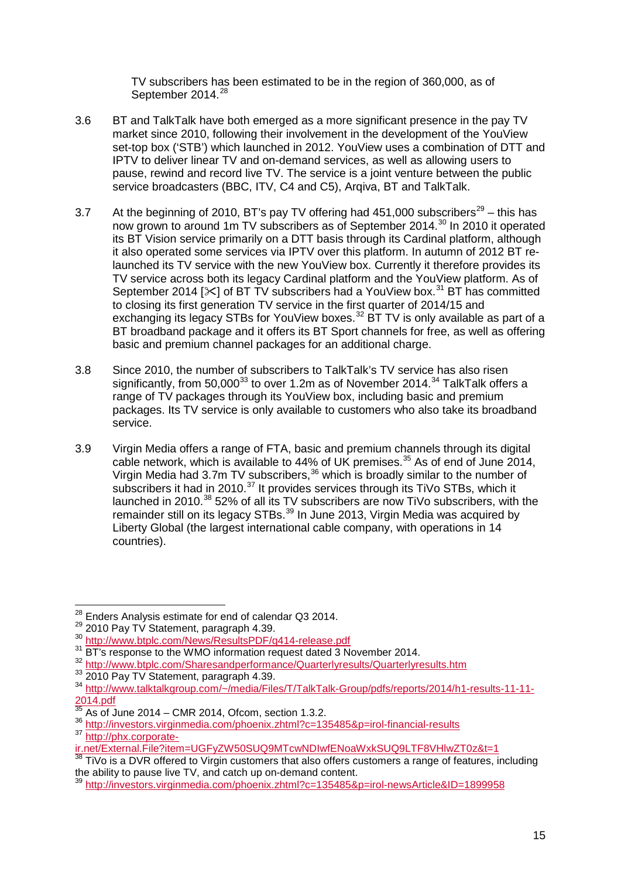TV subscribers has been estimated to be in the region of 360,000, as of September 2014.[28]

3.6 BT and TalkTalk have both emerged as a more significant presence in the pay TV market since 2010, following their involvement in the development of the YouView set-top box ('STB') which launched in 2012. YouView uses a combination of DTT and IPTV to deliver linear TV and on-demand services, as well as allowing users to pause, rewind and record live TV. The service is a joint venture between the public service broadcasters (BBC, ITV, C4 and C5), Arqiva, BT and TalkTalk.

3.7 At the beginning of 2010, BT's pay TV offering had 451,000 subscribers[29] – this has now grown to around 1m TV subscribers as of September 2014.[30] In 2010 it operated its BT Vision service primarily on a DTT basis through its Cardinal platform, although it also operated some services via IPTV over this platform. In autumn of 2012 BT re-launched its TV service with the new YouView box. Currently it therefore provides its TV service across both its legacy Cardinal platform and the YouView platform. As of September 2014 [✂] of BT TV subscribers had a YouView box.[31] BT has committed to closing its first generation TV service in the first quarter of 2014/15 and exchanging its legacy STBs for YouView boxes.[32] BT TV is only available as part of a BT broadband package and it offers its BT Sport channels for free, as well as offering basic and premium channel packages for an additional charge.

3.8 Since 2010, the number of subscribers to TalkTalk's TV service has also risen significantly, from 50,000[33] to over 1.2m as of November 2014.[34] TalkTalk offers a range of TV packages through its YouView box, including basic and premium packages. Its TV service is only available to customers who also take its broadband service.

3.9 Virgin Media offers a range of FTA, basic and premium channels through its digital cable network, which is available to 44% of UK premises.[35] As of end of June 2014, Virgin Media had 3.7m TV subscribers,[36] which is broadly similar to the number of subscribers it had in 2010.[37] It provides services through its TiVo STBs, which it launched in 2010.[38] 52% of all its TV subscribers are now TiVo subscribers, with the remainder still on its legacy STBs.[39] In June 2013, Virgin Media was acquired by Liberty Global (the largest international cable company, with operations in 14 countries).

---

[28] Enders Analysis estimate for end of calendar Q3 2014.

[29] 2010 Pay TV Statement, paragraph 4.39.

[30] http://www.btplc.com/News/ResultsPDF/q414-release.pdf

[31] BT's response to the WMO information request dated 3 November 2014.

[32] http://www.btplc.com/Sharesandperformance/Quarterlyresults/Quarterlyresults.htm

[33] 2010 Pay TV Statement, paragraph 4.39.

[34] http://www.talktalkgroup.com/~/media/Files/T/TalkTalk-Group/pdfs/reports/2014/h1-results-11-11-2014.pdf

[35] As of June 2014 – CMR 2014, Ofcom, section 1.3.2.

[36] http://investors.virginmedia.com/phoenix.zhtml?c=135485&p=irol-financial-results

[37] http://phx.corporate-ir.net/External.File?item=UGFyZW50SUQ9MTcwNDIwfENoaWxkSUQ9LTF8VHlwZT0z&t=1

[38] TiVo is a DVR offered to Virgin customers that also offers customers a range of features, including the ability to pause live TV, and catch up on-demand content.

[39] http://investors.virginmedia.com/phoenix.zhtml?c=135485&p=irol-newsArticle&ID=1899958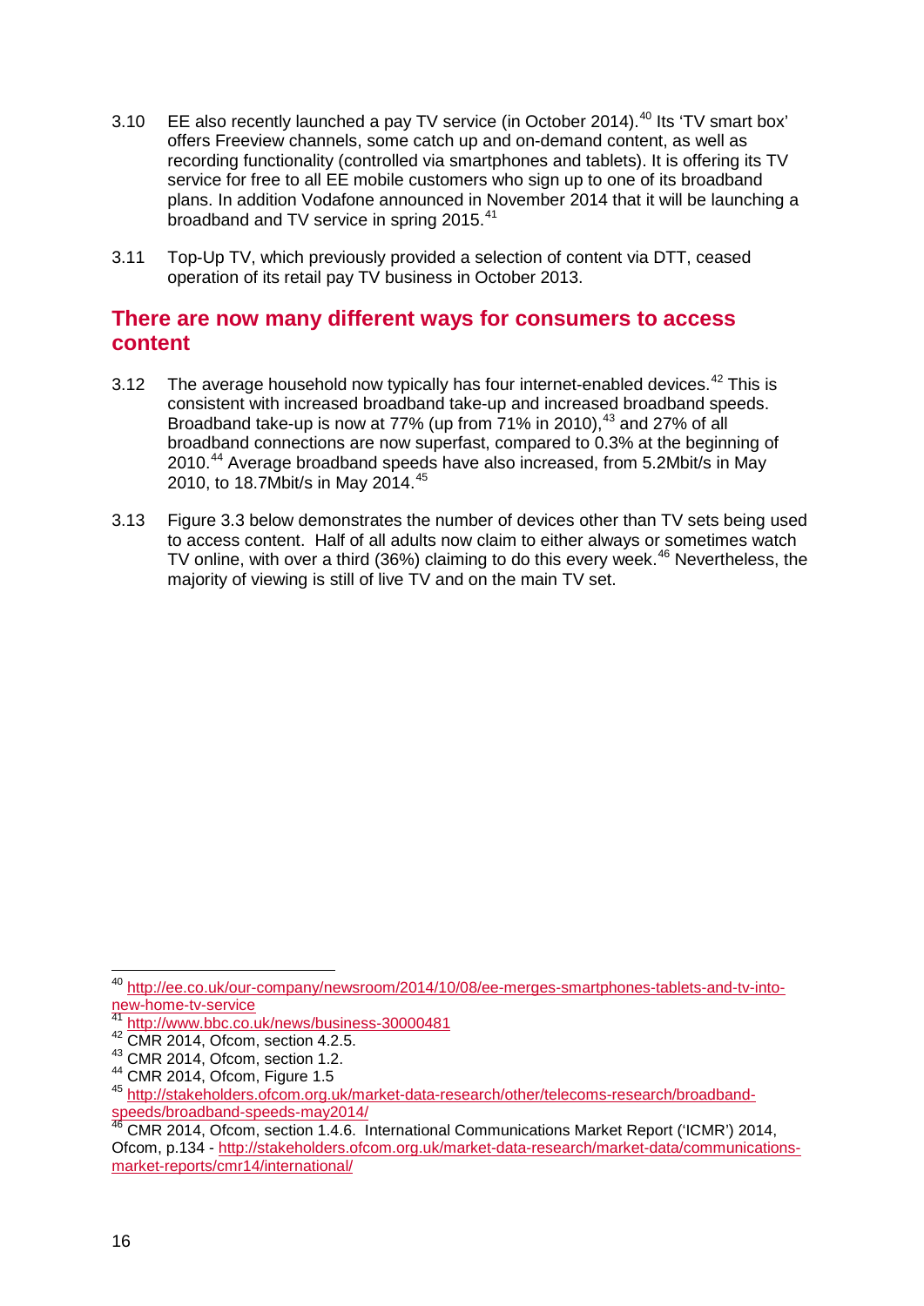3.10 EE also recently launched a pay TV service (in October 2014).[40] Its 'TV smart box' offers Freeview channels, some catch up and on-demand content, as well as recording functionality (controlled via smartphones and tablets). It is offering its TV service for free to all EE mobile customers who sign up to one of its broadband plans. In addition Vodafone announced in November 2014 that it will be launching a broadband and TV service in spring 2015.[41]

3.11 Top-Up TV, which previously provided a selection of content via DTT, ceased operation of its retail pay TV business in October 2013.

## There are now many different ways for consumers to access content

3.12 The average household now typically has four internet-enabled devices.[42] This is consistent with increased broadband take-up and increased broadband speeds. Broadband take-up is now at 77% (up from 71% in 2010),[43] and 27% of all broadband connections are now superfast, compared to 0.3% at the beginning of 2010.[44] Average broadband speeds have also increased, from 5.2Mbit/s in May 2010, to 18.7Mbit/s in May 2014.[45]

3.13 Figure 3.3 below demonstrates the number of devices other than TV sets being used to access content. Half of all adults now claim to either always or sometimes watch TV online, with over a third (36%) claiming to do this every week.[46] Nevertheless, the majority of viewing is still of live TV and on the main TV set.

---

[40] http://ee.co.uk/our-company/newsroom/2014/10/08/ee-merges-smartphones-tablets-and-tv-into-new-home-tv-service

[41] http://www.bbc.co.uk/news/business-30000481

[42] CMR 2014, Ofcom, section 4.2.5.

[43] CMR 2014, Ofcom, section 1.2.

[44] CMR 2014, Ofcom, Figure 1.5

[45] http://stakeholders.ofcom.org.uk/market-data-research/other/telecoms-research/broadband-speeds/broadband-speeds-may2014/

[46] CMR 2014, Ofcom, section 1.4.6. International Communications Market Report ('ICMR') 2014, Ofcom, p.134 - http://stakeholders.ofcom.org.uk/market-data-research/market-data/communications-market-reports/cmr14/international/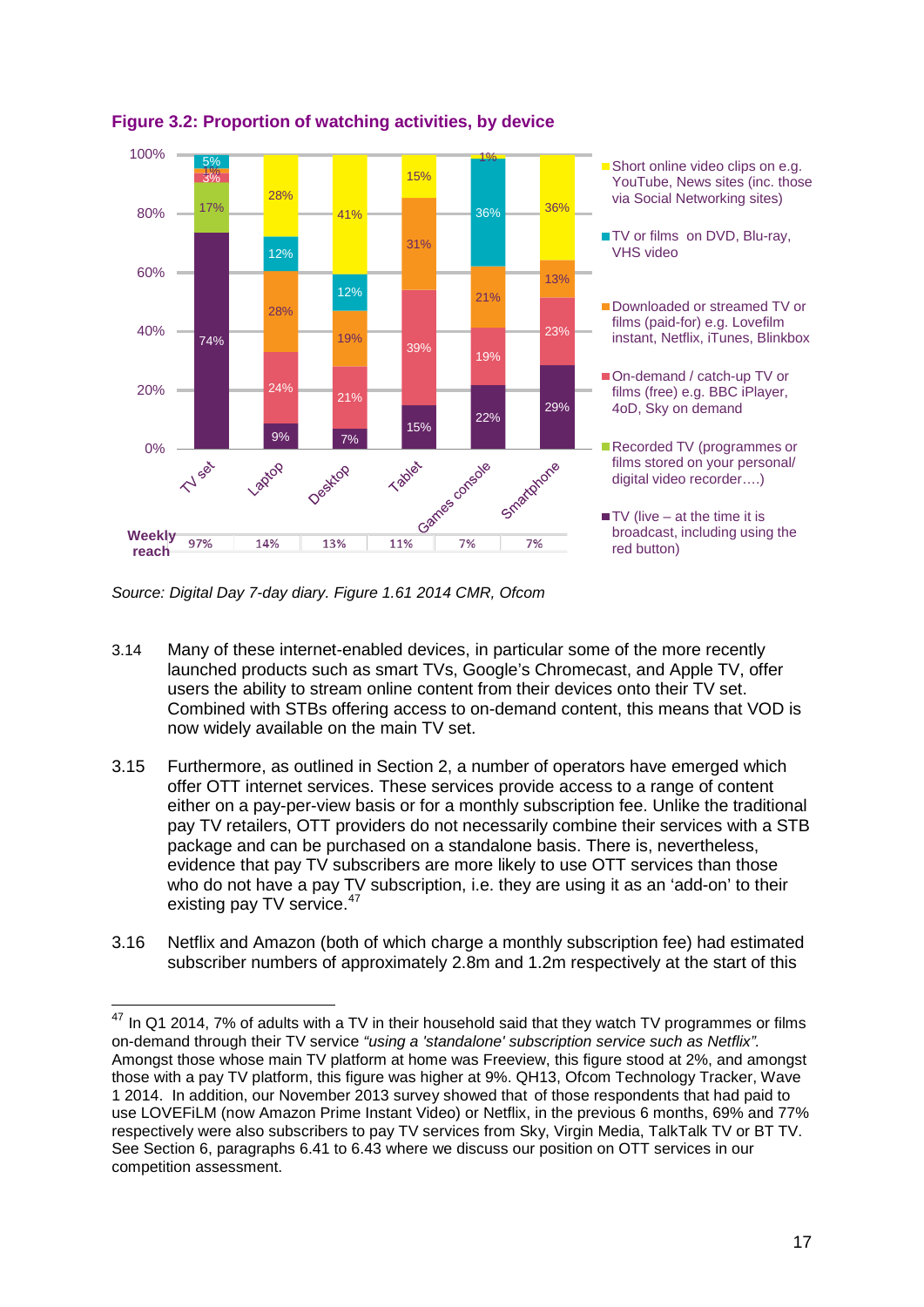**Figure 3.2: Proportion of watching activities, by device**

| | TV set | Laptop | Desktop | Tablet | Games console | Smartphone |
|---|---|---|---|---|---|---|
| Short online video clips on e.g. YouTube, News sites (inc. those via Social Networking sites) | 1% | 28% | 41% | 15% | 1% | 36% |
| TV or films on DVD, Blu-ray, VHS video | 5% | 12% | 12% | | 36% | |
| Downloaded or streamed TV or films (paid-for) e.g. Lovefilm instant, Netflix, iTunes, Blinkbox | | 28% | 19% | 31% | 21% | 13% |
| On-demand / catch-up TV or films (free) e.g. BBC iPlayer, 4oD, Sky on demand | 3% | 24% | 21% | 39% | 19% | 23% |
| Recorded TV (programmes or films stored on your personal/ digital video recorder….) | 17% | | | | | |
| TV (live – at the time it is broadcast, including using the red button) | 74% | 9% | 7% | 15% | 22% | 29% |
| **Weekly reach** | 97% | 14% | 13% | 11% | 7% | 7% |

*Source: Digital Day 7-day diary. Figure 1.61 2014 CMR, Ofcom*

3.14 Many of these internet-enabled devices, in particular some of the more recently launched products such as smart TVs, Google's Chromecast, and Apple TV, offer users the ability to stream online content from their devices onto their TV set. Combined with STBs offering access to on-demand content, this means that VOD is now widely available on the main TV set.

3.15 Furthermore, as outlined in Section 2, a number of operators have emerged which offer OTT internet services. These services provide access to a range of content either on a pay-per-view basis or for a monthly subscription fee. Unlike the traditional pay TV retailers, OTT providers do not necessarily combine their services with a STB package and can be purchased on a standalone basis. There is, nevertheless, evidence that pay TV subscribers are more likely to use OTT services than those who do not have a pay TV subscription, i.e. they are using it as an 'add-on' to their existing pay TV service.[47]

3.16 Netflix and Amazon (both of which charge a monthly subscription fee) had estimated subscriber numbers of approximately 2.8m and 1.2m respectively at the start of this

---

[47] In Q1 2014, 7% of adults with a TV in their household said that they watch TV programmes or films on-demand through their TV service *"using a 'standalone' subscription service such as Netflix"*. Amongst those whose main TV platform at home was Freeview, this figure stood at 2%, and amongst those with a pay TV platform, this figure was higher at 9%. QH13, Ofcom Technology Tracker, Wave 1 2014. In addition, our November 2013 survey showed that of those respondents that had paid to use LOVEFiLM (now Amazon Prime Instant Video) or Netflix, in the previous 6 months, 69% and 77% respectively were also subscribers to pay TV services from Sky, Virgin Media, TalkTalk TV or BT TV. See Section 6, paragraphs 6.41 to 6.43 where we discuss our position on OTT services in our competition assessment.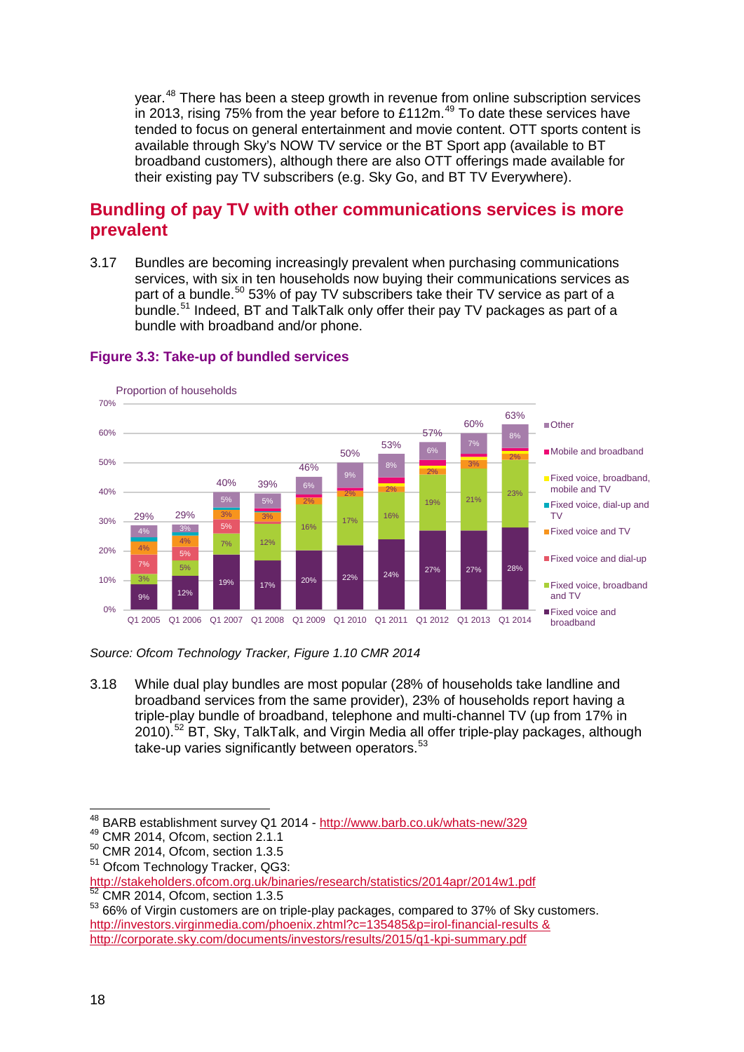year.[48] There has been a steep growth in revenue from online subscription services in 2013, rising 75% from the year before to £112m.[49] To date these services have tended to focus on general entertainment and movie content. OTT sports content is available through Sky's NOW TV service or the BT Sport app (available to BT broadband customers), although there are also OTT offerings made available for their existing pay TV subscribers (e.g. Sky Go, and BT TV Everywhere).

## Bundling of pay TV with other communications services is more prevalent

3.17 Bundles are becoming increasingly prevalent when purchasing communications services, with six in ten households now buying their communications services as part of a bundle.[50] 53% of pay TV subscribers take their TV service as part of a bundle.[51] Indeed, BT and TalkTalk only offer their pay TV packages as part of a bundle with broadband and/or phone.

**Figure 3.3: Take-up of bundled services**

Proportion of households

| | Q1 2005 | Q1 2006 | Q1 2007 | Q1 2008 | Q1 2009 | Q1 2010 | Q1 2011 | Q1 2012 | Q1 2013 | Q1 2014 |
|---|---|---|---|---|---|---|---|---|---|---|
| Fixed voice and broadband | 9% | 12% | 19% | 17% | 20% | 22% | 24% | 27% | 27% | 28% |
| Fixed voice, broadband and TV | 3% | 5% | 7% | 12% | 16% | 17% | 16% | 19% | 21% | 23% |
| Fixed voice and dial-up | 7% | 5% | 5% | | | | | | | |
| Fixed voice and TV | 4% | 4% | 3% | 3% | 2% | 2% | 2% | 2% | 3% | 2% |
| Other | 4% | 3% | 5% | 5% | 6% | 9% | 8% | 6% | 7% | 8% |
| Total | 29% | 29% | 40% | 39% | 46% | 50% | 53% | 57% | 60% | 63% |

Legend: Other; Mobile and broadband; Fixed voice, broadband, mobile and TV; Fixed voice, dial-up and TV; Fixed voice and TV; Fixed voice and dial-up; Fixed voice, broadband and TV; Fixed voice and broadband

*Source: Ofcom Technology Tracker, Figure 1.10 CMR 2014*

3.18 While dual play bundles are most popular (28% of households take landline and broadband services from the same provider), 23% of households report having a triple-play bundle of broadband, telephone and multi-channel TV (up from 17% in 2010).[52] BT, Sky, TalkTalk, and Virgin Media all offer triple-play packages, although take-up varies significantly between operators.[53]

---

[48] BARB establishment survey Q1 2014 - http://www.barb.co.uk/whats-new/329

[49] CMR 2014, Ofcom, section 2.1.1

[50] CMR 2014, Ofcom, section 1.3.5

[51] Ofcom Technology Tracker, QG3: http://stakeholders.ofcom.org.uk/binaries/research/statistics/2014apr/2014w1.pdf

[52] CMR 2014, Ofcom, section 1.3.5

[53] 66% of Virgin customers are on triple-play packages, compared to 37% of Sky customers. http://investors.virginmedia.com/phoenix.zhtml?c=135485&p=irol-financial-results & http://corporate.sky.com/documents/investors/results/2015/q1-kpi-summary.pdf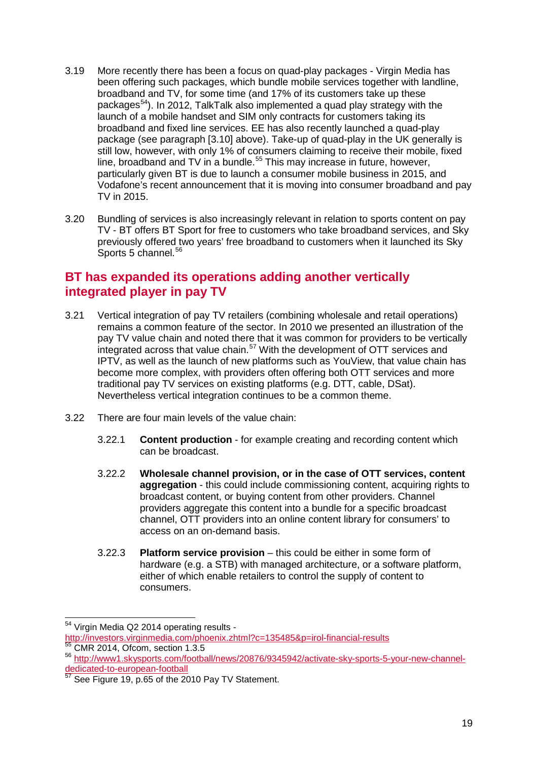3.19 More recently there has been a focus on quad-play packages - Virgin Media has been offering such packages, which bundle mobile services together with landline, broadband and TV, for some time (and 17% of its customers take up these packages[54]). In 2012, TalkTalk also implemented a quad play strategy with the launch of a mobile handset and SIM only contracts for customers taking its broadband and fixed line services. EE has also recently launched a quad-play package (see paragraph [3.10] above). Take-up of quad-play in the UK generally is still low, however, with only 1% of consumers claiming to receive their mobile, fixed line, broadband and TV in a bundle.[55] This may increase in future, however, particularly given BT is due to launch a consumer mobile business in 2015, and Vodafone's recent announcement that it is moving into consumer broadband and pay TV in 2015.

3.20 Bundling of services is also increasingly relevant in relation to sports content on pay TV - BT offers BT Sport for free to customers who take broadband services, and Sky previously offered two years' free broadband to customers when it launched its Sky Sports 5 channel.[56]

## BT has expanded its operations adding another vertically integrated player in pay TV

3.21 Vertical integration of pay TV retailers (combining wholesale and retail operations) remains a common feature of the sector. In 2010 we presented an illustration of the pay TV value chain and noted there that it was common for providers to be vertically integrated across that value chain.[57] With the development of OTT services and IPTV, as well as the launch of new platforms such as YouView, that value chain has become more complex, with providers often offering both OTT services and more traditional pay TV services on existing platforms (e.g. DTT, cable, DSat). Nevertheless vertical integration continues to be a common theme.

3.22 There are four main levels of the value chain:

3.22.1 **Content production** - for example creating and recording content which can be broadcast.

3.22.2 **Wholesale channel provision, or in the case of OTT services, content aggregation** - this could include commissioning content, acquiring rights to broadcast content, or buying content from other providers. Channel providers aggregate this content into a bundle for a specific broadcast channel, OTT providers into an online content library for consumers' to access on an on-demand basis.

3.22.3 **Platform service provision** – this could be either in some form of hardware (e.g. a STB) with managed architecture, or a software platform, either of which enable retailers to control the supply of content to consumers.

---

[54] Virgin Media Q2 2014 operating results - http://investors.virginmedia.com/phoenix.zhtml?c=135485&p=irol-financial-results

[55] CMR 2014, Ofcom, section 1.3.5

[56] http://www1.skysports.com/football/news/20876/9345942/activate-sky-sports-5-your-new-channel-dedicated-to-european-football

[57] See Figure 19, p.65 of the 2010 Pay TV Statement.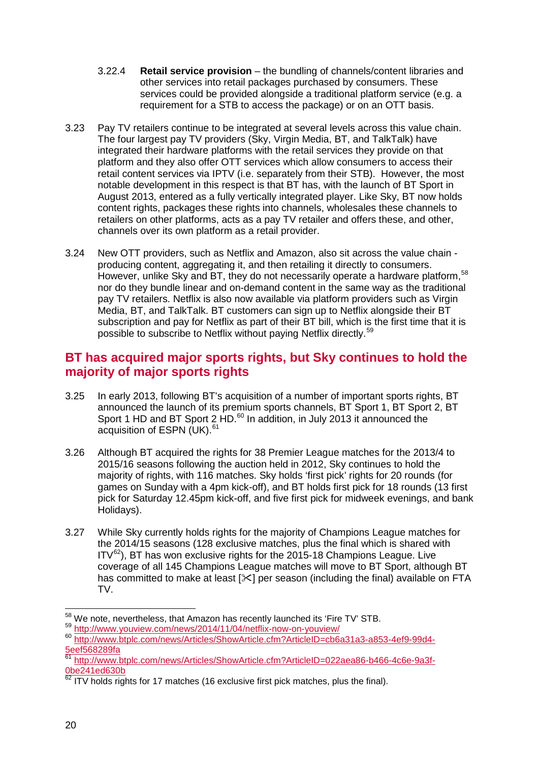3.22.4 **Retail service provision** – the bundling of channels/content libraries and other services into retail packages purchased by consumers. These services could be provided alongside a traditional platform service (e.g. a requirement for a STB to access the package) or on an OTT basis.

3.23 Pay TV retailers continue to be integrated at several levels across this value chain. The four largest pay TV providers (Sky, Virgin Media, BT, and TalkTalk) have integrated their hardware platforms with the retail services they provide on that platform and they also offer OTT services which allow consumers to access their retail content services via IPTV (i.e. separately from their STB). However, the most notable development in this respect is that BT has, with the launch of BT Sport in August 2013, entered as a fully vertically integrated player. Like Sky, BT now holds content rights, packages these rights into channels, wholesales these channels to retailers on other platforms, acts as a pay TV retailer and offers these, and other, channels over its own platform as a retail provider.

3.24 New OTT providers, such as Netflix and Amazon, also sit across the value chain - producing content, aggregating it, and then retailing it directly to consumers. However, unlike Sky and BT, they do not necessarily operate a hardware platform,[58] nor do they bundle linear and on-demand content in the same way as the traditional pay TV retailers. Netflix is also now available via platform providers such as Virgin Media, BT, and TalkTalk. BT customers can sign up to Netflix alongside their BT subscription and pay for Netflix as part of their BT bill, which is the first time that it is possible to subscribe to Netflix without paying Netflix directly.[59]

## BT has acquired major sports rights, but Sky continues to hold the majority of major sports rights

3.25 In early 2013, following BT's acquisition of a number of important sports rights, BT announced the launch of its premium sports channels, BT Sport 1, BT Sport 2, BT Sport 1 HD and BT Sport 2 HD.[60] In addition, in July 2013 it announced the acquisition of ESPN (UK).[61]

3.26 Although BT acquired the rights for 38 Premier League matches for the 2013/4 to 2015/16 seasons following the auction held in 2012, Sky continues to hold the majority of rights, with 116 matches. Sky holds 'first pick' rights for 20 rounds (for games on Sunday with a 4pm kick-off), and BT holds first pick for 18 rounds (13 first pick for Saturday 12.45pm kick-off, and five first pick for midweek evenings, and bank Holidays).

3.27 While Sky currently holds rights for the majority of Champions League matches for the 2014/15 seasons (128 exclusive matches, plus the final which is shared with ITV[62]), BT has won exclusive rights for the 2015-18 Champions League. Live coverage of all 145 Champions League matches will move to BT Sport, although BT has committed to make at least [✂] per season (including the final) available on FTA TV.

[58] We note, nevertheless, that Amazon has recently launched its 'Fire TV' STB.

[59] http://www.youview.com/news/2014/11/04/netflix-now-on-youview/

[60] http://www.btplc.com/news/Articles/ShowArticle.cfm?ArticleID=cb6a31a3-a853-4ef9-99d4-5eef568289fa

[61] http://www.btplc.com/news/Articles/ShowArticle.cfm?ArticleID=022aea86-b466-4c6e-9a3f-0be241ed630b

[62] ITV holds rights for 17 matches (16 exclusive first pick matches, plus the final).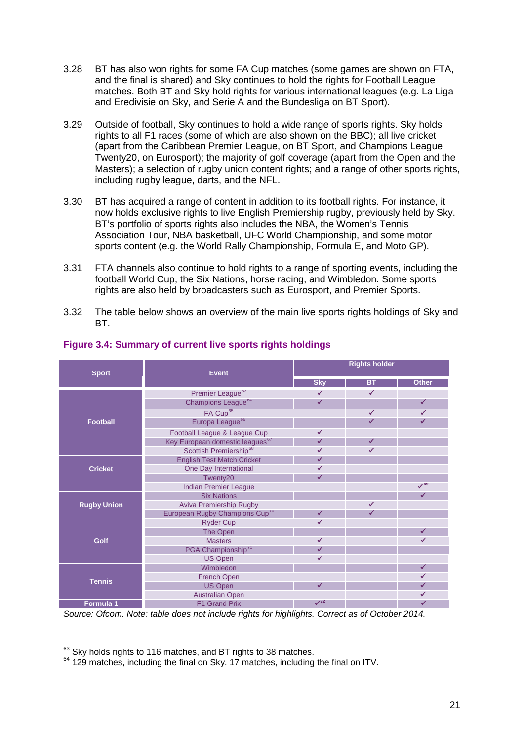3.28 BT has also won rights for some FA Cup matches (some games are shown on FTA, and the final is shared) and Sky continues to hold the rights for Football League matches. Both BT and Sky hold rights for various international leagues (e.g. La Liga and Eredivisie on Sky, and Serie A and the Bundesliga on BT Sport).

3.29 Outside of football, Sky continues to hold a wide range of sports rights. Sky holds rights to all F1 races (some of which are also shown on the BBC); all live cricket (apart from the Caribbean Premier League, on BT Sport, and Champions League Twenty20, on Eurosport); the majority of golf coverage (apart from the Open and the Masters); a selection of rugby union content rights; and a range of other sports rights, including rugby league, darts, and the NFL.

3.30 BT has acquired a range of content in addition to its football rights. For instance, it now holds exclusive rights to live English Premiership rugby, previously held by Sky. BT's portfolio of sports rights also includes the NBA, the Women's Tennis Association Tour, NBA basketball, UFC World Championship, and some motor sports content (e.g. the World Rally Championship, Formula E, and Moto GP).

3.31 FTA channels also continue to hold rights to a range of sporting events, including the football World Cup, the Six Nations, horse racing, and Wimbledon. Some sports rights are also held by broadcasters such as Eurosport, and Premier Sports.

3.32 The table below shows an overview of the main live sports rights holdings of Sky and BT.

**Figure 3.4: Summary of current live sports rights holdings**

| Sport | Event | Rights holder | | |
|---|---|---|---|---|
| | | Sky | BT | Other |
| Football | Premier League[63] | ✓ | ✓ | |
| | Champions League[64] | ✓ | | ✓ |
| | FA Cup[65] | | ✓ | ✓ |
| | Europa League[66] | | ✓ | ✓ |
| | Football League & League Cup | ✓ | | |
| | Key European domestic leagues[67] | ✓ | ✓ | |
| | Scottish Premiership[68] | ✓ | ✓ | |
| Cricket | English Test Match Cricket | ✓ | | |
| | One Day International | ✓ | | |
| | Twenty20 | ✓ | | |
| | Indian Premier League | | | ✓[69] |
| Rugby Union | Six Nations | | | ✓ |
| | Aviva Premiership Rugby | | ✓ | |
| | European Rugby Champions Cup[70] | ✓ | ✓ | |
| Golf | Ryder Cup | ✓ | | |
| | The Open | | | ✓ |
| | Masters | ✓ | | ✓ |
| | PGA Championship[71] | ✓ | | |
| | US Open | ✓ | | |
| Tennis | Wimbledon | | | ✓ |
| | French Open | | | ✓ |
| | US Open | ✓ | | ✓ |
| | Australian Open | | | ✓ |
| Formula 1 | F1 Grand Prix | ✓[72] | | ✓ |

*Source: Ofcom. Note: table does not include rights for highlights. Correct as of October 2014.*

---

[63] Sky holds rights to 116 matches, and BT rights to 38 matches.

[64] 129 matches, including the final on Sky. 17 matches, including the final on ITV.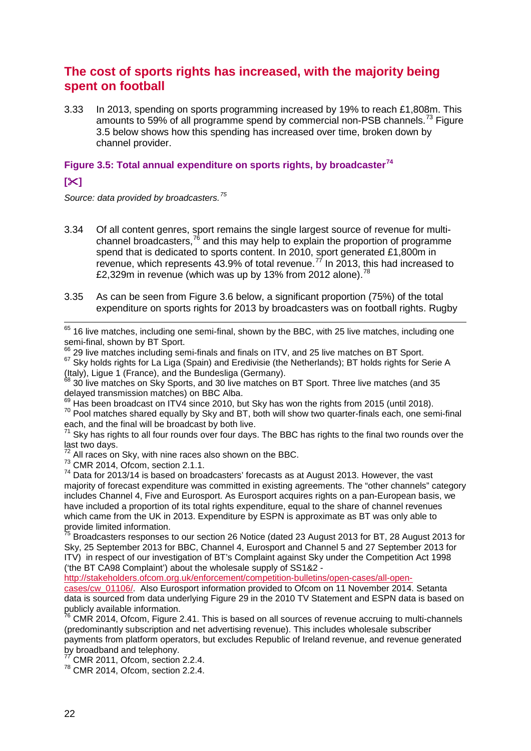## The cost of sports rights has increased, with the majority being spent on football

3.33 In 2013, spending on sports programming increased by 19% to reach £1,808m. This amounts to 59% of all programme spend by commercial non-PSB channels.[73] Figure 3.5 below shows how this spending has increased over time, broken down by channel provider.

### Figure 3.5: Total annual expenditure on sports rights, by broadcaster[74]

**[✂]**

*Source: data provided by broadcasters.[75]*

3.34 Of all content genres, sport remains the single largest source of revenue for multi-channel broadcasters,[76] and this may help to explain the proportion of programme spend that is dedicated to sports content. In 2010, sport generated £1,800m in revenue, which represents 43.9% of total revenue.[77] In 2013, this had increased to £2,329m in revenue (which was up by 13% from 2012 alone).[78]

3.35 As can be seen from Figure 3.6 below, a significant proportion (75%) of the total expenditure on sports rights for 2013 by broadcasters was on football rights. Rugby

---

[65] 16 live matches, including one semi-final, shown by the BBC, with 25 live matches, including one semi-final, shown by BT Sport.

[66] 29 live matches including semi-finals and finals on ITV, and 25 live matches on BT Sport.

[67] Sky holds rights for La Liga (Spain) and Eredivisie (the Netherlands); BT holds rights for Serie A (Italy), Ligue 1 (France), and the Bundesliga (Germany).

[68] 30 live matches on Sky Sports, and 30 live matches on BT Sport. Three live matches (and 35 delayed transmission matches) on BBC Alba.

[69] Has been broadcast on ITV4 since 2010, but Sky has won the rights from 2015 (until 2018).

[70] Pool matches shared equally by Sky and BT, both will show two quarter-finals each, one semi-final each, and the final will be broadcast by both live.

[71] Sky has rights to all four rounds over four days. The BBC has rights to the final two rounds over the last two days.

[72] All races on Sky, with nine races also shown on the BBC.

[73] CMR 2014, Ofcom, section 2.1.1.

[74] Data for 2013/14 is based on broadcasters' forecasts as at August 2013. However, the vast majority of forecast expenditure was committed in existing agreements. The "other channels" category includes Channel 4, Five and Eurosport. As Eurosport acquires rights on a pan-European basis, we have included a proportion of its total rights expenditure, equal to the share of channel revenues which came from the UK in 2013. Expenditure by ESPN is approximate as BT was only able to provide limited information.

[75] Broadcasters responses to our section 26 Notice (dated 23 August 2013 for BT, 28 August 2013 for Sky, 25 September 2013 for BBC, Channel 4, Eurosport and Channel 5 and 27 September 2013 for ITV) in respect of our investigation of BT's Complaint against Sky under the Competition Act 1998 ('the BT CA98 Complaint') about the wholesale supply of SS1&2 - http://stakeholders.ofcom.org.uk/enforcement/competition-bulletins/open-cases/all-open-cases/cw_01106/. Also Eurosport information provided to Ofcom on 11 November 2014. Setanta data is sourced from data underlying Figure 29 in the 2010 TV Statement and ESPN data is based on publicly available information.

[76] CMR 2014, Ofcom, Figure 2.41. This is based on all sources of revenue accruing to multi-channels (predominantly subscription and net advertising revenue). This includes wholesale subscriber payments from platform operators, but excludes Republic of Ireland revenue, and revenue generated by broadband and telephony.

[77] CMR 2011, Ofcom, section 2.2.4.

[78] CMR 2014, Ofcom, section 2.2.4.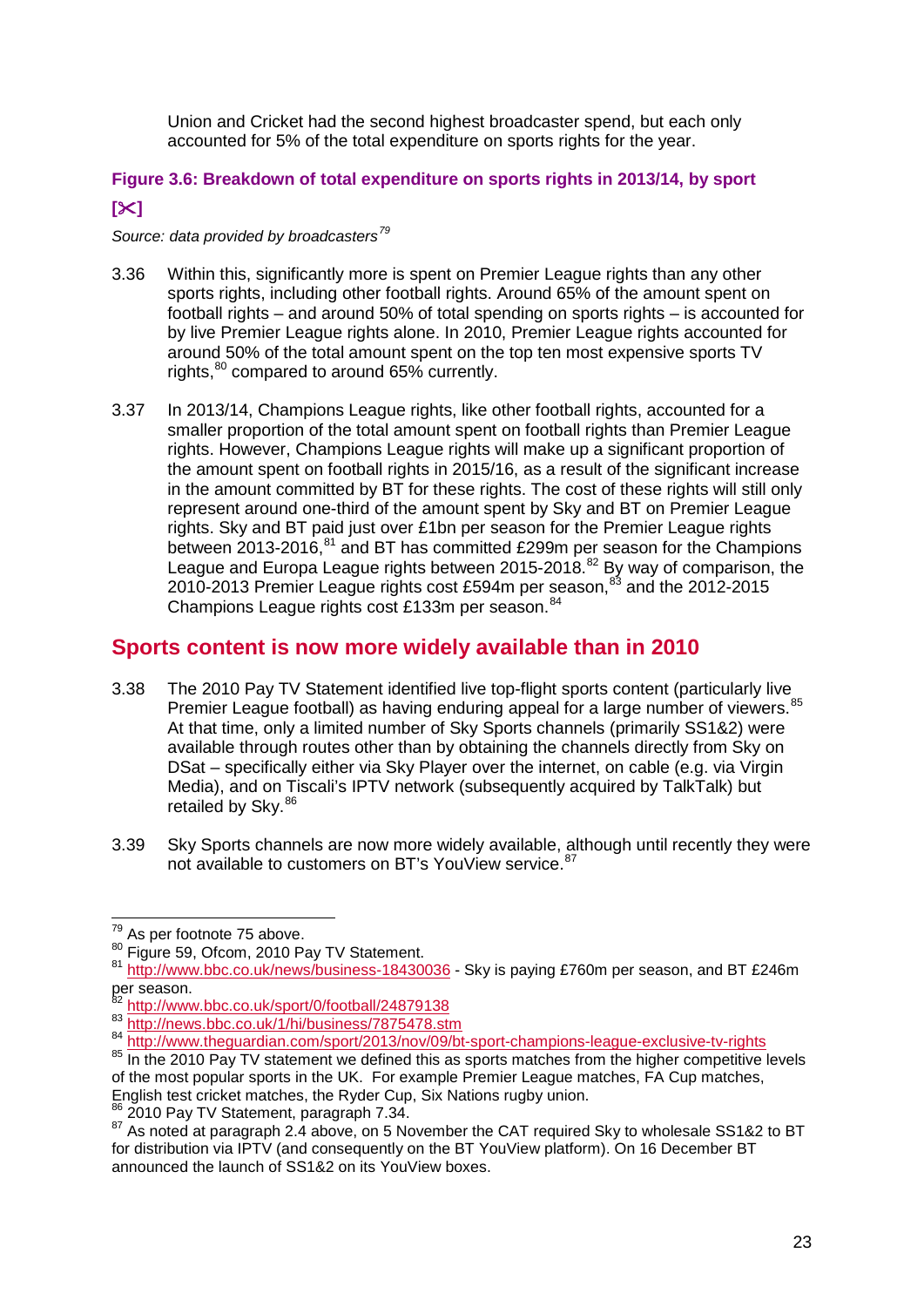Union and Cricket had the second highest broadcaster spend, but each only accounted for 5% of the total expenditure on sports rights for the year.

**Figure 3.6: Breakdown of total expenditure on sports rights in 2013/14, by sport**

**[✂]**

*Source: data provided by broadcasters*[79]

3.36 Within this, significantly more is spent on Premier League rights than any other sports rights, including other football rights. Around 65% of the amount spent on football rights – and around 50% of total spending on sports rights – is accounted for by live Premier League rights alone. In 2010, Premier League rights accounted for around 50% of the total amount spent on the top ten most expensive sports TV rights,[80] compared to around 65% currently.

3.37 In 2013/14, Champions League rights, like other football rights, accounted for a smaller proportion of the total amount spent on football rights than Premier League rights. However, Champions League rights will make up a significant proportion of the amount spent on football rights in 2015/16, as a result of the significant increase in the amount committed by BT for these rights. The cost of these rights will still only represent around one-third of the amount spent by Sky and BT on Premier League rights. Sky and BT paid just over £1bn per season for the Premier League rights between 2013-2016,[81] and BT has committed £299m per season for the Champions League and Europa League rights between 2015-2018.[82] By way of comparison, the 2010-2013 Premier League rights cost £594m per season,[83] and the 2012-2015 Champions League rights cost £133m per season.[84]

## Sports content is now more widely available than in 2010

3.38 The 2010 Pay TV Statement identified live top-flight sports content (particularly live Premier League football) as having enduring appeal for a large number of viewers.[85] At that time, only a limited number of Sky Sports channels (primarily SS1&2) were available through routes other than by obtaining the channels directly from Sky on DSat – specifically either via Sky Player over the internet, on cable (e.g. via Virgin Media), and on Tiscali's IPTV network (subsequently acquired by TalkTalk) but retailed by Sky.[86]

3.39 Sky Sports channels are now more widely available, although until recently they were not available to customers on BT's YouView service.[87]

---

[79] As per footnote 75 above.

[80] Figure 59, Ofcom, 2010 Pay TV Statement.

[81] http://www.bbc.co.uk/news/business-18430036 - Sky is paying £760m per season, and BT £246m per season.

[82] http://www.bbc.co.uk/sport/0/football/24879138

[83] http://news.bbc.co.uk/1/hi/business/7875478.stm

[84] http://www.theguardian.com/sport/2013/nov/09/bt-sport-champions-league-exclusive-tv-rights

[85] In the 2010 Pay TV statement we defined this as sports matches from the higher competitive levels of the most popular sports in the UK. For example Premier League matches, FA Cup matches, English test cricket matches, the Ryder Cup, Six Nations rugby union.

[86] 2010 Pay TV Statement, paragraph 7.34.

[87] As noted at paragraph 2.4 above, on 5 November the CAT required Sky to wholesale SS1&2 to BT for distribution via IPTV (and consequently on the BT YouView platform). On 16 December BT announced the launch of SS1&2 on its YouView boxes.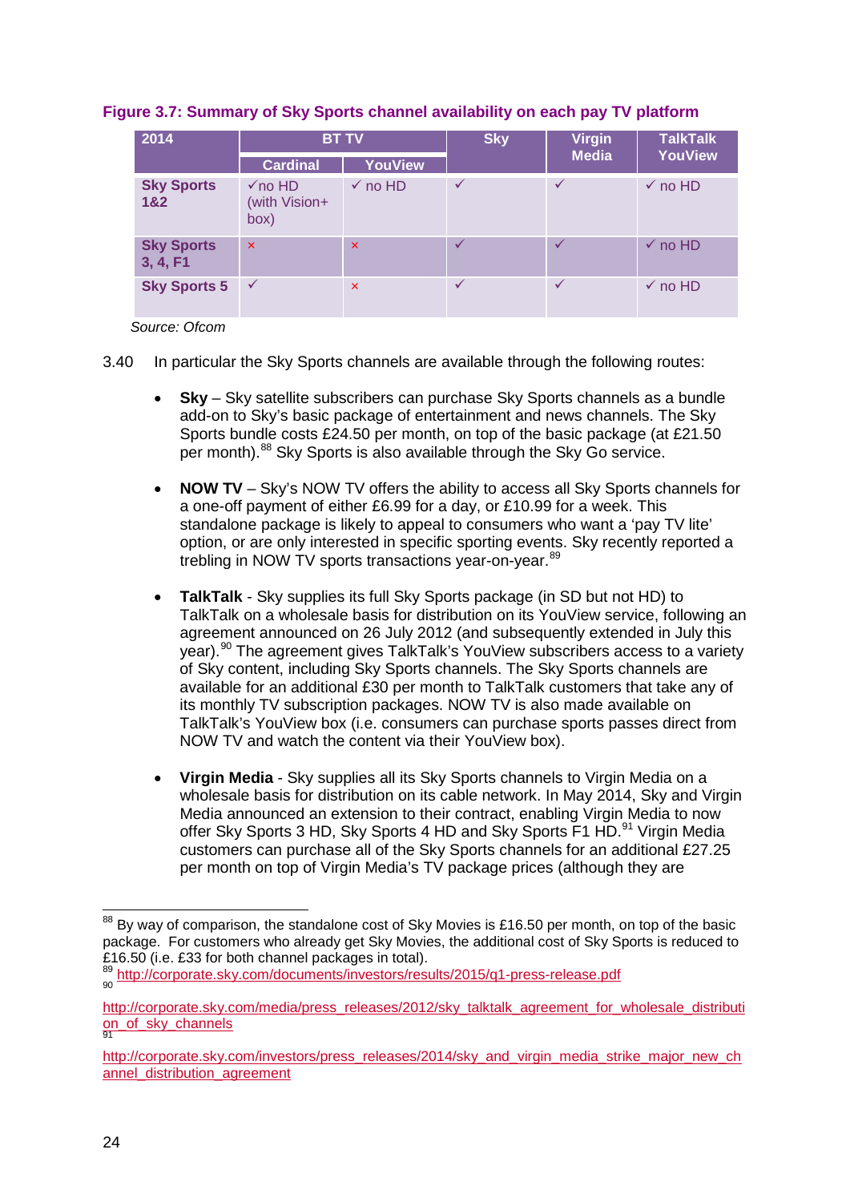**Figure 3.7: Summary of Sky Sports channel availability on each pay TV platform**

| 2014 | BT TV | | Sky | Virgin Media | TalkTalk YouView |
|---|---|---|---|---|---|
| | Cardinal | YouView | | | |
| **Sky Sports 1&2** | ✓no HD (with Vision+ box) | ✓ no HD | ✓ | ✓ | ✓ no HD |
| **Sky Sports 3, 4, F1** | × | × | ✓ | ✓ | ✓ no HD |
| **Sky Sports 5** | ✓ | × | ✓ | ✓ | ✓ no HD |

*Source: Ofcom*

3.40 In particular the Sky Sports channels are available through the following routes:

- **Sky** – Sky satellite subscribers can purchase Sky Sports channels as a bundle add-on to Sky's basic package of entertainment and news channels. The Sky Sports bundle costs £24.50 per month, on top of the basic package (at £21.50 per month).[88] Sky Sports is also available through the Sky Go service.

- **NOW TV** – Sky's NOW TV offers the ability to access all Sky Sports channels for a one-off payment of either £6.99 for a day, or £10.99 for a week. This standalone package is likely to appeal to consumers who want a 'pay TV lite' option, or are only interested in specific sporting events. Sky recently reported a trebling in NOW TV sports transactions year-on-year.[89]

- **TalkTalk** - Sky supplies its full Sky Sports package (in SD but not HD) to TalkTalk on a wholesale basis for distribution on its YouView service, following an agreement announced on 26 July 2012 (and subsequently extended in July this year).[90] The agreement gives TalkTalk's YouView subscribers access to a variety of Sky content, including Sky Sports channels. The Sky Sports channels are available for an additional £30 per month to TalkTalk customers that take any of its monthly TV subscription packages. NOW TV is also made available on TalkTalk's YouView box (i.e. consumers can purchase sports passes direct from NOW TV and watch the content via their YouView box).

- **Virgin Media** - Sky supplies all its Sky Sports channels to Virgin Media on a wholesale basis for distribution on its cable network. In May 2014, Sky and Virgin Media announced an extension to their contract, enabling Virgin Media to now offer Sky Sports 3 HD, Sky Sports 4 HD and Sky Sports F1 HD.[91] Virgin Media customers can purchase all of the Sky Sports channels for an additional £27.25 per month on top of Virgin Media's TV package prices (although they are

---

[88] By way of comparison, the standalone cost of Sky Movies is £16.50 per month, on top of the basic package. For customers who already get Sky Movies, the additional cost of Sky Sports is reduced to £16.50 (i.e. £33 for both channel packages in total).

[89] http://corporate.sky.com/documents/investors/results/2015/q1-press-release.pdf

[90] http://corporate.sky.com/media/press_releases/2012/sky_talktalk_agreement_for_wholesale_distribution_of_sky_channels

[91] http://corporate.sky.com/investors/press_releases/2014/sky_and_virgin_media_strike_major_new_channel_distribution_agreement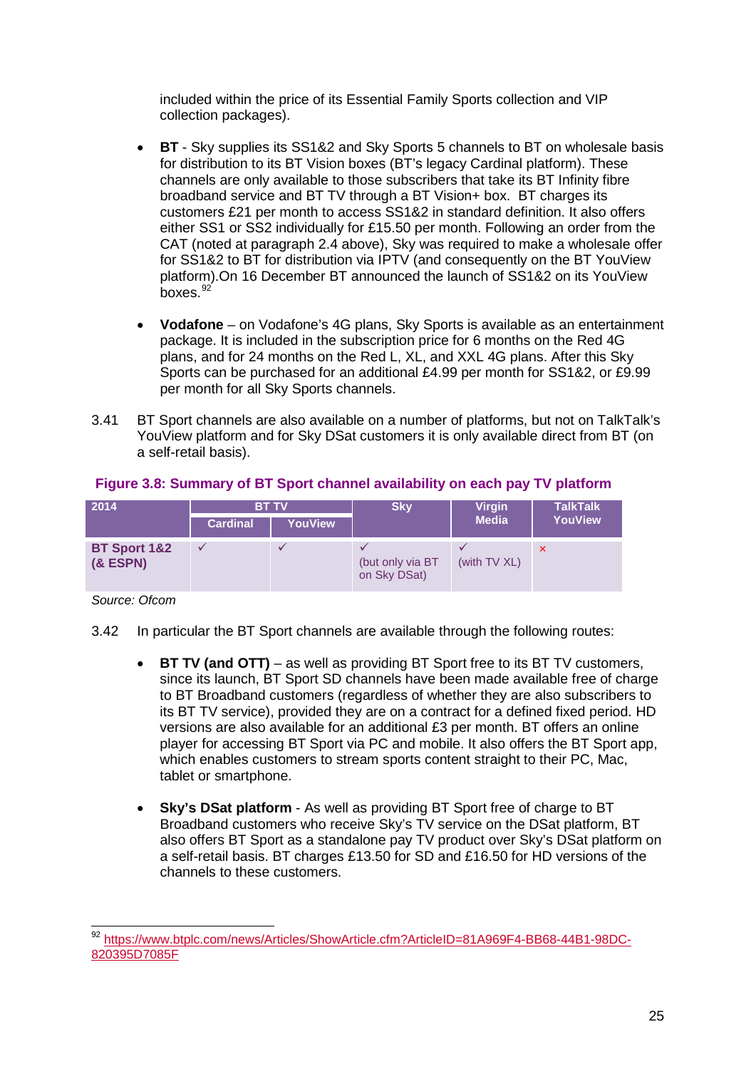included within the price of its Essential Family Sports collection and VIP collection packages).

- **BT** - Sky supplies its SS1&2 and Sky Sports 5 channels to BT on wholesale basis for distribution to its BT Vision boxes (BT's legacy Cardinal platform). These channels are only available to those subscribers that take its BT Infinity fibre broadband service and BT TV through a BT Vision+ box. BT charges its customers £21 per month to access SS1&2 in standard definition. It also offers either SS1 or SS2 individually for £15.50 per month. Following an order from the CAT (noted at paragraph 2.4 above), Sky was required to make a wholesale offer for SS1&2 to BT for distribution via IPTV (and consequently on the BT YouView platform).On 16 December BT announced the launch of SS1&2 on its YouView boxes.[92]

- **Vodafone** – on Vodafone's 4G plans, Sky Sports is available as an entertainment package. It is included in the subscription price for 6 months on the Red 4G plans, and for 24 months on the Red L, XL, and XXL 4G plans. After this Sky Sports can be purchased for an additional £4.99 per month for SS1&2, or £9.99 per month for all Sky Sports channels.

3.41 BT Sport channels are also available on a number of platforms, but not on TalkTalk's YouView platform and for Sky DSat customers it is only available direct from BT (on a self-retail basis).

**Figure 3.8: Summary of BT Sport channel availability on each pay TV platform**

| 2014 | BT TV | | Sky | Virgin Media | TalkTalk YouView |
|---|---|---|---|---|---|
| | Cardinal | YouView | | | |
| **BT Sport 1&2 (& ESPN)** | ✓ | ✓ | ✓ (but only via BT on Sky DSat) | ✓ (with TV XL) | × |

*Source: Ofcom*

3.42 In particular the BT Sport channels are available through the following routes:

- **BT TV (and OTT)** – as well as providing BT Sport free to its BT TV customers, since its launch, BT Sport SD channels have been made available free of charge to BT Broadband customers (regardless of whether they are also subscribers to its BT TV service), provided they are on a contract for a defined fixed period. HD versions are also available for an additional £3 per month. BT offers an online player for accessing BT Sport via PC and mobile. It also offers the BT Sport app, which enables customers to stream sports content straight to their PC, Mac, tablet or smartphone.

- **Sky's DSat platform** - As well as providing BT Sport free of charge to BT Broadband customers who receive Sky's TV service on the DSat platform, BT also offers BT Sport as a standalone pay TV product over Sky's DSat platform on a self-retail basis. BT charges £13.50 for SD and £16.50 for HD versions of the channels to these customers.

---

[92] https://www.btplc.com/news/Articles/ShowArticle.cfm?ArticleID=81A969F4-BB68-44B1-98DC-820395D7085F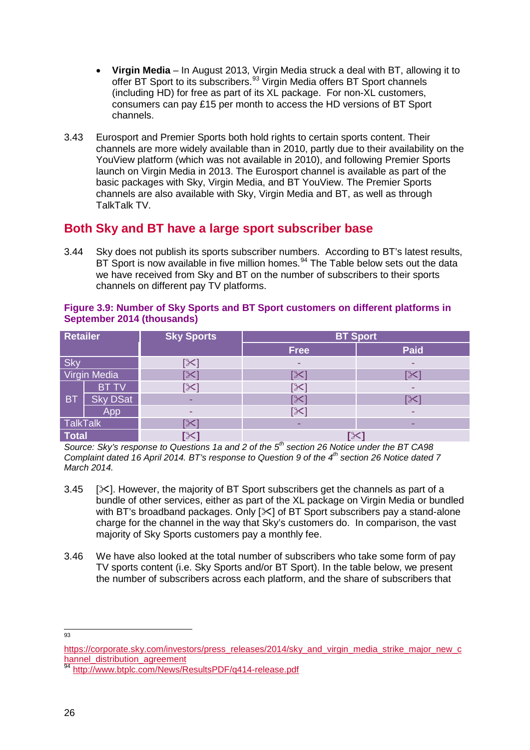- **Virgin Media** – In August 2013, Virgin Media struck a deal with BT, allowing it to offer BT Sport to its subscribers.[93] Virgin Media offers BT Sport channels (including HD) for free as part of its XL package. For non-XL customers, consumers can pay £15 per month to access the HD versions of BT Sport channels.

3.43 Eurosport and Premier Sports both hold rights to certain sports content. Their channels are more widely available than in 2010, partly due to their availability on the YouView platform (which was not available in 2010), and following Premier Sports launch on Virgin Media in 2013. The Eurosport channel is available as part of the basic packages with Sky, Virgin Media, and BT YouView. The Premier Sports channels are also available with Sky, Virgin Media and BT, as well as through TalkTalk TV.

## Both Sky and BT have a large sport subscriber base

3.44 Sky does not publish its sports subscriber numbers. According to BT's latest results, BT Sport is now available in five million homes.[94] The Table below sets out the data we have received from Sky and BT on the number of subscribers to their sports channels on different pay TV platforms.

**Figure 3.9: Number of Sky Sports and BT Sport customers on different platforms in September 2014 (thousands)**

| Retailer | | Sky Sports | BT Sport | |
|---|---|---|---|---|
| | | | Free | Paid |
| Sky | | [✂] | - | - |
| Virgin Media | | [✂] | [✂] | [✂] |
| BT | BT TV | [✂] | [✂] | - |
| | Sky DSat | - | [✂] | [✂] |
| | App | - | [✂] | - |
| TalkTalk | | [✂] | - | - |
| **Total** | | [✂] | [✂] | |

*Source: Sky's response to Questions 1a and 2 of the 5th section 26 Notice under the BT CA98 Complaint dated 16 April 2014. BT's response to Question 9 of the 4th section 26 Notice dated 7 March 2014.*

3.45 [✂]. However, the majority of BT Sport subscribers get the channels as part of a bundle of other services, either as part of the XL package on Virgin Media or bundled with BT's broadband packages. Only [✂] of BT Sport subscribers pay a stand-alone charge for the channel in the way that Sky's customers do. In comparison, the vast majority of Sky Sports customers pay a monthly fee.

3.46 We have also looked at the total number of subscribers who take some form of pay TV sports content (i.e. Sky Sports and/or BT Sport). In the table below, we present the number of subscribers across each platform, and the share of subscribers that

---

[93] https://corporate.sky.com/investors/press_releases/2014/sky_and_virgin_media_strike_major_new_channel_distribution_agreement

[94] http://www.btplc.com/News/ResultsPDF/q414-release.pdf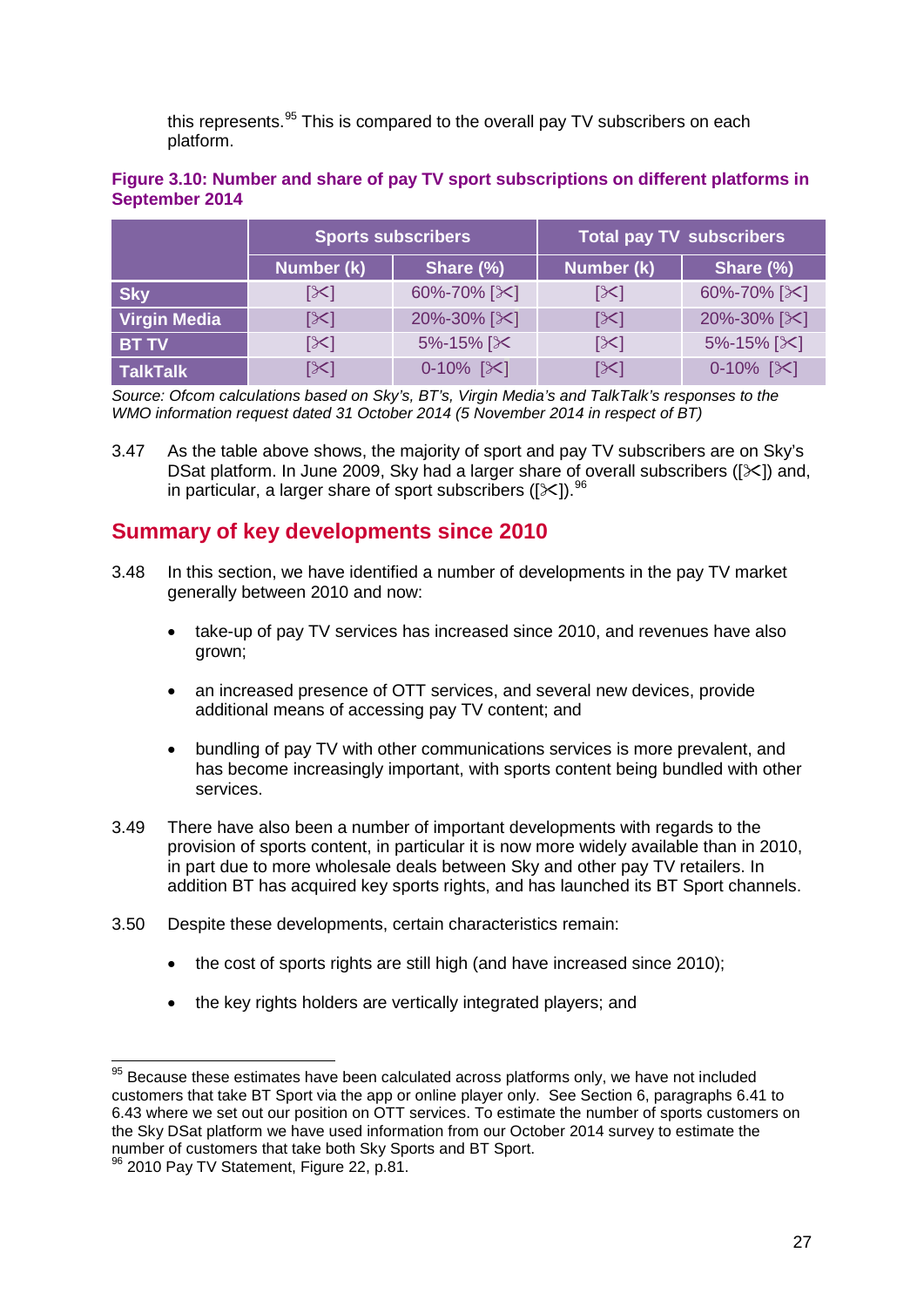this represents.[95] This is compared to the overall pay TV subscribers on each platform.

**Figure 3.10: Number and share of pay TV sport subscriptions on different platforms in September 2014**

| | Sports subscribers | | Total pay TV subscribers | |
|---|---|---|---|---|
| | Number (k) | Share (%) | Number (k) | Share (%) |
| **Sky** | [✂] | 60%-70% [✂] | [✂] | 60%-70% [✂] |
| **Virgin Media** | [✂] | 20%-30% [✂] | [✂] | 20%-30% [✂] |
| **BT TV** | [✂] | 5%-15% [✂ | [✂] | 5%-15% [✂] |
| **TalkTalk** | [✂] | 0-10% [✂] | [✂] | 0-10% [✂] |

*Source: Ofcom calculations based on Sky's, BT's, Virgin Media's and TalkTalk's responses to the WMO information request dated 31 October 2014 (5 November 2014 in respect of BT)*

3.47 As the table above shows, the majority of sport and pay TV subscribers are on Sky's DSat platform. In June 2009, Sky had a larger share of overall subscribers ([✂]) and, in particular, a larger share of sport subscribers ([✂]).[96]

## Summary of key developments since 2010

3.48 In this section, we have identified a number of developments in the pay TV market generally between 2010 and now:

- take-up of pay TV services has increased since 2010, and revenues have also grown;
- an increased presence of OTT services, and several new devices, provide additional means of accessing pay TV content; and
- bundling of pay TV with other communications services is more prevalent, and has become increasingly important, with sports content being bundled with other services.

3.49 There have also been a number of important developments with regards to the provision of sports content, in particular it is now more widely available than in 2010, in part due to more wholesale deals between Sky and other pay TV retailers. In addition BT has acquired key sports rights, and has launched its BT Sport channels.

3.50 Despite these developments, certain characteristics remain:

- the cost of sports rights are still high (and have increased since 2010);
- the key rights holders are vertically integrated players; and

---

[95] Because these estimates have been calculated across platforms only, we have not included customers that take BT Sport via the app or online player only. See Section 6, paragraphs 6.41 to 6.43 where we set out our position on OTT services. To estimate the number of sports customers on the Sky DSat platform we have used information from our October 2014 survey to estimate the number of customers that take both Sky Sports and BT Sport.

[96] 2010 Pay TV Statement, Figure 22, p.81.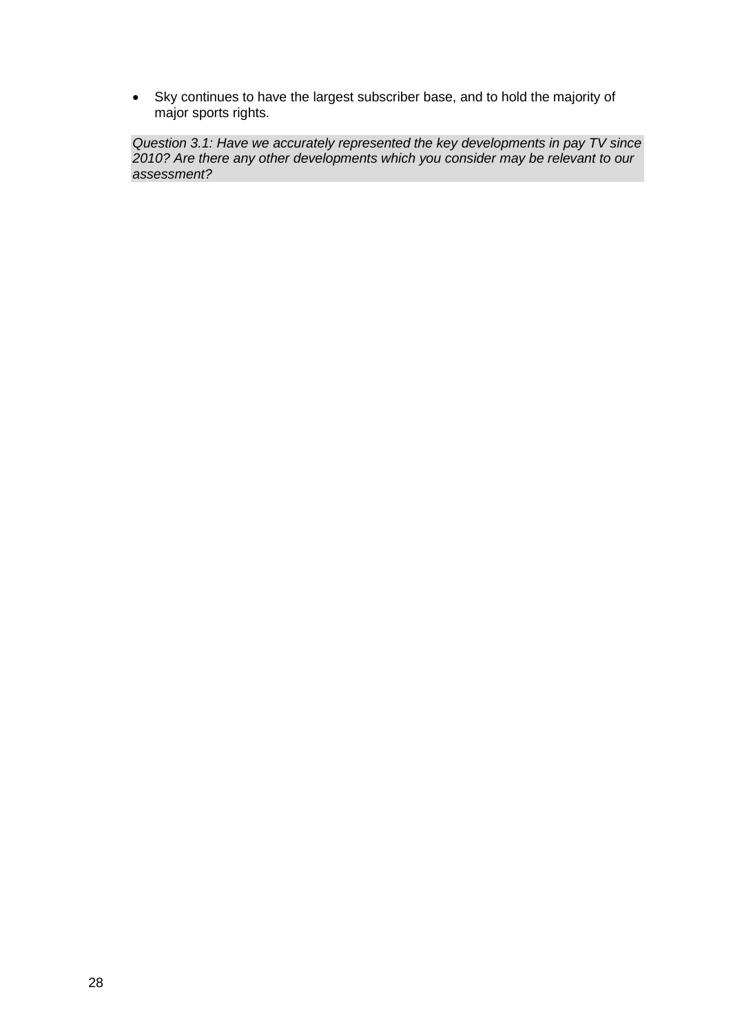- Sky continues to have the largest subscriber base, and to hold the majority of major sports rights.

*Question 3.1: Have we accurately represented the key developments in pay TV since 2010? Are there any other developments which you consider may be relevant to our assessment?*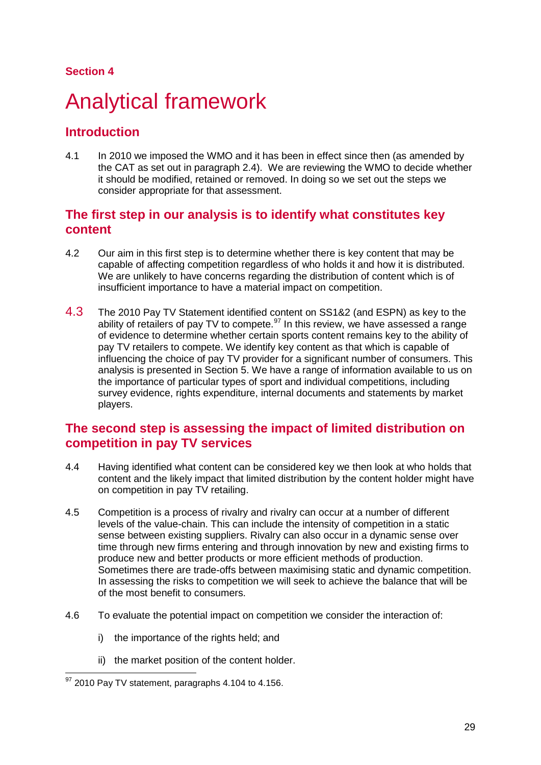Section 4

# Analytical framework

## Introduction

4.1 In 2010 we imposed the WMO and it has been in effect since then (as amended by the CAT as set out in paragraph 2.4). We are reviewing the WMO to decide whether it should be modified, retained or removed. In doing so we set out the steps we consider appropriate for that assessment.

## The first step in our analysis is to identify what constitutes key content

4.2 Our aim in this first step is to determine whether there is key content that may be capable of affecting competition regardless of who holds it and how it is distributed. We are unlikely to have concerns regarding the distribution of content which is of insufficient importance to have a material impact on competition.

4.3 The 2010 Pay TV Statement identified content on SS1&2 (and ESPN) as key to the ability of retailers of pay TV to compete.[97] In this review, we have assessed a range of evidence to determine whether certain sports content remains key to the ability of pay TV retailers to compete. We identify key content as that which is capable of influencing the choice of pay TV provider for a significant number of consumers. This analysis is presented in Section 5. We have a range of information available to us on the importance of particular types of sport and individual competitions, including survey evidence, rights expenditure, internal documents and statements by market players.

## The second step is assessing the impact of limited distribution on competition in pay TV services

4.4 Having identified what content can be considered key we then look at who holds that content and the likely impact that limited distribution by the content holder might have on competition in pay TV retailing.

4.5 Competition is a process of rivalry and rivalry can occur at a number of different levels of the value-chain. This can include the intensity of competition in a static sense between existing suppliers. Rivalry can also occur in a dynamic sense over time through new firms entering and through innovation by new and existing firms to produce new and better products or more efficient methods of production. Sometimes there are trade-offs between maximising static and dynamic competition. In assessing the risks to competition we will seek to achieve the balance that will be of the most benefit to consumers.

4.6 To evaluate the potential impact on competition we consider the interaction of:

i) the importance of the rights held; and

ii) the market position of the content holder.

[97] 2010 Pay TV statement, paragraphs 4.104 to 4.156.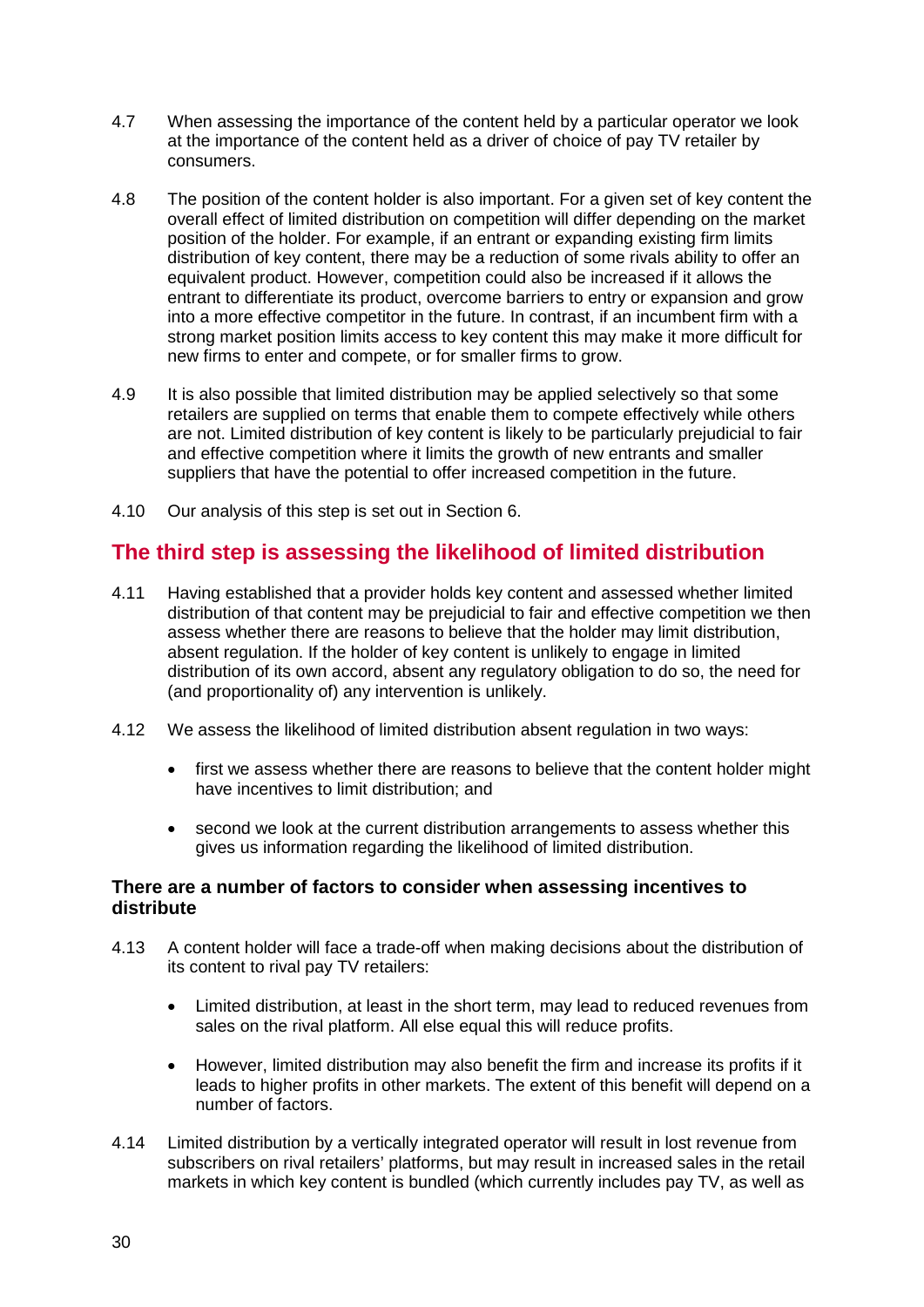4.7 When assessing the importance of the content held by a particular operator we look at the importance of the content held as a driver of choice of pay TV retailer by consumers.

4.8 The position of the content holder is also important. For a given set of key content the overall effect of limited distribution on competition will differ depending on the market position of the holder. For example, if an entrant or expanding existing firm limits distribution of key content, there may be a reduction of some rivals ability to offer an equivalent product. However, competition could also be increased if it allows the entrant to differentiate its product, overcome barriers to entry or expansion and grow into a more effective competitor in the future. In contrast, if an incumbent firm with a strong market position limits access to key content this may make it more difficult for new firms to enter and compete, or for smaller firms to grow.

4.9 It is also possible that limited distribution may be applied selectively so that some retailers are supplied on terms that enable them to compete effectively while others are not. Limited distribution of key content is likely to be particularly prejudicial to fair and effective competition where it limits the growth of new entrants and smaller suppliers that have the potential to offer increased competition in the future.

4.10 Our analysis of this step is set out in Section 6.

## The third step is assessing the likelihood of limited distribution

4.11 Having established that a provider holds key content and assessed whether limited distribution of that content may be prejudicial to fair and effective competition we then assess whether there are reasons to believe that the holder may limit distribution, absent regulation. If the holder of key content is unlikely to engage in limited distribution of its own accord, absent any regulatory obligation to do so, the need for (and proportionality of) any intervention is unlikely.

4.12 We assess the likelihood of limited distribution absent regulation in two ways:

- first we assess whether there are reasons to believe that the content holder might have incentives to limit distribution; and
- second we look at the current distribution arrangements to assess whether this gives us information regarding the likelihood of limited distribution.

### There are a number of factors to consider when assessing incentives to distribute

4.13 A content holder will face a trade-off when making decisions about the distribution of its content to rival pay TV retailers:

- Limited distribution, at least in the short term, may lead to reduced revenues from sales on the rival platform. All else equal this will reduce profits.
- However, limited distribution may also benefit the firm and increase its profits if it leads to higher profits in other markets. The extent of this benefit will depend on a number of factors.

4.14 Limited distribution by a vertically integrated operator will result in lost revenue from subscribers on rival retailers' platforms, but may result in increased sales in the retail markets in which key content is bundled (which currently includes pay TV, as well as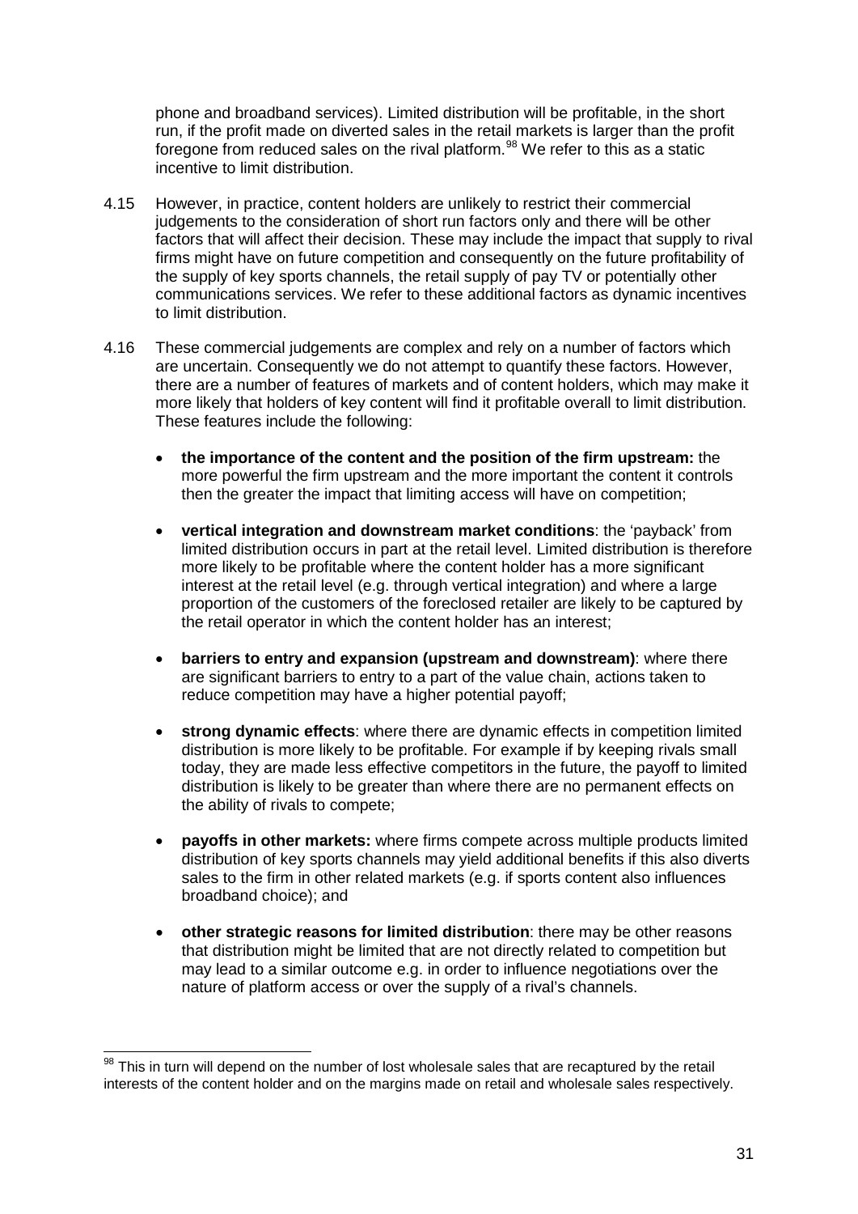phone and broadband services). Limited distribution will be profitable, in the short run, if the profit made on diverted sales in the retail markets is larger than the profit foregone from reduced sales on the rival platform.[98] We refer to this as a static incentive to limit distribution.

4.15 However, in practice, content holders are unlikely to restrict their commercial judgements to the consideration of short run factors only and there will be other factors that will affect their decision. These may include the impact that supply to rival firms might have on future competition and consequently on the future profitability of the supply of key sports channels, the retail supply of pay TV or potentially other communications services. We refer to these additional factors as dynamic incentives to limit distribution.

4.16 These commercial judgements are complex and rely on a number of factors which are uncertain. Consequently we do not attempt to quantify these factors. However, there are a number of features of markets and of content holders, which may make it more likely that holders of key content will find it profitable overall to limit distribution. These features include the following:

- **the importance of the content and the position of the firm upstream:** the more powerful the firm upstream and the more important the content it controls then the greater the impact that limiting access will have on competition;
- **vertical integration and downstream market conditions**: the 'payback' from limited distribution occurs in part at the retail level. Limited distribution is therefore more likely to be profitable where the content holder has a more significant interest at the retail level (e.g. through vertical integration) and where a large proportion of the customers of the foreclosed retailer are likely to be captured by the retail operator in which the content holder has an interest;
- **barriers to entry and expansion (upstream and downstream)**: where there are significant barriers to entry to a part of the value chain, actions taken to reduce competition may have a higher potential payoff;
- **strong dynamic effects**: where there are dynamic effects in competition limited distribution is more likely to be profitable. For example if by keeping rivals small today, they are made less effective competitors in the future, the payoff to limited distribution is likely to be greater than where there are no permanent effects on the ability of rivals to compete;
- **payoffs in other markets:** where firms compete across multiple products limited distribution of key sports channels may yield additional benefits if this also diverts sales to the firm in other related markets (e.g. if sports content also influences broadband choice); and
- **other strategic reasons for limited distribution**: there may be other reasons that distribution might be limited that are not directly related to competition but may lead to a similar outcome e.g. in order to influence negotiations over the nature of platform access or over the supply of a rival's channels.

[98] This in turn will depend on the number of lost wholesale sales that are recaptured by the retail interests of the content holder and on the margins made on retail and wholesale sales respectively.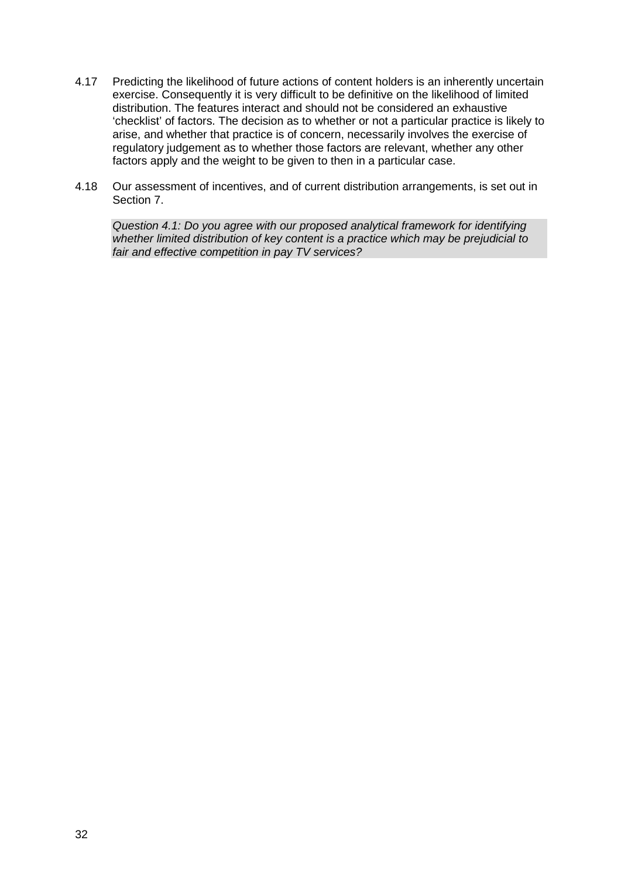4.17 Predicting the likelihood of future actions of content holders is an inherently uncertain exercise. Consequently it is very difficult to be definitive on the likelihood of limited distribution. The features interact and should not be considered an exhaustive 'checklist' of factors. The decision as to whether or not a particular practice is likely to arise, and whether that practice is of concern, necessarily involves the exercise of regulatory judgement as to whether those factors are relevant, whether any other factors apply and the weight to be given to then in a particular case.

4.18 Our assessment of incentives, and of current distribution arrangements, is set out in Section 7.

*Question 4.1: Do you agree with our proposed analytical framework for identifying whether limited distribution of key content is a practice which may be prejudicial to fair and effective competition in pay TV services?*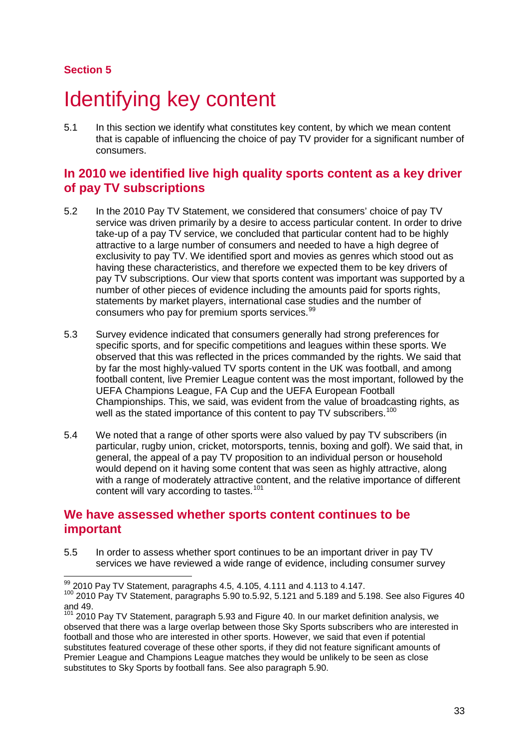**Section 5**

# Identifying key content

5.1 In this section we identify what constitutes key content, by which we mean content that is capable of influencing the choice of pay TV provider for a significant number of consumers.

## In 2010 we identified live high quality sports content as a key driver of pay TV subscriptions

5.2 In the 2010 Pay TV Statement, we considered that consumers' choice of pay TV service was driven primarily by a desire to access particular content. In order to drive take-up of a pay TV service, we concluded that particular content had to be highly attractive to a large number of consumers and needed to have a high degree of exclusivity to pay TV. We identified sport and movies as genres which stood out as having these characteristics, and therefore we expected them to be key drivers of pay TV subscriptions. Our view that sports content was important was supported by a number of other pieces of evidence including the amounts paid for sports rights, statements by market players, international case studies and the number of consumers who pay for premium sports services.[99]

5.3 Survey evidence indicated that consumers generally had strong preferences for specific sports, and for specific competitions and leagues within these sports. We observed that this was reflected in the prices commanded by the rights. We said that by far the most highly-valued TV sports content in the UK was football, and among football content, live Premier League content was the most important, followed by the UEFA Champions League, FA Cup and the UEFA European Football Championships. This, we said, was evident from the value of broadcasting rights, as well as the stated importance of this content to pay TV subscribers.[100]

5.4 We noted that a range of other sports were also valued by pay TV subscribers (in particular, rugby union, cricket, motorsports, tennis, boxing and golf). We said that, in general, the appeal of a pay TV proposition to an individual person or household would depend on it having some content that was seen as highly attractive, along with a range of moderately attractive content, and the relative importance of different content will vary according to tastes.[101]

## We have assessed whether sports content continues to be important

5.5 In order to assess whether sport continues to be an important driver in pay TV services we have reviewed a wide range of evidence, including consumer survey

---

[99] 2010 Pay TV Statement, paragraphs 4.5, 4.105, 4.111 and 4.113 to 4.147.

[100] 2010 Pay TV Statement, paragraphs 5.90 to.5.92, 5.121 and 5.189 and 5.198. See also Figures 40 and 49.

[101] 2010 Pay TV Statement, paragraph 5.93 and Figure 40. In our market definition analysis, we observed that there was a large overlap between those Sky Sports subscribers who are interested in football and those who are interested in other sports. However, we said that even if potential substitutes featured coverage of these other sports, if they did not feature significant amounts of Premier League and Champions League matches they would be unlikely to be seen as close substitutes to Sky Sports by football fans. See also paragraph 5.90.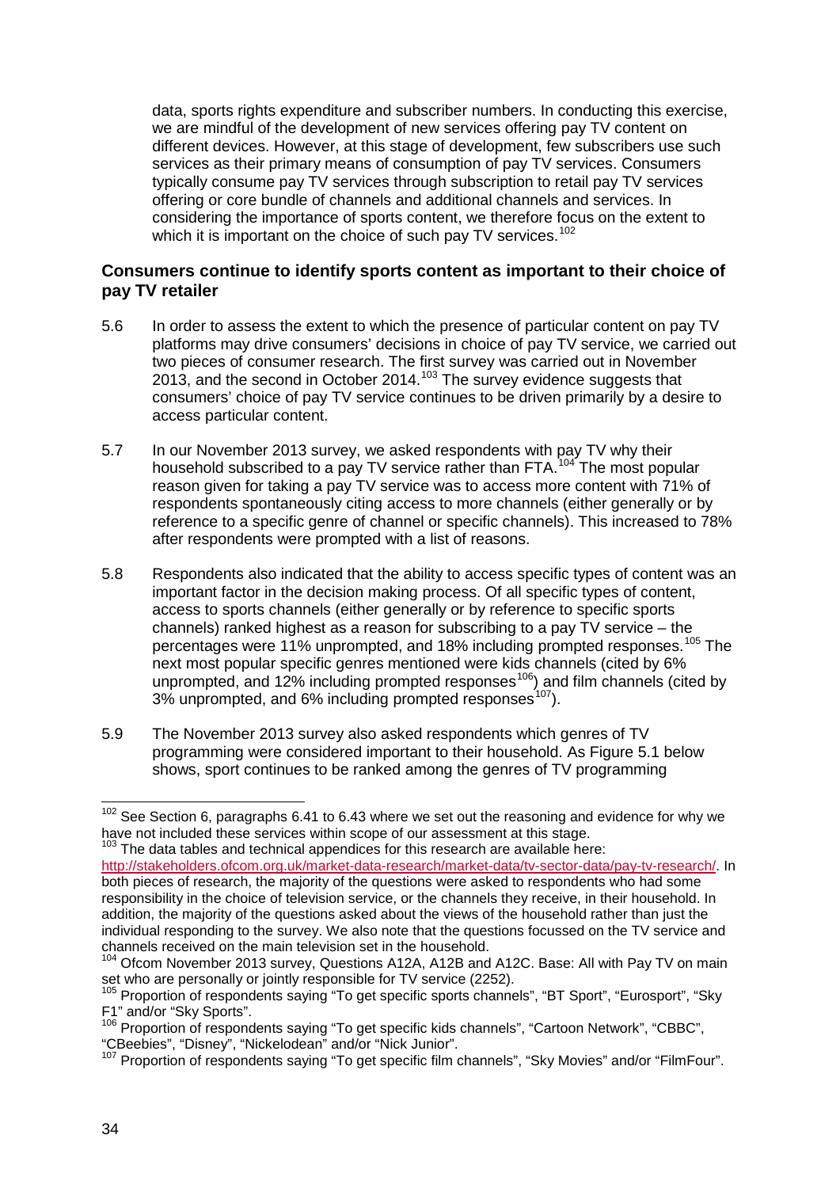data, sports rights expenditure and subscriber numbers. In conducting this exercise, we are mindful of the development of new services offering pay TV content on different devices. However, at this stage of development, few subscribers use such services as their primary means of consumption of pay TV services. Consumers typically consume pay TV services through subscription to retail pay TV services offering or core bundle of channels and additional channels and services. In considering the importance of sports content, we therefore focus on the extent to which it is important on the choice of such pay TV services.[102]

### Consumers continue to identify sports content as important to their choice of pay TV retailer

5.6 In order to assess the extent to which the presence of particular content on pay TV platforms may drive consumers' decisions in choice of pay TV service, we carried out two pieces of consumer research. The first survey was carried out in November 2013, and the second in October 2014.[103] The survey evidence suggests that consumers' choice of pay TV service continues to be driven primarily by a desire to access particular content.

5.7 In our November 2013 survey, we asked respondents with pay TV why their household subscribed to a pay TV service rather than FTA.[104] The most popular reason given for taking a pay TV service was to access more content with 71% of respondents spontaneously citing access to more channels (either generally or by reference to a specific genre of channel or specific channels). This increased to 78% after respondents were prompted with a list of reasons.

5.8 Respondents also indicated that the ability to access specific types of content was an important factor in the decision making process. Of all specific types of content, access to sports channels (either generally or by reference to specific sports channels) ranked highest as a reason for subscribing to a pay TV service – the percentages were 11% unprompted, and 18% including prompted responses.[105] The next most popular specific genres mentioned were kids channels (cited by 6% unprompted, and 12% including prompted responses[106]) and film channels (cited by 3% unprompted, and 6% including prompted responses[107]).

5.9 The November 2013 survey also asked respondents which genres of TV programming were considered important to their household. As Figure 5.1 below shows, sport continues to be ranked among the genres of TV programming

---

[102] See Section 6, paragraphs 6.41 to 6.43 where we set out the reasoning and evidence for why we have not included these services within scope of our assessment at this stage.

[103] The data tables and technical appendices for this research are available here: http://stakeholders.ofcom.org.uk/market-data-research/market-data/tv-sector-data/pay-tv-research/. In both pieces of research, the majority of the questions were asked to respondents who had some responsibility in the choice of television service, or the channels they receive, in their household. In addition, the majority of the questions asked about the views of the household rather than just the individual responding to the survey. We also note that the questions focussed on the TV service and channels received on the main television set in the household.

[104] Ofcom November 2013 survey, Questions A12A, A12B and A12C. Base: All with Pay TV on main set who are personally or jointly responsible for TV service (2252).

[105] Proportion of respondents saying "To get specific sports channels", "BT Sport", "Eurosport", "Sky F1" and/or "Sky Sports".

[106] Proportion of respondents saying "To get specific kids channels", "Cartoon Network", "CBBC", "CBeebies", "Disney", "Nickelodean" and/or "Nick Junior".

[107] Proportion of respondents saying "To get specific film channels", "Sky Movies" and/or "FilmFour".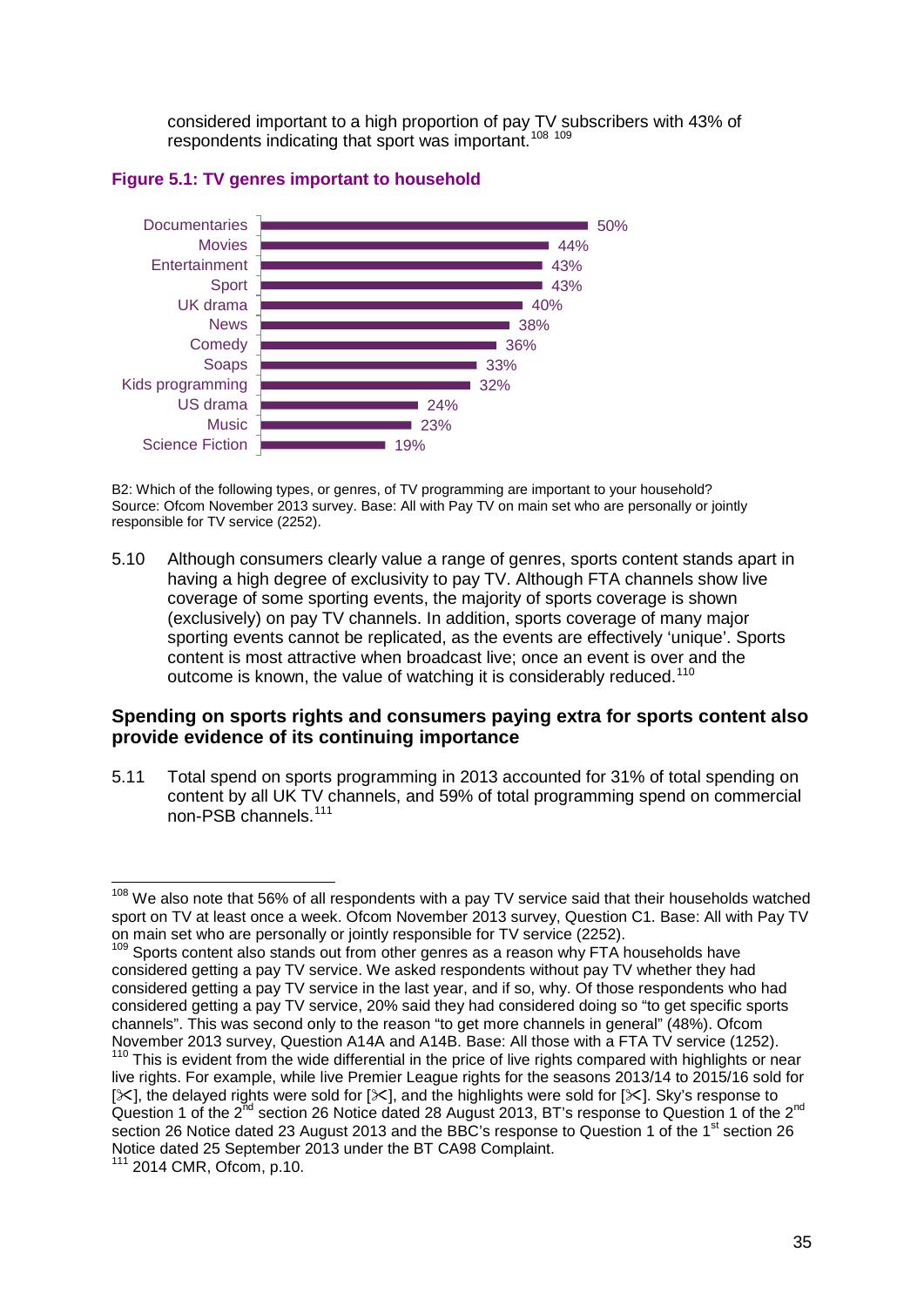considered important to a high proportion of pay TV subscribers with 43% of respondents indicating that sport was important.[108] [109]

**Figure 5.1: TV genres important to household**

| Genre | % |
|---|---|
| Documentaries | 50% |
| Movies | 44% |
| Entertainment | 43% |
| Sport | 43% |
| UK drama | 40% |
| News | 38% |
| Comedy | 36% |
| Soaps | 33% |
| Kids programming | 32% |
| US drama | 24% |
| Music | 23% |
| Science Fiction | 19% |

B2: Which of the following types, or genres, of TV programming are important to your household?
Source: Ofcom November 2013 survey. Base: All with Pay TV on main set who are personally or jointly responsible for TV service (2252).

5.10 Although consumers clearly value a range of genres, sports content stands apart in having a high degree of exclusivity to pay TV. Although FTA channels show live coverage of some sporting events, the majority of sports coverage is shown (exclusively) on pay TV channels. In addition, sports coverage of many major sporting events cannot be replicated, as the events are effectively 'unique'. Sports content is most attractive when broadcast live; once an event is over and the outcome is known, the value of watching it is considerably reduced.[110]

### Spending on sports rights and consumers paying extra for sports content also provide evidence of its continuing importance

5.11 Total spend on sports programming in 2013 accounted for 31% of total spending on content by all UK TV channels, and 59% of total programming spend on commercial non-PSB channels.[111]

---

[108] We also note that 56% of all respondents with a pay TV service said that their households watched sport on TV at least once a week. Ofcom November 2013 survey, Question C1. Base: All with Pay TV on main set who are personally or jointly responsible for TV service (2252).

[109] Sports content also stands out from other genres as a reason why FTA households have considered getting a pay TV service. We asked respondents without pay TV whether they had considered getting a pay TV service in the last year, and if so, why. Of those respondents who had considered getting a pay TV service, 20% said they had considered doing so "to get specific sports channels". This was second only to the reason "to get more channels in general" (48%). Ofcom November 2013 survey, Question A14A and A14B. Base: All those with a FTA TV service (1252).

[110] This is evident from the wide differential in the price of live rights compared with highlights or near live rights. For example, while live Premier League rights for the seasons 2013/14 to 2015/16 sold for [✂], the delayed rights were sold for [✂], and the highlights were sold for [✂]. Sky's response to Question 1 of the 2nd section 26 Notice dated 28 August 2013, BT's response to Question 1 of the 2nd section 26 Notice dated 23 August 2013 and the BBC's response to Question 1 of the 1st section 26 Notice dated 25 September 2013 under the BT CA98 Complaint.

[111] 2014 CMR, Ofcom, p.10.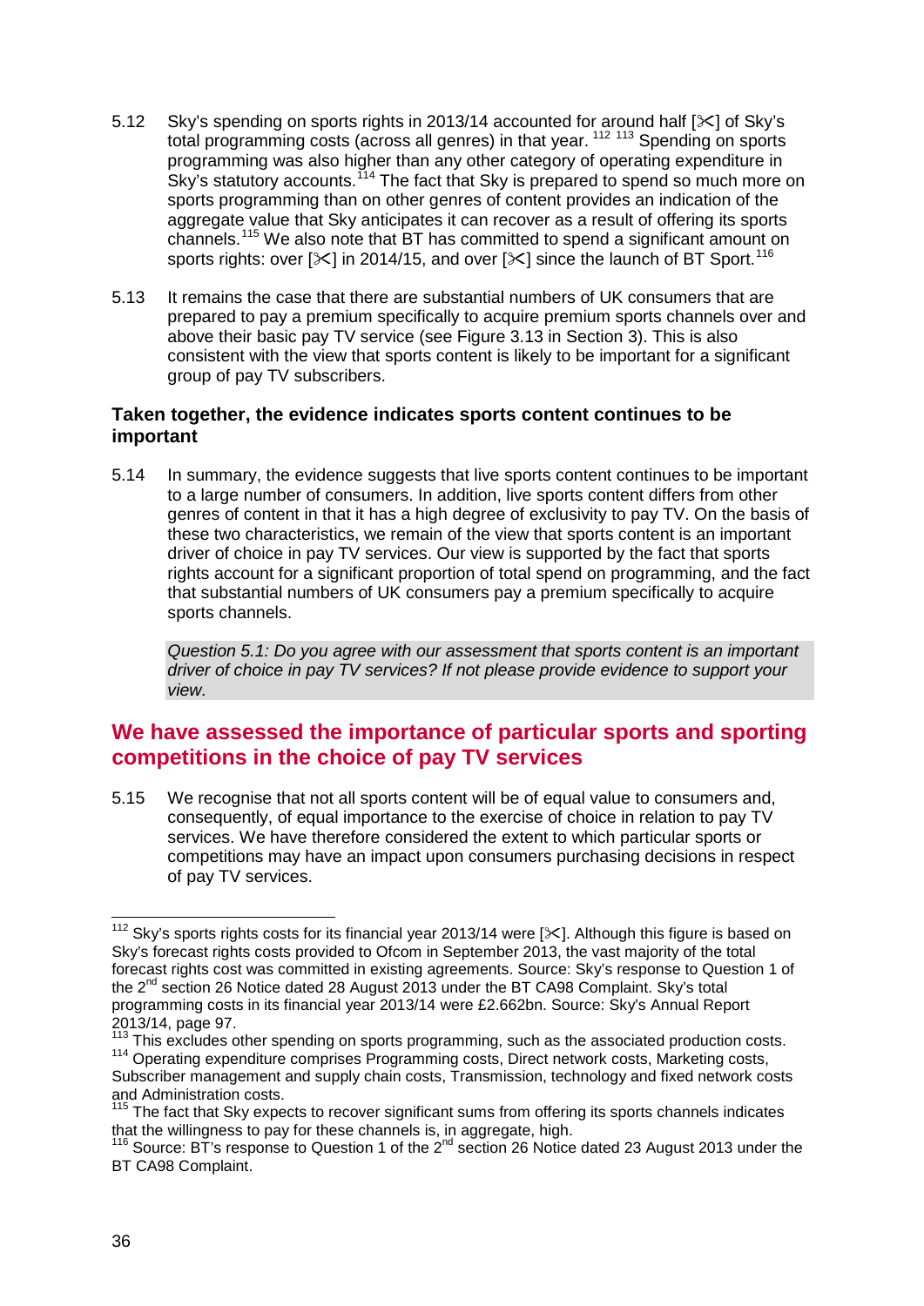5.12 Sky's spending on sports rights in 2013/14 accounted for around half [✂] of Sky's total programming costs (across all genres) in that year.[112] [113] Spending on sports programming was also higher than any other category of operating expenditure in Sky's statutory accounts.[114] The fact that Sky is prepared to spend so much more on sports programming than on other genres of content provides an indication of the aggregate value that Sky anticipates it can recover as a result of offering its sports channels.[115] We also note that BT has committed to spend a significant amount on sports rights: over [✂] in 2014/15, and over [✂] since the launch of BT Sport.[116]

5.13 It remains the case that there are substantial numbers of UK consumers that are prepared to pay a premium specifically to acquire premium sports channels over and above their basic pay TV service (see Figure 3.13 in Section 3). This is also consistent with the view that sports content is likely to be important for a significant group of pay TV subscribers.

**Taken together, the evidence indicates sports content continues to be important**

5.14 In summary, the evidence suggests that live sports content continues to be important to a large number of consumers. In addition, live sports content differs from other genres of content in that it has a high degree of exclusivity to pay TV. On the basis of these two characteristics, we remain of the view that sports content is an important driver of choice in pay TV services. Our view is supported by the fact that sports rights account for a significant proportion of total spend on programming, and the fact that substantial numbers of UK consumers pay a premium specifically to acquire sports channels.

*Question 5.1: Do you agree with our assessment that sports content is an important driver of choice in pay TV services? If not please provide evidence to support your view.*

## We have assessed the importance of particular sports and sporting competitions in the choice of pay TV services

5.15 We recognise that not all sports content will be of equal value to consumers and, consequently, of equal importance to the exercise of choice in relation to pay TV services. We have therefore considered the extent to which particular sports or competitions may have an impact upon consumers purchasing decisions in respect of pay TV services.

---

[112] Sky's sports rights costs for its financial year 2013/14 were [✂]. Although this figure is based on Sky's forecast rights costs provided to Ofcom in September 2013, the vast majority of the total forecast rights cost was committed in existing agreements. Source: Sky's response to Question 1 of the 2nd section 26 Notice dated 28 August 2013 under the BT CA98 Complaint. Sky's total programming costs in its financial year 2013/14 were £2.662bn. Source: Sky's Annual Report 2013/14, page 97.

[113] This excludes other spending on sports programming, such as the associated production costs.

[114] Operating expenditure comprises Programming costs, Direct network costs, Marketing costs, Subscriber management and supply chain costs, Transmission, technology and fixed network costs and Administration costs.

[115] The fact that Sky expects to recover significant sums from offering its sports channels indicates that the willingness to pay for these channels is, in aggregate, high.

[116] Source: BT's response to Question 1 of the 2nd section 26 Notice dated 23 August 2013 under the BT CA98 Complaint.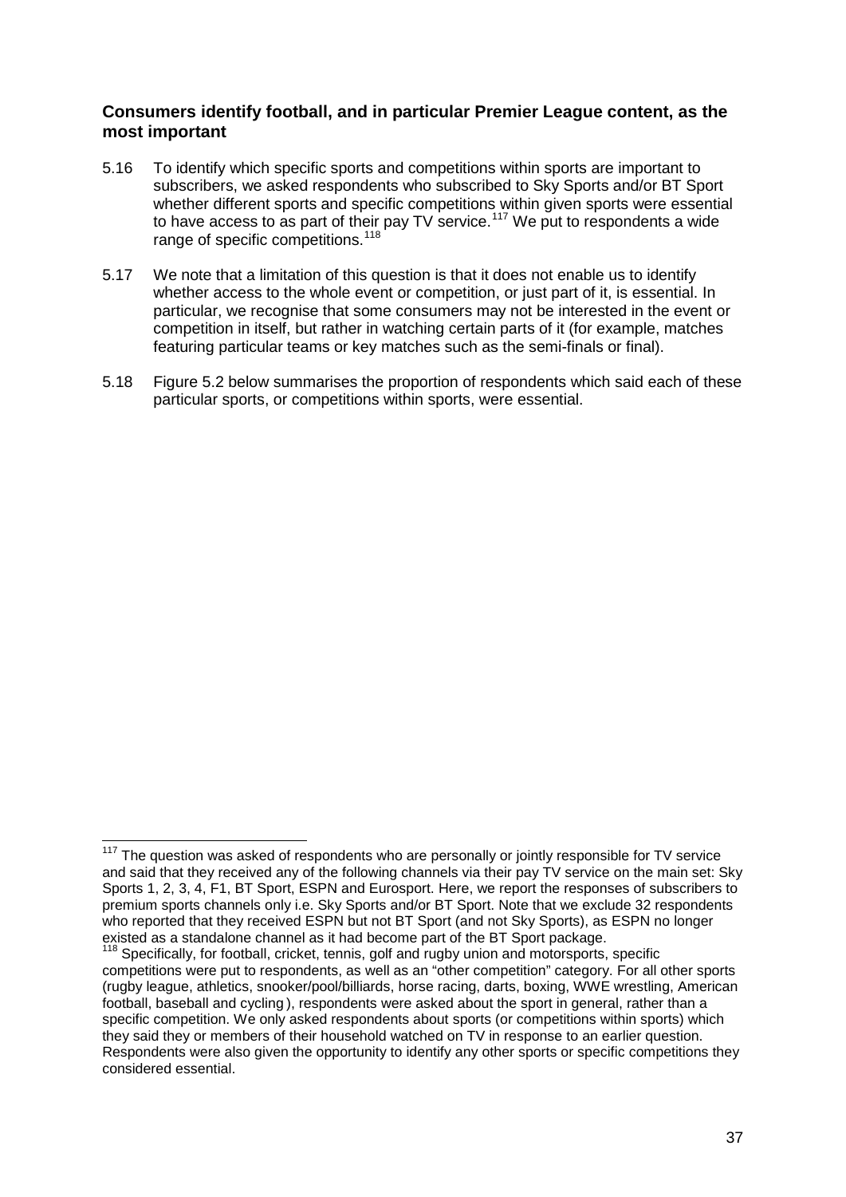### Consumers identify football, and in particular Premier League content, as the most important

5.16 To identify which specific sports and competitions within sports are important to subscribers, we asked respondents who subscribed to Sky Sports and/or BT Sport whether different sports and specific competitions within given sports were essential to have access to as part of their pay TV service.[117] We put to respondents a wide range of specific competitions.[118]

5.17 We note that a limitation of this question is that it does not enable us to identify whether access to the whole event or competition, or just part of it, is essential. In particular, we recognise that some consumers may not be interested in the event or competition in itself, but rather in watching certain parts of it (for example, matches featuring particular teams or key matches such as the semi-finals or final).

5.18 Figure 5.2 below summarises the proportion of respondents which said each of these particular sports, or competitions within sports, were essential.

---

[117] The question was asked of respondents who are personally or jointly responsible for TV service and said that they received any of the following channels via their pay TV service on the main set: Sky Sports 1, 2, 3, 4, F1, BT Sport, ESPN and Eurosport. Here, we report the responses of subscribers to premium sports channels only i.e. Sky Sports and/or BT Sport. Note that we exclude 32 respondents who reported that they received ESPN but not BT Sport (and not Sky Sports), as ESPN no longer existed as a standalone channel as it had become part of the BT Sport package.

[118] Specifically, for football, cricket, tennis, golf and rugby union and motorsports, specific competitions were put to respondents, as well as an "other competition" category. For all other sports (rugby league, athletics, snooker/pool/billiards, horse racing, darts, boxing, WWE wrestling, American football, baseball and cycling ), respondents were asked about the sport in general, rather than a specific competition. We only asked respondents about sports (or competitions within sports) which they said they or members of their household watched on TV in response to an earlier question. Respondents were also given the opportunity to identify any other sports or specific competitions they considered essential.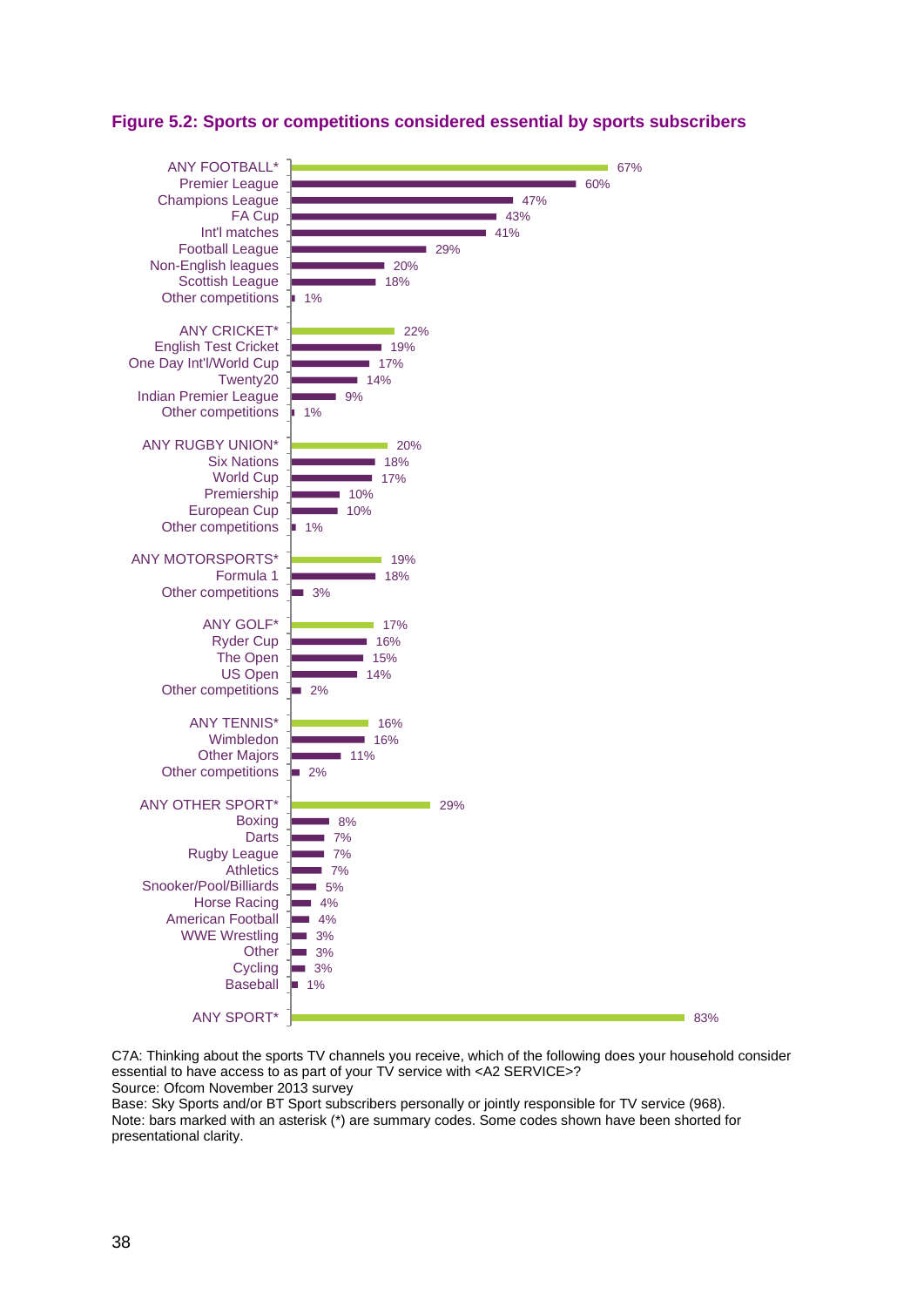**Figure 5.2: Sports or competitions considered essential by sports subscribers**

| Sport / competition | % |
|---|---|
| ANY FOOTBALL* | 67% |
| Premier League | 60% |
| Champions League | 47% |
| FA Cup | 43% |
| Int'l matches | 41% |
| Football League | 29% |
| Non-English leagues | 20% |
| Scottish League | 18% |
| Other competitions | 1% |
| ANY CRICKET* | 22% |
| English Test Cricket | 19% |
| One Day Int'l/World Cup | 17% |
| Twenty20 | 14% |
| Indian Premier League | 9% |
| Other competitions | 1% |
| ANY RUGBY UNION* | 20% |
| Six Nations | 18% |
| World Cup | 17% |
| Premiership | 10% |
| European Cup | 10% |
| Other competitions | 1% |
| ANY MOTORSPORTS* | 19% |
| Formula 1 | 18% |
| Other competitions | 3% |
| ANY GOLF* | 17% |
| Ryder Cup | 16% |
| The Open | 15% |
| US Open | 14% |
| Other competitions | 2% |
| ANY TENNIS* | 16% |
| Wimbledon | 16% |
| Other Majors | 11% |
| Other competitions | 2% |
| ANY OTHER SPORT* | 29% |
| Boxing | 8% |
| Darts | 7% |
| Rugby League | 7% |
| Athletics | 7% |
| Snooker/Pool/Billiards | 5% |
| Horse Racing | 4% |
| American Football | 4% |
| WWE Wrestling | 3% |
| Other | 3% |
| Cycling | 3% |
| Baseball | 1% |
| ANY SPORT* | 83% |

C7A: Thinking about the sports TV channels you receive, which of the following does your household consider essential to have access to as part of your TV service with <A2 SERVICE>?
Source: Ofcom November 2013 survey
Base: Sky Sports and/or BT Sport subscribers personally or jointly responsible for TV service (968).
Note: bars marked with an asterisk (*) are summary codes. Some codes shown have been shorted for presentational clarity.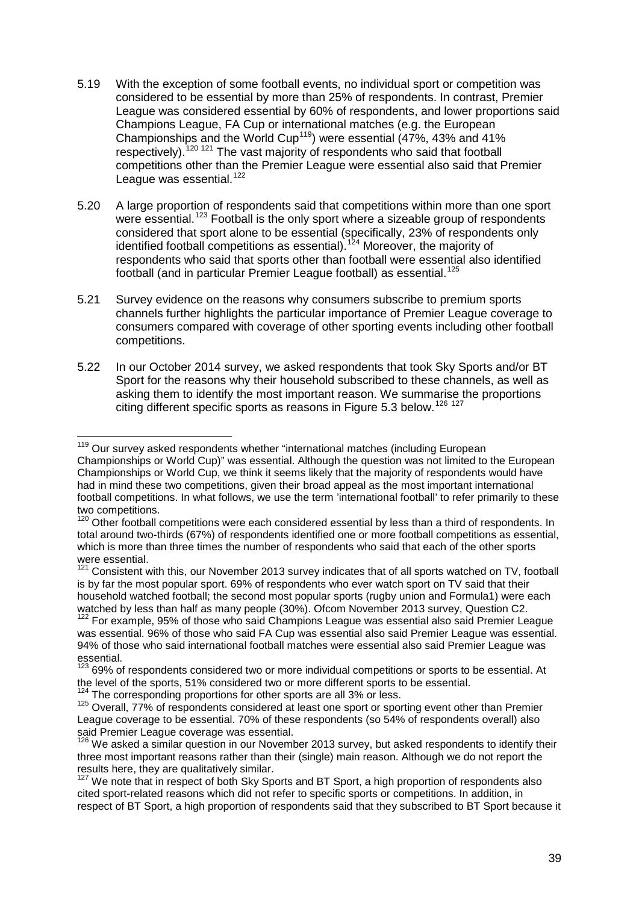5.19 With the exception of some football events, no individual sport or competition was considered to be essential by more than 25% of respondents. In contrast, Premier League was considered essential by 60% of respondents, and lower proportions said Champions League, FA Cup or international matches (e.g. the European Championships and the World Cup[119]) were essential (47%, 43% and 41% respectively).[120] [121] The vast majority of respondents who said that football competitions other than the Premier League were essential also said that Premier League was essential.[122]

5.20 A large proportion of respondents said that competitions within more than one sport were essential.[123] Football is the only sport where a sizeable group of respondents considered that sport alone to be essential (specifically, 23% of respondents only identified football competitions as essential).[124] Moreover, the majority of respondents who said that sports other than football were essential also identified football (and in particular Premier League football) as essential.[125]

5.21 Survey evidence on the reasons why consumers subscribe to premium sports channels further highlights the particular importance of Premier League coverage to consumers compared with coverage of other sporting events including other football competitions.

5.22 In our October 2014 survey, we asked respondents that took Sky Sports and/or BT Sport for the reasons why their household subscribed to these channels, as well as asking them to identify the most important reason. We summarise the proportions citing different specific sports as reasons in Figure 5.3 below.[126] [127]

---

[119] Our survey asked respondents whether "international matches (including European Championships or World Cup)" was essential. Although the question was not limited to the European Championships or World Cup, we think it seems likely that the majority of respondents would have had in mind these two competitions, given their broad appeal as the most important international football competitions. In what follows, we use the term 'international football' to refer primarily to these two competitions.

[120] Other football competitions were each considered essential by less than a third of respondents. In total around two-thirds (67%) of respondents identified one or more football competitions as essential, which is more than three times the number of respondents who said that each of the other sports were essential.

[121] Consistent with this, our November 2013 survey indicates that of all sports watched on TV, football is by far the most popular sport. 69% of respondents who ever watch sport on TV said that their household watched football; the second most popular sports (rugby union and Formula1) were each watched by less than half as many people (30%). Ofcom November 2013 survey, Question C2.

[122] For example, 95% of those who said Champions League was essential also said Premier League was essential. 96% of those who said FA Cup was essential also said Premier League was essential. 94% of those who said international football matches were essential also said Premier League was essential.

[123] 69% of respondents considered two or more individual competitions or sports to be essential. At the level of the sports, 51% considered two or more different sports to be essential.

[124] The corresponding proportions for other sports are all 3% or less.

[125] Overall, 77% of respondents considered at least one sport or sporting event other than Premier League coverage to be essential. 70% of these respondents (so 54% of respondents overall) also said Premier League coverage was essential.

[126] We asked a similar question in our November 2013 survey, but asked respondents to identify their three most important reasons rather than their (single) main reason. Although we do not report the results here, they are qualitatively similar.

[127] We note that in respect of both Sky Sports and BT Sport, a high proportion of respondents also cited sport-related reasons which did not refer to specific sports or competitions. In addition, in respect of BT Sport, a high proportion of respondents said that they subscribed to BT Sport because it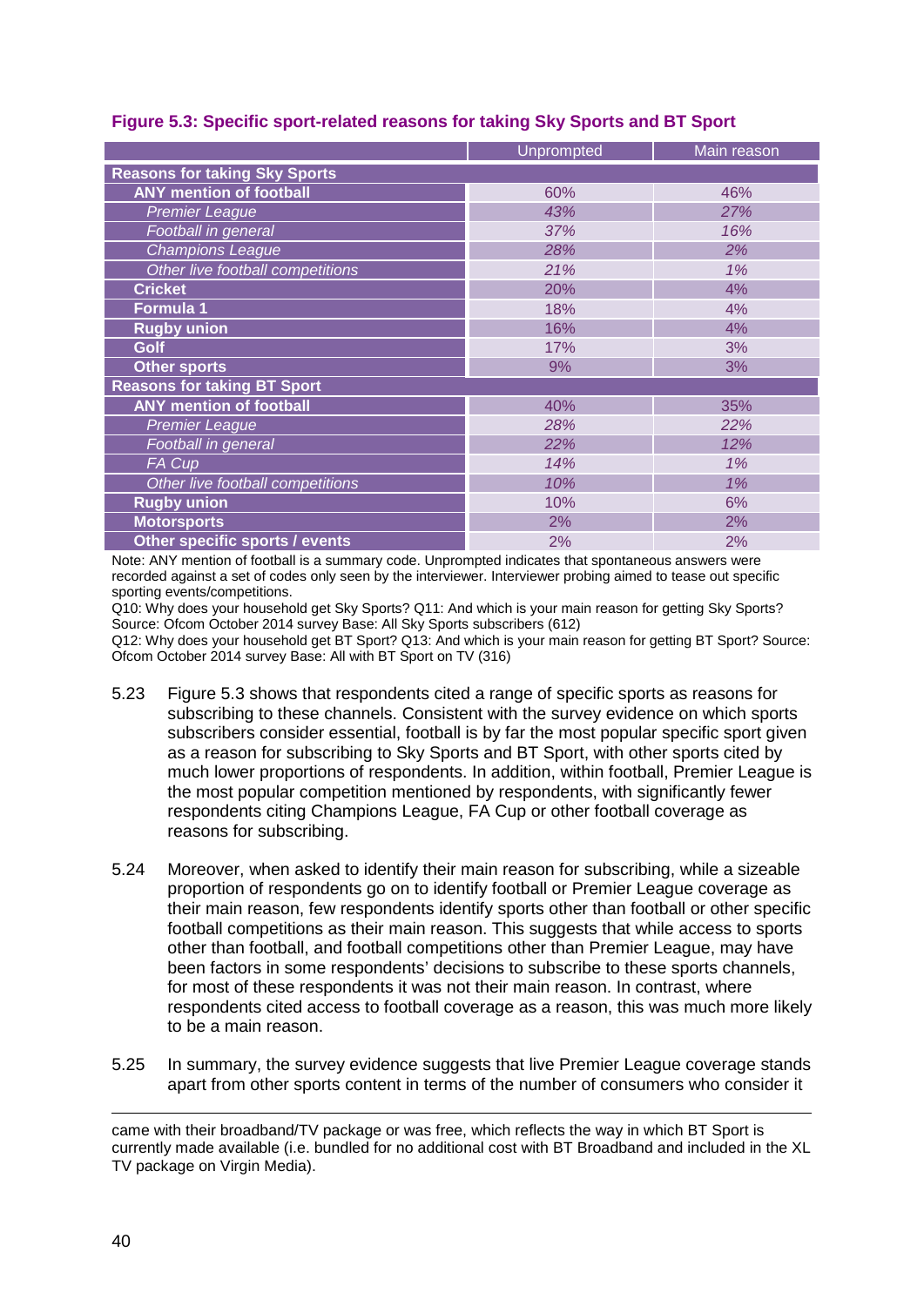**Figure 5.3: Specific sport-related reasons for taking Sky Sports and BT Sport**

| | Unprompted | Main reason |
|---|---|---|
| **Reasons for taking Sky Sports** | | |
| **ANY mention of football** | 60% | 46% |
| *Premier League* | *43%* | *27%* |
| *Football in general* | *37%* | *16%* |
| *Champions League* | *28%* | *2%* |
| *Other live football competitions* | *21%* | *1%* |
| **Cricket** | 20% | 4% |
| **Formula 1** | 18% | 4% |
| **Rugby union** | 16% | 4% |
| **Golf** | 17% | 3% |
| **Other sports** | 9% | 3% |
| **Reasons for taking BT Sport** | | |
| **ANY mention of football** | 40% | 35% |
| *Premier League* | *28%* | *22%* |
| *Football in general* | *22%* | *12%* |
| *FA Cup* | *14%* | *1%* |
| *Other live football competitions* | *10%* | *1%* |
| **Rugby union** | 10% | 6% |
| **Motorsports** | 2% | 2% |
| **Other specific sports / events** | 2% | 2% |

Note: ANY mention of football is a summary code. Unprompted indicates that spontaneous answers were recorded against a set of codes only seen by the interviewer. Interviewer probing aimed to tease out specific sporting events/competitions.
Q10: Why does your household get Sky Sports? Q11: And which is your main reason for getting Sky Sports? Source: Ofcom October 2014 survey Base: All Sky Sports subscribers (612)
Q12: Why does your household get BT Sport? Q13: And which is your main reason for getting BT Sport? Source: Ofcom October 2014 survey Base: All with BT Sport on TV (316)

5.23 Figure 5.3 shows that respondents cited a range of specific sports as reasons for subscribing to these channels. Consistent with the survey evidence on which sports subscribers consider essential, football is by far the most popular specific sport given as a reason for subscribing to Sky Sports and BT Sport, with other sports cited by much lower proportions of respondents. In addition, within football, Premier League is the most popular competition mentioned by respondents, with significantly fewer respondents citing Champions League, FA Cup or other football coverage as reasons for subscribing.

5.24 Moreover, when asked to identify their main reason for subscribing, while a sizeable proportion of respondents go on to identify football or Premier League coverage as their main reason, few respondents identify sports other than football or other specific football competitions as their main reason. This suggests that while access to sports other than football, and football competitions other than Premier League, may have been factors in some respondents' decisions to subscribe to these sports channels, for most of these respondents it was not their main reason. In contrast, where respondents cited access to football coverage as a reason, this was much more likely to be a main reason.

5.25 In summary, the survey evidence suggests that live Premier League coverage stands apart from other sports content in terms of the number of consumers who consider it

---

came with their broadband/TV package or was free, which reflects the way in which BT Sport is currently made available (i.e. bundled for no additional cost with BT Broadband and included in the XL TV package on Virgin Media).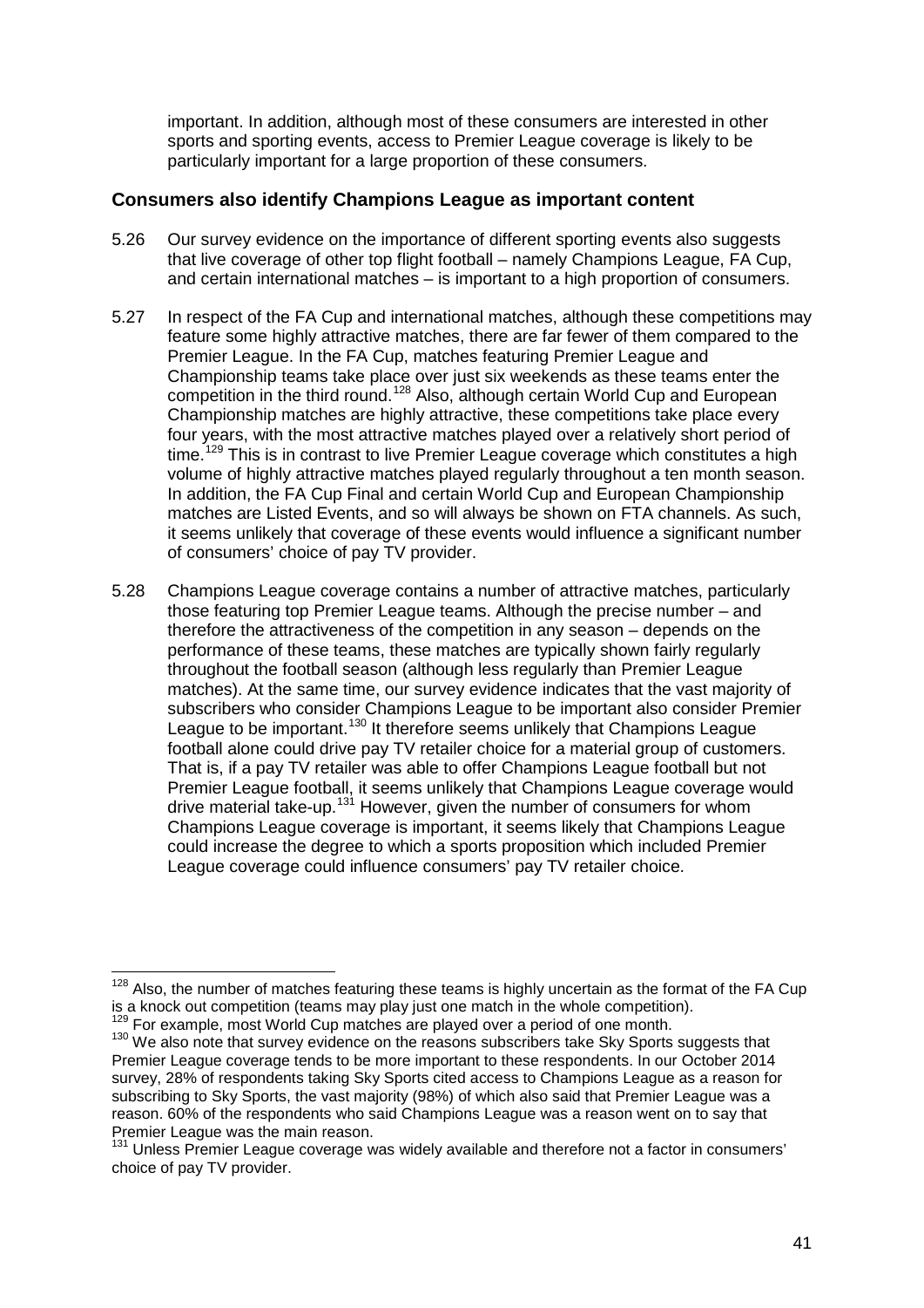important. In addition, although most of these consumers are interested in other sports and sporting events, access to Premier League coverage is likely to be particularly important for a large proportion of these consumers.

### Consumers also identify Champions League as important content

5.26 Our survey evidence on the importance of different sporting events also suggests that live coverage of other top flight football – namely Champions League, FA Cup, and certain international matches – is important to a high proportion of consumers.

5.27 In respect of the FA Cup and international matches, although these competitions may feature some highly attractive matches, there are far fewer of them compared to the Premier League. In the FA Cup, matches featuring Premier League and Championship teams take place over just six weekends as these teams enter the competition in the third round.[128] Also, although certain World Cup and European Championship matches are highly attractive, these competitions take place every four years, with the most attractive matches played over a relatively short period of time.[129] This is in contrast to live Premier League coverage which constitutes a high volume of highly attractive matches played regularly throughout a ten month season. In addition, the FA Cup Final and certain World Cup and European Championship matches are Listed Events, and so will always be shown on FTA channels. As such, it seems unlikely that coverage of these events would influence a significant number of consumers' choice of pay TV provider.

5.28 Champions League coverage contains a number of attractive matches, particularly those featuring top Premier League teams. Although the precise number – and therefore the attractiveness of the competition in any season – depends on the performance of these teams, these matches are typically shown fairly regularly throughout the football season (although less regularly than Premier League matches). At the same time, our survey evidence indicates that the vast majority of subscribers who consider Champions League to be important also consider Premier League to be important.[130] It therefore seems unlikely that Champions League football alone could drive pay TV retailer choice for a material group of customers. That is, if a pay TV retailer was able to offer Champions League football but not Premier League football, it seems unlikely that Champions League coverage would drive material take-up.[131] However, given the number of consumers for whom Champions League coverage is important, it seems likely that Champions League could increase the degree to which a sports proposition which included Premier League coverage could influence consumers' pay TV retailer choice.

---

[128] Also, the number of matches featuring these teams is highly uncertain as the format of the FA Cup is a knock out competition (teams may play just one match in the whole competition).

[129] For example, most World Cup matches are played over a period of one month.

[130] We also note that survey evidence on the reasons subscribers take Sky Sports suggests that Premier League coverage tends to be more important to these respondents. In our October 2014 survey, 28% of respondents taking Sky Sports cited access to Champions League as a reason for subscribing to Sky Sports, the vast majority (98%) of which also said that Premier League was a reason. 60% of the respondents who said Champions League was a reason went on to say that Premier League was the main reason.

[131] Unless Premier League coverage was widely available and therefore not a factor in consumers' choice of pay TV provider.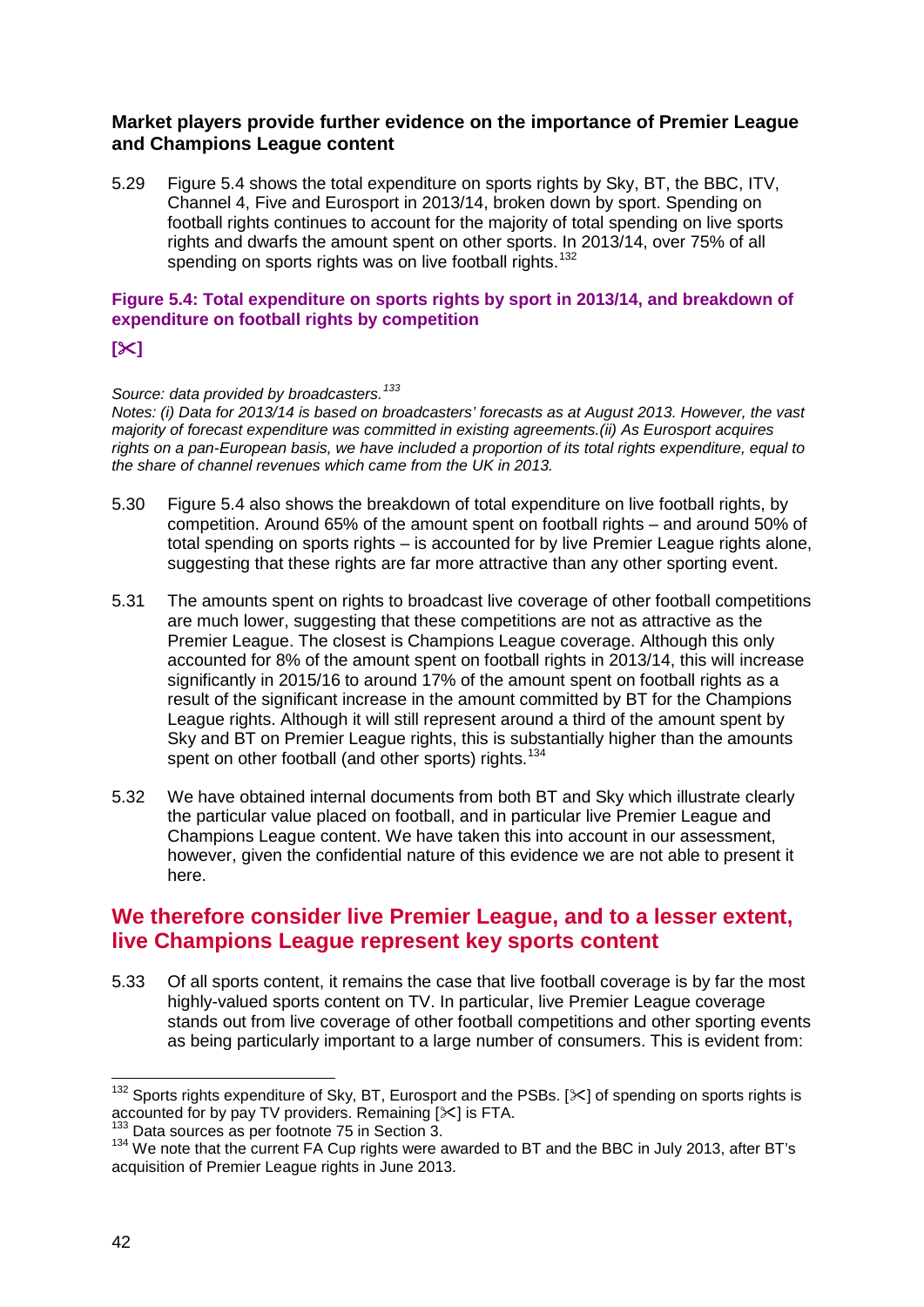### Market players provide further evidence on the importance of Premier League and Champions League content

5.29 Figure 5.4 shows the total expenditure on sports rights by Sky, BT, the BBC, ITV, Channel 4, Five and Eurosport in 2013/14, broken down by sport. Spending on football rights continues to account for the majority of total spending on live sports rights and dwarfs the amount spent on other sports. In 2013/14, over 75% of all spending on sports rights was on live football rights.[132]

**Figure 5.4: Total expenditure on sports rights by sport in 2013/14, and breakdown of expenditure on football rights by competition**

**[✂]**

*Source: data provided by broadcasters.[133]*
*Notes: (i) Data for 2013/14 is based on broadcasters' forecasts as at August 2013. However, the vast majority of forecast expenditure was committed in existing agreements.(ii) As Eurosport acquires rights on a pan-European basis, we have included a proportion of its total rights expenditure, equal to the share of channel revenues which came from the UK in 2013.*

5.30 Figure 5.4 also shows the breakdown of total expenditure on live football rights, by competition. Around 65% of the amount spent on football rights – and around 50% of total spending on sports rights – is accounted for by live Premier League rights alone, suggesting that these rights are far more attractive than any other sporting event.

5.31 The amounts spent on rights to broadcast live coverage of other football competitions are much lower, suggesting that these competitions are not as attractive as the Premier League. The closest is Champions League coverage. Although this only accounted for 8% of the amount spent on football rights in 2013/14, this will increase significantly in 2015/16 to around 17% of the amount spent on football rights as a result of the significant increase in the amount committed by BT for the Champions League rights. Although it will still represent around a third of the amount spent by Sky and BT on Premier League rights, this is substantially higher than the amounts spent on other football (and other sports) rights.[134]

5.32 We have obtained internal documents from both BT and Sky which illustrate clearly the particular value placed on football, and in particular live Premier League and Champions League content. We have taken this into account in our assessment, however, given the confidential nature of this evidence we are not able to present it here.

## We therefore consider live Premier League, and to a lesser extent, live Champions League represent key sports content

5.33 Of all sports content, it remains the case that live football coverage is by far the most highly-valued sports content on TV. In particular, live Premier League coverage stands out from live coverage of other football competitions and other sporting events as being particularly important to a large number of consumers. This is evident from:

---

[132] Sports rights expenditure of Sky, BT, Eurosport and the PSBs. [✂] of spending on sports rights is accounted for by pay TV providers. Remaining [✂] is FTA.

[133] Data sources as per footnote 75 in Section 3.

[134] We note that the current FA Cup rights were awarded to BT and the BBC in July 2013, after BT's acquisition of Premier League rights in June 2013.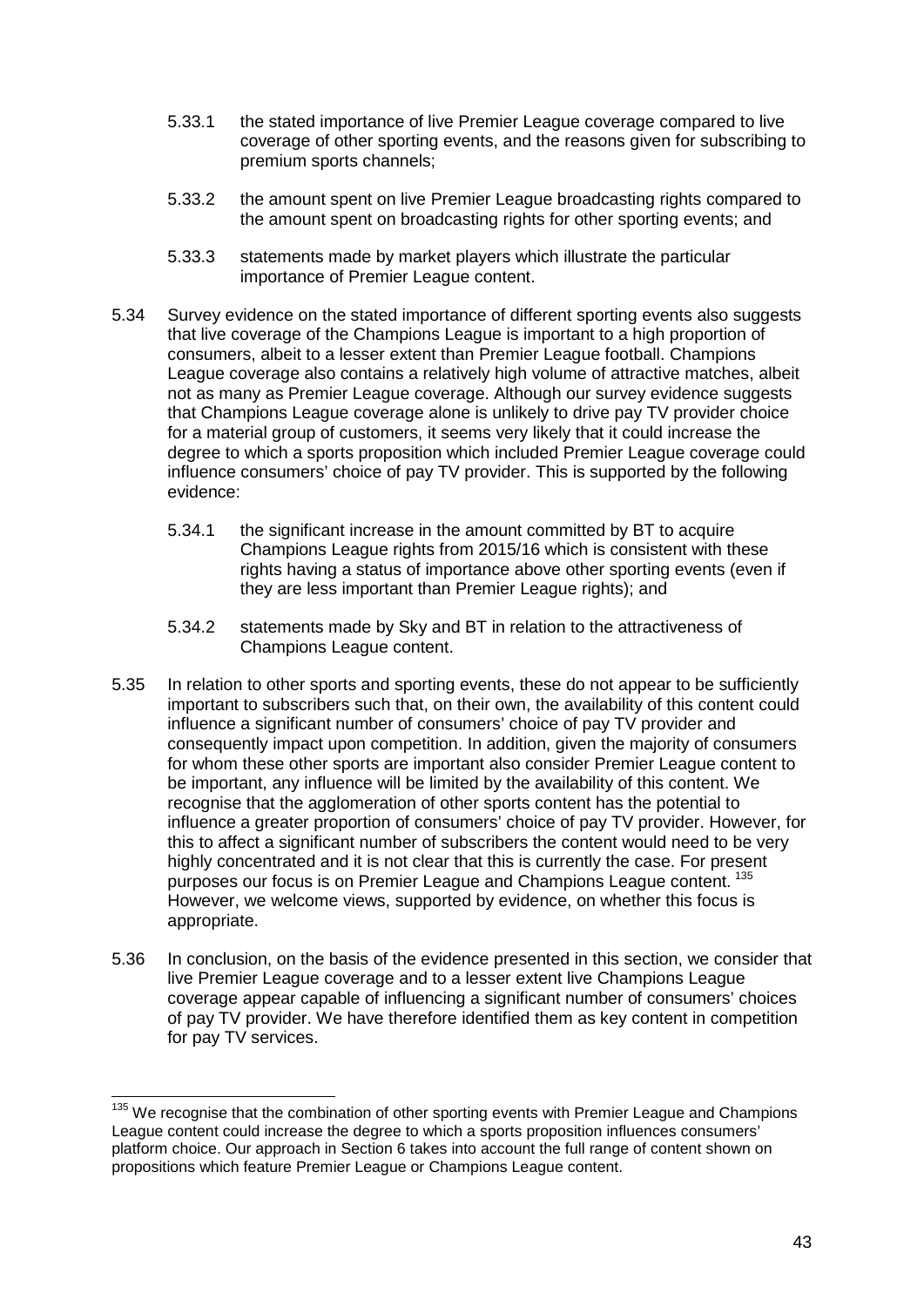5.33.1 the stated importance of live Premier League coverage compared to live coverage of other sporting events, and the reasons given for subscribing to premium sports channels;

5.33.2 the amount spent on live Premier League broadcasting rights compared to the amount spent on broadcasting rights for other sporting events; and

5.33.3 statements made by market players which illustrate the particular importance of Premier League content.

5.34 Survey evidence on the stated importance of different sporting events also suggests that live coverage of the Champions League is important to a high proportion of consumers, albeit to a lesser extent than Premier League football. Champions League coverage also contains a relatively high volume of attractive matches, albeit not as many as Premier League coverage. Although our survey evidence suggests that Champions League coverage alone is unlikely to drive pay TV provider choice for a material group of customers, it seems very likely that it could increase the degree to which a sports proposition which included Premier League coverage could influence consumers' choice of pay TV provider. This is supported by the following evidence:

5.34.1 the significant increase in the amount committed by BT to acquire Champions League rights from 2015/16 which is consistent with these rights having a status of importance above other sporting events (even if they are less important than Premier League rights); and

5.34.2 statements made by Sky and BT in relation to the attractiveness of Champions League content.

5.35 In relation to other sports and sporting events, these do not appear to be sufficiently important to subscribers such that, on their own, the availability of this content could influence a significant number of consumers' choice of pay TV provider and consequently impact upon competition. In addition, given the majority of consumers for whom these other sports are important also consider Premier League content to be important, any influence will be limited by the availability of this content. We recognise that the agglomeration of other sports content has the potential to influence a greater proportion of consumers' choice of pay TV provider. However, for this to affect a significant number of subscribers the content would need to be very highly concentrated and it is not clear that this is currently the case. For present purposes our focus is on Premier League and Champions League content.[135] However, we welcome views, supported by evidence, on whether this focus is appropriate.

5.36 In conclusion, on the basis of the evidence presented in this section, we consider that live Premier League coverage and to a lesser extent live Champions League coverage appear capable of influencing a significant number of consumers' choices of pay TV provider. We have therefore identified them as key content in competition for pay TV services.

---

[135] We recognise that the combination of other sporting events with Premier League and Champions League content could increase the degree to which a sports proposition influences consumers' platform choice. Our approach in Section 6 takes into account the full range of content shown on propositions which feature Premier League or Champions League content.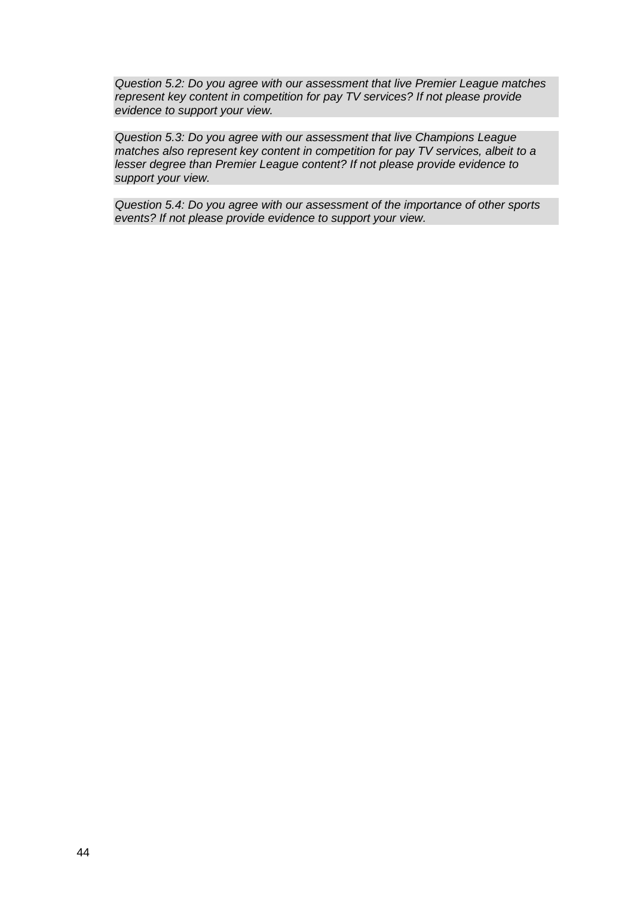*Question 5.2: Do you agree with our assessment that live Premier League matches represent key content in competition for pay TV services? If not please provide evidence to support your view.*

*Question 5.3: Do you agree with our assessment that live Champions League matches also represent key content in competition for pay TV services, albeit to a lesser degree than Premier League content? If not please provide evidence to support your view.*

*Question 5.4: Do you agree with our assessment of the importance of other sports events? If not please provide evidence to support your view.*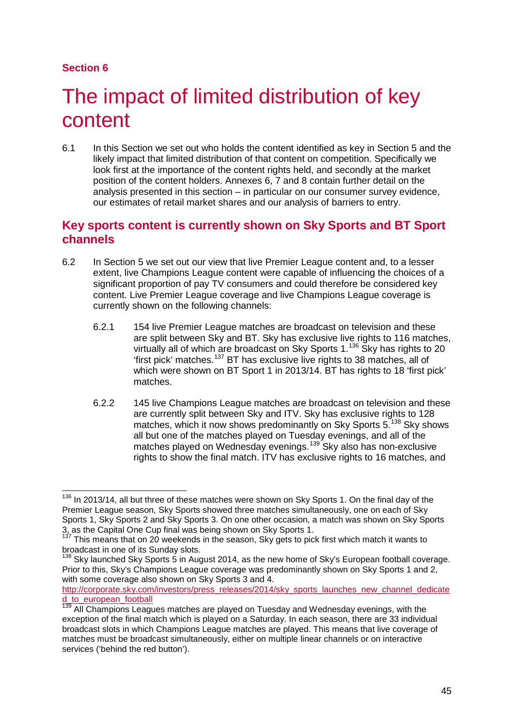**Section 6**

# The impact of limited distribution of key content

6.1 In this Section we set out who holds the content identified as key in Section 5 and the likely impact that limited distribution of that content on competition. Specifically we look first at the importance of the content rights held, and secondly at the market position of the content holders. Annexes 6, 7 and 8 contain further detail on the analysis presented in this section – in particular on our consumer survey evidence, our estimates of retail market shares and our analysis of barriers to entry.

## Key sports content is currently shown on Sky Sports and BT Sport channels

6.2 In Section 5 we set out our view that live Premier League content and, to a lesser extent, live Champions League content were capable of influencing the choices of a significant proportion of pay TV consumers and could therefore be considered key content. Live Premier League coverage and live Champions League coverage is currently shown on the following channels:

6.2.1 154 live Premier League matches are broadcast on television and these are split between Sky and BT. Sky has exclusive live rights to 116 matches, virtually all of which are broadcast on Sky Sports 1.[136] Sky has rights to 20 'first pick' matches.[137] BT has exclusive live rights to 38 matches, all of which were shown on BT Sport 1 in 2013/14. BT has rights to 18 'first pick' matches.

6.2.2 145 live Champions League matches are broadcast on television and these are currently split between Sky and ITV. Sky has exclusive rights to 128 matches, which it now shows predominantly on Sky Sports 5.[138] Sky shows all but one of the matches played on Tuesday evenings, and all of the matches played on Wednesday evenings.[139] Sky also has non-exclusive rights to show the final match. ITV has exclusive rights to 16 matches, and

---

[136] In 2013/14, all but three of these matches were shown on Sky Sports 1. On the final day of the Premier League season, Sky Sports showed three matches simultaneously, one on each of Sky Sports 1, Sky Sports 2 and Sky Sports 3. On one other occasion, a match was shown on Sky Sports 3, as the Capital One Cup final was being shown on Sky Sports 1.

[137] This means that on 20 weekends in the season, Sky gets to pick first which match it wants to broadcast in one of its Sunday slots.

[138] Sky launched Sky Sports 5 in August 2014, as the new home of Sky's European football coverage. Prior to this, Sky's Champions League coverage was predominantly shown on Sky Sports 1 and 2, with some coverage also shown on Sky Sports 3 and 4. http://corporate.sky.com/investors/press_releases/2014/sky_sports_launches_new_channel_dedicated_to_european_football

[139] All Champions Leagues matches are played on Tuesday and Wednesday evenings, with the exception of the final match which is played on a Saturday. In each season, there are 33 individual broadcast slots in which Champions League matches are played. This means that live coverage of matches must be broadcast simultaneously, either on multiple linear channels or on interactive services ('behind the red button').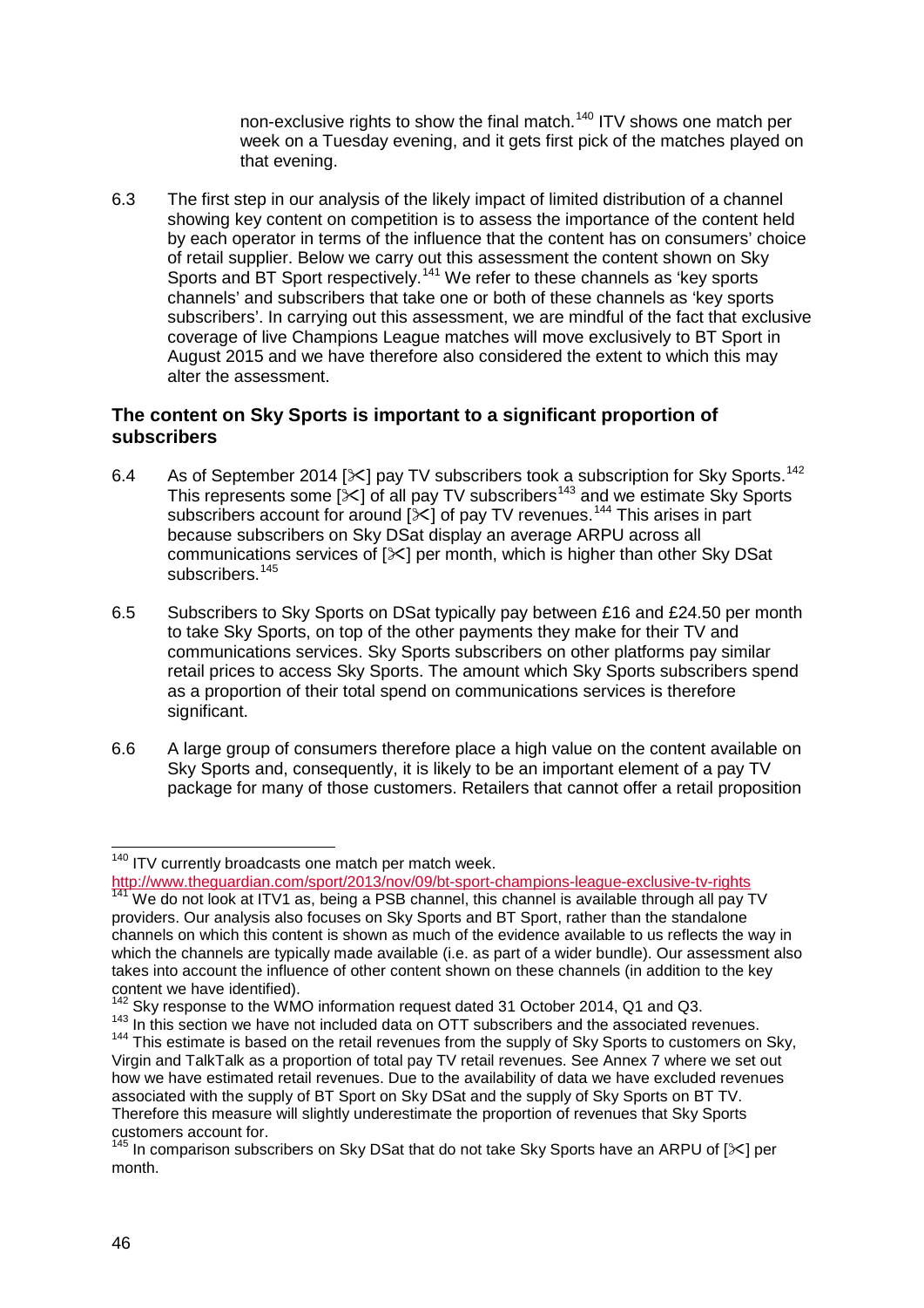non-exclusive rights to show the final match.[140] ITV shows one match per week on a Tuesday evening, and it gets first pick of the matches played on that evening.

6.3 The first step in our analysis of the likely impact of limited distribution of a channel showing key content on competition is to assess the importance of the content held by each operator in terms of the influence that the content has on consumers' choice of retail supplier. Below we carry out this assessment the content shown on Sky Sports and BT Sport respectively.[141] We refer to these channels as 'key sports channels' and subscribers that take one or both of these channels as 'key sports subscribers'. In carrying out this assessment, we are mindful of the fact that exclusive coverage of live Champions League matches will move exclusively to BT Sport in August 2015 and we have therefore also considered the extent to which this may alter the assessment.

### The content on Sky Sports is important to a significant proportion of subscribers

6.4 As of September 2014 [✂] pay TV subscribers took a subscription for Sky Sports.[142] This represents some [✂] of all pay TV subscribers[143] and we estimate Sky Sports subscribers account for around [✂] of pay TV revenues.[144] This arises in part because subscribers on Sky DSat display an average ARPU across all communications services of [✂] per month, which is higher than other Sky DSat subscribers.[145]

6.5 Subscribers to Sky Sports on DSat typically pay between £16 and £24.50 per month to take Sky Sports, on top of the other payments they make for their TV and communications services. Sky Sports subscribers on other platforms pay similar retail prices to access Sky Sports. The amount which Sky Sports subscribers spend as a proportion of their total spend on communications services is therefore significant.

6.6 A large group of consumers therefore place a high value on the content available on Sky Sports and, consequently, it is likely to be an important element of a pay TV package for many of those customers. Retailers that cannot offer a retail proposition

---

[140] ITV currently broadcasts one match per match week. http://www.theguardian.com/sport/2013/nov/09/bt-sport-champions-league-exclusive-tv-rights

[141] We do not look at ITV1 as, being a PSB channel, this channel is available through all pay TV providers. Our analysis also focuses on Sky Sports and BT Sport, rather than the standalone channels on which this content is shown as much of the evidence available to us reflects the way in which the channels are typically made available (i.e. as part of a wider bundle). Our assessment also takes into account the influence of other content shown on these channels (in addition to the key content we have identified).

[142] Sky response to the WMO information request dated 31 October 2014, Q1 and Q3.

[143] In this section we have not included data on OTT subscribers and the associated revenues.

[144] This estimate is based on the retail revenues from the supply of Sky Sports to customers on Sky, Virgin and TalkTalk as a proportion of total pay TV retail revenues. See Annex 7 where we set out how we have estimated retail revenues. Due to the availability of data we have excluded revenues associated with the supply of BT Sport on Sky DSat and the supply of Sky Sports on BT TV. Therefore this measure will slightly underestimate the proportion of revenues that Sky Sports customers account for.

[145] In comparison subscribers on Sky DSat that do not take Sky Sports have an ARPU of [✂] per month.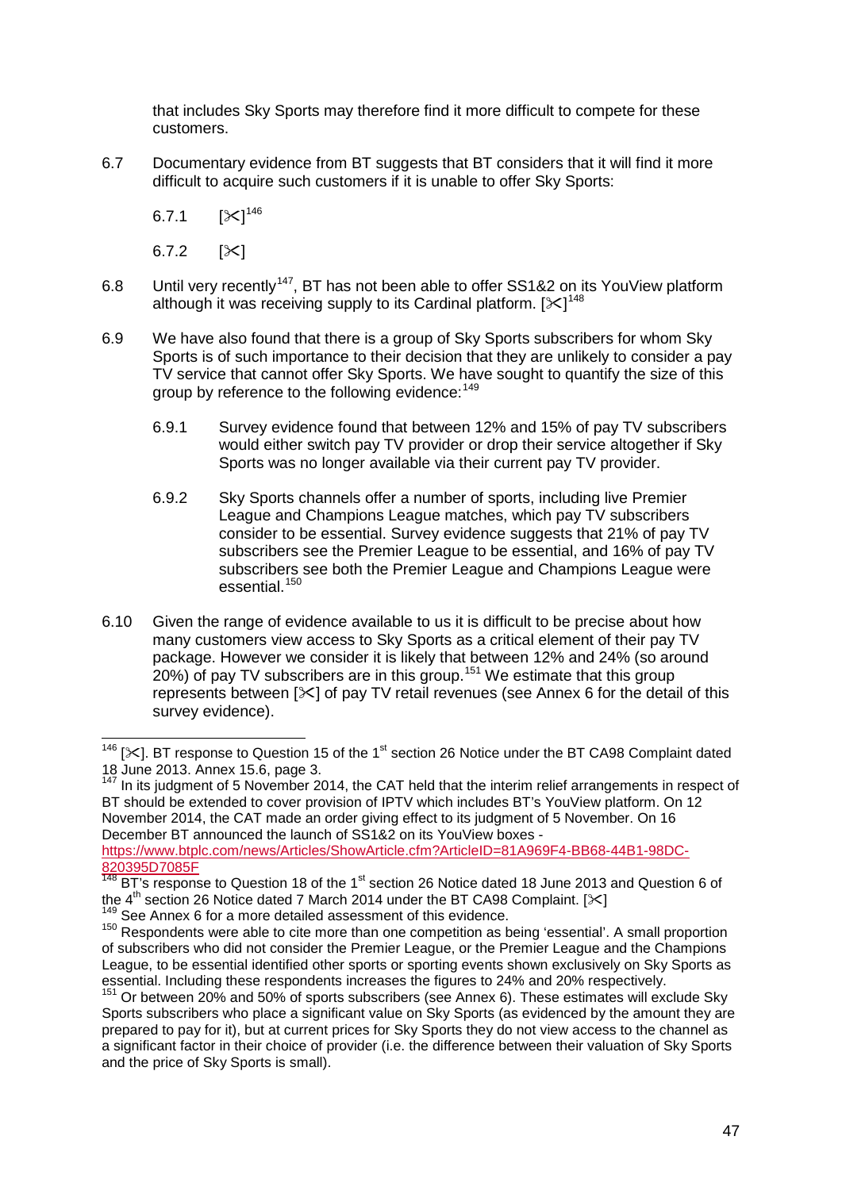that includes Sky Sports may therefore find it more difficult to compete for these customers.

6.7 Documentary evidence from BT suggests that BT considers that it will find it more difficult to acquire such customers if it is unable to offer Sky Sports:

6.7.1 [✂][146]

6.7.2 [✂]

6.8 Until very recently[147], BT has not been able to offer SS1&2 on its YouView platform although it was receiving supply to its Cardinal platform. [✂][148]

6.9 We have also found that there is a group of Sky Sports subscribers for whom Sky Sports is of such importance to their decision that they are unlikely to consider a pay TV service that cannot offer Sky Sports. We have sought to quantify the size of this group by reference to the following evidence:[149]

6.9.1 Survey evidence found that between 12% and 15% of pay TV subscribers would either switch pay TV provider or drop their service altogether if Sky Sports was no longer available via their current pay TV provider.

6.9.2 Sky Sports channels offer a number of sports, including live Premier League and Champions League matches, which pay TV subscribers consider to be essential. Survey evidence suggests that 21% of pay TV subscribers see the Premier League to be essential, and 16% of pay TV subscribers see both the Premier League and Champions League were essential.[150]

6.10 Given the range of evidence available to us it is difficult to be precise about how many customers view access to Sky Sports as a critical element of their pay TV package. However we consider it is likely that between 12% and 24% (so around 20%) of pay TV subscribers are in this group.[151] We estimate that this group represents between [✂] of pay TV retail revenues (see Annex 6 for the detail of this survey evidence).

---

[146] [✂]. BT response to Question 15 of the 1st section 26 Notice under the BT CA98 Complaint dated 18 June 2013. Annex 15.6, page 3.

[147] In its judgment of 5 November 2014, the CAT held that the interim relief arrangements in respect of BT should be extended to cover provision of IPTV which includes BT's YouView platform. On 12 November 2014, the CAT made an order giving effect to its judgment of 5 November. On 16 December BT announced the launch of SS1&2 on its YouView boxes - https://www.btplc.com/news/Articles/ShowArticle.cfm?ArticleID=81A969F4-BB68-44B1-98DC-820395D7085F

[148] BT's response to Question 18 of the 1st section 26 Notice dated 18 June 2013 and Question 6 of the 4th section 26 Notice dated 7 March 2014 under the BT CA98 Complaint. [✂]

[149] See Annex 6 for a more detailed assessment of this evidence.

[150] Respondents were able to cite more than one competition as being 'essential'. A small proportion of subscribers who did not consider the Premier League, or the Premier League and the Champions League, to be essential identified other sports or sporting events shown exclusively on Sky Sports as essential. Including these respondents increases the figures to 24% and 20% respectively.

[151] Or between 20% and 50% of sports subscribers (see Annex 6). These estimates will exclude Sky Sports subscribers who place a significant value on Sky Sports (as evidenced by the amount they are prepared to pay for it), but at current prices for Sky Sports they do not view access to the channel as a significant factor in their choice of provider (i.e. the difference between their valuation of Sky Sports and the price of Sky Sports is small).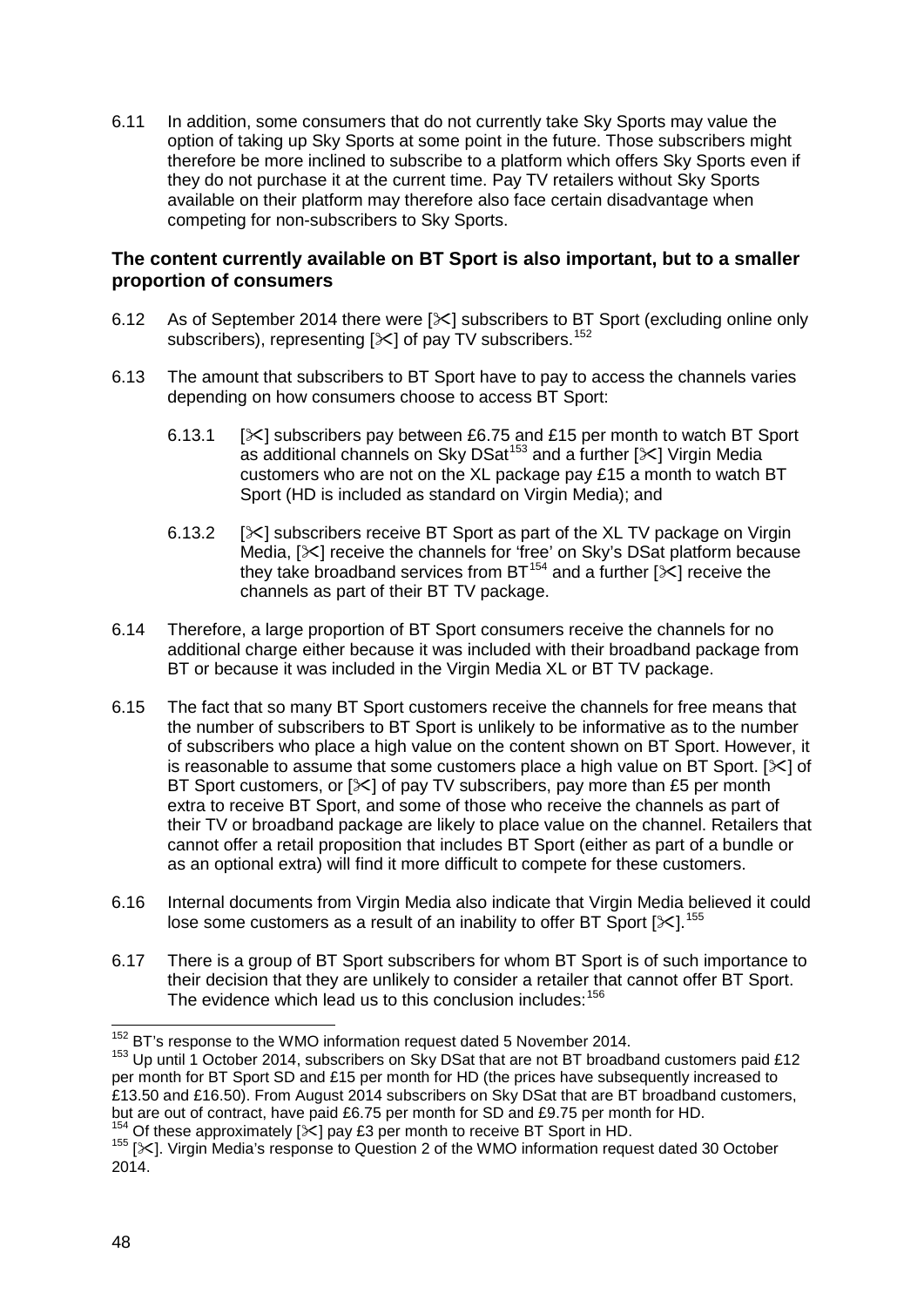6.11 In addition, some consumers that do not currently take Sky Sports may value the option of taking up Sky Sports at some point in the future. Those subscribers might therefore be more inclined to subscribe to a platform which offers Sky Sports even if they do not purchase it at the current time. Pay TV retailers without Sky Sports available on their platform may therefore also face certain disadvantage when competing for non-subscribers to Sky Sports.

### The content currently available on BT Sport is also important, but to a smaller proportion of consumers

6.12 As of September 2014 there were [✂] subscribers to BT Sport (excluding online only subscribers), representing [✂] of pay TV subscribers.[152]

6.13 The amount that subscribers to BT Sport have to pay to access the channels varies depending on how consumers choose to access BT Sport:

6.13.1 [✂] subscribers pay between £6.75 and £15 per month to watch BT Sport as additional channels on Sky DSat[153] and a further [✂] Virgin Media customers who are not on the XL package pay £15 a month to watch BT Sport (HD is included as standard on Virgin Media); and

6.13.2 [✂] subscribers receive BT Sport as part of the XL TV package on Virgin Media, [✂] receive the channels for 'free' on Sky's DSat platform because they take broadband services from BT[154] and a further [✂] receive the channels as part of their BT TV package.

6.14 Therefore, a large proportion of BT Sport consumers receive the channels for no additional charge either because it was included with their broadband package from BT or because it was included in the Virgin Media XL or BT TV package.

6.15 The fact that so many BT Sport customers receive the channels for free means that the number of subscribers to BT Sport is unlikely to be informative as to the number of subscribers who place a high value on the content shown on BT Sport. However, it is reasonable to assume that some customers place a high value on BT Sport. [✂] of BT Sport customers, or [✂] of pay TV subscribers, pay more than £5 per month extra to receive BT Sport, and some of those who receive the channels as part of their TV or broadband package are likely to place value on the channel. Retailers that cannot offer a retail proposition that includes BT Sport (either as part of a bundle or as an optional extra) will find it more difficult to compete for these customers.

6.16 Internal documents from Virgin Media also indicate that Virgin Media believed it could lose some customers as a result of an inability to offer BT Sport [✂].[155]

6.17 There is a group of BT Sport subscribers for whom BT Sport is of such importance to their decision that they are unlikely to consider a retailer that cannot offer BT Sport. The evidence which lead us to this conclusion includes:[156]

---

[152] BT's response to the WMO information request dated 5 November 2014.

[153] Up until 1 October 2014, subscribers on Sky DSat that are not BT broadband customers paid £12 per month for BT Sport SD and £15 per month for HD (the prices have subsequently increased to £13.50 and £16.50). From August 2014 subscribers on Sky DSat that are BT broadband customers, but are out of contract, have paid £6.75 per month for SD and £9.75 per month for HD.

[154] Of these approximately [✂] pay £3 per month to receive BT Sport in HD.

[155] [✂]. Virgin Media's response to Question 2 of the WMO information request dated 30 October 2014.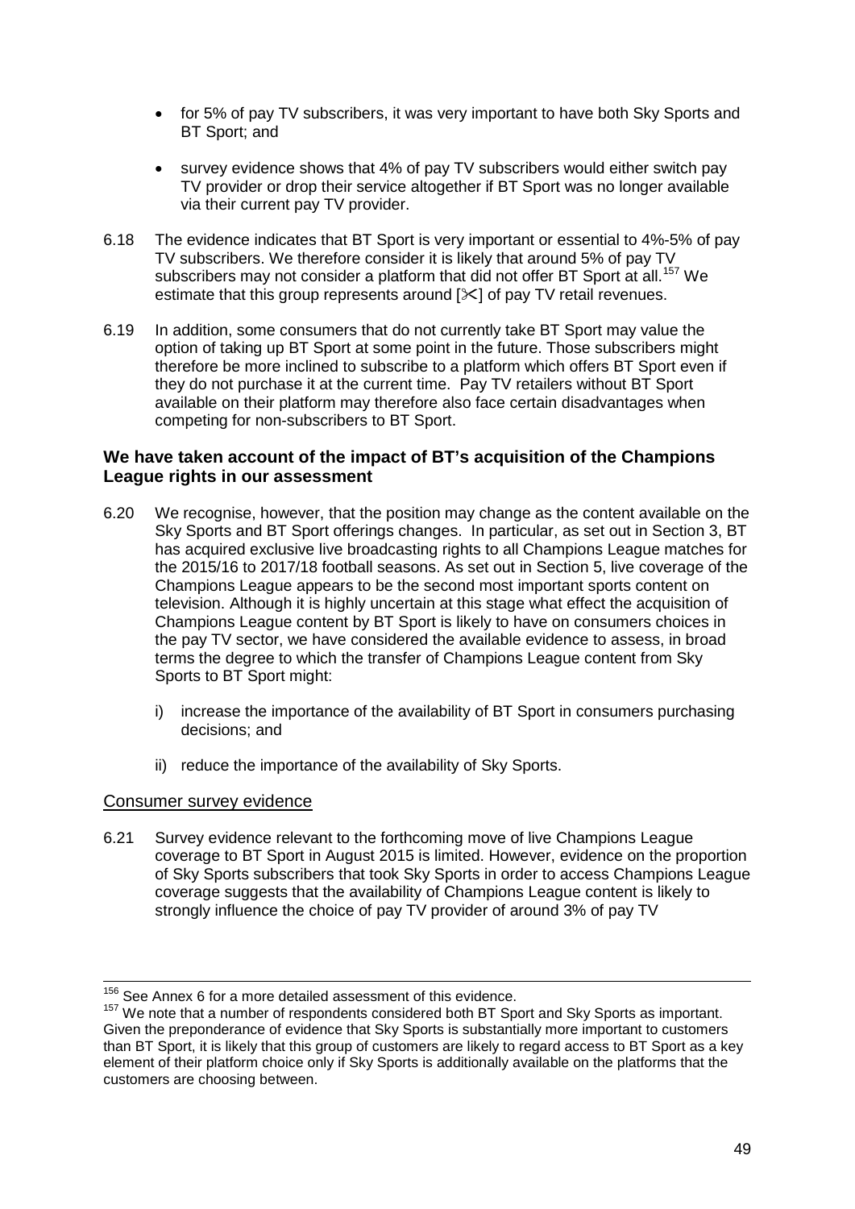- for 5% of pay TV subscribers, it was very important to have both Sky Sports and BT Sport; and
- survey evidence shows that 4% of pay TV subscribers would either switch pay TV provider or drop their service altogether if BT Sport was no longer available via their current pay TV provider.

6.18 The evidence indicates that BT Sport is very important or essential to 4%-5% of pay TV subscribers. We therefore consider it is likely that around 5% of pay TV subscribers may not consider a platform that did not offer BT Sport at all.[157] We estimate that this group represents around [✂] of pay TV retail revenues.

6.19 In addition, some consumers that do not currently take BT Sport may value the option of taking up BT Sport at some point in the future. Those subscribers might therefore be more inclined to subscribe to a platform which offers BT Sport even if they do not purchase it at the current time. Pay TV retailers without BT Sport available on their platform may therefore also face certain disadvantages when competing for non-subscribers to BT Sport.

### We have taken account of the impact of BT's acquisition of the Champions League rights in our assessment

6.20 We recognise, however, that the position may change as the content available on the Sky Sports and BT Sport offerings changes. In particular, as set out in Section 3, BT has acquired exclusive live broadcasting rights to all Champions League matches for the 2015/16 to 2017/18 football seasons. As set out in Section 5, live coverage of the Champions League appears to be the second most important sports content on television. Although it is highly uncertain at this stage what effect the acquisition of Champions League content by BT Sport is likely to have on consumers choices in the pay TV sector, we have considered the available evidence to assess, in broad terms the degree to which the transfer of Champions League content from Sky Sports to BT Sport might:

i) increase the importance of the availability of BT Sport in consumers purchasing decisions; and

ii) reduce the importance of the availability of Sky Sports.

#### Consumer survey evidence

6.21 Survey evidence relevant to the forthcoming move of live Champions League coverage to BT Sport in August 2015 is limited. However, evidence on the proportion of Sky Sports subscribers that took Sky Sports in order to access Champions League coverage suggests that the availability of Champions League content is likely to strongly influence the choice of pay TV provider of around 3% of pay TV

---

[156] See Annex 6 for a more detailed assessment of this evidence.

[157] We note that a number of respondents considered both BT Sport and Sky Sports as important. Given the preponderance of evidence that Sky Sports is substantially more important to customers than BT Sport, it is likely that this group of customers are likely to regard access to BT Sport as a key element of their platform choice only if Sky Sports is additionally available on the platforms that the customers are choosing between.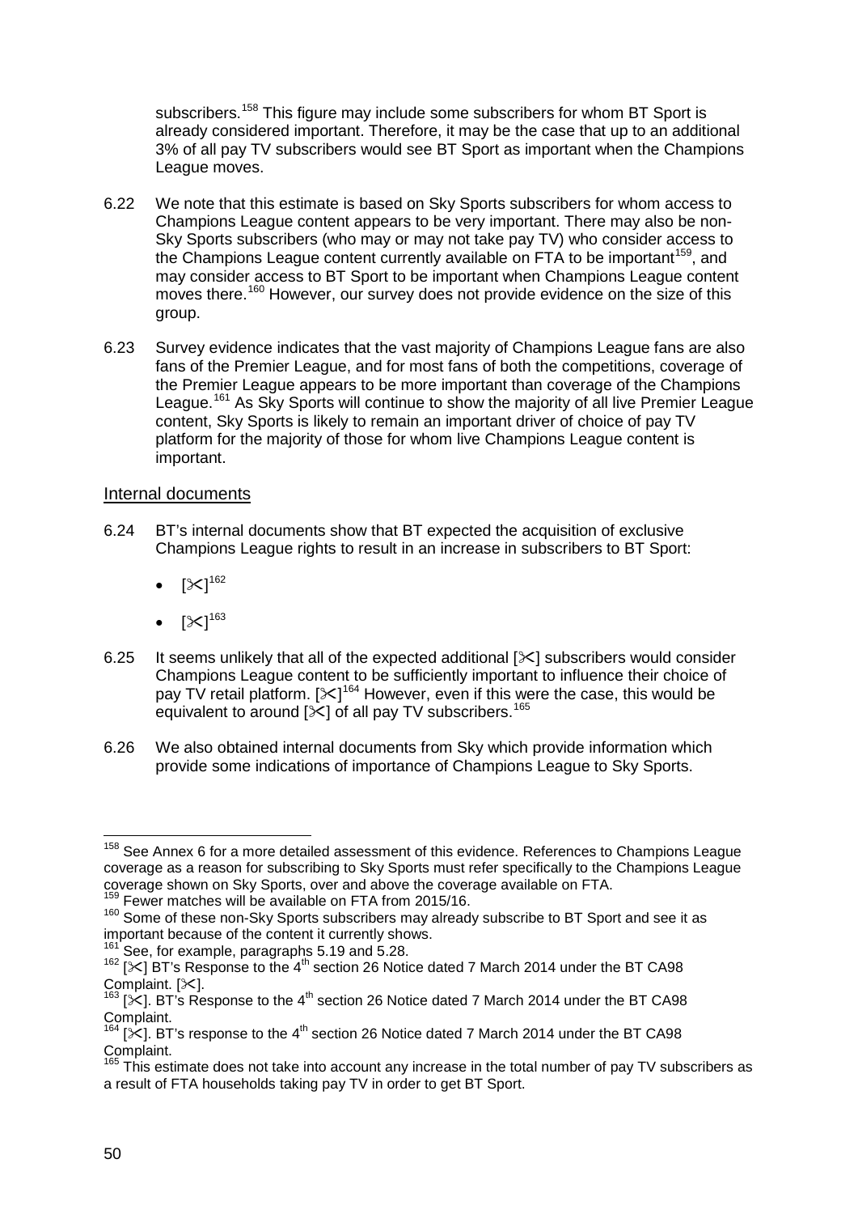subscribers.[158] This figure may include some subscribers for whom BT Sport is already considered important. Therefore, it may be the case that up to an additional 3% of all pay TV subscribers would see BT Sport as important when the Champions League moves.

6.22 We note that this estimate is based on Sky Sports subscribers for whom access to Champions League content appears to be very important. There may also be non-Sky Sports subscribers (who may or may not take pay TV) who consider access to the Champions League content currently available on FTA to be important[159], and may consider access to BT Sport to be important when Champions League content moves there.[160] However, our survey does not provide evidence on the size of this group.

6.23 Survey evidence indicates that the vast majority of Champions League fans are also fans of the Premier League, and for most fans of both the competitions, coverage of the Premier League appears to be more important than coverage of the Champions League.[161] As Sky Sports will continue to show the majority of all live Premier League content, Sky Sports is likely to remain an important driver of choice of pay TV platform for the majority of those for whom live Champions League content is important.

## Internal documents

6.24 BT's internal documents show that BT expected the acquisition of exclusive Champions League rights to result in an increase in subscribers to BT Sport:

- [✂][162]
- [✂][163]

6.25 It seems unlikely that all of the expected additional [✂] subscribers would consider Champions League content to be sufficiently important to influence their choice of pay TV retail platform. [✂][164] However, even if this were the case, this would be equivalent to around [✂] of all pay TV subscribers.[165]

6.26 We also obtained internal documents from Sky which provide information which provide some indications of importance of Champions League to Sky Sports.

---

[158] See Annex 6 for a more detailed assessment of this evidence. References to Champions League coverage as a reason for subscribing to Sky Sports must refer specifically to the Champions League coverage shown on Sky Sports, over and above the coverage available on FTA.

[159] Fewer matches will be available on FTA from 2015/16.

[160] Some of these non-Sky Sports subscribers may already subscribe to BT Sport and see it as important because of the content it currently shows.

[161] See, for example, paragraphs 5.19 and 5.28.

[162] [✂] BT's Response to the 4th section 26 Notice dated 7 March 2014 under the BT CA98 Complaint. [✂].

[163] [✂]. BT's Response to the 4th section 26 Notice dated 7 March 2014 under the BT CA98 Complaint.

[164] [✂]. BT's response to the 4th section 26 Notice dated 7 March 2014 under the BT CA98 Complaint.

[165] This estimate does not take into account any increase in the total number of pay TV subscribers as a result of FTA households taking pay TV in order to get BT Sport.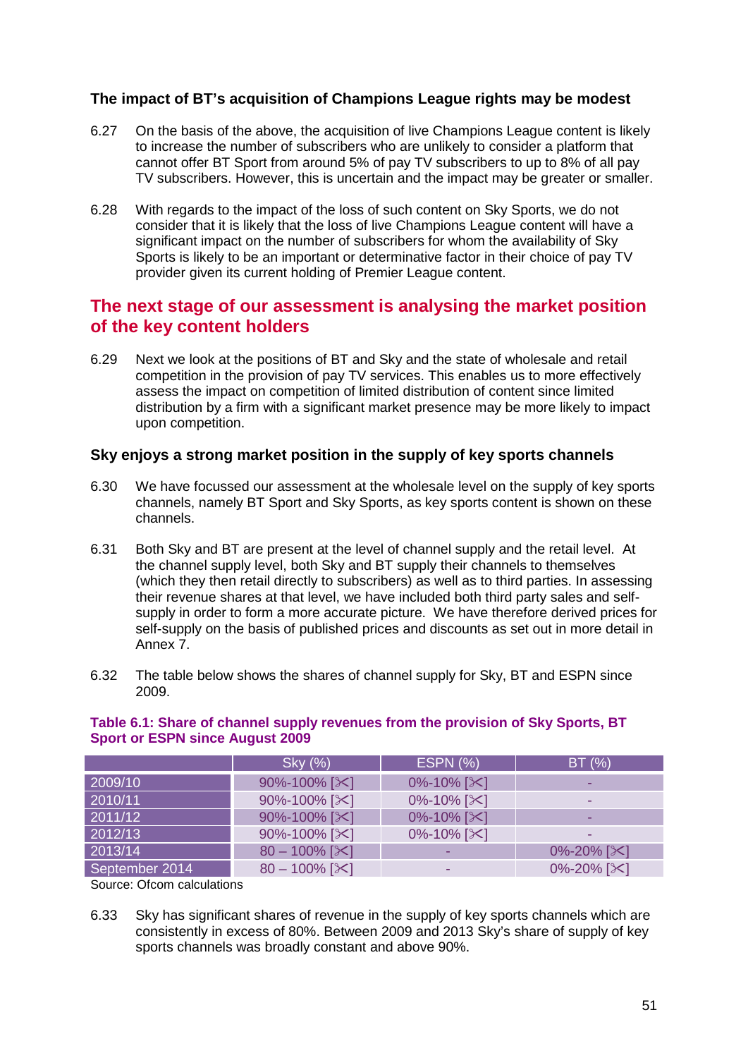### The impact of BT's acquisition of Champions League rights may be modest

6.27 On the basis of the above, the acquisition of live Champions League content is likely to increase the number of subscribers who are unlikely to consider a platform that cannot offer BT Sport from around 5% of pay TV subscribers to up to 8% of all pay TV subscribers. However, this is uncertain and the impact may be greater or smaller.

6.28 With regards to the impact of the loss of such content on Sky Sports, we do not consider that it is likely that the loss of live Champions League content will have a significant impact on the number of subscribers for whom the availability of Sky Sports is likely to be an important or determinative factor in their choice of pay TV provider given its current holding of Premier League content.

## The next stage of our assessment is analysing the market position of the key content holders

6.29 Next we look at the positions of BT and Sky and the state of wholesale and retail competition in the provision of pay TV services. This enables us to more effectively assess the impact on competition of limited distribution of content since limited distribution by a firm with a significant market presence may be more likely to impact upon competition.

### Sky enjoys a strong market position in the supply of key sports channels

6.30 We have focussed our assessment at the wholesale level on the supply of key sports channels, namely BT Sport and Sky Sports, as key sports content is shown on these channels.

6.31 Both Sky and BT are present at the level of channel supply and the retail level. At the channel supply level, both Sky and BT supply their channels to themselves (which they then retail directly to subscribers) as well as to third parties. In assessing their revenue shares at that level, we have included both third party sales and self-supply in order to form a more accurate picture. We have therefore derived prices for self-supply on the basis of published prices and discounts as set out in more detail in Annex 7.

6.32 The table below shows the shares of channel supply for Sky, BT and ESPN since 2009.

**Table 6.1: Share of channel supply revenues from the provision of Sky Sports, BT Sport or ESPN since August 2009**

| | Sky (%) | ESPN (%) | BT (%) |
|---|---|---|---|
| 2009/10 | 90%-100% [✂] | 0%-10% [✂] | - |
| 2010/11 | 90%-100% [✂] | 0%-10% [✂] | - |
| 2011/12 | 90%-100% [✂] | 0%-10% [✂] | - |
| 2012/13 | 90%-100% [✂] | 0%-10% [✂] | - |
| 2013/14 | 80 – 100% [✂] | - | 0%-20% [✂] |
| September 2014 | 80 – 100% [✂] | - | 0%-20% [✂] |

Source: Ofcom calculations

6.33 Sky has significant shares of revenue in the supply of key sports channels which are consistently in excess of 80%. Between 2009 and 2013 Sky's share of supply of key sports channels was broadly constant and above 90%.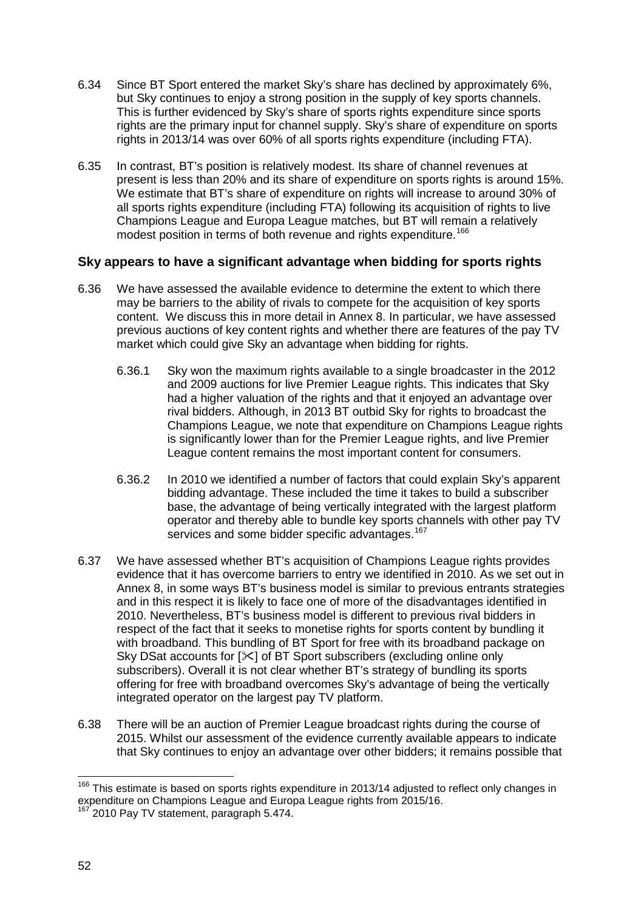6.34 Since BT Sport entered the market Sky's share has declined by approximately 6%, but Sky continues to enjoy a strong position in the supply of key sports channels. This is further evidenced by Sky's share of sports rights expenditure since sports rights are the primary input for channel supply. Sky's share of expenditure on sports rights in 2013/14 was over 60% of all sports rights expenditure (including FTA).

6.35 In contrast, BT's position is relatively modest. Its share of channel revenues at present is less than 20% and its share of expenditure on sports rights is around 15%. We estimate that BT's share of expenditure on rights will increase to around 30% of all sports rights expenditure (including FTA) following its acquisition of rights to live Champions League and Europa League matches, but BT will remain a relatively modest position in terms of both revenue and rights expenditure.[166]

### Sky appears to have a significant advantage when bidding for sports rights

6.36 We have assessed the available evidence to determine the extent to which there may be barriers to the ability of rivals to compete for the acquisition of key sports content. We discuss this in more detail in Annex 8. In particular, we have assessed previous auctions of key content rights and whether there are features of the pay TV market which could give Sky an advantage when bidding for rights.

6.36.1 Sky won the maximum rights available to a single broadcaster in the 2012 and 2009 auctions for live Premier League rights. This indicates that Sky had a higher valuation of the rights and that it enjoyed an advantage over rival bidders. Although, in 2013 BT outbid Sky for rights to broadcast the Champions League, we note that expenditure on Champions League rights is significantly lower than for the Premier League rights, and live Premier League content remains the most important content for consumers.

6.36.2 In 2010 we identified a number of factors that could explain Sky's apparent bidding advantage. These included the time it takes to build a subscriber base, the advantage of being vertically integrated with the largest platform operator and thereby able to bundle key sports channels with other pay TV services and some bidder specific advantages.[167]

6.37 We have assessed whether BT's acquisition of Champions League rights provides evidence that it has overcome barriers to entry we identified in 2010. As we set out in Annex 8, in some ways BT's business model is similar to previous entrants strategies and in this respect it is likely to face one of more of the disadvantages identified in 2010. Nevertheless, BT's business model is different to previous rival bidders in respect of the fact that it seeks to monetise rights for sports content by bundling it with broadband. This bundling of BT Sport for free with its broadband package on Sky DSat accounts for [✂] of BT Sport subscribers (excluding online only subscribers). Overall it is not clear whether BT's strategy of bundling its sports offering for free with broadband overcomes Sky's advantage of being the vertically integrated operator on the largest pay TV platform.

6.38 There will be an auction of Premier League broadcast rights during the course of 2015. Whilst our assessment of the evidence currently available appears to indicate that Sky continues to enjoy an advantage over other bidders; it remains possible that

---

[166] This estimate is based on sports rights expenditure in 2013/14 adjusted to reflect only changes in expenditure on Champions League and Europa League rights from 2015/16.

[167] 2010 Pay TV statement, paragraph 5.474.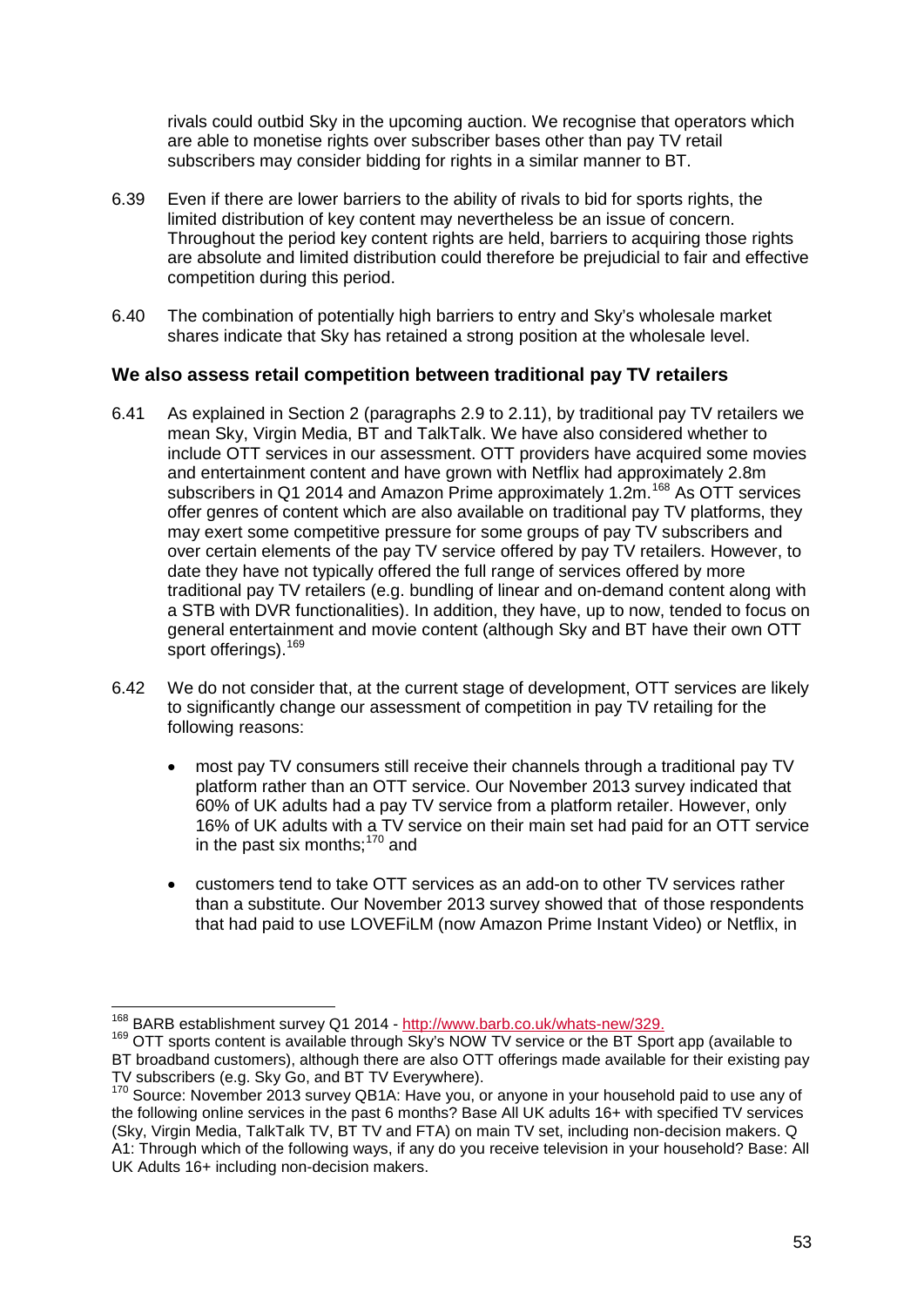rivals could outbid Sky in the upcoming auction. We recognise that operators which are able to monetise rights over subscriber bases other than pay TV retail subscribers may consider bidding for rights in a similar manner to BT.

6.39 Even if there are lower barriers to the ability of rivals to bid for sports rights, the limited distribution of key content may nevertheless be an issue of concern. Throughout the period key content rights are held, barriers to acquiring those rights are absolute and limited distribution could therefore be prejudicial to fair and effective competition during this period.

6.40 The combination of potentially high barriers to entry and Sky's wholesale market shares indicate that Sky has retained a strong position at the wholesale level.

### We also assess retail competition between traditional pay TV retailers

6.41 As explained in Section 2 (paragraphs 2.9 to 2.11), by traditional pay TV retailers we mean Sky, Virgin Media, BT and TalkTalk. We have also considered whether to include OTT services in our assessment. OTT providers have acquired some movies and entertainment content and have grown with Netflix had approximately 2.8m subscribers in Q1 2014 and Amazon Prime approximately 1.2m.[168] As OTT services offer genres of content which are also available on traditional pay TV platforms, they may exert some competitive pressure for some groups of pay TV subscribers and over certain elements of the pay TV service offered by pay TV retailers. However, to date they have not typically offered the full range of services offered by more traditional pay TV retailers (e.g. bundling of linear and on-demand content along with a STB with DVR functionalities). In addition, they have, up to now, tended to focus on general entertainment and movie content (although Sky and BT have their own OTT sport offerings).[169]

6.42 We do not consider that, at the current stage of development, OTT services are likely to significantly change our assessment of competition in pay TV retailing for the following reasons:

- most pay TV consumers still receive their channels through a traditional pay TV platform rather than an OTT service. Our November 2013 survey indicated that 60% of UK adults had a pay TV service from a platform retailer. However, only 16% of UK adults with a TV service on their main set had paid for an OTT service in the past six months;[170] and
- customers tend to take OTT services as an add-on to other TV services rather than a substitute. Our November 2013 survey showed that of those respondents that had paid to use LOVEFiLM (now Amazon Prime Instant Video) or Netflix, in

---

[168] BARB establishment survey Q1 2014 - http://www.barb.co.uk/whats-new/329.

[169] OTT sports content is available through Sky's NOW TV service or the BT Sport app (available to BT broadband customers), although there are also OTT offerings made available for their existing pay TV subscribers (e.g. Sky Go, and BT TV Everywhere).

[170] Source: November 2013 survey QB1A: Have you, or anyone in your household paid to use any of the following online services in the past 6 months? Base All UK adults 16+ with specified TV services (Sky, Virgin Media, TalkTalk TV, BT TV and FTA) on main TV set, including non-decision makers. Q A1: Through which of the following ways, if any do you receive television in your household? Base: All UK Adults 16+ including non-decision makers.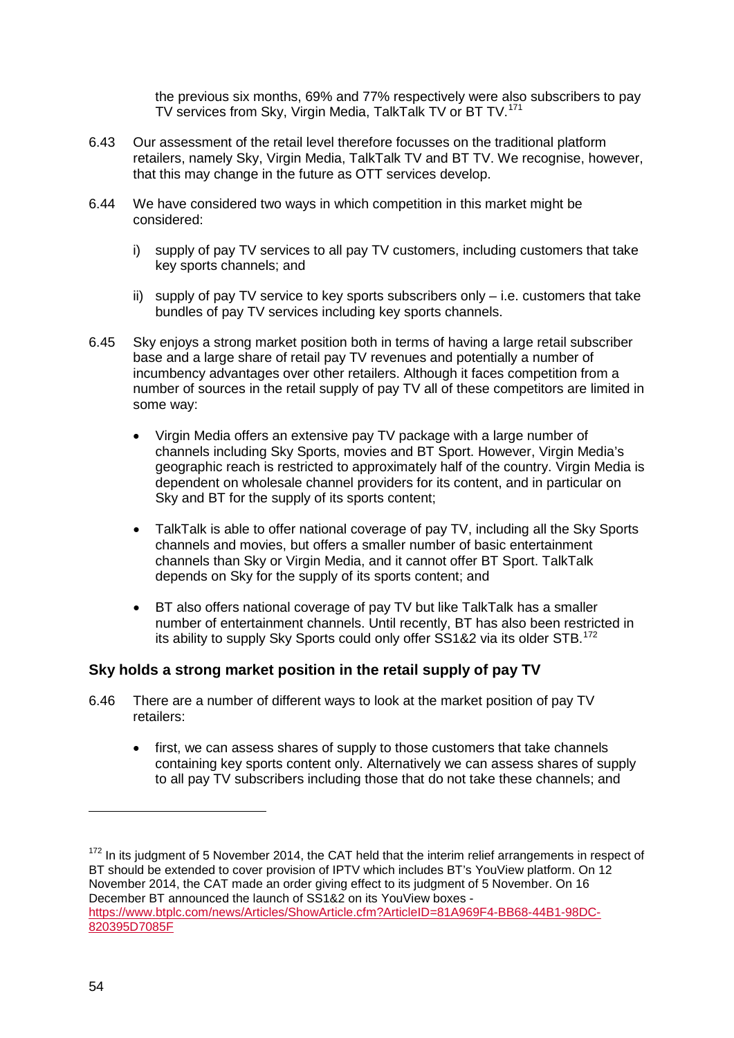the previous six months, 69% and 77% respectively were also subscribers to pay TV services from Sky, Virgin Media, TalkTalk TV or BT TV.[171]

6.43 Our assessment of the retail level therefore focusses on the traditional platform retailers, namely Sky, Virgin Media, TalkTalk TV and BT TV. We recognise, however, that this may change in the future as OTT services develop.

6.44 We have considered two ways in which competition in this market might be considered:

i) supply of pay TV services to all pay TV customers, including customers that take key sports channels; and

ii) supply of pay TV service to key sports subscribers only – i.e. customers that take bundles of pay TV services including key sports channels.

6.45 Sky enjoys a strong market position both in terms of having a large retail subscriber base and a large share of retail pay TV revenues and potentially a number of incumbency advantages over other retailers. Although it faces competition from a number of sources in the retail supply of pay TV all of these competitors are limited in some way:

- Virgin Media offers an extensive pay TV package with a large number of channels including Sky Sports, movies and BT Sport. However, Virgin Media's geographic reach is restricted to approximately half of the country. Virgin Media is dependent on wholesale channel providers for its content, and in particular on Sky and BT for the supply of its sports content;
- TalkTalk is able to offer national coverage of pay TV, including all the Sky Sports channels and movies, but offers a smaller number of basic entertainment channels than Sky or Virgin Media, and it cannot offer BT Sport. TalkTalk depends on Sky for the supply of its sports content; and
- BT also offers national coverage of pay TV but like TalkTalk has a smaller number of entertainment channels. Until recently, BT has also been restricted in its ability to supply Sky Sports could only offer SS1&2 via its older STB.[172]

### Sky holds a strong market position in the retail supply of pay TV

6.46 There are a number of different ways to look at the market position of pay TV retailers:

- first, we can assess shares of supply to those customers that take channels containing key sports content only. Alternatively we can assess shares of supply to all pay TV subscribers including those that do not take these channels; and

---

[172] In its judgment of 5 November 2014, the CAT held that the interim relief arrangements in respect of BT should be extended to cover provision of IPTV which includes BT's YouView platform. On 12 November 2014, the CAT made an order giving effect to its judgment of 5 November. On 16 December BT announced the launch of SS1&2 on its YouView boxes - https://www.btplc.com/news/Articles/ShowArticle.cfm?ArticleID=81A969F4-BB68-44B1-98DC-820395D7085F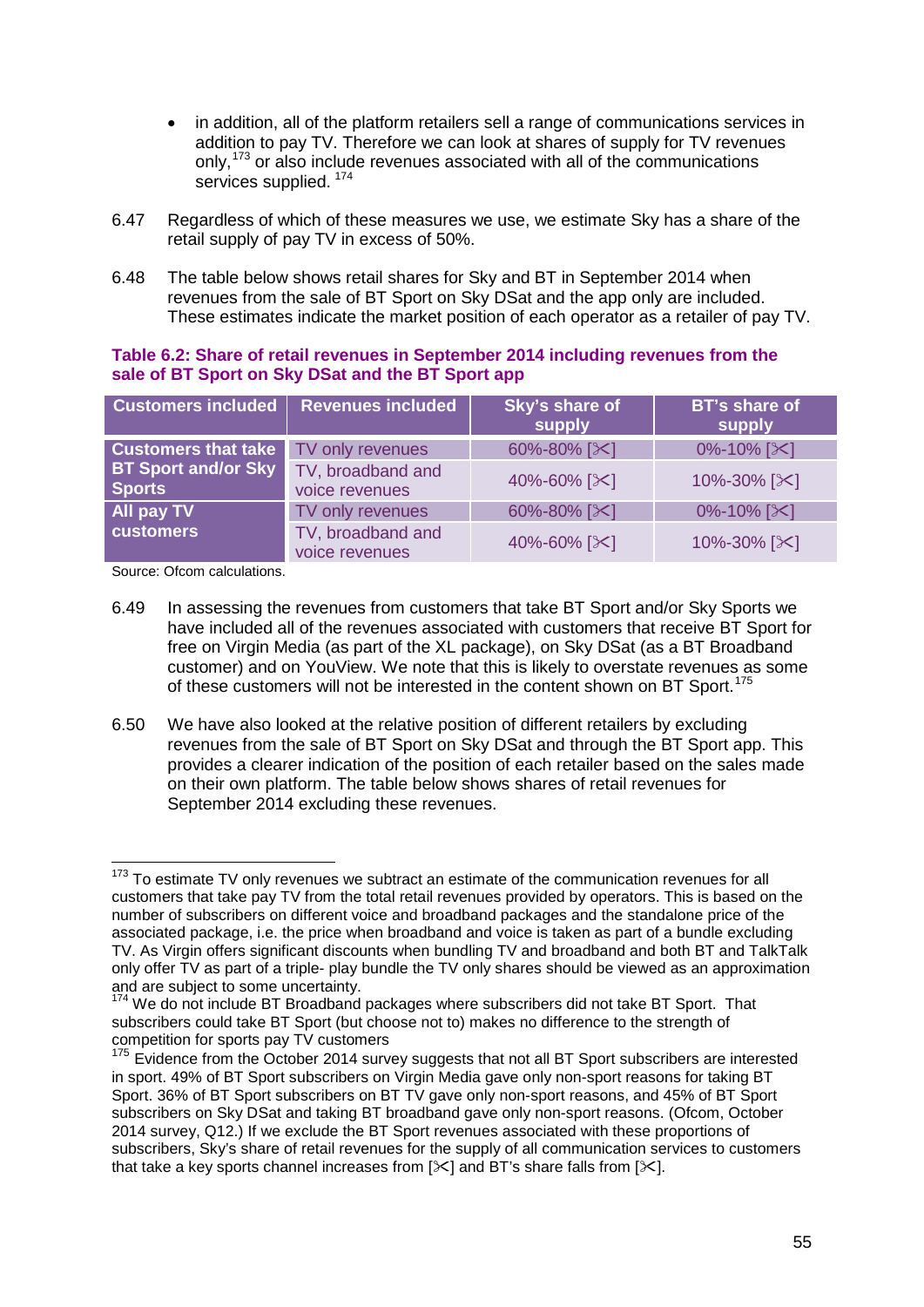- in addition, all of the platform retailers sell a range of communications services in addition to pay TV. Therefore we can look at shares of supply for TV revenues only,[173] or also include revenues associated with all of the communications services supplied.[174]

6.47 Regardless of which of these measures we use, we estimate Sky has a share of the retail supply of pay TV in excess of 50%.

6.48 The table below shows retail shares for Sky and BT in September 2014 when revenues from the sale of BT Sport on Sky DSat and the app only are included. These estimates indicate the market position of each operator as a retailer of pay TV.

**Table 6.2: Share of retail revenues in September 2014 including revenues from the sale of BT Sport on Sky DSat and the BT Sport app**

| Customers included | Revenues included | Sky's share of supply | BT's share of supply |
|---|---|---|---|
| Customers that take BT Sport and/or Sky Sports | TV only revenues | 60%-80% [✂] | 0%-10% [✂] |
| | TV, broadband and voice revenues | 40%-60% [✂] | 10%-30% [✂] |
| All pay TV customers | TV only revenues | 60%-80% [✂] | 0%-10% [✂] |
| | TV, broadband and voice revenues | 40%-60% [✂] | 10%-30% [✂] |

Source: Ofcom calculations.

6.49 In assessing the revenues from customers that take BT Sport and/or Sky Sports we have included all of the revenues associated with customers that receive BT Sport for free on Virgin Media (as part of the XL package), on Sky DSat (as a BT Broadband customer) and on YouView. We note that this is likely to overstate revenues as some of these customers will not be interested in the content shown on BT Sport.[175]

6.50 We have also looked at the relative position of different retailers by excluding revenues from the sale of BT Sport on Sky DSat and through the BT Sport app. This provides a clearer indication of the position of each retailer based on the sales made on their own platform. The table below shows shares of retail revenues for September 2014 excluding these revenues.

---

[173] To estimate TV only revenues we subtract an estimate of the communication revenues for all customers that take pay TV from the total retail revenues provided by operators. This is based on the number of subscribers on different voice and broadband packages and the standalone price of the associated package, i.e. the price when broadband and voice is taken as part of a bundle excluding TV. As Virgin offers significant discounts when bundling TV and broadband and both BT and TalkTalk only offer TV as part of a triple- play bundle the TV only shares should be viewed as an approximation and are subject to some uncertainty.

[174] We do not include BT Broadband packages where subscribers did not take BT Sport. That subscribers could take BT Sport (but choose not to) makes no difference to the strength of competition for sports pay TV customers

[175] Evidence from the October 2014 survey suggests that not all BT Sport subscribers are interested in sport. 49% of BT Sport subscribers on Virgin Media gave only non-sport reasons for taking BT Sport. 36% of BT Sport subscribers on BT TV gave only non-sport reasons, and 45% of BT Sport subscribers on Sky DSat and taking BT broadband gave only non-sport reasons. (Ofcom, October 2014 survey, Q12.) If we exclude the BT Sport revenues associated with these proportions of subscribers, Sky's share of retail revenues for the supply of all communication services to customers that take a key sports channel increases from [✂] and BT's share falls from [✂].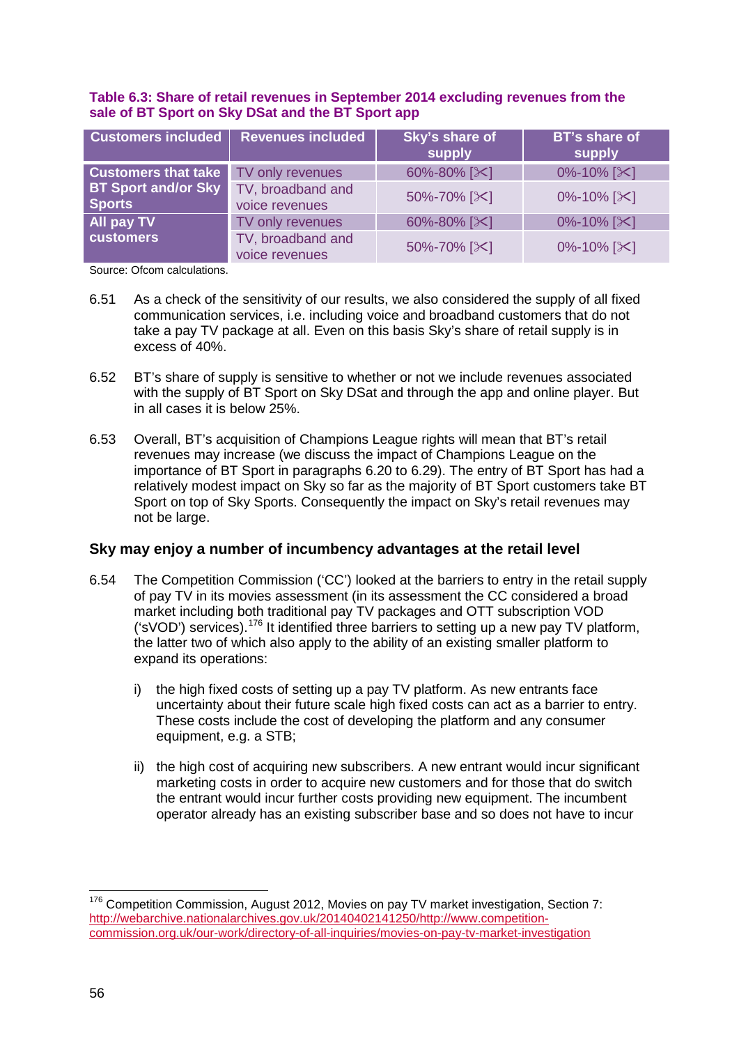**Table 6.3: Share of retail revenues in September 2014 excluding revenues from the sale of BT Sport on Sky DSat and the BT Sport app**

| Customers included | Revenues included | Sky's share of supply | BT's share of supply |
|---|---|---|---|
| Customers that take BT Sport and/or Sky Sports | TV only revenues | 60%-80% [✂] | 0%-10% [✂] |
| | TV, broadband and voice revenues | 50%-70% [✂] | 0%-10% [✂] |
| All pay TV customers | TV only revenues | 60%-80% [✂] | 0%-10% [✂] |
| | TV, broadband and voice revenues | 50%-70% [✂] | 0%-10% [✂] |

Source: Ofcom calculations.

6.51 As a check of the sensitivity of our results, we also considered the supply of all fixed communication services, i.e. including voice and broadband customers that do not take a pay TV package at all. Even on this basis Sky's share of retail supply is in excess of 40%.

6.52 BT's share of supply is sensitive to whether or not we include revenues associated with the supply of BT Sport on Sky DSat and through the app and online player. But in all cases it is below 25%.

6.53 Overall, BT's acquisition of Champions League rights will mean that BT's retail revenues may increase (we discuss the impact of Champions League on the importance of BT Sport in paragraphs 6.20 to 6.29). The entry of BT Sport has had a relatively modest impact on Sky so far as the majority of BT Sport customers take BT Sport on top of Sky Sports. Consequently the impact on Sky's retail revenues may not be large.

### Sky may enjoy a number of incumbency advantages at the retail level

6.54 The Competition Commission ('CC') looked at the barriers to entry in the retail supply of pay TV in its movies assessment (in its assessment the CC considered a broad market including both traditional pay TV packages and OTT subscription VOD ('sVOD') services).[176] It identified three barriers to setting up a new pay TV platform, the latter two of which also apply to the ability of an existing smaller platform to expand its operations:

i) the high fixed costs of setting up a pay TV platform. As new entrants face uncertainty about their future scale high fixed costs can act as a barrier to entry. These costs include the cost of developing the platform and any consumer equipment, e.g. a STB;

ii) the high cost of acquiring new subscribers. A new entrant would incur significant marketing costs in order to acquire new customers and for those that do switch the entrant would incur further costs providing new equipment. The incumbent operator already has an existing subscriber base and so does not have to incur

[176] Competition Commission, August 2012, Movies on pay TV market investigation, Section 7: http://webarchive.nationalarchives.gov.uk/20140402141250/http://www.competition-commission.org.uk/our-work/directory-of-all-inquiries/movies-on-pay-tv-market-investigation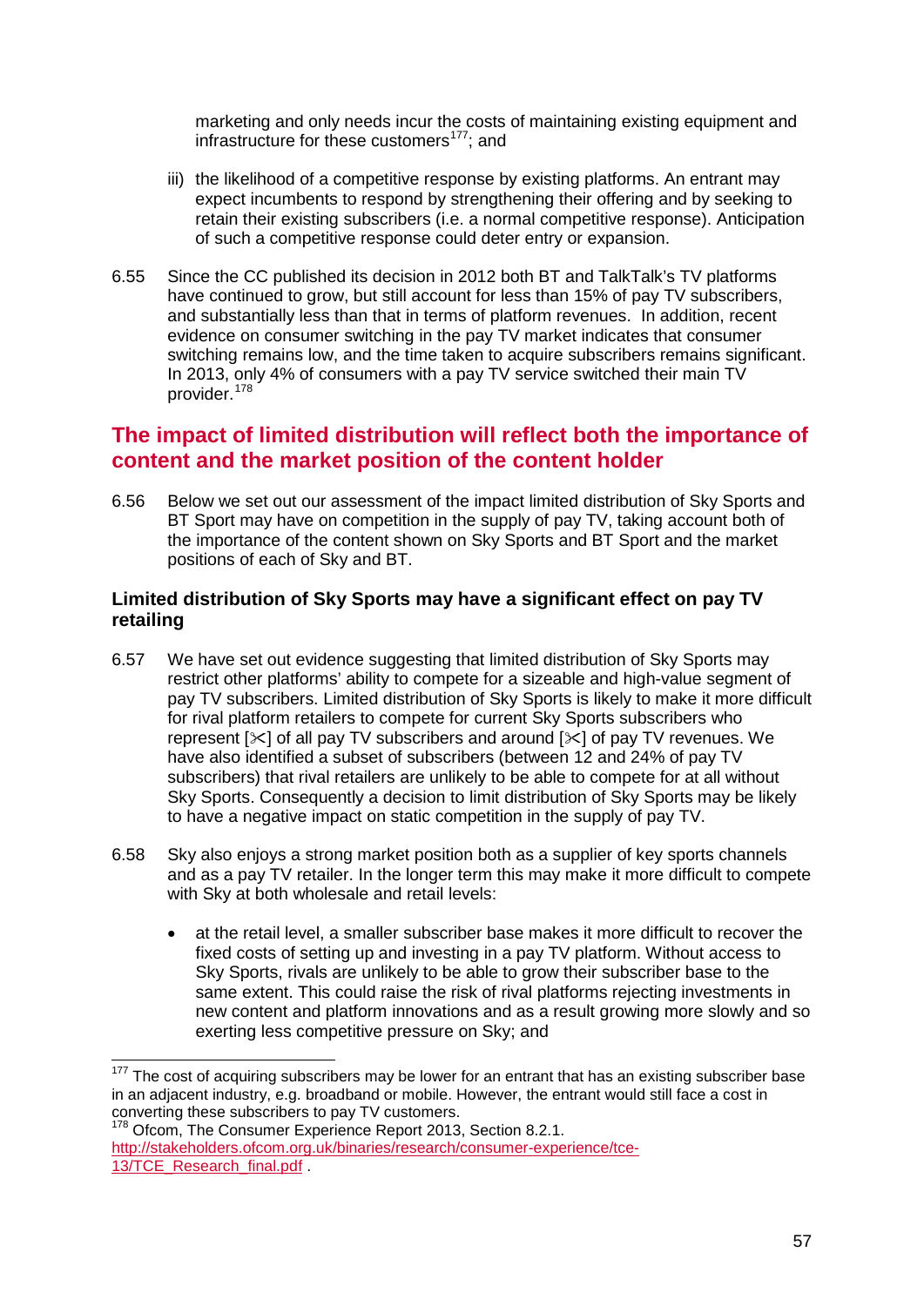marketing and only needs incur the costs of maintaining existing equipment and infrastructure for these customers[177]; and

iii) the likelihood of a competitive response by existing platforms. An entrant may expect incumbents to respond by strengthening their offering and by seeking to retain their existing subscribers (i.e. a normal competitive response). Anticipation of such a competitive response could deter entry or expansion.

6.55 Since the CC published its decision in 2012 both BT and TalkTalk's TV platforms have continued to grow, but still account for less than 15% of pay TV subscribers, and substantially less than that in terms of platform revenues. In addition, recent evidence on consumer switching in the pay TV market indicates that consumer switching remains low, and the time taken to acquire subscribers remains significant. In 2013, only 4% of consumers with a pay TV service switched their main TV provider.[178]

## The impact of limited distribution will reflect both the importance of content and the market position of the content holder

6.56 Below we set out our assessment of the impact limited distribution of Sky Sports and BT Sport may have on competition in the supply of pay TV, taking account both of the importance of the content shown on Sky Sports and BT Sport and the market positions of each of Sky and BT.

### Limited distribution of Sky Sports may have a significant effect on pay TV retailing

6.57 We have set out evidence suggesting that limited distribution of Sky Sports may restrict other platforms' ability to compete for a sizeable and high-value segment of pay TV subscribers. Limited distribution of Sky Sports is likely to make it more difficult for rival platform retailers to compete for current Sky Sports subscribers who represent [✂] of all pay TV subscribers and around [✂] of pay TV revenues. We have also identified a subset of subscribers (between 12 and 24% of pay TV subscribers) that rival retailers are unlikely to be able to compete for at all without Sky Sports. Consequently a decision to limit distribution of Sky Sports may be likely to have a negative impact on static competition in the supply of pay TV.

6.58 Sky also enjoys a strong market position both as a supplier of key sports channels and as a pay TV retailer. In the longer term this may make it more difficult to compete with Sky at both wholesale and retail levels:

- at the retail level, a smaller subscriber base makes it more difficult to recover the fixed costs of setting up and investing in a pay TV platform. Without access to Sky Sports, rivals are unlikely to be able to grow their subscriber base to the same extent. This could raise the risk of rival platforms rejecting investments in new content and platform innovations and as a result growing more slowly and so exerting less competitive pressure on Sky; and

---

[177] The cost of acquiring subscribers may be lower for an entrant that has an existing subscriber base in an adjacent industry, e.g. broadband or mobile. However, the entrant would still face a cost in converting these subscribers to pay TV customers.

[178] Ofcom, The Consumer Experience Report 2013, Section 8.2.1. http://stakeholders.ofcom.org.uk/binaries/research/consumer-experience/tce-13/TCE_Research_final.pdf .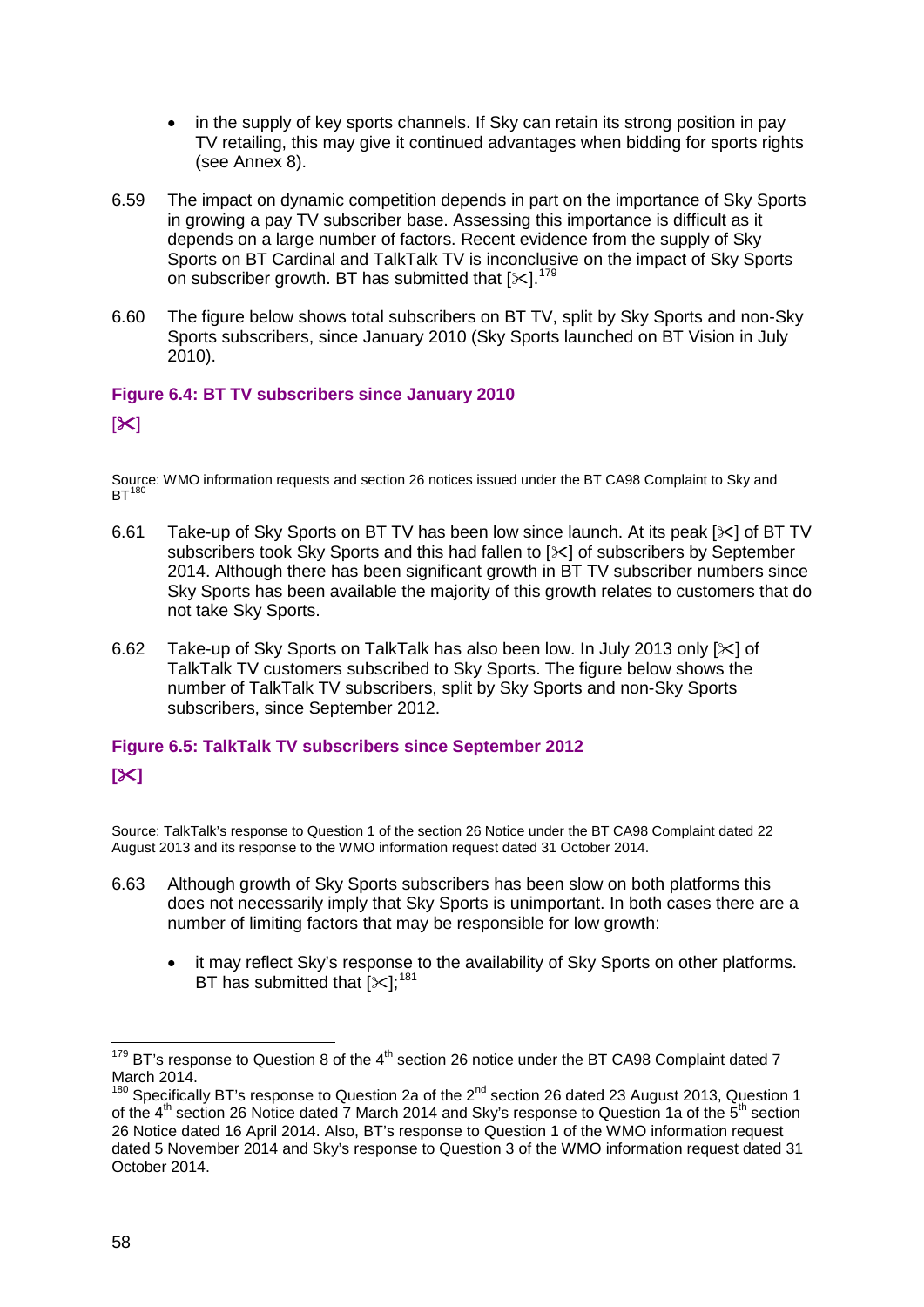- in the supply of key sports channels. If Sky can retain its strong position in pay TV retailing, this may give it continued advantages when bidding for sports rights (see Annex 8).

6.59 The impact on dynamic competition depends in part on the importance of Sky Sports in growing a pay TV subscriber base. Assessing this importance is difficult as it depends on a large number of factors. Recent evidence from the supply of Sky Sports on BT Cardinal and TalkTalk TV is inconclusive on the impact of Sky Sports on subscriber growth. BT has submitted that [✂].[179]

6.60 The figure below shows total subscribers on BT TV, split by Sky Sports and non-Sky Sports subscribers, since January 2010 (Sky Sports launched on BT Vision in July 2010).

**Figure 6.4: BT TV subscribers since January 2010**

[✂]

Source: WMO information requests and section 26 notices issued under the BT CA98 Complaint to Sky and BT[180]

6.61 Take-up of Sky Sports on BT TV has been low since launch. At its peak [✂] of BT TV subscribers took Sky Sports and this had fallen to [✂] of subscribers by September 2014. Although there has been significant growth in BT TV subscriber numbers since Sky Sports has been available the majority of this growth relates to customers that do not take Sky Sports.

6.62 Take-up of Sky Sports on TalkTalk has also been low. In July 2013 only [✂] of TalkTalk TV customers subscribed to Sky Sports. The figure below shows the number of TalkTalk TV subscribers, split by Sky Sports and non-Sky Sports subscribers, since September 2012.

**Figure 6.5: TalkTalk TV subscribers since September 2012**

**[✂]**

Source: TalkTalk's response to Question 1 of the section 26 Notice under the BT CA98 Complaint dated 22 August 2013 and its response to the WMO information request dated 31 October 2014.

6.63 Although growth of Sky Sports subscribers has been slow on both platforms this does not necessarily imply that Sky Sports is unimportant. In both cases there are a number of limiting factors that may be responsible for low growth:

- it may reflect Sky's response to the availability of Sky Sports on other platforms. BT has submitted that [✂];[181]

---

[179] BT's response to Question 8 of the 4th section 26 notice under the BT CA98 Complaint dated 7 March 2014.

[180] Specifically BT's response to Question 2a of the 2nd section 26 dated 23 August 2013, Question 1 of the 4th section 26 Notice dated 7 March 2014 and Sky's response to Question 1a of the 5th section 26 Notice dated 16 April 2014. Also, BT's response to Question 1 of the WMO information request dated 5 November 2014 and Sky's response to Question 3 of the WMO information request dated 31 October 2014.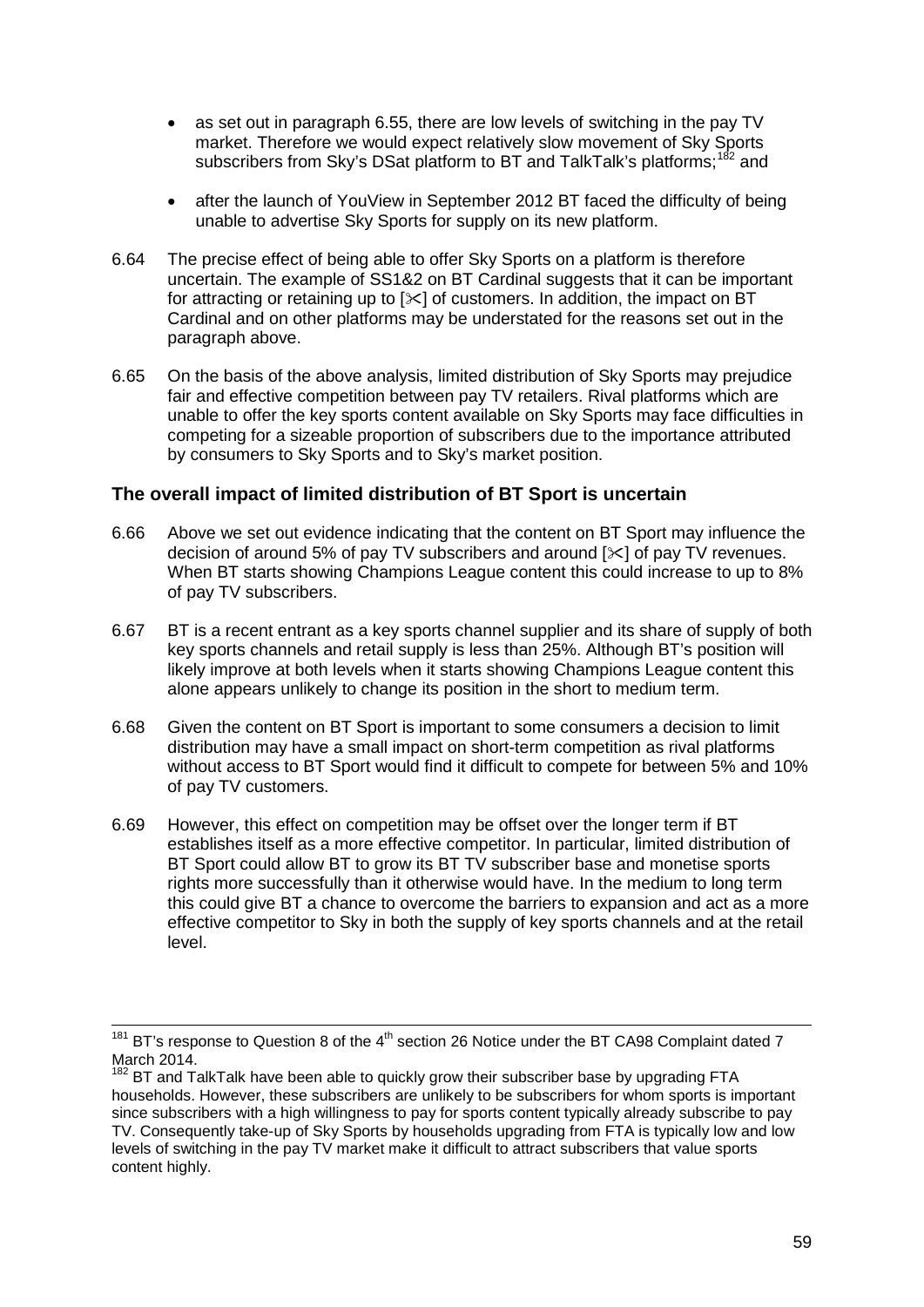- as set out in paragraph 6.55, there are low levels of switching in the pay TV market. Therefore we would expect relatively slow movement of Sky Sports subscribers from Sky's DSat platform to BT and TalkTalk's platforms;[182] and

- after the launch of YouView in September 2012 BT faced the difficulty of being unable to advertise Sky Sports for supply on its new platform.

6.64 The precise effect of being able to offer Sky Sports on a platform is therefore uncertain. The example of SS1&2 on BT Cardinal suggests that it can be important for attracting or retaining up to [✂] of customers. In addition, the impact on BT Cardinal and on other platforms may be understated for the reasons set out in the paragraph above.

6.65 On the basis of the above analysis, limited distribution of Sky Sports may prejudice fair and effective competition between pay TV retailers. Rival platforms which are unable to offer the key sports content available on Sky Sports may face difficulties in competing for a sizeable proportion of subscribers due to the importance attributed by consumers to Sky Sports and to Sky's market position.

### The overall impact of limited distribution of BT Sport is uncertain

6.66 Above we set out evidence indicating that the content on BT Sport may influence the decision of around 5% of pay TV subscribers and around [✂] of pay TV revenues. When BT starts showing Champions League content this could increase to up to 8% of pay TV subscribers.

6.67 BT is a recent entrant as a key sports channel supplier and its share of supply of both key sports channels and retail supply is less than 25%. Although BT's position will likely improve at both levels when it starts showing Champions League content this alone appears unlikely to change its position in the short to medium term.

6.68 Given the content on BT Sport is important to some consumers a decision to limit distribution may have a small impact on short-term competition as rival platforms without access to BT Sport would find it difficult to compete for between 5% and 10% of pay TV customers.

6.69 However, this effect on competition may be offset over the longer term if BT establishes itself as a more effective competitor. In particular, limited distribution of BT Sport could allow BT to grow its BT TV subscriber base and monetise sports rights more successfully than it otherwise would have. In the medium to long term this could give BT a chance to overcome the barriers to expansion and act as a more effective competitor to Sky in both the supply of key sports channels and at the retail level.

---

[181] BT's response to Question 8 of the 4th section 26 Notice under the BT CA98 Complaint dated 7 March 2014.

[182] BT and TalkTalk have been able to quickly grow their subscriber base by upgrading FTA households. However, these subscribers are unlikely to be subscribers for whom sports is important since subscribers with a high willingness to pay for sports content typically already subscribe to pay TV. Consequently take-up of Sky Sports by households upgrading from FTA is typically low and low levels of switching in the pay TV market make it difficult to attract subscribers that value sports content highly.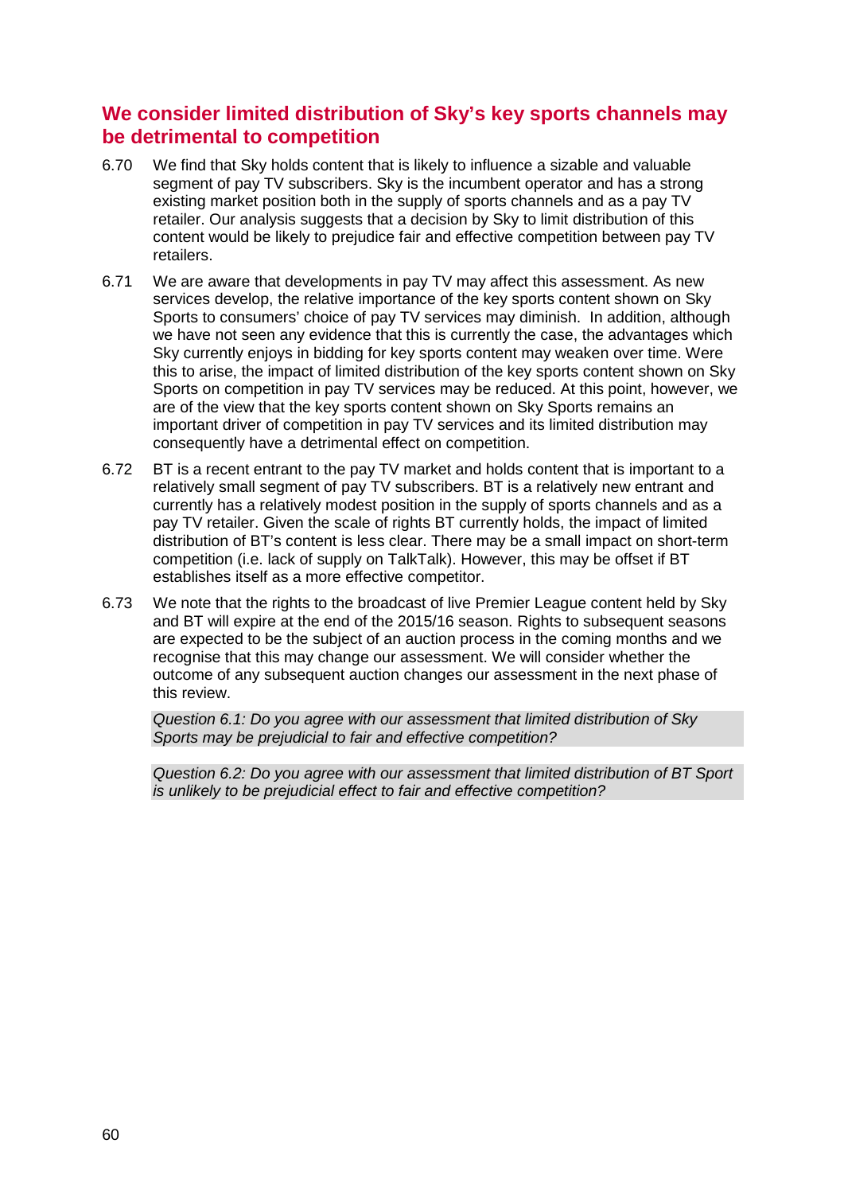## We consider limited distribution of Sky's key sports channels may be detrimental to competition

6.70 We find that Sky holds content that is likely to influence a sizable and valuable segment of pay TV subscribers. Sky is the incumbent operator and has a strong existing market position both in the supply of sports channels and as a pay TV retailer. Our analysis suggests that a decision by Sky to limit distribution of this content would be likely to prejudice fair and effective competition between pay TV retailers.

6.71 We are aware that developments in pay TV may affect this assessment. As new services develop, the relative importance of the key sports content shown on Sky Sports to consumers' choice of pay TV services may diminish. In addition, although we have not seen any evidence that this is currently the case, the advantages which Sky currently enjoys in bidding for key sports content may weaken over time. Were this to arise, the impact of limited distribution of the key sports content shown on Sky Sports on competition in pay TV services may be reduced. At this point, however, we are of the view that the key sports content shown on Sky Sports remains an important driver of competition in pay TV services and its limited distribution may consequently have a detrimental effect on competition.

6.72 BT is a recent entrant to the pay TV market and holds content that is important to a relatively small segment of pay TV subscribers. BT is a relatively new entrant and currently has a relatively modest position in the supply of sports channels and as a pay TV retailer. Given the scale of rights BT currently holds, the impact of limited distribution of BT's content is less clear. There may be a small impact on short-term competition (i.e. lack of supply on TalkTalk). However, this may be offset if BT establishes itself as a more effective competitor.

6.73 We note that the rights to the broadcast of live Premier League content held by Sky and BT will expire at the end of the 2015/16 season. Rights to subsequent seasons are expected to be the subject of an auction process in the coming months and we recognise that this may change our assessment. We will consider whether the outcome of any subsequent auction changes our assessment in the next phase of this review.

*Question 6.1: Do you agree with our assessment that limited distribution of Sky Sports may be prejudicial to fair and effective competition?*

*Question 6.2: Do you agree with our assessment that limited distribution of BT Sport is unlikely to be prejudicial effect to fair and effective competition?*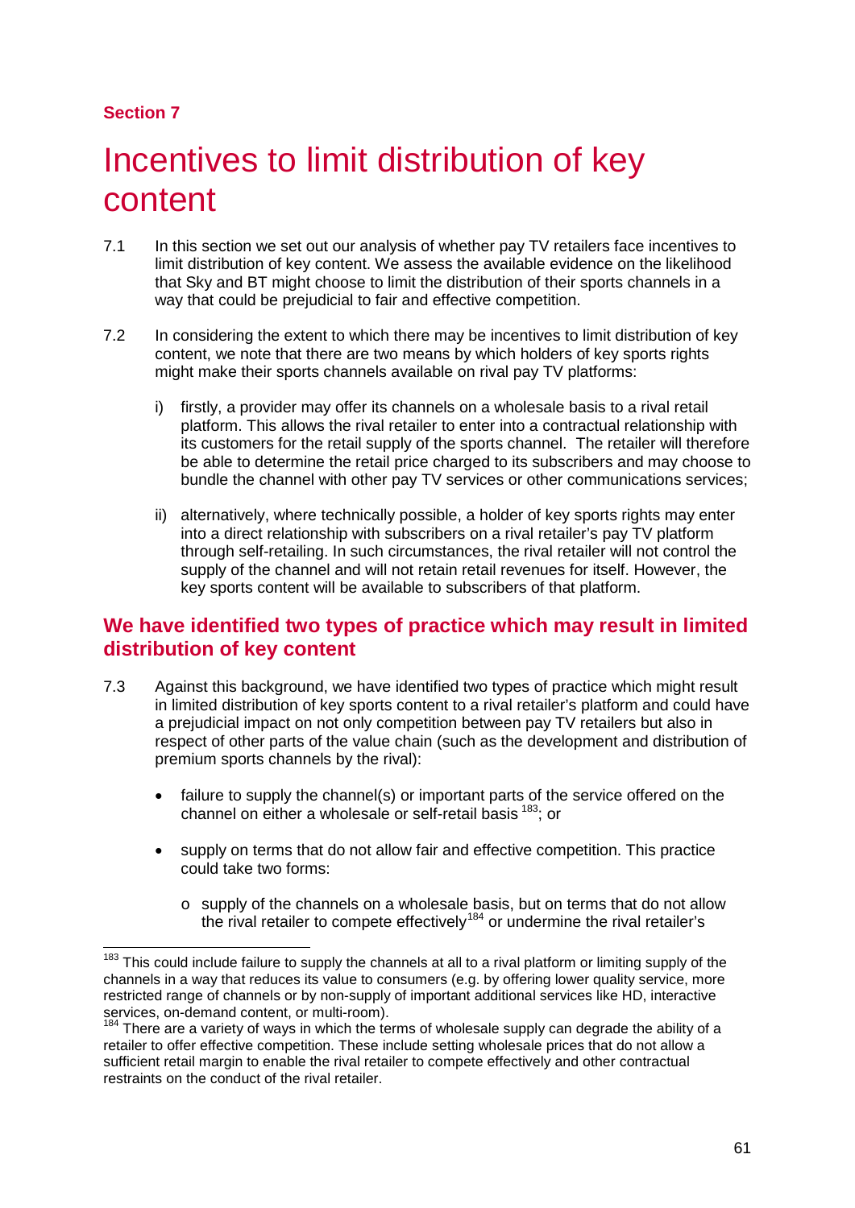**Section 7**

# Incentives to limit distribution of key content

7.1 In this section we set out our analysis of whether pay TV retailers face incentives to limit distribution of key content. We assess the available evidence on the likelihood that Sky and BT might choose to limit the distribution of their sports channels in a way that could be prejudicial to fair and effective competition.

7.2 In considering the extent to which there may be incentives to limit distribution of key content, we note that there are two means by which holders of key sports rights might make their sports channels available on rival pay TV platforms:

i) firstly, a provider may offer its channels on a wholesale basis to a rival retail platform. This allows the rival retailer to enter into a contractual relationship with its customers for the retail supply of the sports channel. The retailer will therefore be able to determine the retail price charged to its subscribers and may choose to bundle the channel with other pay TV services or other communications services;

ii) alternatively, where technically possible, a holder of key sports rights may enter into a direct relationship with subscribers on a rival retailer's pay TV platform through self-retailing. In such circumstances, the rival retailer will not control the supply of the channel and will not retain retail revenues for itself. However, the key sports content will be available to subscribers of that platform.

## We have identified two types of practice which may result in limited distribution of key content

7.3 Against this background, we have identified two types of practice which might result in limited distribution of key sports content to a rival retailer's platform and could have a prejudicial impact on not only competition between pay TV retailers but also in respect of other parts of the value chain (such as the development and distribution of premium sports channels by the rival):

- failure to supply the channel(s) or important parts of the service offered on the channel on either a wholesale or self-retail basis [183]; or
- supply on terms that do not allow fair and effective competition. This practice could take two forms:
  - supply of the channels on a wholesale basis, but on terms that do not allow the rival retailer to compete effectively[184] or undermine the rival retailer's

[183] This could include failure to supply the channels at all to a rival platform or limiting supply of the channels in a way that reduces its value to consumers (e.g. by offering lower quality service, more restricted range of channels or by non-supply of important additional services like HD, interactive services, on-demand content, or multi-room).

[184] There are a variety of ways in which the terms of wholesale supply can degrade the ability of a retailer to offer effective competition. These include setting wholesale prices that do not allow a sufficient retail margin to enable the rival retailer to compete effectively and other contractual restraints on the conduct of the rival retailer.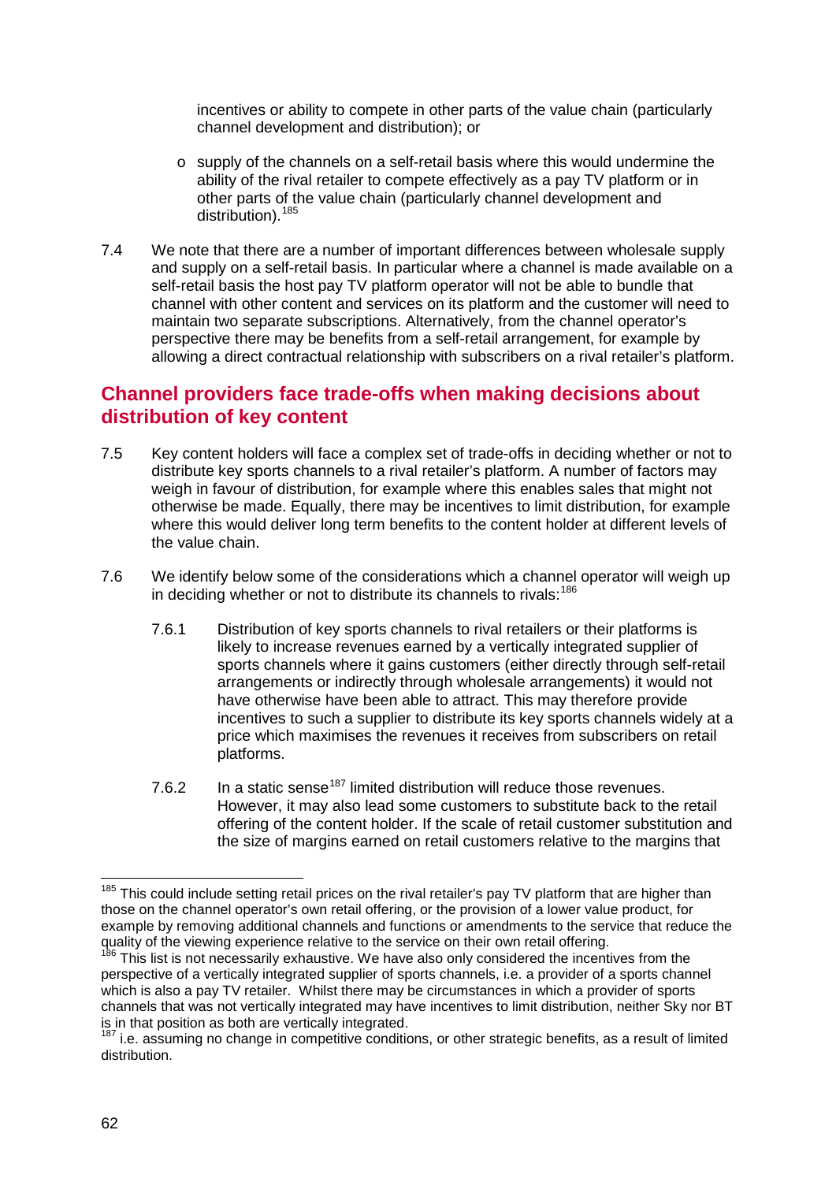incentives or ability to compete in other parts of the value chain (particularly channel development and distribution); or

- supply of the channels on a self-retail basis where this would undermine the ability of the rival retailer to compete effectively as a pay TV platform or in other parts of the value chain (particularly channel development and distribution).[185]

7.4 We note that there are a number of important differences between wholesale supply and supply on a self-retail basis. In particular where a channel is made available on a self-retail basis the host pay TV platform operator will not be able to bundle that channel with other content and services on its platform and the customer will need to maintain two separate subscriptions. Alternatively, from the channel operator's perspective there may be benefits from a self-retail arrangement, for example by allowing a direct contractual relationship with subscribers on a rival retailer's platform.

## Channel providers face trade-offs when making decisions about distribution of key content

7.5 Key content holders will face a complex set of trade-offs in deciding whether or not to distribute key sports channels to a rival retailer's platform. A number of factors may weigh in favour of distribution, for example where this enables sales that might not otherwise be made. Equally, there may be incentives to limit distribution, for example where this would deliver long term benefits to the content holder at different levels of the value chain.

7.6 We identify below some of the considerations which a channel operator will weigh up in deciding whether or not to distribute its channels to rivals:[186]

7.6.1 Distribution of key sports channels to rival retailers or their platforms is likely to increase revenues earned by a vertically integrated supplier of sports channels where it gains customers (either directly through self-retail arrangements or indirectly through wholesale arrangements) it would not have otherwise have been able to attract. This may therefore provide incentives to such a supplier to distribute its key sports channels widely at a price which maximises the revenues it receives from subscribers on retail platforms.

7.6.2 In a static sense[187] limited distribution will reduce those revenues. However, it may also lead some customers to substitute back to the retail offering of the content holder. If the scale of retail customer substitution and the size of margins earned on retail customers relative to the margins that

---

[185] This could include setting retail prices on the rival retailer's pay TV platform that are higher than those on the channel operator's own retail offering, or the provision of a lower value product, for example by removing additional channels and functions or amendments to the service that reduce the quality of the viewing experience relative to the service on their own retail offering.

[186] This list is not necessarily exhaustive. We have also only considered the incentives from the perspective of a vertically integrated supplier of sports channels, i.e. a provider of a sports channel which is also a pay TV retailer. Whilst there may be circumstances in which a provider of sports channels that was not vertically integrated may have incentives to limit distribution, neither Sky nor BT is in that position as both are vertically integrated.

[187] i.e. assuming no change in competitive conditions, or other strategic benefits, as a result of limited distribution.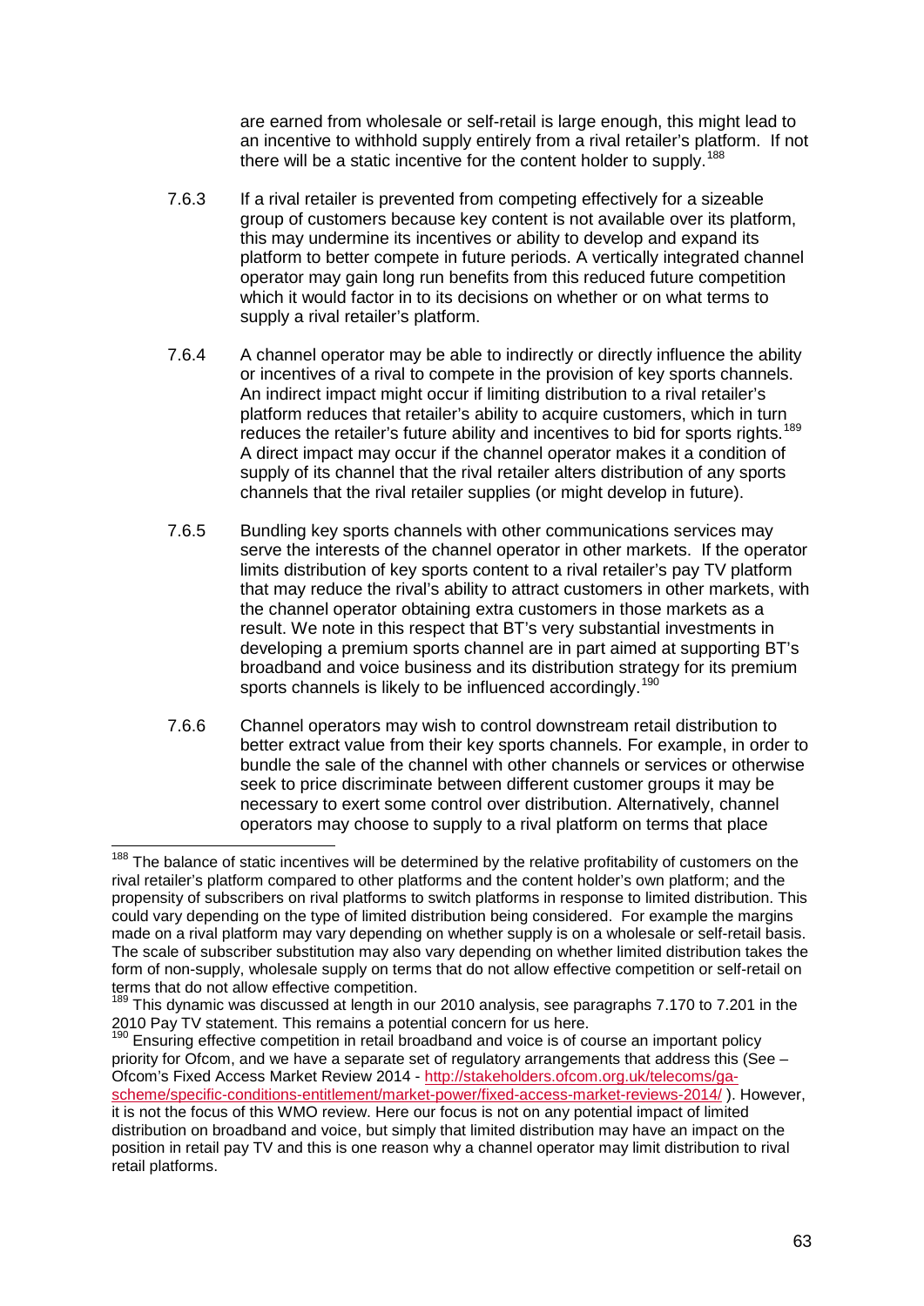are earned from wholesale or self-retail is large enough, this might lead to an incentive to withhold supply entirely from a rival retailer's platform. If not there will be a static incentive for the content holder to supply.[188]

7.6.3 If a rival retailer is prevented from competing effectively for a sizeable group of customers because key content is not available over its platform, this may undermine its incentives or ability to develop and expand its platform to better compete in future periods. A vertically integrated channel operator may gain long run benefits from this reduced future competition which it would factor in to its decisions on whether or on what terms to supply a rival retailer's platform.

7.6.4 A channel operator may be able to indirectly or directly influence the ability or incentives of a rival to compete in the provision of key sports channels. An indirect impact might occur if limiting distribution to a rival retailer's platform reduces that retailer's ability to acquire customers, which in turn reduces the retailer's future ability and incentives to bid for sports rights.[189] A direct impact may occur if the channel operator makes it a condition of supply of its channel that the rival retailer alters distribution of any sports channels that the rival retailer supplies (or might develop in future).

7.6.5 Bundling key sports channels with other communications services may serve the interests of the channel operator in other markets. If the operator limits distribution of key sports content to a rival retailer's pay TV platform that may reduce the rival's ability to attract customers in other markets, with the channel operator obtaining extra customers in those markets as a result. We note in this respect that BT's very substantial investments in developing a premium sports channel are in part aimed at supporting BT's broadband and voice business and its distribution strategy for its premium sports channels is likely to be influenced accordingly.[190]

7.6.6 Channel operators may wish to control downstream retail distribution to better extract value from their key sports channels. For example, in order to bundle the sale of the channel with other channels or services or otherwise seek to price discriminate between different customer groups it may be necessary to exert some control over distribution. Alternatively, channel operators may choose to supply to a rival platform on terms that place

---

[188] The balance of static incentives will be determined by the relative profitability of customers on the rival retailer's platform compared to other platforms and the content holder's own platform; and the propensity of subscribers on rival platforms to switch platforms in response to limited distribution. This could vary depending on the type of limited distribution being considered. For example the margins made on a rival platform may vary depending on whether supply is on a wholesale or self-retail basis. The scale of subscriber substitution may also vary depending on whether limited distribution takes the form of non-supply, wholesale supply on terms that do not allow effective competition or self-retail on terms that do not allow effective competition.

[189] This dynamic was discussed at length in our 2010 analysis, see paragraphs 7.170 to 7.201 in the 2010 Pay TV statement. This remains a potential concern for us here.

[190] Ensuring effective competition in retail broadband and voice is of course an important policy priority for Ofcom, and we have a separate set of regulatory arrangements that address this (See – Ofcom's Fixed Access Market Review 2014 - http://stakeholders.ofcom.org.uk/telecoms/ga-scheme/specific-conditions-entitlement/market-power/fixed-access-market-reviews-2014/ ). However, it is not the focus of this WMO review. Here our focus is not on any potential impact of limited distribution on broadband and voice, but simply that limited distribution may have an impact on the position in retail pay TV and this is one reason why a channel operator may limit distribution to rival retail platforms.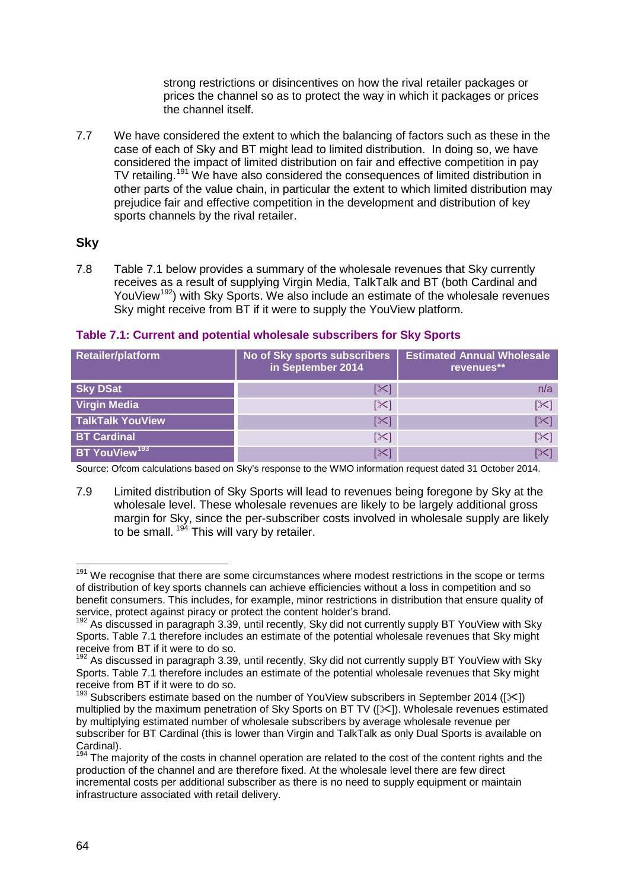strong restrictions or disincentives on how the rival retailer packages or prices the channel so as to protect the way in which it packages or prices the channel itself.

7.7 We have considered the extent to which the balancing of factors such as these in the case of each of Sky and BT might lead to limited distribution. In doing so, we have considered the impact of limited distribution on fair and effective competition in pay TV retailing.[191] We have also considered the consequences of limited distribution in other parts of the value chain, in particular the extent to which limited distribution may prejudice fair and effective competition in the development and distribution of key sports channels by the rival retailer.

## Sky

7.8 Table 7.1 below provides a summary of the wholesale revenues that Sky currently receives as a result of supplying Virgin Media, TalkTalk and BT (both Cardinal and YouView[192]) with Sky Sports. We also include an estimate of the wholesale revenues Sky might receive from BT if it were to supply the YouView platform.

**Table 7.1: Current and potential wholesale subscribers for Sky Sports**

| Retailer/platform | No of Sky sports subscribers in September 2014 | Estimated Annual Wholesale revenues** |
|---|---|---|
| **Sky DSat** | [✂] | n/a |
| **Virgin Media** | [✂] | [✂] |
| **TalkTalk YouView** | [✂] | [✂] |
| **BT Cardinal** | [✂] | [✂] |
| **BT YouView[193]** | [✂] | [✂] |

Source: Ofcom calculations based on Sky's response to the WMO information request dated 31 October 2014.

7.9 Limited distribution of Sky Sports will lead to revenues being foregone by Sky at the wholesale level. These wholesale revenues are likely to be largely additional gross margin for Sky, since the per-subscriber costs involved in wholesale supply are likely to be small. [194] This will vary by retailer.

---

[191] We recognise that there are some circumstances where modest restrictions in the scope or terms of distribution of key sports channels can achieve efficiencies without a loss in competition and so benefit consumers. This includes, for example, minor restrictions in distribution that ensure quality of service, protect against piracy or protect the content holder's brand.

[192] As discussed in paragraph 3.39, until recently, Sky did not currently supply BT YouView with Sky Sports. Table 7.1 therefore includes an estimate of the potential wholesale revenues that Sky might receive from BT if it were to do so.

[192] As discussed in paragraph 3.39, until recently, Sky did not currently supply BT YouView with Sky Sports. Table 7.1 therefore includes an estimate of the potential wholesale revenues that Sky might receive from BT if it were to do so.

[193] Subscribers estimate based on the number of YouView subscribers in September 2014 ([✂]) multiplied by the maximum penetration of Sky Sports on BT TV ([✂]). Wholesale revenues estimated by multiplying estimated number of wholesale subscribers by average wholesale revenue per subscriber for BT Cardinal (this is lower than Virgin and TalkTalk as only Dual Sports is available on Cardinal).

[194] The majority of the costs in channel operation are related to the cost of the content rights and the production of the channel and are therefore fixed. At the wholesale level there are few direct incremental costs per additional subscriber as there is no need to supply equipment or maintain infrastructure associated with retail delivery.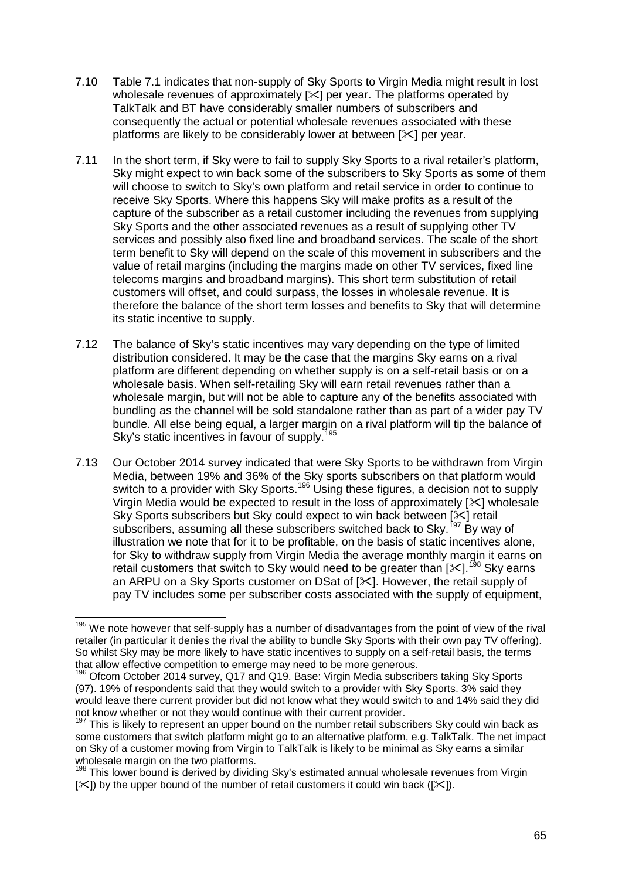7.10 Table 7.1 indicates that non-supply of Sky Sports to Virgin Media might result in lost wholesale revenues of approximately [✂] per year. The platforms operated by TalkTalk and BT have considerably smaller numbers of subscribers and consequently the actual or potential wholesale revenues associated with these platforms are likely to be considerably lower at between [✂] per year.

7.11 In the short term, if Sky were to fail to supply Sky Sports to a rival retailer's platform, Sky might expect to win back some of the subscribers to Sky Sports as some of them will choose to switch to Sky's own platform and retail service in order to continue to receive Sky Sports. Where this happens Sky will make profits as a result of the capture of the subscriber as a retail customer including the revenues from supplying Sky Sports and the other associated revenues as a result of supplying other TV services and possibly also fixed line and broadband services. The scale of the short term benefit to Sky will depend on the scale of this movement in subscribers and the value of retail margins (including the margins made on other TV services, fixed line telecoms margins and broadband margins). This short term substitution of retail customers will offset, and could surpass, the losses in wholesale revenue. It is therefore the balance of the short term losses and benefits to Sky that will determine its static incentive to supply.

7.12 The balance of Sky's static incentives may vary depending on the type of limited distribution considered. It may be the case that the margins Sky earns on a rival platform are different depending on whether supply is on a self-retail basis or on a wholesale basis. When self-retailing Sky will earn retail revenues rather than a wholesale margin, but will not be able to capture any of the benefits associated with bundling as the channel will be sold standalone rather than as part of a wider pay TV bundle. All else being equal, a larger margin on a rival platform will tip the balance of Sky's static incentives in favour of supply.[195]

7.13 Our October 2014 survey indicated that were Sky Sports to be withdrawn from Virgin Media, between 19% and 36% of the Sky sports subscribers on that platform would switch to a provider with Sky Sports.[196] Using these figures, a decision not to supply Virgin Media would be expected to result in the loss of approximately [✂] wholesale Sky Sports subscribers but Sky could expect to win back between [✂] retail subscribers, assuming all these subscribers switched back to Sky.[197] By way of illustration we note that for it to be profitable, on the basis of static incentives alone, for Sky to withdraw supply from Virgin Media the average monthly margin it earns on retail customers that switch to Sky would need to be greater than [✂].[198] Sky earns an ARPU on a Sky Sports customer on DSat of [✂]. However, the retail supply of pay TV includes some per subscriber costs associated with the supply of equipment,

[195] We note however that self-supply has a number of disadvantages from the point of view of the rival retailer (in particular it denies the rival the ability to bundle Sky Sports with their own pay TV offering). So whilst Sky may be more likely to have static incentives to supply on a self-retail basis, the terms that allow effective competition to emerge may need to be more generous.

[196] Ofcom October 2014 survey, Q17 and Q19. Base: Virgin Media subscribers taking Sky Sports (97). 19% of respondents said that they would switch to a provider with Sky Sports. 3% said they would leave there current provider but did not know what they would switch to and 14% said they did not know whether or not they would continue with their current provider.

[197] This is likely to represent an upper bound on the number retail subscribers Sky could win back as some customers that switch platform might go to an alternative platform, e.g. TalkTalk. The net impact on Sky of a customer moving from Virgin to TalkTalk is likely to be minimal as Sky earns a similar wholesale margin on the two platforms.

[198] This lower bound is derived by dividing Sky's estimated annual wholesale revenues from Virgin [✂]) by the upper bound of the number of retail customers it could win back ([✂]).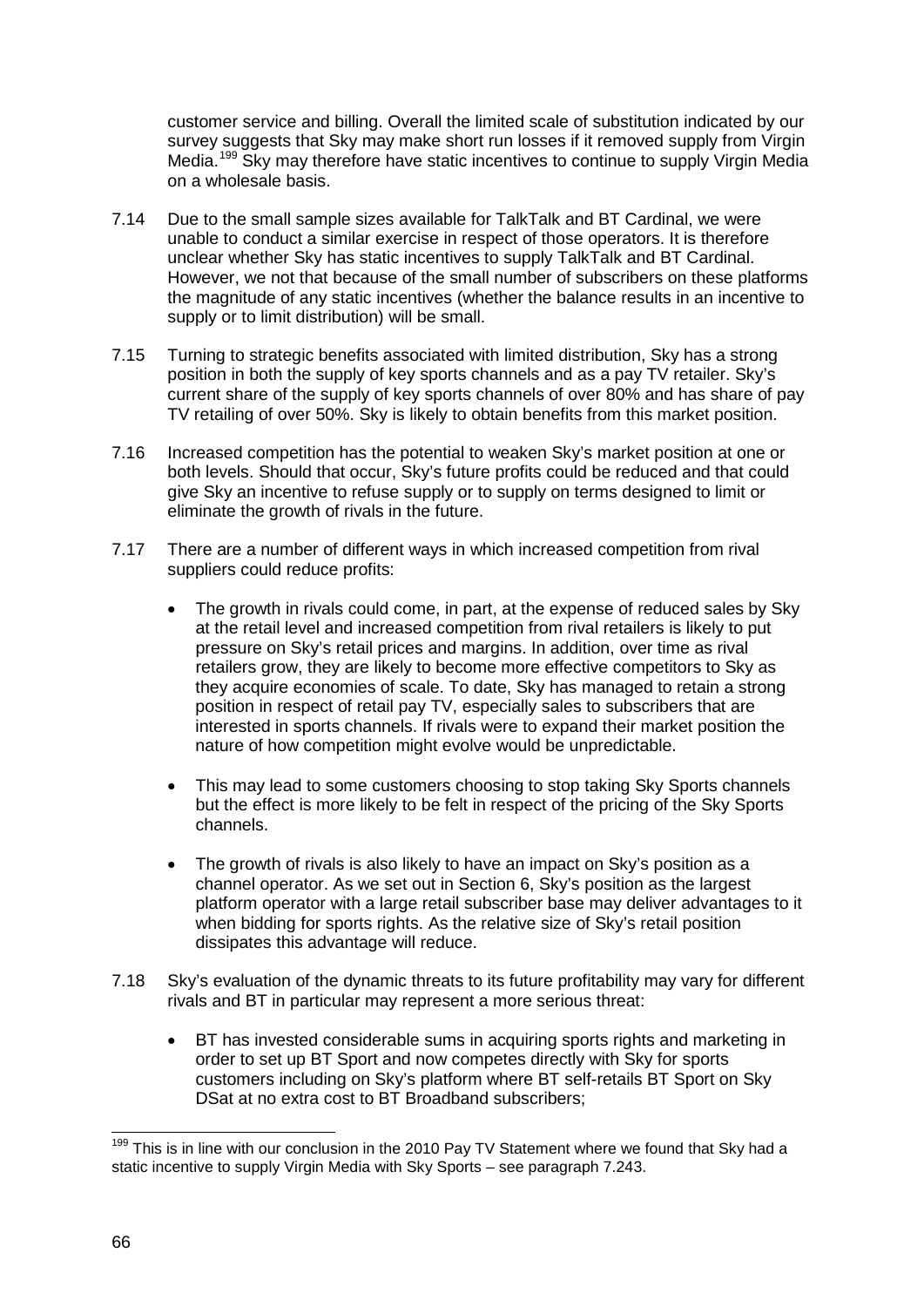customer service and billing. Overall the limited scale of substitution indicated by our survey suggests that Sky may make short run losses if it removed supply from Virgin Media.[199] Sky may therefore have static incentives to continue to supply Virgin Media on a wholesale basis.

7.14 Due to the small sample sizes available for TalkTalk and BT Cardinal, we were unable to conduct a similar exercise in respect of those operators. It is therefore unclear whether Sky has static incentives to supply TalkTalk and BT Cardinal. However, we not that because of the small number of subscribers on these platforms the magnitude of any static incentives (whether the balance results in an incentive to supply or to limit distribution) will be small.

7.15 Turning to strategic benefits associated with limited distribution, Sky has a strong position in both the supply of key sports channels and as a pay TV retailer. Sky's current share of the supply of key sports channels of over 80% and has share of pay TV retailing of over 50%. Sky is likely to obtain benefits from this market position.

7.16 Increased competition has the potential to weaken Sky's market position at one or both levels. Should that occur, Sky's future profits could be reduced and that could give Sky an incentive to refuse supply or to supply on terms designed to limit or eliminate the growth of rivals in the future.

7.17 There are a number of different ways in which increased competition from rival suppliers could reduce profits:

- The growth in rivals could come, in part, at the expense of reduced sales by Sky at the retail level and increased competition from rival retailers is likely to put pressure on Sky's retail prices and margins. In addition, over time as rival retailers grow, they are likely to become more effective competitors to Sky as they acquire economies of scale. To date, Sky has managed to retain a strong position in respect of retail pay TV, especially sales to subscribers that are interested in sports channels. If rivals were to expand their market position the nature of how competition might evolve would be unpredictable.
- This may lead to some customers choosing to stop taking Sky Sports channels but the effect is more likely to be felt in respect of the pricing of the Sky Sports channels.
- The growth of rivals is also likely to have an impact on Sky's position as a channel operator. As we set out in Section 6, Sky's position as the largest platform operator with a large retail subscriber base may deliver advantages to it when bidding for sports rights. As the relative size of Sky's retail position dissipates this advantage will reduce.

7.18 Sky's evaluation of the dynamic threats to its future profitability may vary for different rivals and BT in particular may represent a more serious threat:

- BT has invested considerable sums in acquiring sports rights and marketing in order to set up BT Sport and now competes directly with Sky for sports customers including on Sky's platform where BT self-retails BT Sport on Sky DSat at no extra cost to BT Broadband subscribers;

[199] This is in line with our conclusion in the 2010 Pay TV Statement where we found that Sky had a static incentive to supply Virgin Media with Sky Sports – see paragraph 7.243.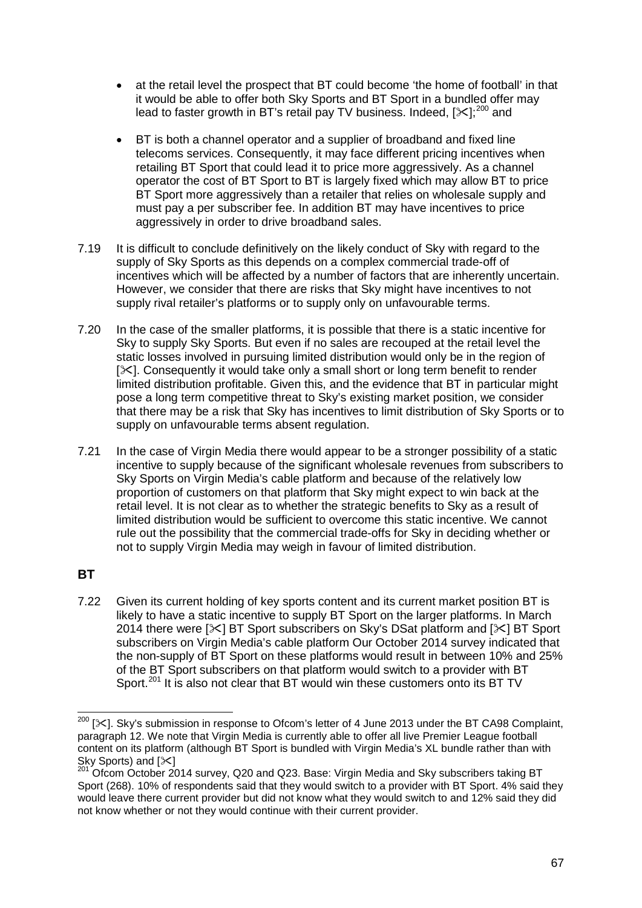- at the retail level the prospect that BT could become 'the home of football' in that it would be able to offer both Sky Sports and BT Sport in a bundled offer may lead to faster growth in BT's retail pay TV business. Indeed, [✂];[200] and

- BT is both a channel operator and a supplier of broadband and fixed line telecoms services. Consequently, it may face different pricing incentives when retailing BT Sport that could lead it to price more aggressively. As a channel operator the cost of BT Sport to BT is largely fixed which may allow BT to price BT Sport more aggressively than a retailer that relies on wholesale supply and must pay a per subscriber fee. In addition BT may have incentives to price aggressively in order to drive broadband sales.

7.19 It is difficult to conclude definitively on the likely conduct of Sky with regard to the supply of Sky Sports as this depends on a complex commercial trade-off of incentives which will be affected by a number of factors that are inherently uncertain. However, we consider that there are risks that Sky might have incentives to not supply rival retailer's platforms or to supply only on unfavourable terms.

7.20 In the case of the smaller platforms, it is possible that there is a static incentive for Sky to supply Sky Sports. But even if no sales are recouped at the retail level the static losses involved in pursuing limited distribution would only be in the region of [✂]. Consequently it would take only a small short or long term benefit to render limited distribution profitable. Given this, and the evidence that BT in particular might pose a long term competitive threat to Sky's existing market position, we consider that there may be a risk that Sky has incentives to limit distribution of Sky Sports or to supply on unfavourable terms absent regulation.

7.21 In the case of Virgin Media there would appear to be a stronger possibility of a static incentive to supply because of the significant wholesale revenues from subscribers to Sky Sports on Virgin Media's cable platform and because of the relatively low proportion of customers on that platform that Sky might expect to win back at the retail level. It is not clear as to whether the strategic benefits to Sky as a result of limited distribution would be sufficient to overcome this static incentive. We cannot rule out the possibility that the commercial trade-offs for Sky in deciding whether or not to supply Virgin Media may weigh in favour of limited distribution.

### BT

7.22 Given its current holding of key sports content and its current market position BT is likely to have a static incentive to supply BT Sport on the larger platforms. In March 2014 there were [✂] BT Sport subscribers on Sky's DSat platform and [✂] BT Sport subscribers on Virgin Media's cable platform Our October 2014 survey indicated that the non-supply of BT Sport on these platforms would result in between 10% and 25% of the BT Sport subscribers on that platform would switch to a provider with BT Sport.[201] It is also not clear that BT would win these customers onto its BT TV

---

[200] [✂]. Sky's submission in response to Ofcom's letter of 4 June 2013 under the BT CA98 Complaint, paragraph 12. We note that Virgin Media is currently able to offer all live Premier League football content on its platform (although BT Sport is bundled with Virgin Media's XL bundle rather than with Sky Sports) and [✂]

[201] Ofcom October 2014 survey, Q20 and Q23. Base: Virgin Media and Sky subscribers taking BT Sport (268). 10% of respondents said that they would switch to a provider with BT Sport. 4% said they would leave there current provider but did not know what they would switch to and 12% said they did not know whether or not they would continue with their current provider.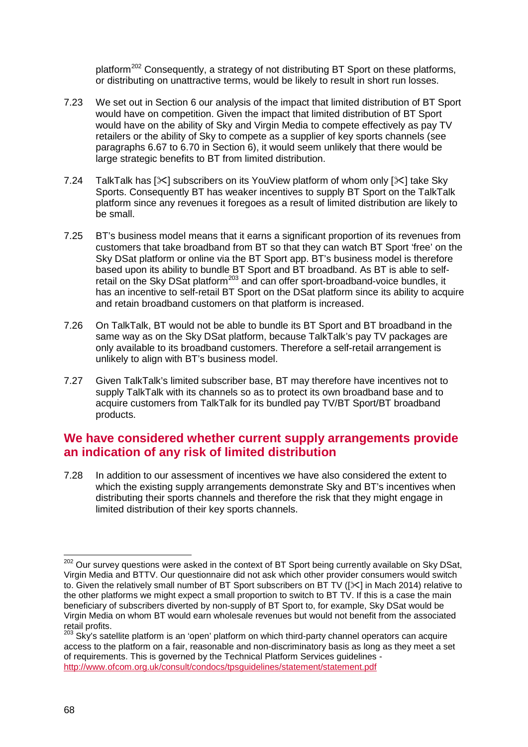platform[202] Consequently, a strategy of not distributing BT Sport on these platforms, or distributing on unattractive terms, would be likely to result in short run losses.

7.23 We set out in Section 6 our analysis of the impact that limited distribution of BT Sport would have on competition. Given the impact that limited distribution of BT Sport would have on the ability of Sky and Virgin Media to compete effectively as pay TV retailers or the ability of Sky to compete as a supplier of key sports channels (see paragraphs 6.67 to 6.70 in Section 6), it would seem unlikely that there would be large strategic benefits to BT from limited distribution.

7.24 TalkTalk has [✂] subscribers on its YouView platform of whom only [✂] take Sky Sports. Consequently BT has weaker incentives to supply BT Sport on the TalkTalk platform since any revenues it foregoes as a result of limited distribution are likely to be small.

7.25 BT's business model means that it earns a significant proportion of its revenues from customers that take broadband from BT so that they can watch BT Sport 'free' on the Sky DSat platform or online via the BT Sport app. BT's business model is therefore based upon its ability to bundle BT Sport and BT broadband. As BT is able to self-retail on the Sky DSat platform[203] and can offer sport-broadband-voice bundles, it has an incentive to self-retail BT Sport on the DSat platform since its ability to acquire and retain broadband customers on that platform is increased.

7.26 On TalkTalk, BT would not be able to bundle its BT Sport and BT broadband in the same way as on the Sky DSat platform, because TalkTalk's pay TV packages are only available to its broadband customers. Therefore a self-retail arrangement is unlikely to align with BT's business model.

7.27 Given TalkTalk's limited subscriber base, BT may therefore have incentives not to supply TalkTalk with its channels so as to protect its own broadband base and to acquire customers from TalkTalk for its bundled pay TV/BT Sport/BT broadband products.

## We have considered whether current supply arrangements provide an indication of any risk of limited distribution

7.28 In addition to our assessment of incentives we have also considered the extent to which the existing supply arrangements demonstrate Sky and BT's incentives when distributing their sports channels and therefore the risk that they might engage in limited distribution of their key sports channels.

---

[202] Our survey questions were asked in the context of BT Sport being currently available on Sky DSat, Virgin Media and BTTV. Our questionnaire did not ask which other provider consumers would switch to. Given the relatively small number of BT Sport subscribers on BT TV ([✂] in Mach 2014) relative to the other platforms we might expect a small proportion to switch to BT TV. If this is a case the main beneficiary of subscribers diverted by non-supply of BT Sport to, for example, Sky DSat would be Virgin Media on whom BT would earn wholesale revenues but would not benefit from the associated retail profits.

[203] Sky's satellite platform is an 'open' platform on which third-party channel operators can acquire access to the platform on a fair, reasonable and non-discriminatory basis as long as they meet a set of requirements. This is governed by the Technical Platform Services guidelines - http://www.ofcom.org.uk/consult/condocs/tpsguidelines/statement/statement.pdf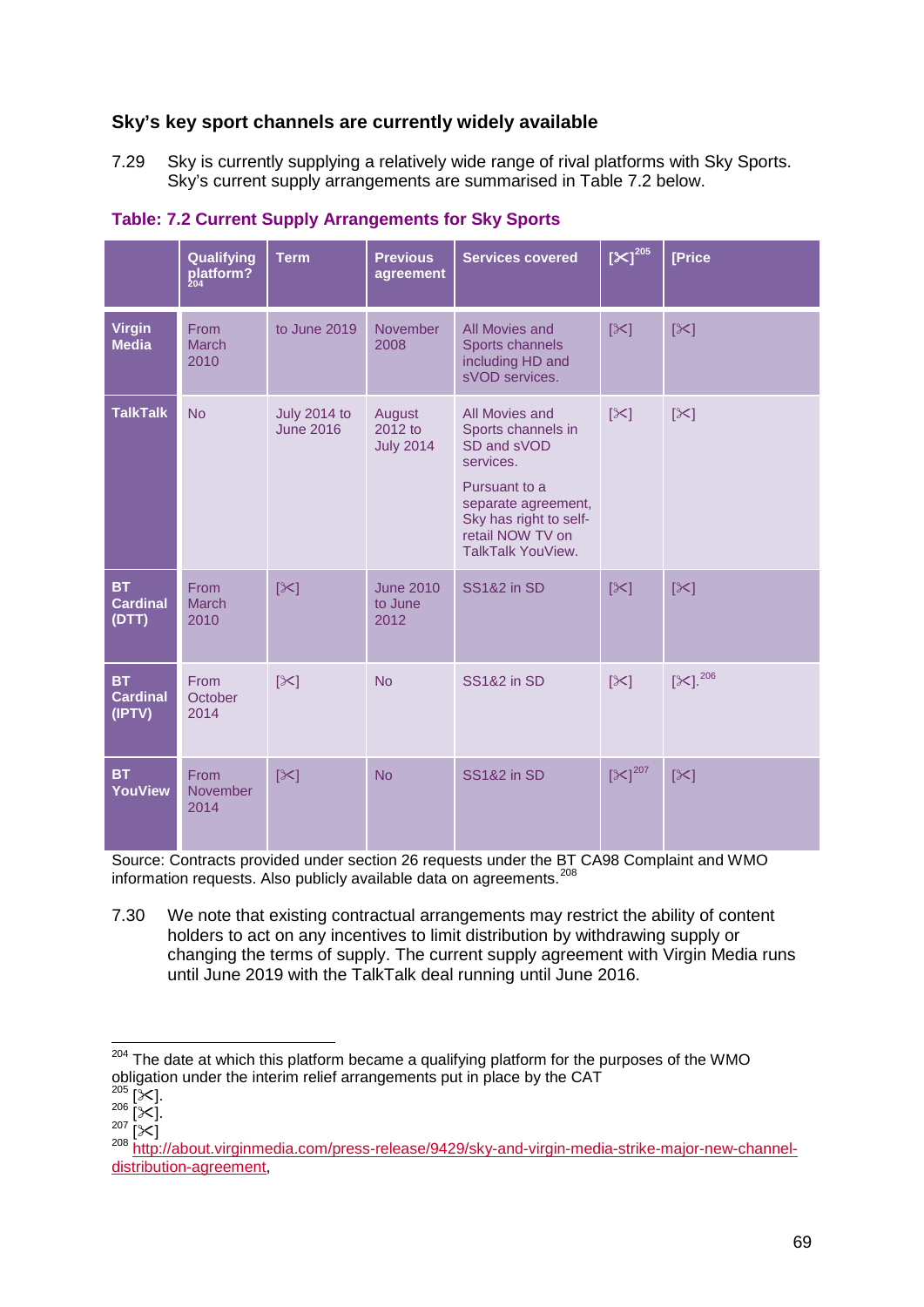## Sky's key sport channels are currently widely available

7.29 Sky is currently supplying a relatively wide range of rival platforms with Sky Sports. Sky's current supply arrangements are summarised in Table 7.2 below.

**Table: 7.2 Current Supply Arrangements for Sky Sports**

| | Qualifying platform?[204] | Term | Previous agreement | Services covered | [✂][205] | [Price |
|---|---|---|---|---|---|---|
| **Virgin Media** | From March 2010 | to June 2019 | November 2008 | All Movies and Sports channels including HD and sVOD services. | [✂] | [✂] |
| **TalkTalk** | No | July 2014 to June 2016 | August 2012 to July 2014 | All Movies and Sports channels in SD and sVOD services. Pursuant to a separate agreement, Sky has right to self-retail NOW TV on TalkTalk YouView. | [✂] | [✂] |
| **BT Cardinal (DTT)** | From March 2010 | [✂] | June 2010 to June 2012 | SS1&2 in SD | [✂] | [✂] |
| **BT Cardinal (IPTV)** | From October 2014 | [✂] | No | SS1&2 in SD | [✂] | [✂].[206] |
| **BT YouView** | From November 2014 | [✂] | No | SS1&2 in SD | [✂][207] | [✂] |

Source: Contracts provided under section 26 requests under the BT CA98 Complaint and WMO information requests. Also publicly available data on agreements.[208]

7.30 We note that existing contractual arrangements may restrict the ability of content holders to act on any incentives to limit distribution by withdrawing supply or changing the terms of supply. The current supply agreement with Virgin Media runs until June 2019 with the TalkTalk deal running until June 2016.

---

[204] The date at which this platform became a qualifying platform for the purposes of the WMO obligation under the interim relief arrangements put in place by the CAT

[205] [✂].

[206] [✂].

[207] [✂]

[208] http://about.virginmedia.com/press-release/9429/sky-and-virgin-media-strike-major-new-channel-distribution-agreement,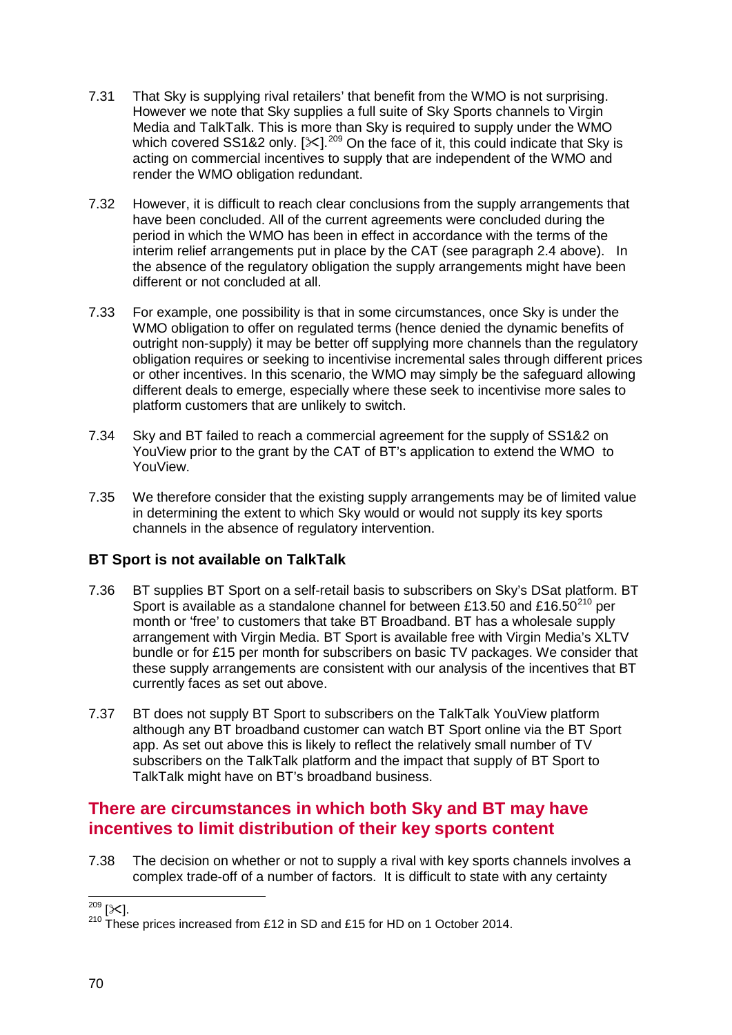7.31 That Sky is supplying rival retailers' that benefit from the WMO is not surprising. However we note that Sky supplies a full suite of Sky Sports channels to Virgin Media and TalkTalk. This is more than Sky is required to supply under the WMO which covered SS1&2 only. [✂].[209] On the face of it, this could indicate that Sky is acting on commercial incentives to supply that are independent of the WMO and render the WMO obligation redundant.

7.32 However, it is difficult to reach clear conclusions from the supply arrangements that have been concluded. All of the current agreements were concluded during the period in which the WMO has been in effect in accordance with the terms of the interim relief arrangements put in place by the CAT (see paragraph 2.4 above). In the absence of the regulatory obligation the supply arrangements might have been different or not concluded at all.

7.33 For example, one possibility is that in some circumstances, once Sky is under the WMO obligation to offer on regulated terms (hence denied the dynamic benefits of outright non-supply) it may be better off supplying more channels than the regulatory obligation requires or seeking to incentivise incremental sales through different prices or other incentives. In this scenario, the WMO may simply be the safeguard allowing different deals to emerge, especially where these seek to incentivise more sales to platform customers that are unlikely to switch.

7.34 Sky and BT failed to reach a commercial agreement for the supply of SS1&2 on YouView prior to the grant by the CAT of BT's application to extend the WMO to YouView.

7.35 We therefore consider that the existing supply arrangements may be of limited value in determining the extent to which Sky would or would not supply its key sports channels in the absence of regulatory intervention.

### BT Sport is not available on TalkTalk

7.36 BT supplies BT Sport on a self-retail basis to subscribers on Sky's DSat platform. BT Sport is available as a standalone channel for between £13.50 and £16.50[210] per month or 'free' to customers that take BT Broadband. BT has a wholesale supply arrangement with Virgin Media. BT Sport is available free with Virgin Media's XLTV bundle or for £15 per month for subscribers on basic TV packages. We consider that these supply arrangements are consistent with our analysis of the incentives that BT currently faces as set out above.

7.37 BT does not supply BT Sport to subscribers on the TalkTalk YouView platform although any BT broadband customer can watch BT Sport online via the BT Sport app. As set out above this is likely to reflect the relatively small number of TV subscribers on the TalkTalk platform and the impact that supply of BT Sport to TalkTalk might have on BT's broadband business.

## There are circumstances in which both Sky and BT may have incentives to limit distribution of their key sports content

7.38 The decision on whether or not to supply a rival with key sports channels involves a complex trade-off of a number of factors. It is difficult to state with any certainty

---

[209] [✂].

[210] These prices increased from £12 in SD and £15 for HD on 1 October 2014.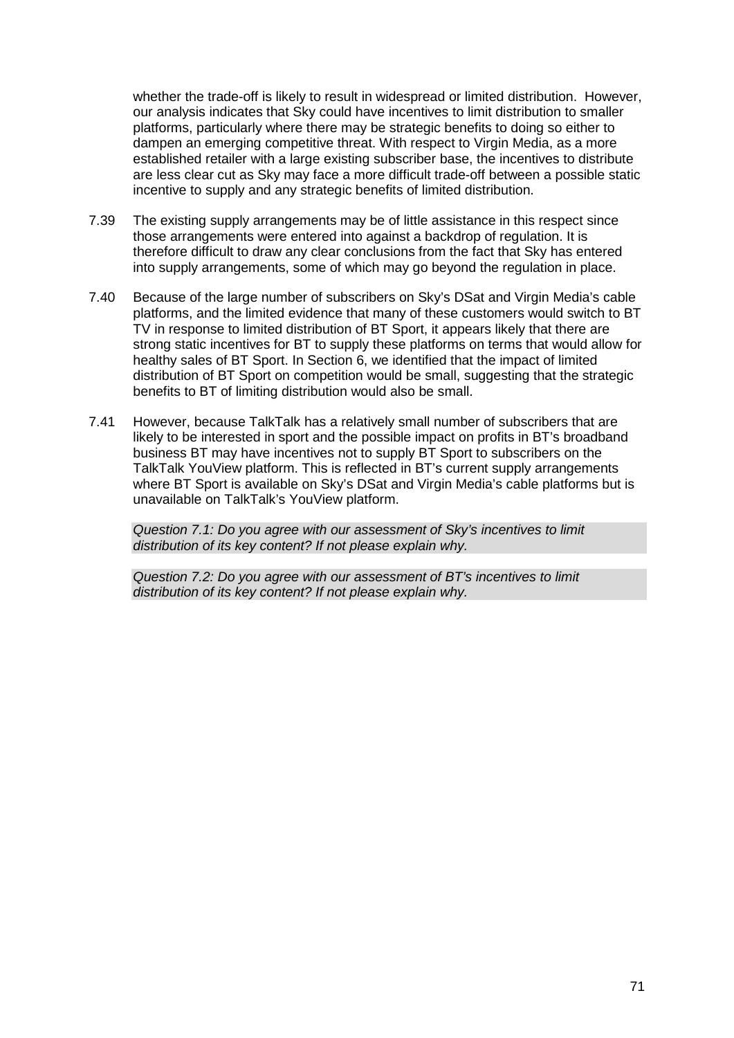whether the trade-off is likely to result in widespread or limited distribution. However, our analysis indicates that Sky could have incentives to limit distribution to smaller platforms, particularly where there may be strategic benefits to doing so either to dampen an emerging competitive threat. With respect to Virgin Media, as a more established retailer with a large existing subscriber base, the incentives to distribute are less clear cut as Sky may face a more difficult trade-off between a possible static incentive to supply and any strategic benefits of limited distribution.

7.39 The existing supply arrangements may be of little assistance in this respect since those arrangements were entered into against a backdrop of regulation. It is therefore difficult to draw any clear conclusions from the fact that Sky has entered into supply arrangements, some of which may go beyond the regulation in place.

7.40 Because of the large number of subscribers on Sky's DSat and Virgin Media's cable platforms, and the limited evidence that many of these customers would switch to BT TV in response to limited distribution of BT Sport, it appears likely that there are strong static incentives for BT to supply these platforms on terms that would allow for healthy sales of BT Sport. In Section 6, we identified that the impact of limited distribution of BT Sport on competition would be small, suggesting that the strategic benefits to BT of limiting distribution would also be small.

7.41 However, because TalkTalk has a relatively small number of subscribers that are likely to be interested in sport and the possible impact on profits in BT's broadband business BT may have incentives not to supply BT Sport to subscribers on the TalkTalk YouView platform. This is reflected in BT's current supply arrangements where BT Sport is available on Sky's DSat and Virgin Media's cable platforms but is unavailable on TalkTalk's YouView platform.

*Question 7.1: Do you agree with our assessment of Sky's incentives to limit distribution of its key content? If not please explain why.*

*Question 7.2: Do you agree with our assessment of BT's incentives to limit distribution of its key content? If not please explain why.*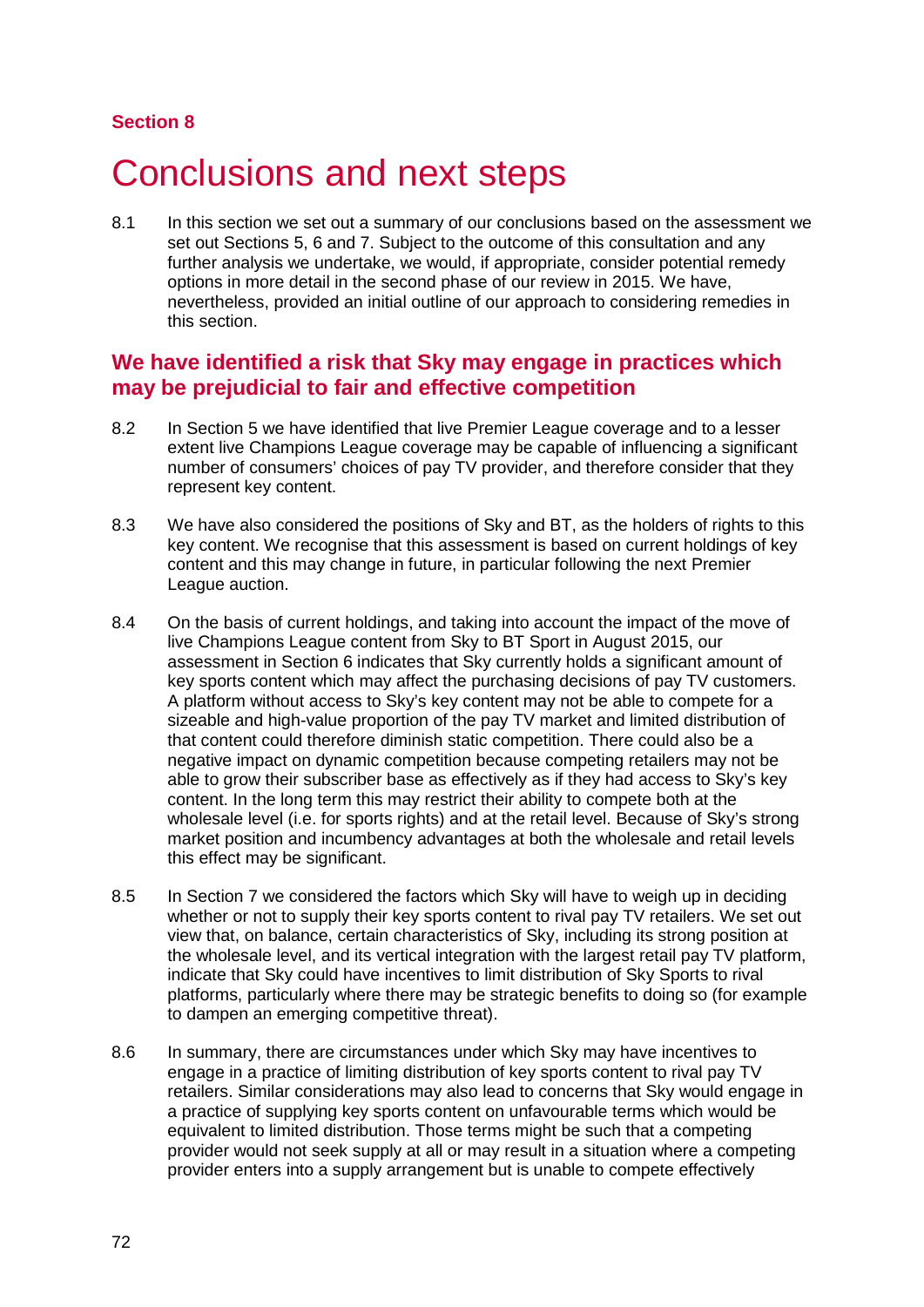**Section 8**

# Conclusions and next steps

8.1 In this section we set out a summary of our conclusions based on the assessment we set out Sections 5, 6 and 7. Subject to the outcome of this consultation and any further analysis we undertake, we would, if appropriate, consider potential remedy options in more detail in the second phase of our review in 2015. We have, nevertheless, provided an initial outline of our approach to considering remedies in this section.

## We have identified a risk that Sky may engage in practices which may be prejudicial to fair and effective competition

8.2 In Section 5 we have identified that live Premier League coverage and to a lesser extent live Champions League coverage may be capable of influencing a significant number of consumers' choices of pay TV provider, and therefore consider that they represent key content.

8.3 We have also considered the positions of Sky and BT, as the holders of rights to this key content. We recognise that this assessment is based on current holdings of key content and this may change in future, in particular following the next Premier League auction.

8.4 On the basis of current holdings, and taking into account the impact of the move of live Champions League content from Sky to BT Sport in August 2015, our assessment in Section 6 indicates that Sky currently holds a significant amount of key sports content which may affect the purchasing decisions of pay TV customers. A platform without access to Sky's key content may not be able to compete for a sizeable and high-value proportion of the pay TV market and limited distribution of that content could therefore diminish static competition. There could also be a negative impact on dynamic competition because competing retailers may not be able to grow their subscriber base as effectively as if they had access to Sky's key content. In the long term this may restrict their ability to compete both at the wholesale level (i.e. for sports rights) and at the retail level. Because of Sky's strong market position and incumbency advantages at both the wholesale and retail levels this effect may be significant.

8.5 In Section 7 we considered the factors which Sky will have to weigh up in deciding whether or not to supply their key sports content to rival pay TV retailers. We set out view that, on balance, certain characteristics of Sky, including its strong position at the wholesale level, and its vertical integration with the largest retail pay TV platform, indicate that Sky could have incentives to limit distribution of Sky Sports to rival platforms, particularly where there may be strategic benefits to doing so (for example to dampen an emerging competitive threat).

8.6 In summary, there are circumstances under which Sky may have incentives to engage in a practice of limiting distribution of key sports content to rival pay TV retailers. Similar considerations may also lead to concerns that Sky would engage in a practice of supplying key sports content on unfavourable terms which would be equivalent to limited distribution. Those terms might be such that a competing provider would not seek supply at all or may result in a situation where a competing provider enters into a supply arrangement but is unable to compete effectively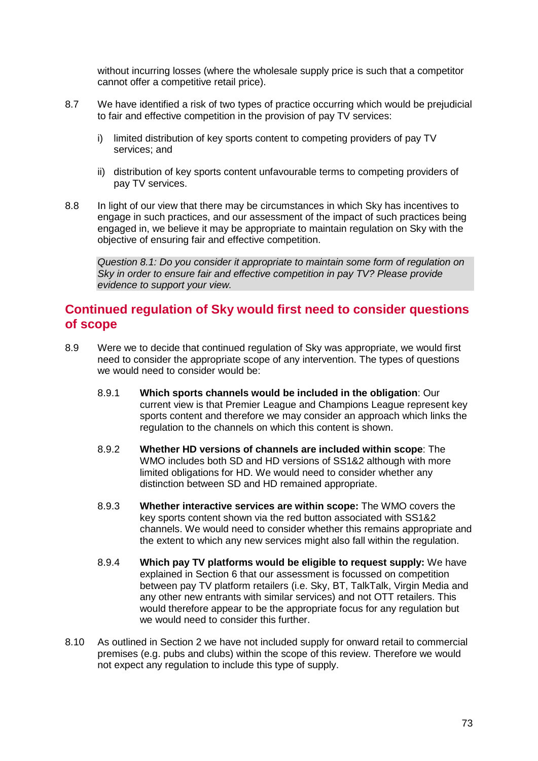without incurring losses (where the wholesale supply price is such that a competitor cannot offer a competitive retail price).

8.7 We have identified a risk of two types of practice occurring which would be prejudicial to fair and effective competition in the provision of pay TV services:

i) limited distribution of key sports content to competing providers of pay TV services; and

ii) distribution of key sports content unfavourable terms to competing providers of pay TV services.

8.8 In light of our view that there may be circumstances in which Sky has incentives to engage in such practices, and our assessment of the impact of such practices being engaged in, we believe it may be appropriate to maintain regulation on Sky with the objective of ensuring fair and effective competition.

*Question 8.1: Do you consider it appropriate to maintain some form of regulation on Sky in order to ensure fair and effective competition in pay TV? Please provide evidence to support your view.*

## Continued regulation of Sky would first need to consider questions of scope

8.9 Were we to decide that continued regulation of Sky was appropriate, we would first need to consider the appropriate scope of any intervention. The types of questions we would need to consider would be:

8.9.1 **Which sports channels would be included in the obligation**: Our current view is that Premier League and Champions League represent key sports content and therefore we may consider an approach which links the regulation to the channels on which this content is shown.

8.9.2 **Whether HD versions of channels are included within scope**: The WMO includes both SD and HD versions of SS1&2 although with more limited obligations for HD. We would need to consider whether any distinction between SD and HD remained appropriate.

8.9.3 **Whether interactive services are within scope:** The WMO covers the key sports content shown via the red button associated with SS1&2 channels. We would need to consider whether this remains appropriate and the extent to which any new services might also fall within the regulation.

8.9.4 **Which pay TV platforms would be eligible to request supply:** We have explained in Section 6 that our assessment is focussed on competition between pay TV platform retailers (i.e. Sky, BT, TalkTalk, Virgin Media and any other new entrants with similar services) and not OTT retailers. This would therefore appear to be the appropriate focus for any regulation but we would need to consider this further.

8.10 As outlined in Section 2 we have not included supply for onward retail to commercial premises (e.g. pubs and clubs) within the scope of this review. Therefore we would not expect any regulation to include this type of supply.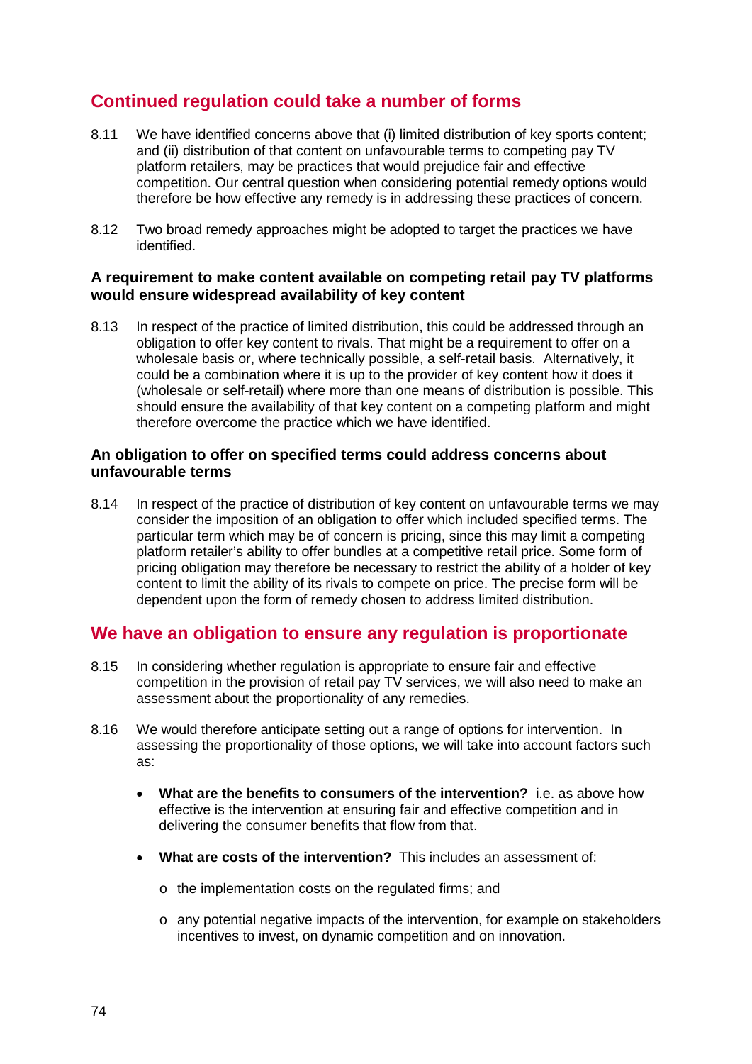## Continued regulation could take a number of forms

8.11 We have identified concerns above that (i) limited distribution of key sports content; and (ii) distribution of that content on unfavourable terms to competing pay TV platform retailers, may be practices that would prejudice fair and effective competition. Our central question when considering potential remedy options would therefore be how effective any remedy is in addressing these practices of concern.

8.12 Two broad remedy approaches might be adopted to target the practices we have identified.

### A requirement to make content available on competing retail pay TV platforms would ensure widespread availability of key content

8.13 In respect of the practice of limited distribution, this could be addressed through an obligation to offer key content to rivals. That might be a requirement to offer on a wholesale basis or, where technically possible, a self-retail basis. Alternatively, it could be a combination where it is up to the provider of key content how it does it (wholesale or self-retail) where more than one means of distribution is possible. This should ensure the availability of that key content on a competing platform and might therefore overcome the practice which we have identified.

### An obligation to offer on specified terms could address concerns about unfavourable terms

8.14 In respect of the practice of distribution of key content on unfavourable terms we may consider the imposition of an obligation to offer which included specified terms. The particular term which may be of concern is pricing, since this may limit a competing platform retailer's ability to offer bundles at a competitive retail price. Some form of pricing obligation may therefore be necessary to restrict the ability of a holder of key content to limit the ability of its rivals to compete on price. The precise form will be dependent upon the form of remedy chosen to address limited distribution.

## We have an obligation to ensure any regulation is proportionate

8.15 In considering whether regulation is appropriate to ensure fair and effective competition in the provision of retail pay TV services, we will also need to make an assessment about the proportionality of any remedies.

8.16 We would therefore anticipate setting out a range of options for intervention. In assessing the proportionality of those options, we will take into account factors such as:

- **What are the benefits to consumers of the intervention?** i.e. as above how effective is the intervention at ensuring fair and effective competition and in delivering the consumer benefits that flow from that.

- **What are costs of the intervention?** This includes an assessment of:

  - the implementation costs on the regulated firms; and

  - any potential negative impacts of the intervention, for example on stakeholders incentives to invest, on dynamic competition and on innovation.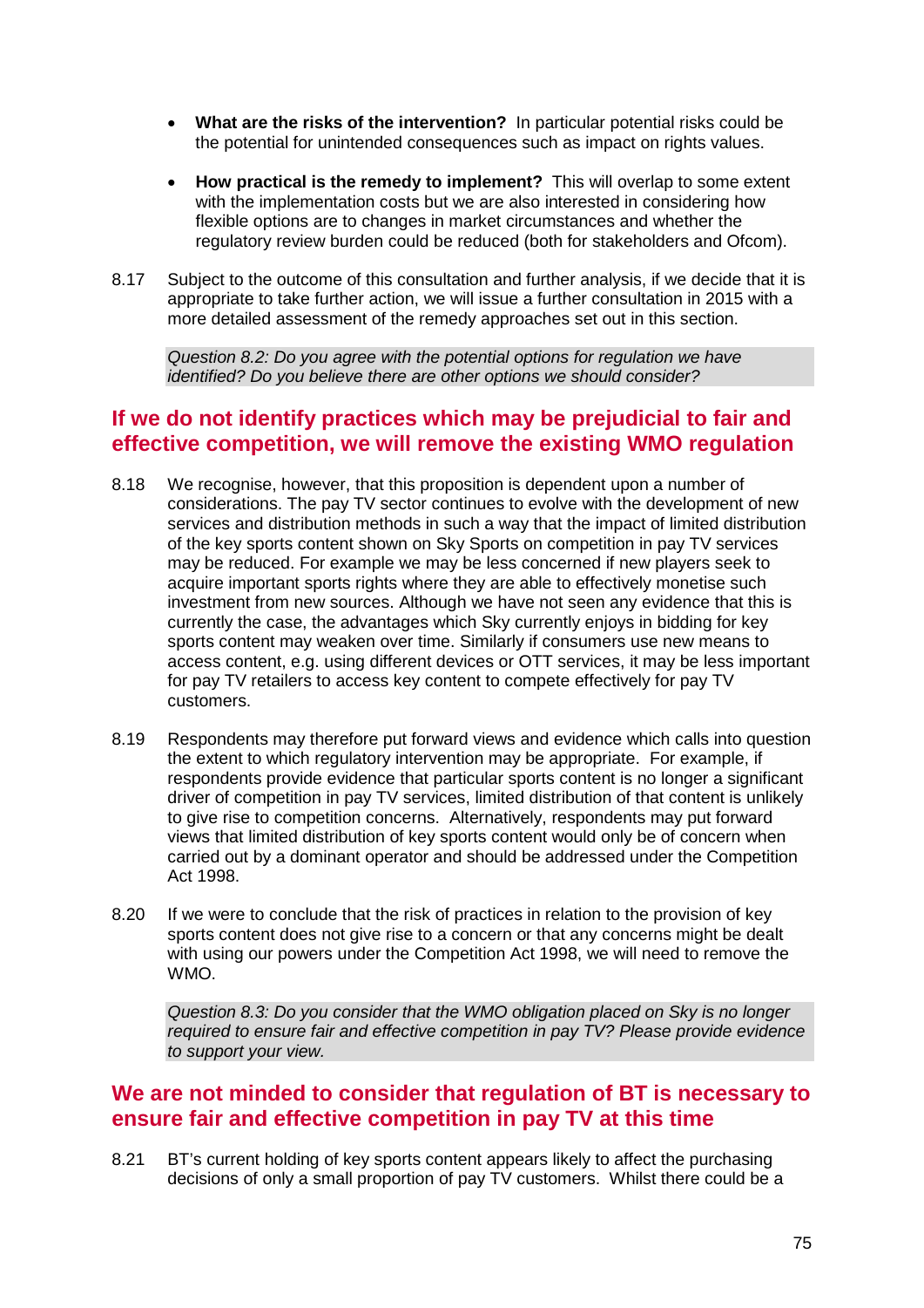- **What are the risks of the intervention?** In particular potential risks could be the potential for unintended consequences such as impact on rights values.

- **How practical is the remedy to implement?** This will overlap to some extent with the implementation costs but we are also interested in considering how flexible options are to changes in market circumstances and whether the regulatory review burden could be reduced (both for stakeholders and Ofcom).

8.17 Subject to the outcome of this consultation and further analysis, if we decide that it is appropriate to take further action, we will issue a further consultation in 2015 with a more detailed assessment of the remedy approaches set out in this section.

> *Question 8.2: Do you agree with the potential options for regulation we have identified? Do you believe there are other options we should consider?*

## If we do not identify practices which may be prejudicial to fair and effective competition, we will remove the existing WMO regulation

8.18 We recognise, however, that this proposition is dependent upon a number of considerations. The pay TV sector continues to evolve with the development of new services and distribution methods in such a way that the impact of limited distribution of the key sports content shown on Sky Sports on competition in pay TV services may be reduced. For example we may be less concerned if new players seek to acquire important sports rights where they are able to effectively monetise such investment from new sources. Although we have not seen any evidence that this is currently the case, the advantages which Sky currently enjoys in bidding for key sports content may weaken over time. Similarly if consumers use new means to access content, e.g. using different devices or OTT services, it may be less important for pay TV retailers to access key content to compete effectively for pay TV customers.

8.19 Respondents may therefore put forward views and evidence which calls into question the extent to which regulatory intervention may be appropriate. For example, if respondents provide evidence that particular sports content is no longer a significant driver of competition in pay TV services, limited distribution of that content is unlikely to give rise to competition concerns. Alternatively, respondents may put forward views that limited distribution of key sports content would only be of concern when carried out by a dominant operator and should be addressed under the Competition Act 1998.

8.20 If we were to conclude that the risk of practices in relation to the provision of key sports content does not give rise to a concern or that any concerns might be dealt with using our powers under the Competition Act 1998, we will need to remove the WMO.

> *Question 8.3: Do you consider that the WMO obligation placed on Sky is no longer required to ensure fair and effective competition in pay TV? Please provide evidence to support your view.*

## We are not minded to consider that regulation of BT is necessary to ensure fair and effective competition in pay TV at this time

8.21 BT's current holding of key sports content appears likely to affect the purchasing decisions of only a small proportion of pay TV customers. Whilst there could be a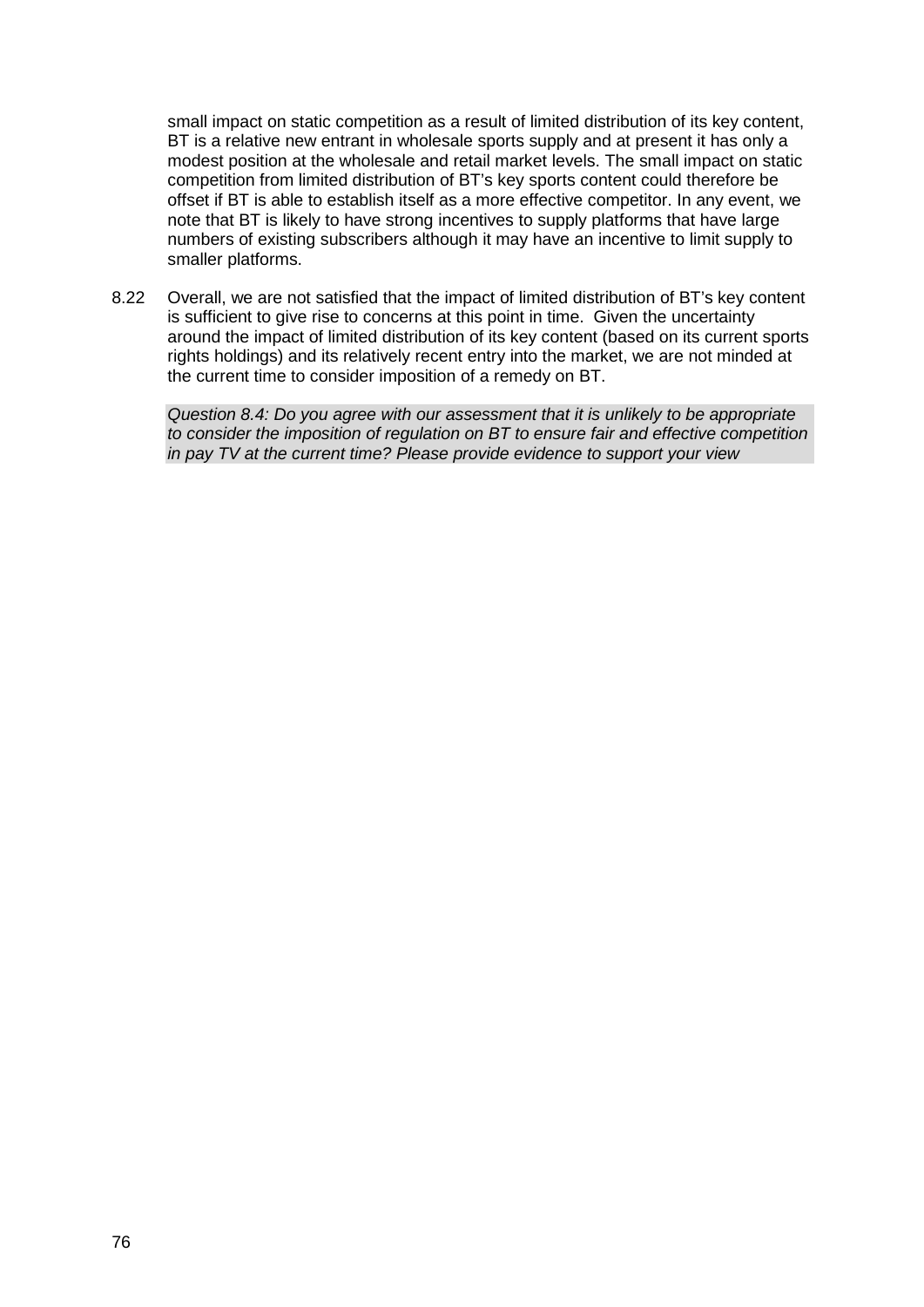small impact on static competition as a result of limited distribution of its key content, BT is a relative new entrant in wholesale sports supply and at present it has only a modest position at the wholesale and retail market levels. The small impact on static competition from limited distribution of BT's key sports content could therefore be offset if BT is able to establish itself as a more effective competitor. In any event, we note that BT is likely to have strong incentives to supply platforms that have large numbers of existing subscribers although it may have an incentive to limit supply to smaller platforms.

8.22 Overall, we are not satisfied that the impact of limited distribution of BT's key content is sufficient to give rise to concerns at this point in time. Given the uncertainty around the impact of limited distribution of its key content (based on its current sports rights holdings) and its relatively recent entry into the market, we are not minded at the current time to consider imposition of a remedy on BT.

*Question 8.4: Do you agree with our assessment that it is unlikely to be appropriate to consider the imposition of regulation on BT to ensure fair and effective competition in pay TV at the current time? Please provide evidence to support your view*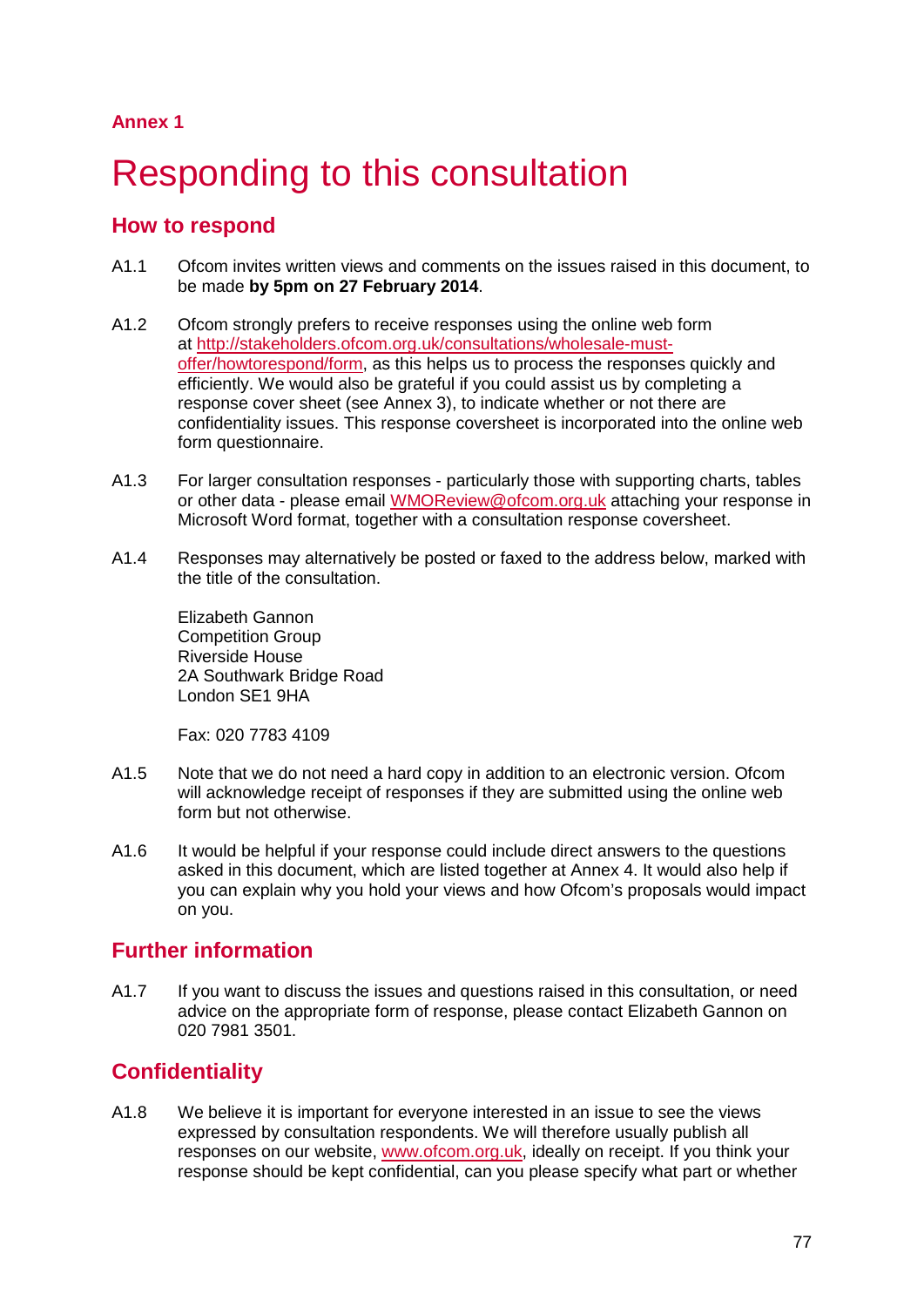**Annex 1**

# Responding to this consultation

## How to respond

A1.1 Ofcom invites written views and comments on the issues raised in this document, to be made **by 5pm on 27 February 2014**.

A1.2 Ofcom strongly prefers to receive responses using the online web form at http://stakeholders.ofcom.org.uk/consultations/wholesale-must-offer/howtorespond/form, as this helps us to process the responses quickly and efficiently. We would also be grateful if you could assist us by completing a response cover sheet (see Annex 3), to indicate whether or not there are confidentiality issues. This response coversheet is incorporated into the online web form questionnaire.

A1.3 For larger consultation responses - particularly those with supporting charts, tables or other data - please email WMOReview@ofcom.org.uk attaching your response in Microsoft Word format, together with a consultation response coversheet.

A1.4 Responses may alternatively be posted or faxed to the address below, marked with the title of the consultation.

Elizabeth Gannon
Competition Group
Riverside House
2A Southwark Bridge Road
London SE1 9HA

Fax: 020 7783 4109

A1.5 Note that we do not need a hard copy in addition to an electronic version. Ofcom will acknowledge receipt of responses if they are submitted using the online web form but not otherwise.

A1.6 It would be helpful if your response could include direct answers to the questions asked in this document, which are listed together at Annex 4. It would also help if you can explain why you hold your views and how Ofcom's proposals would impact on you.

## Further information

A1.7 If you want to discuss the issues and questions raised in this consultation, or need advice on the appropriate form of response, please contact Elizabeth Gannon on 020 7981 3501.

## Confidentiality

A1.8 We believe it is important for everyone interested in an issue to see the views expressed by consultation respondents. We will therefore usually publish all responses on our website, www.ofcom.org.uk, ideally on receipt. If you think your response should be kept confidential, can you please specify what part or whether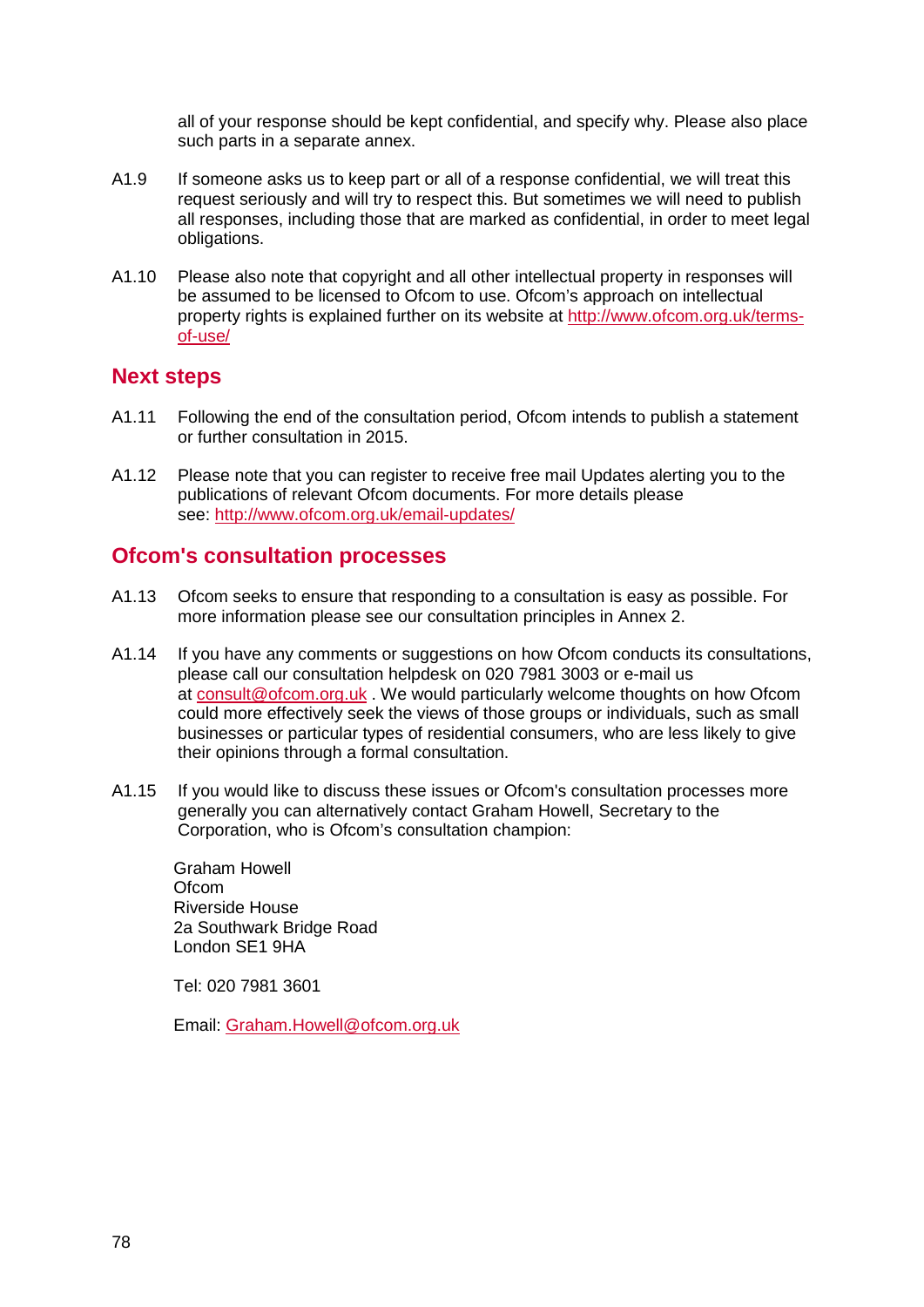all of your response should be kept confidential, and specify why. Please also place such parts in a separate annex.

A1.9 If someone asks us to keep part or all of a response confidential, we will treat this request seriously and will try to respect this. But sometimes we will need to publish all responses, including those that are marked as confidential, in order to meet legal obligations.

A1.10 Please also note that copyright and all other intellectual property in responses will be assumed to be licensed to Ofcom to use. Ofcom's approach on intellectual property rights is explained further on its website at http://www.ofcom.org.uk/terms-of-use/

## Next steps

A1.11 Following the end of the consultation period, Ofcom intends to publish a statement or further consultation in 2015.

A1.12 Please note that you can register to receive free mail Updates alerting you to the publications of relevant Ofcom documents. For more details please see: http://www.ofcom.org.uk/email-updates/

## Ofcom's consultation processes

A1.13 Ofcom seeks to ensure that responding to a consultation is easy as possible. For more information please see our consultation principles in Annex 2.

A1.14 If you have any comments or suggestions on how Ofcom conducts its consultations, please call our consultation helpdesk on 020 7981 3003 or e-mail us at consult@ofcom.org.uk . We would particularly welcome thoughts on how Ofcom could more effectively seek the views of those groups or individuals, such as small businesses or particular types of residential consumers, who are less likely to give their opinions through a formal consultation.

A1.15 If you would like to discuss these issues or Ofcom's consultation processes more generally you can alternatively contact Graham Howell, Secretary to the Corporation, who is Ofcom's consultation champion:

Graham Howell
Ofcom
Riverside House
2a Southwark Bridge Road
London SE1 9HA

Tel: 020 7981 3601

Email: Graham.Howell@ofcom.org.uk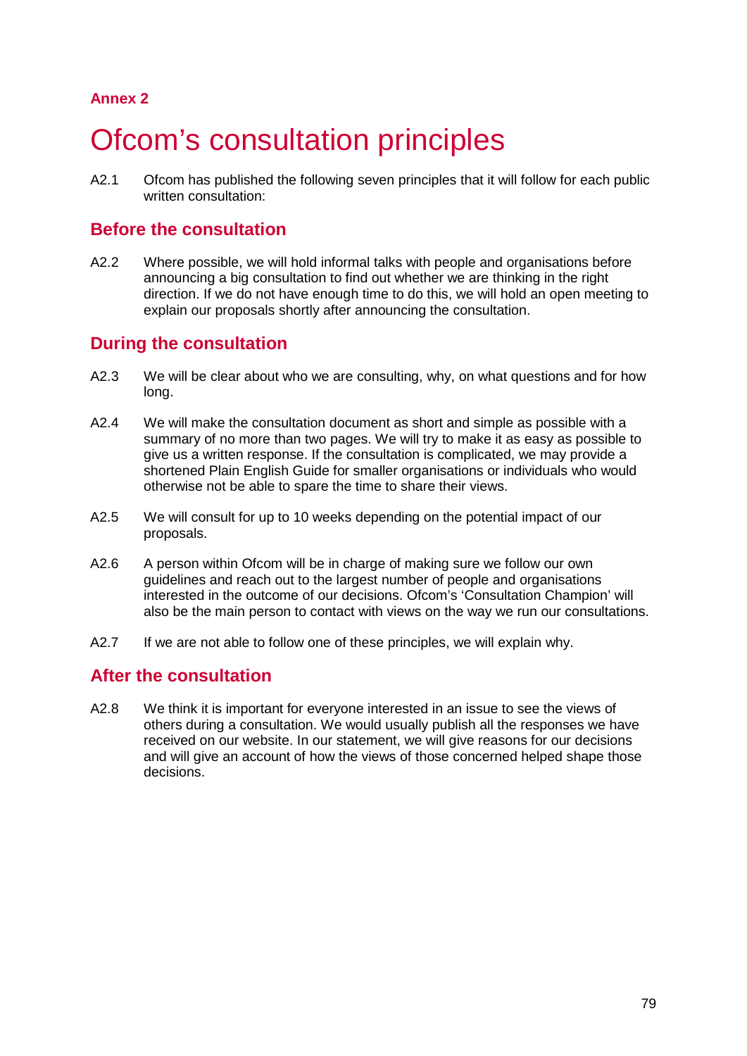**Annex 2**

# Ofcom's consultation principles

A2.1 Ofcom has published the following seven principles that it will follow for each public written consultation:

## Before the consultation

A2.2 Where possible, we will hold informal talks with people and organisations before announcing a big consultation to find out whether we are thinking in the right direction. If we do not have enough time to do this, we will hold an open meeting to explain our proposals shortly after announcing the consultation.

## During the consultation

A2.3 We will be clear about who we are consulting, why, on what questions and for how long.

A2.4 We will make the consultation document as short and simple as possible with a summary of no more than two pages. We will try to make it as easy as possible to give us a written response. If the consultation is complicated, we may provide a shortened Plain English Guide for smaller organisations or individuals who would otherwise not be able to spare the time to share their views.

A2.5 We will consult for up to 10 weeks depending on the potential impact of our proposals.

A2.6 A person within Ofcom will be in charge of making sure we follow our own guidelines and reach out to the largest number of people and organisations interested in the outcome of our decisions. Ofcom's 'Consultation Champion' will also be the main person to contact with views on the way we run our consultations.

A2.7 If we are not able to follow one of these principles, we will explain why.

## After the consultation

A2.8 We think it is important for everyone interested in an issue to see the views of others during a consultation. We would usually publish all the responses we have received on our website. In our statement, we will give reasons for our decisions and will give an account of how the views of those concerned helped shape those decisions.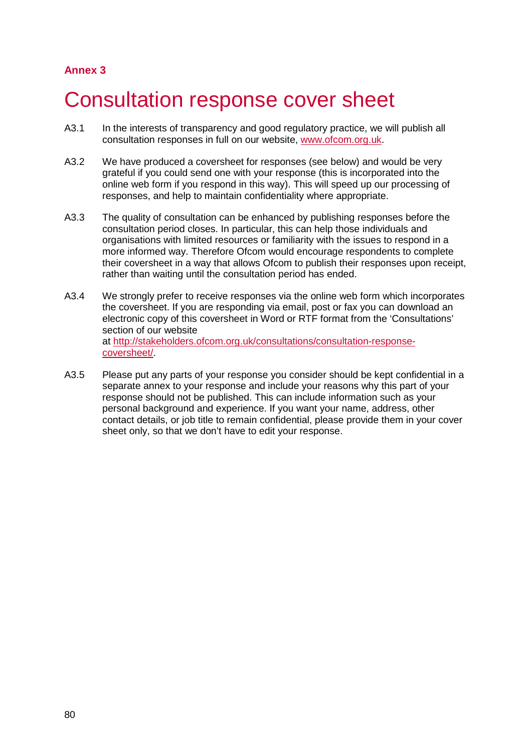**Annex 3**

# Consultation response cover sheet

A3.1 In the interests of transparency and good regulatory practice, we will publish all consultation responses in full on our website, [www.ofcom.org.uk](http://www.ofcom.org.uk).

A3.2 We have produced a coversheet for responses (see below) and would be very grateful if you could send one with your response (this is incorporated into the online web form if you respond in this way). This will speed up our processing of responses, and help to maintain confidentiality where appropriate.

A3.3 The quality of consultation can be enhanced by publishing responses before the consultation period closes. In particular, this can help those individuals and organisations with limited resources or familiarity with the issues to respond in a more informed way. Therefore Ofcom would encourage respondents to complete their coversheet in a way that allows Ofcom to publish their responses upon receipt, rather than waiting until the consultation period has ended.

A3.4 We strongly prefer to receive responses via the online web form which incorporates the coversheet. If you are responding via email, post or fax you can download an electronic copy of this coversheet in Word or RTF format from the 'Consultations' section of our website at [http://stakeholders.ofcom.org.uk/consultations/consultation-response-coversheet/](http://stakeholders.ofcom.org.uk/consultations/consultation-response-coversheet/).

A3.5 Please put any parts of your response you consider should be kept confidential in a separate annex to your response and include your reasons why this part of your response should not be published. This can include information such as your personal background and experience. If you want your name, address, other contact details, or job title to remain confidential, please provide them in your cover sheet only, so that we don't have to edit your response.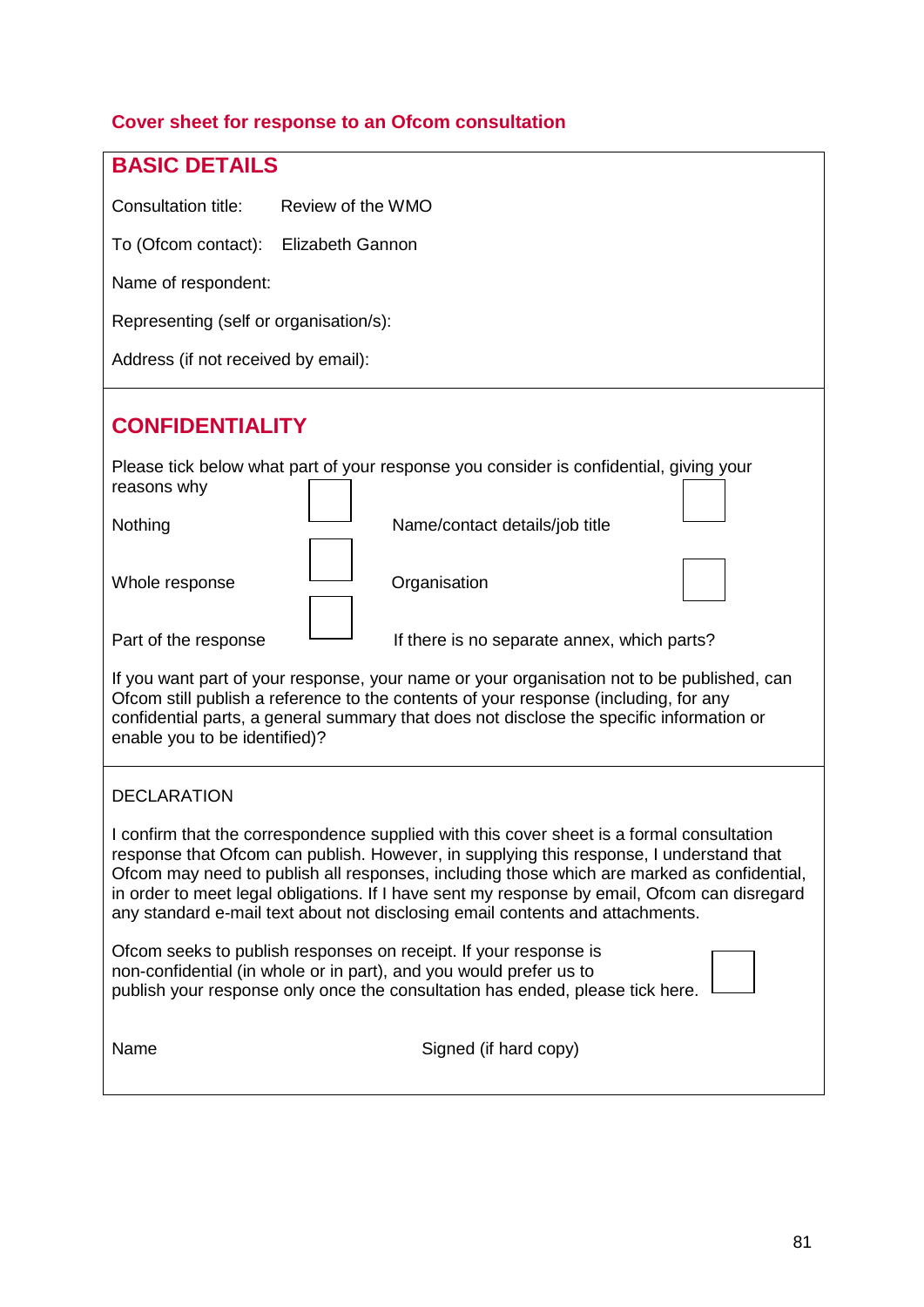## Cover sheet for response to an Ofcom consultation

### BASIC DETAILS

Consultation title: Review of the WMO

To (Ofcom contact): Elizabeth Gannon

Name of respondent:

Representing (self or organisation/s):

Address (if not received by email):

### CONFIDENTIALITY

Please tick below what part of your response you consider is confidential, giving your reasons why

| | | | |
|---|---|---|---|
| Nothing | ☐ | Name/contact details/job title | ☐ |
| Whole response | ☐ | Organisation | ☐ |
| Part of the response | ☐ | If there is no separate annex, which parts? | |

If you want part of your response, your name or your organisation not to be published, can Ofcom still publish a reference to the contents of your response (including, for any confidential parts, a general summary that does not disclose the specific information or enable you to be identified)?

### DECLARATION

I confirm that the correspondence supplied with this cover sheet is a formal consultation response that Ofcom can publish. However, in supplying this response, I understand that Ofcom may need to publish all responses, including those which are marked as confidential, in order to meet legal obligations. If I have sent my response by email, Ofcom can disregard any standard e-mail text about not disclosing email contents and attachments.

Ofcom seeks to publish responses on receipt. If your response is non-confidential (in whole or in part), and you would prefer us to publish your response only once the consultation has ended, please tick here. ☐

Name                                                Signed (if hard copy)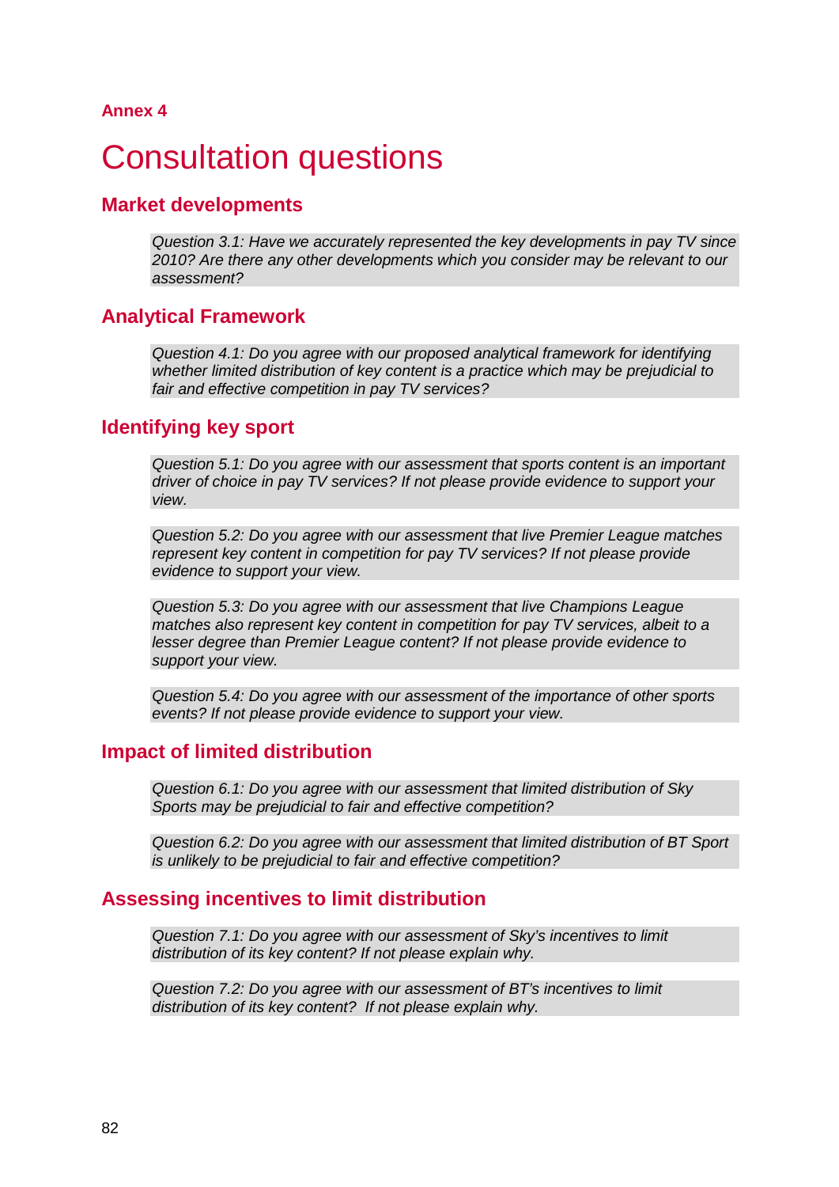**Annex 4**

# Consultation questions

## Market developments

*Question 3.1: Have we accurately represented the key developments in pay TV since 2010? Are there any other developments which you consider may be relevant to our assessment?*

## Analytical Framework

*Question 4.1: Do you agree with our proposed analytical framework for identifying whether limited distribution of key content is a practice which may be prejudicial to fair and effective competition in pay TV services?*

## Identifying key sport

*Question 5.1: Do you agree with our assessment that sports content is an important driver of choice in pay TV services? If not please provide evidence to support your view.*

*Question 5.2: Do you agree with our assessment that live Premier League matches represent key content in competition for pay TV services? If not please provide evidence to support your view.*

*Question 5.3: Do you agree with our assessment that live Champions League matches also represent key content in competition for pay TV services, albeit to a lesser degree than Premier League content? If not please provide evidence to support your view.*

*Question 5.4: Do you agree with our assessment of the importance of other sports events? If not please provide evidence to support your view.*

## Impact of limited distribution

*Question 6.1: Do you agree with our assessment that limited distribution of Sky Sports may be prejudicial to fair and effective competition?*

*Question 6.2: Do you agree with our assessment that limited distribution of BT Sport is unlikely to be prejudicial to fair and effective competition?*

## Assessing incentives to limit distribution

*Question 7.1: Do you agree with our assessment of Sky's incentives to limit distribution of its key content? If not please explain why.*

*Question 7.2: Do you agree with our assessment of BT's incentives to limit distribution of its key content? If not please explain why.*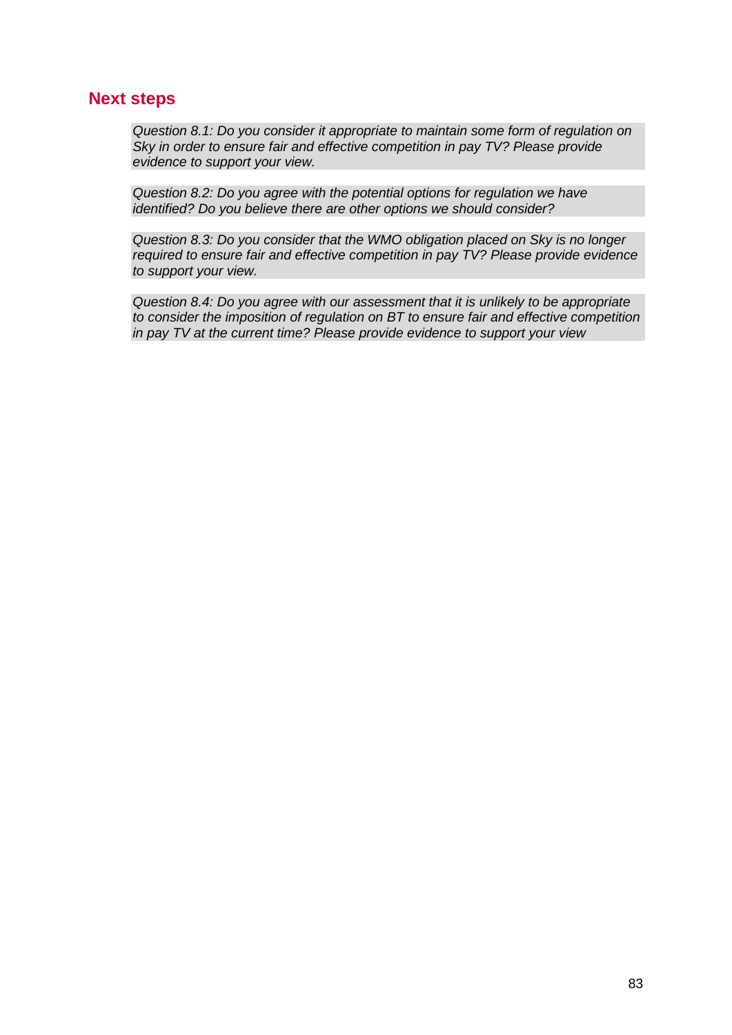## Next steps

*Question 8.1: Do you consider it appropriate to maintain some form of regulation on Sky in order to ensure fair and effective competition in pay TV? Please provide evidence to support your view.*

*Question 8.2: Do you agree with the potential options for regulation we have identified? Do you believe there are other options we should consider?*

*Question 8.3: Do you consider that the WMO obligation placed on Sky is no longer required to ensure fair and effective competition in pay TV? Please provide evidence to support your view.*

*Question 8.4: Do you agree with our assessment that it is unlikely to be appropriate to consider the imposition of regulation on BT to ensure fair and effective competition in pay TV at the current time? Please provide evidence to support your view*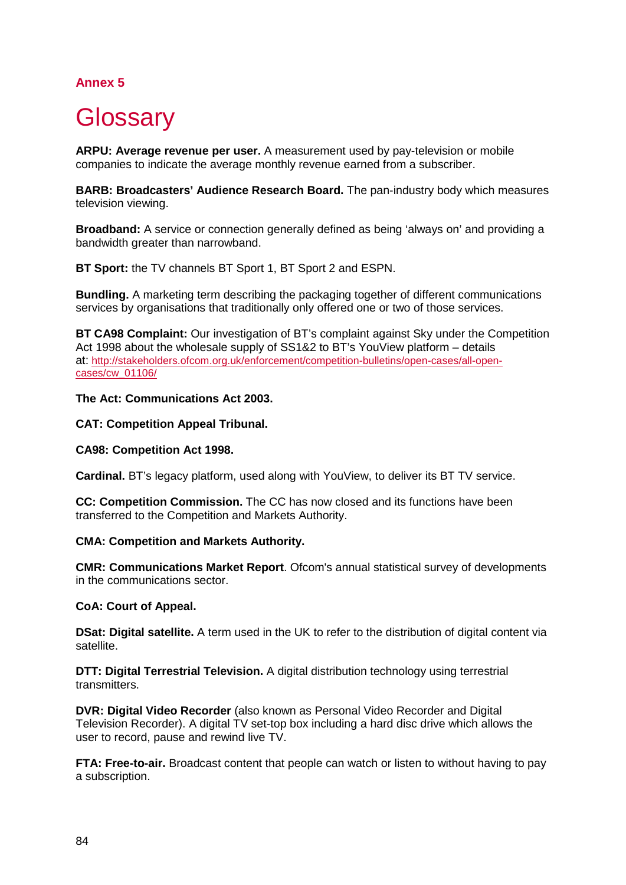## Annex 5

# Glossary

**ARPU: Average revenue per user.** A measurement used by pay-television or mobile companies to indicate the average monthly revenue earned from a subscriber.

**BARB: Broadcasters' Audience Research Board.** The pan-industry body which measures television viewing.

**Broadband:** A service or connection generally defined as being 'always on' and providing a bandwidth greater than narrowband.

**BT Sport:** the TV channels BT Sport 1, BT Sport 2 and ESPN.

**Bundling.** A marketing term describing the packaging together of different communications services by organisations that traditionally only offered one or two of those services.

**BT CA98 Complaint:** Our investigation of BT's complaint against Sky under the Competition Act 1998 about the wholesale supply of SS1&2 to BT's YouView platform – details at: http://stakeholders.ofcom.org.uk/enforcement/competition-bulletins/open-cases/all-open-cases/cw_01106/

**The Act: Communications Act 2003.**

**CAT: Competition Appeal Tribunal.**

**CA98: Competition Act 1998.**

**Cardinal.** BT's legacy platform, used along with YouView, to deliver its BT TV service.

**CC: Competition Commission.** The CC has now closed and its functions have been transferred to the Competition and Markets Authority.

**CMA: Competition and Markets Authority.**

**CMR: Communications Market Report**. Ofcom's annual statistical survey of developments in the communications sector.

**CoA: Court of Appeal.**

**DSat: Digital satellite.** A term used in the UK to refer to the distribution of digital content via satellite.

**DTT: Digital Terrestrial Television.** A digital distribution technology using terrestrial transmitters.

**DVR: Digital Video Recorder** (also known as Personal Video Recorder and Digital Television Recorder). A digital TV set-top box including a hard disc drive which allows the user to record, pause and rewind live TV.

**FTA: Free-to-air.** Broadcast content that people can watch or listen to without having to pay a subscription.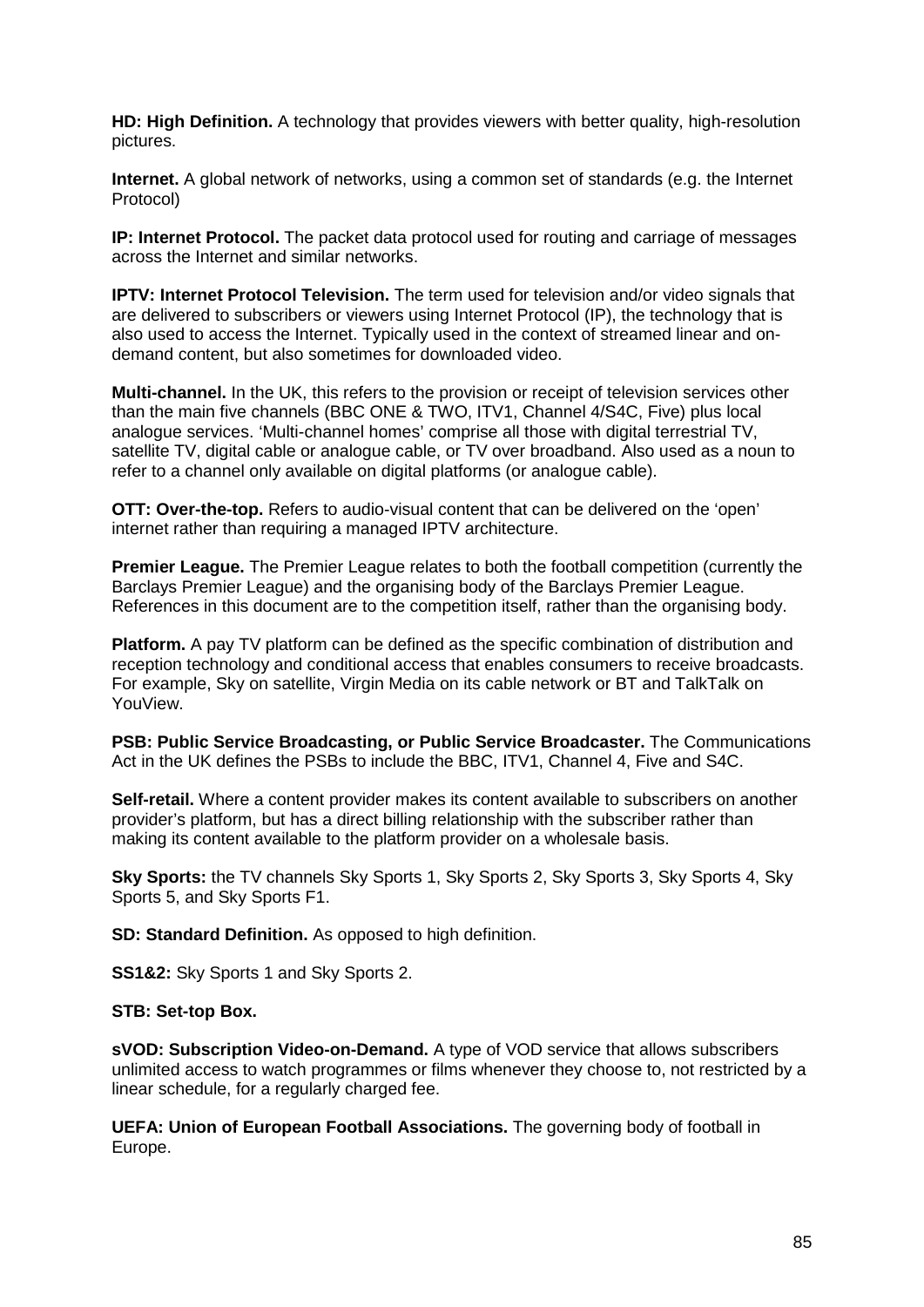**HD: High Definition.** A technology that provides viewers with better quality, high-resolution pictures.

**Internet.** A global network of networks, using a common set of standards (e.g. the Internet Protocol)

**IP: Internet Protocol.** The packet data protocol used for routing and carriage of messages across the Internet and similar networks.

**IPTV: Internet Protocol Television.** The term used for television and/or video signals that are delivered to subscribers or viewers using Internet Protocol (IP), the technology that is also used to access the Internet. Typically used in the context of streamed linear and on-demand content, but also sometimes for downloaded video.

**Multi-channel.** In the UK, this refers to the provision or receipt of television services other than the main five channels (BBC ONE & TWO, ITV1, Channel 4/S4C, Five) plus local analogue services. 'Multi-channel homes' comprise all those with digital terrestrial TV, satellite TV, digital cable or analogue cable, or TV over broadband. Also used as a noun to refer to a channel only available on digital platforms (or analogue cable).

**OTT: Over-the-top.** Refers to audio-visual content that can be delivered on the 'open' internet rather than requiring a managed IPTV architecture.

**Premier League.** The Premier League relates to both the football competition (currently the Barclays Premier League) and the organising body of the Barclays Premier League. References in this document are to the competition itself, rather than the organising body.

**Platform.** A pay TV platform can be defined as the specific combination of distribution and reception technology and conditional access that enables consumers to receive broadcasts. For example, Sky on satellite, Virgin Media on its cable network or BT and TalkTalk on YouView.

**PSB: Public Service Broadcasting, or Public Service Broadcaster.** The Communications Act in the UK defines the PSBs to include the BBC, ITV1, Channel 4, Five and S4C.

**Self-retail.** Where a content provider makes its content available to subscribers on another provider's platform, but has a direct billing relationship with the subscriber rather than making its content available to the platform provider on a wholesale basis.

**Sky Sports:** the TV channels Sky Sports 1, Sky Sports 2, Sky Sports 3, Sky Sports 4, Sky Sports 5, and Sky Sports F1.

**SD: Standard Definition.** As opposed to high definition.

**SS1&2:** Sky Sports 1 and Sky Sports 2.

**STB: Set-top Box.**

**sVOD: Subscription Video-on-Demand.** A type of VOD service that allows subscribers unlimited access to watch programmes or films whenever they choose to, not restricted by a linear schedule, for a regularly charged fee.

**UEFA: Union of European Football Associations.** The governing body of football in Europe.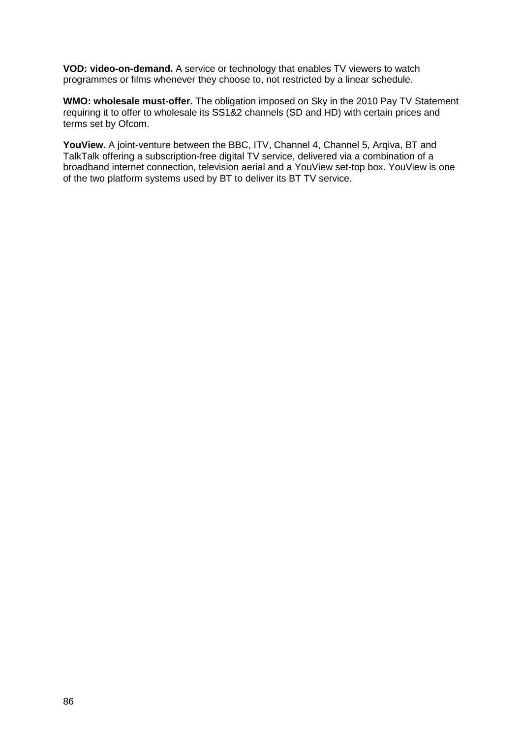**VOD: video-on-demand.** A service or technology that enables TV viewers to watch programmes or films whenever they choose to, not restricted by a linear schedule.

**WMO: wholesale must-offer.** The obligation imposed on Sky in the 2010 Pay TV Statement requiring it to offer to wholesale its SS1&2 channels (SD and HD) with certain prices and terms set by Ofcom.

**YouView.** A joint-venture between the BBC, ITV, Channel 4, Channel 5, Arqiva, BT and TalkTalk offering a subscription-free digital TV service, delivered via a combination of a broadband internet connection, television aerial and a YouView set-top box. YouView is one of the two platform systems used by BT to deliver its BT TV service.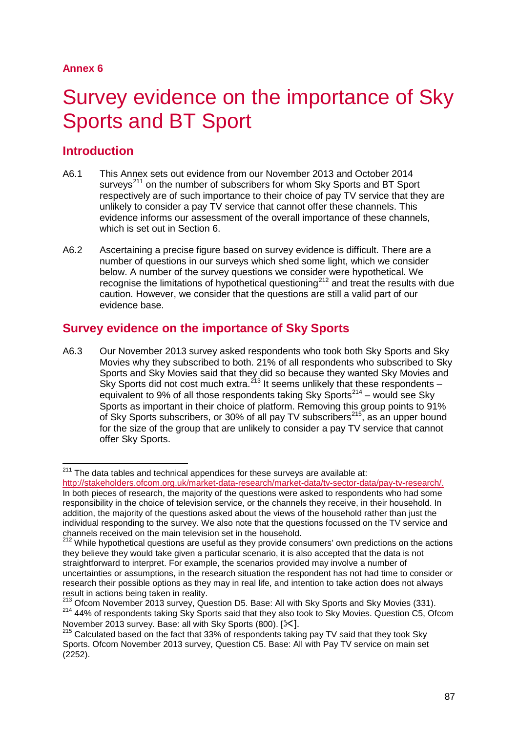**Annex 6**

# Survey evidence on the importance of Sky Sports and BT Sport

## Introduction

A6.1 This Annex sets out evidence from our November 2013 and October 2014 surveys[211] on the number of subscribers for whom Sky Sports and BT Sport respectively are of such importance to their choice of pay TV service that they are unlikely to consider a pay TV service that cannot offer these channels. This evidence informs our assessment of the overall importance of these channels, which is set out in Section 6.

A6.2 Ascertaining a precise figure based on survey evidence is difficult. There are a number of questions in our surveys which shed some light, which we consider below. A number of the survey questions we consider were hypothetical. We recognise the limitations of hypothetical questioning[212] and treat the results with due caution. However, we consider that the questions are still a valid part of our evidence base.

## Survey evidence on the importance of Sky Sports

A6.3 Our November 2013 survey asked respondents who took both Sky Sports and Sky Movies why they subscribed to both. 21% of all respondents who subscribed to Sky Sports and Sky Movies said that they did so because they wanted Sky Movies and Sky Sports did not cost much extra.[213] It seems unlikely that these respondents – equivalent to 9% of all those respondents taking Sky Sports[214] – would see Sky Sports as important in their choice of platform. Removing this group points to 91% of Sky Sports subscribers, or 30% of all pay TV subscribers[215], as an upper bound for the size of the group that are unlikely to consider a pay TV service that cannot offer Sky Sports.

---

[211] The data tables and technical appendices for these surveys are available at: http://stakeholders.ofcom.org.uk/market-data-research/market-data/tv-sector-data/pay-tv-research/. In both pieces of research, the majority of the questions were asked to respondents who had some responsibility in the choice of television service, or the channels they receive, in their household. In addition, the majority of the questions asked about the views of the household rather than just the individual responding to the survey. We also note that the questions focussed on the TV service and channels received on the main television set in the household.

[212] While hypothetical questions are useful as they provide consumers' own predictions on the actions they believe they would take given a particular scenario, it is also accepted that the data is not straightforward to interpret. For example, the scenarios provided may involve a number of uncertainties or assumptions, in the research situation the respondent has not had time to consider or research their possible options as they may in real life, and intention to take action does not always result in actions being taken in reality.

[213] Ofcom November 2013 survey, Question D5. Base: All with Sky Sports and Sky Movies (331).

[214] 44% of respondents taking Sky Sports said that they also took to Sky Movies. Question C5, Ofcom November 2013 survey. Base: all with Sky Sports (800). [✂].

[215] Calculated based on the fact that 33% of respondents taking pay TV said that they took Sky Sports. Ofcom November 2013 survey, Question C5. Base: All with Pay TV service on main set (2252).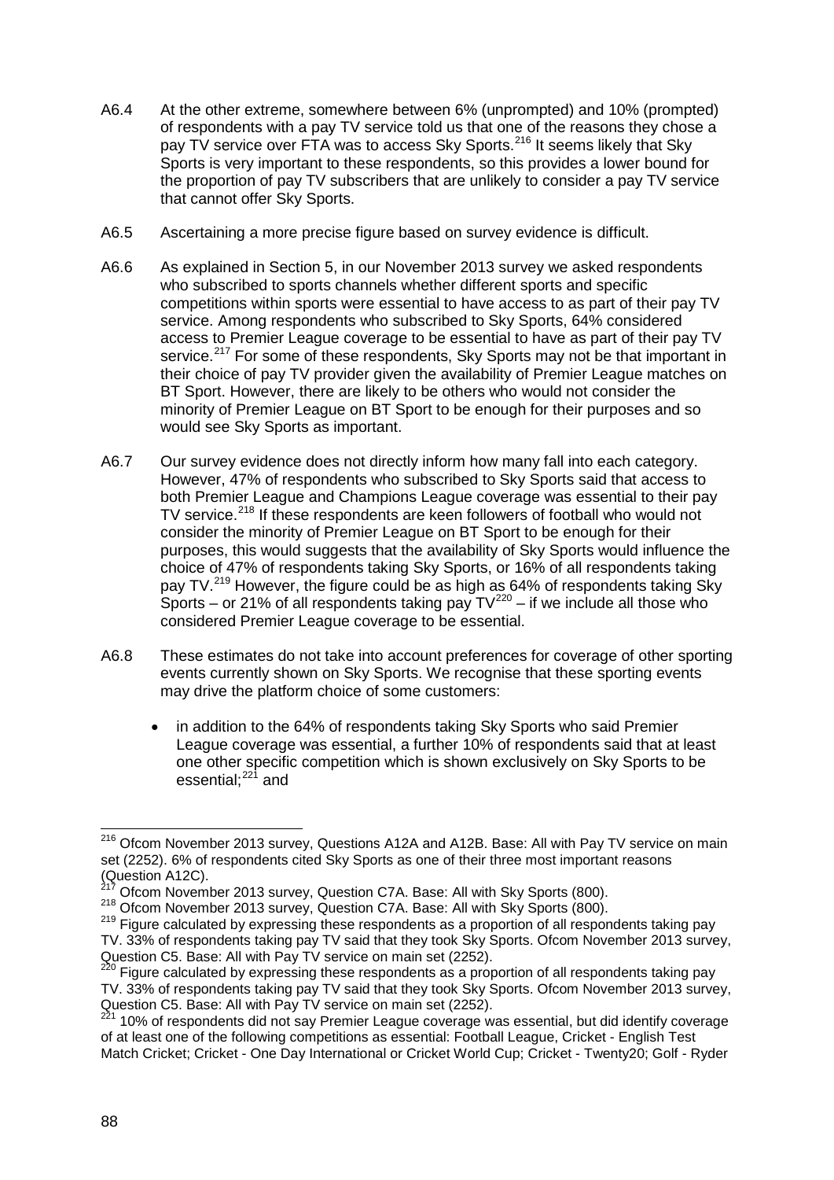A6.4 At the other extreme, somewhere between 6% (unprompted) and 10% (prompted) of respondents with a pay TV service told us that one of the reasons they chose a pay TV service over FTA was to access Sky Sports.[216] It seems likely that Sky Sports is very important to these respondents, so this provides a lower bound for the proportion of pay TV subscribers that are unlikely to consider a pay TV service that cannot offer Sky Sports.

A6.5 Ascertaining a more precise figure based on survey evidence is difficult.

A6.6 As explained in Section 5, in our November 2013 survey we asked respondents who subscribed to sports channels whether different sports and specific competitions within sports were essential to have access to as part of their pay TV service. Among respondents who subscribed to Sky Sports, 64% considered access to Premier League coverage to be essential to have as part of their pay TV service.[217] For some of these respondents, Sky Sports may not be that important in their choice of pay TV provider given the availability of Premier League matches on BT Sport. However, there are likely to be others who would not consider the minority of Premier League on BT Sport to be enough for their purposes and so would see Sky Sports as important.

A6.7 Our survey evidence does not directly inform how many fall into each category. However, 47% of respondents who subscribed to Sky Sports said that access to both Premier League and Champions League coverage was essential to their pay TV service.[218] If these respondents are keen followers of football who would not consider the minority of Premier League on BT Sport to be enough for their purposes, this would suggests that the availability of Sky Sports would influence the choice of 47% of respondents taking Sky Sports, or 16% of all respondents taking pay TV.[219] However, the figure could be as high as 64% of respondents taking Sky Sports – or 21% of all respondents taking pay TV[220] – if we include all those who considered Premier League coverage to be essential.

A6.8 These estimates do not take into account preferences for coverage of other sporting events currently shown on Sky Sports. We recognise that these sporting events may drive the platform choice of some customers:

- in addition to the 64% of respondents taking Sky Sports who said Premier League coverage was essential, a further 10% of respondents said that at least one other specific competition which is shown exclusively on Sky Sports to be essential;[221] and

---

[216] Ofcom November 2013 survey, Questions A12A and A12B. Base: All with Pay TV service on main set (2252). 6% of respondents cited Sky Sports as one of their three most important reasons (Question A12C).

[217] Ofcom November 2013 survey, Question C7A. Base: All with Sky Sports (800).

[218] Ofcom November 2013 survey, Question C7A. Base: All with Sky Sports (800).

[219] Figure calculated by expressing these respondents as a proportion of all respondents taking pay TV. 33% of respondents taking pay TV said that they took Sky Sports. Ofcom November 2013 survey, Question C5. Base: All with Pay TV service on main set (2252).

[220] Figure calculated by expressing these respondents as a proportion of all respondents taking pay TV. 33% of respondents taking pay TV said that they took Sky Sports. Ofcom November 2013 survey, Question C5. Base: All with Pay TV service on main set (2252).

[221] 10% of respondents did not say Premier League coverage was essential, but did identify coverage of at least one of the following competitions as essential: Football League, Cricket - English Test Match Cricket; Cricket - One Day International or Cricket World Cup; Cricket - Twenty20; Golf - Ryder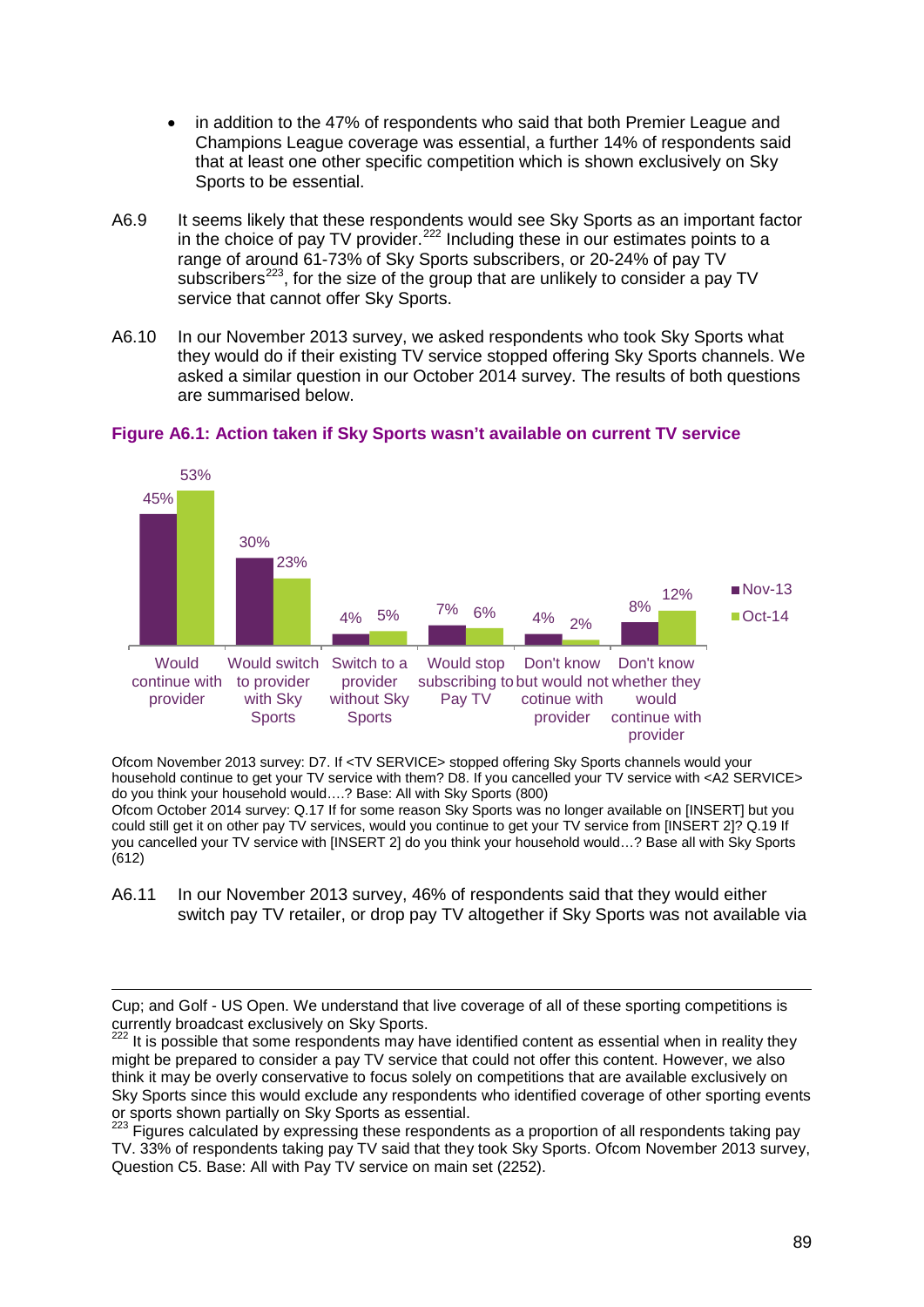- in addition to the 47% of respondents who said that both Premier League and Champions League coverage was essential, a further 14% of respondents said that at least one other specific competition which is shown exclusively on Sky Sports to be essential.

A6.9 It seems likely that these respondents would see Sky Sports as an important factor in the choice of pay TV provider.[222] Including these in our estimates points to a range of around 61-73% of Sky Sports subscribers, or 20-24% of pay TV subscribers[223], for the size of the group that are unlikely to consider a pay TV service that cannot offer Sky Sports.

A6.10 In our November 2013 survey, we asked respondents who took Sky Sports what they would do if their existing TV service stopped offering Sky Sports channels. We asked a similar question in our October 2014 survey. The results of both questions are summarised below.

**Figure A6.1: Action taken if Sky Sports wasn't available on current TV service**

| | Nov-13 | Oct-14 |
|---|---|---|
| Would continue with provider | 45% | 53% |
| Would switch to provider with Sky Sports | 30% | 23% |
| Switch to a provider without Sky Sports | 4% | 5% |
| Would stop subscribing to Pay TV | 7% | 6% |
| Don't know but would not cotinue with provider | 4% | 2% |
| Don't know whether they would continue with provider | 8% | 12% |

Ofcom November 2013 survey: D7. If <TV SERVICE> stopped offering Sky Sports channels would your household continue to get your TV service with them? D8. If you cancelled your TV service with <A2 SERVICE> do you think your household would….? Base: All with Sky Sports (800)
Ofcom October 2014 survey: Q.17 If for some reason Sky Sports was no longer available on [INSERT] but you could still get it on other pay TV services, would you continue to get your TV service from [INSERT 2]? Q.19 If you cancelled your TV service with [INSERT 2] do you think your household would…? Base all with Sky Sports (612)

A6.11 In our November 2013 survey, 46% of respondents said that they would either switch pay TV retailer, or drop pay TV altogether if Sky Sports was not available via

---

Cup; and Golf - US Open. We understand that live coverage of all of these sporting competitions is currently broadcast exclusively on Sky Sports.

[222] It is possible that some respondents may have identified content as essential when in reality they might be prepared to consider a pay TV service that could not offer this content. However, we also think it may be overly conservative to focus solely on competitions that are available exclusively on Sky Sports since this would exclude any respondents who identified coverage of other sporting events or sports shown partially on Sky Sports as essential.

[223] Figures calculated by expressing these respondents as a proportion of all respondents taking pay TV. 33% of respondents taking pay TV said that they took Sky Sports. Ofcom November 2013 survey, Question C5. Base: All with Pay TV service on main set (2252).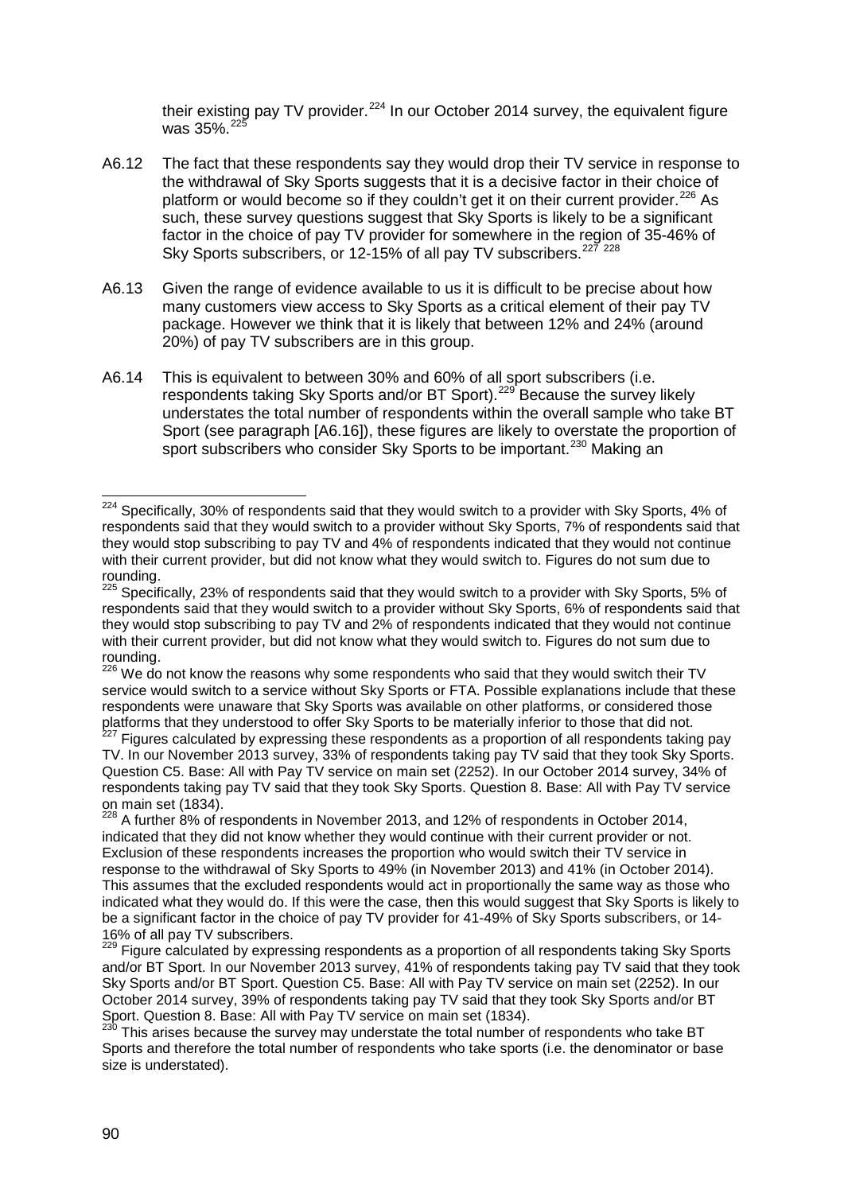their existing pay TV provider.[224] In our October 2014 survey, the equivalent figure was 35%.[225]

A6.12 The fact that these respondents say they would drop their TV service in response to the withdrawal of Sky Sports suggests that it is a decisive factor in their choice of platform or would become so if they couldn't get it on their current provider.[226] As such, these survey questions suggest that Sky Sports is likely to be a significant factor in the choice of pay TV provider for somewhere in the region of 35-46% of Sky Sports subscribers, or 12-15% of all pay TV subscribers.[227] [228]

A6.13 Given the range of evidence available to us it is difficult to be precise about how many customers view access to Sky Sports as a critical element of their pay TV package. However we think that it is likely that between 12% and 24% (around 20%) of pay TV subscribers are in this group.

A6.14 This is equivalent to between 30% and 60% of all sport subscribers (i.e. respondents taking Sky Sports and/or BT Sport).[229] Because the survey likely understates the total number of respondents within the overall sample who take BT Sport (see paragraph [A6.16]), these figures are likely to overstate the proportion of sport subscribers who consider Sky Sports to be important.[230] Making an

---

[224] Specifically, 30% of respondents said that they would switch to a provider with Sky Sports, 4% of respondents said that they would switch to a provider without Sky Sports, 7% of respondents said that they would stop subscribing to pay TV and 4% of respondents indicated that they would not continue with their current provider, but did not know what they would switch to. Figures do not sum due to rounding.

[225] Specifically, 23% of respondents said that they would switch to a provider with Sky Sports, 5% of respondents said that they would switch to a provider without Sky Sports, 6% of respondents said that they would stop subscribing to pay TV and 2% of respondents indicated that they would not continue with their current provider, but did not know what they would switch to. Figures do not sum due to rounding.

[226] We do not know the reasons why some respondents who said that they would switch their TV service would switch to a service without Sky Sports or FTA. Possible explanations include that these respondents were unaware that Sky Sports was available on other platforms, or considered those platforms that they understood to offer Sky Sports to be materially inferior to those that did not.

[227] Figures calculated by expressing these respondents as a proportion of all respondents taking pay TV. In our November 2013 survey, 33% of respondents taking pay TV said that they took Sky Sports. Question C5. Base: All with Pay TV service on main set (2252). In our October 2014 survey, 34% of respondents taking pay TV said that they took Sky Sports. Question 8. Base: All with Pay TV service on main set (1834).

[228] A further 8% of respondents in November 2013, and 12% of respondents in October 2014, indicated that they did not know whether they would continue with their current provider or not. Exclusion of these respondents increases the proportion who would switch their TV service in response to the withdrawal of Sky Sports to 49% (in November 2013) and 41% (in October 2014). This assumes that the excluded respondents would act in proportionally the same way as those who indicated what they would do. If this were the case, then this would suggest that Sky Sports is likely to be a significant factor in the choice of pay TV provider for 41-49% of Sky Sports subscribers, or 14-16% of all pay TV subscribers.

[229] Figure calculated by expressing respondents as a proportion of all respondents taking Sky Sports and/or BT Sport. In our November 2013 survey, 41% of respondents taking pay TV said that they took Sky Sports and/or BT Sport. Question C5. Base: All with Pay TV service on main set (2252). In our October 2014 survey, 39% of respondents taking pay TV said that they took Sky Sports and/or BT Sport. Question 8. Base: All with Pay TV service on main set (1834).

[230] This arises because the survey may understate the total number of respondents who take BT Sports and therefore the total number of respondents who take sports (i.e. the denominator or base size is understated).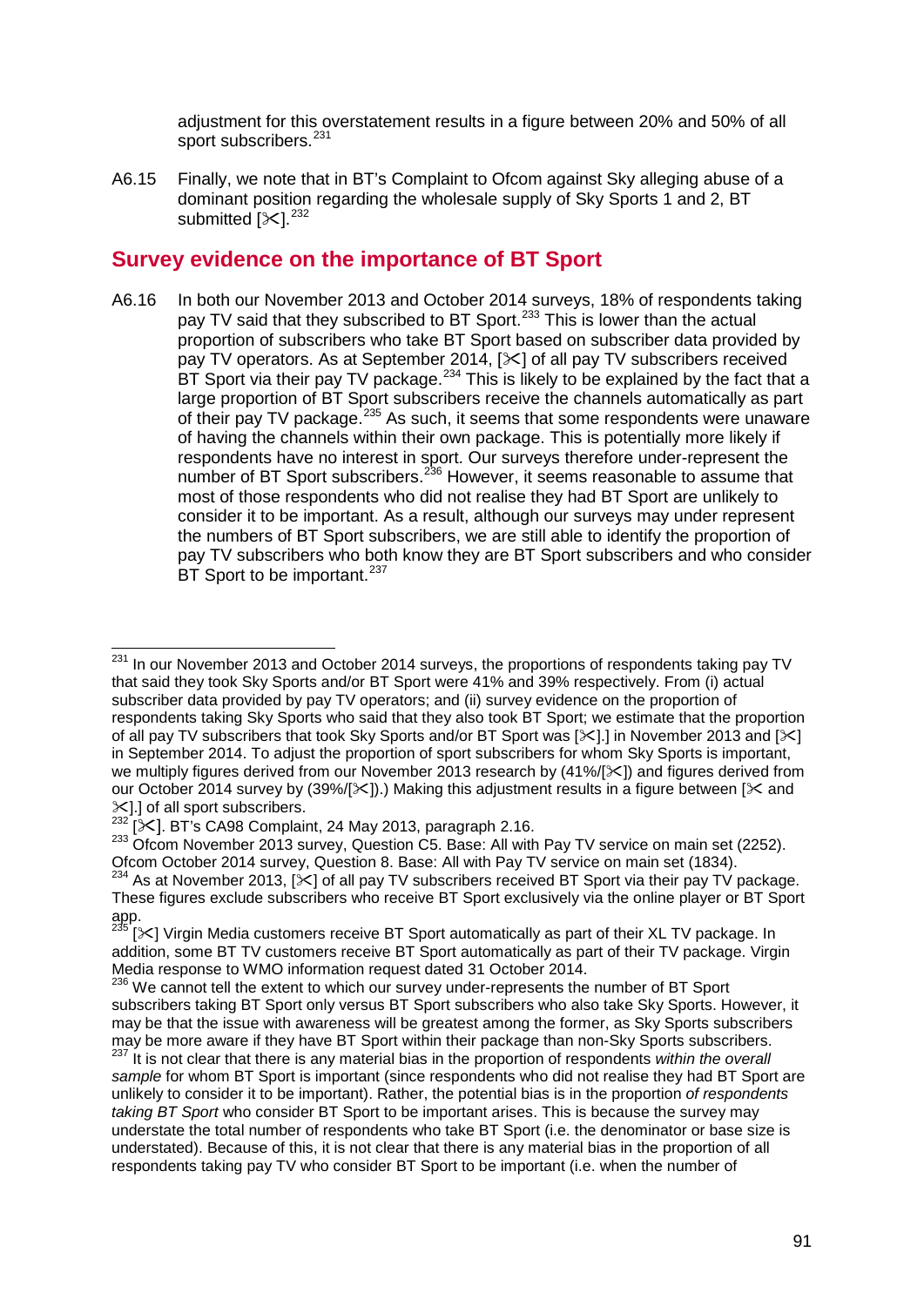adjustment for this overstatement results in a figure between 20% and 50% of all sport subscribers.[231]

A6.15 Finally, we note that in BT's Complaint to Ofcom against Sky alleging abuse of a dominant position regarding the wholesale supply of Sky Sports 1 and 2, BT submitted [✂].[232]

## Survey evidence on the importance of BT Sport

A6.16 In both our November 2013 and October 2014 surveys, 18% of respondents taking pay TV said that they subscribed to BT Sport.[233] This is lower than the actual proportion of subscribers who take BT Sport based on subscriber data provided by pay TV operators. As at September 2014, [✂] of all pay TV subscribers received BT Sport via their pay TV package.[234] This is likely to be explained by the fact that a large proportion of BT Sport subscribers receive the channels automatically as part of their pay TV package.[235] As such, it seems that some respondents were unaware of having the channels within their own package. This is potentially more likely if respondents have no interest in sport. Our surveys therefore under-represent the number of BT Sport subscribers.[236] However, it seems reasonable to assume that most of those respondents who did not realise they had BT Sport are unlikely to consider it to be important. As a result, although our surveys may under represent the numbers of BT Sport subscribers, we are still able to identify the proportion of pay TV subscribers who both know they are BT Sport subscribers and who consider BT Sport to be important.[237]

---

[231] In our November 2013 and October 2014 surveys, the proportions of respondents taking pay TV that said they took Sky Sports and/or BT Sport were 41% and 39% respectively. From (i) actual subscriber data provided by pay TV operators; and (ii) survey evidence on the proportion of respondents taking Sky Sports who said that they also took BT Sport; we estimate that the proportion of all pay TV subscribers that took Sky Sports and/or BT Sport was [✂].] in November 2013 and [✂] in September 2014. To adjust the proportion of sport subscribers for whom Sky Sports is important, we multiply figures derived from our November 2013 research by (41%/[✂]) and figures derived from our October 2014 survey by (39%/[✂]).) Making this adjustment results in a figure between [✂ and ✂].] of all sport subscribers.

[232] [✂]. BT's CA98 Complaint, 24 May 2013, paragraph 2.16.

[233] Ofcom November 2013 survey, Question C5. Base: All with Pay TV service on main set (2252). Ofcom October 2014 survey, Question 8. Base: All with Pay TV service on main set (1834).

[234] As at November 2013, [✂] of all pay TV subscribers received BT Sport via their pay TV package. These figures exclude subscribers who receive BT Sport exclusively via the online player or BT Sport app.

[235] [✂] Virgin Media customers receive BT Sport automatically as part of their XL TV package. In addition, some BT TV customers receive BT Sport automatically as part of their TV package. Virgin Media response to WMO information request dated 31 October 2014.

[236] We cannot tell the extent to which our survey under-represents the number of BT Sport subscribers taking BT Sport only versus BT Sport subscribers who also take Sky Sports. However, it may be that the issue with awareness will be greatest among the former, as Sky Sports subscribers may be more aware if they have BT Sport within their package than non-Sky Sports subscribers.

[237] It is not clear that there is any material bias in the proportion of respondents *within the overall sample* for whom BT Sport is important (since respondents who did not realise they had BT Sport are unlikely to consider it to be important). Rather, the potential bias is in the proportion *of respondents taking BT Sport* who consider BT Sport to be important arises. This is because the survey may understate the total number of respondents who take BT Sport (i.e. the denominator or base size is understated). Because of this, it is not clear that there is any material bias in the proportion of all respondents taking pay TV who consider BT Sport to be important (i.e. when the number of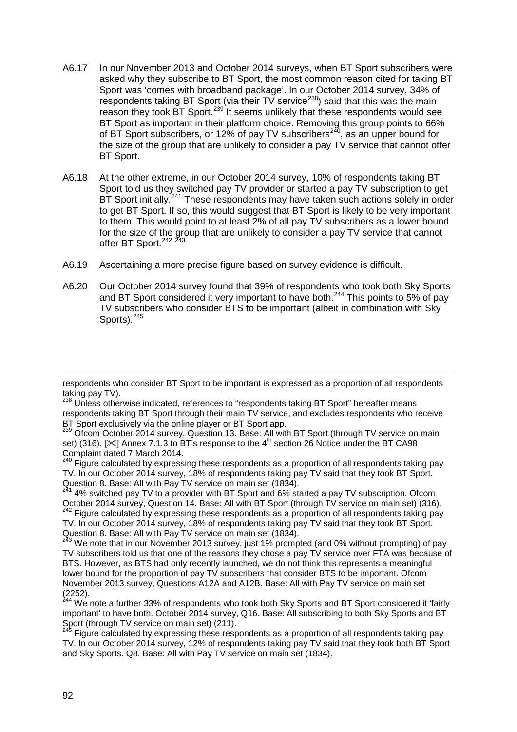A6.17 In our November 2013 and October 2014 surveys, when BT Sport subscribers were asked why they subscribe to BT Sport, the most common reason cited for taking BT Sport was 'comes with broadband package'. In our October 2014 survey, 34% of respondents taking BT Sport (via their TV service[238]) said that this was the main reason they took BT Sport.[239] It seems unlikely that these respondents would see BT Sport as important in their platform choice. Removing this group points to 66% of BT Sport subscribers, or 12% of pay TV subscribers[240], as an upper bound for the size of the group that are unlikely to consider a pay TV service that cannot offer BT Sport.

A6.18 At the other extreme, in our October 2014 survey, 10% of respondents taking BT Sport told us they switched pay TV provider or started a pay TV subscription to get BT Sport initially.[241] These respondents may have taken such actions solely in order to get BT Sport. If so, this would suggest that BT Sport is likely to be very important to them. This would point to at least 2% of all pay TV subscribers as a lower bound for the size of the group that are unlikely to consider a pay TV service that cannot offer BT Sport.[242] [243]

A6.19 Ascertaining a more precise figure based on survey evidence is difficult.

A6.20 Our October 2014 survey found that 39% of respondents who took both Sky Sports and BT Sport considered it very important to have both.[244] This points to 5% of pay TV subscribers who consider BTS to be important (albeit in combination with Sky Sports).[245]

---

respondents who consider BT Sport to be important is expressed as a proportion of all respondents taking pay TV).

[238] Unless otherwise indicated, references to "respondents taking BT Sport" hereafter means respondents taking BT Sport through their main TV service, and excludes respondents who receive BT Sport exclusively via the online player or BT Sport app.

[239] Ofcom October 2014 survey, Question 13. Base: All with BT Sport (through TV service on main set) (316). [✂] Annex 7.1.3 to BT's response to the 4th section 26 Notice under the BT CA98 Complaint dated 7 March 2014.

[240] Figure calculated by expressing these respondents as a proportion of all respondents taking pay TV. In our October 2014 survey, 18% of respondents taking pay TV said that they took BT Sport. Question 8. Base: All with Pay TV service on main set (1834).

[241] 4% switched pay TV to a provider with BT Sport and 6% started a pay TV subscription. Ofcom October 2014 survey, Question 14. Base: All with BT Sport (through TV service on main set) (316).

[242] Figure calculated by expressing these respondents as a proportion of all respondents taking pay TV. In our October 2014 survey, 18% of respondents taking pay TV said that they took BT Sport. Question 8. Base: All with Pay TV service on main set (1834).

[243] We note that in our November 2013 survey, just 1% prompted (and 0% without prompting) of pay TV subscribers told us that one of the reasons they chose a pay TV service over FTA was because of BTS. However, as BTS had only recently launched, we do not think this represents a meaningful lower bound for the proportion of pay TV subscribers that consider BTS to be important. Ofcom November 2013 survey, Questions A12A and A12B. Base: All with Pay TV service on main set (2252).

[244] We note a further 33% of respondents who took both Sky Sports and BT Sport considered it 'fairly important' to have both. October 2014 survey, Q16. Base: All subscribing to both Sky Sports and BT Sport (through TV service on main set) (211).

[245] Figure calculated by expressing these respondents as a proportion of all respondents taking pay TV. In our October 2014 survey, 12% of respondents taking pay TV said that they took both BT Sport and Sky Sports. Q8. Base: All with Pay TV service on main set (1834).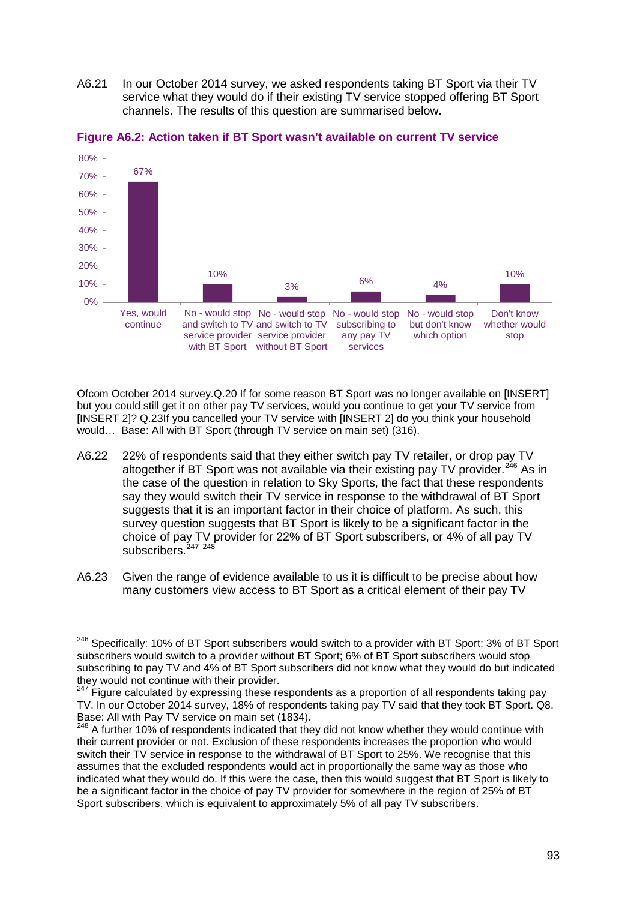A6.21 In our October 2014 survey, we asked respondents taking BT Sport via their TV service what they would do if their existing TV service stopped offering BT Sport channels. The results of this question are summarised below.

**Figure A6.2: Action taken if BT Sport wasn't available on current TV service**

| Response | % |
| --- | --- |
| Yes, would continue | 67% |
| No - would stop and switch to TV service provider with BT Sport | 10% |
| No - would stop and switch to TV service provider without BT Sport | 3% |
| No - would stop subscribing to any pay TV services | 6% |
| No - would stop but don't know which option | 4% |
| Don't know whether would stop | 10% |

Ofcom October 2014 survey.Q.20 If for some reason BT Sport was no longer available on [INSERT] but you could still get it on other pay TV services, would you continue to get your TV service from [INSERT 2]? Q.23If you cancelled your TV service with [INSERT 2] do you think your household would… Base: All with BT Sport (through TV service on main set) (316).

A6.22 22% of respondents said that they either switch pay TV retailer, or drop pay TV altogether if BT Sport was not available via their existing pay TV provider.[246] As in the case of the question in relation to Sky Sports, the fact that these respondents say they would switch their TV service in response to the withdrawal of BT Sport suggests that it is an important factor in their choice of platform. As such, this survey question suggests that BT Sport is likely to be a significant factor in the choice of pay TV provider for 22% of BT Sport subscribers, or 4% of all pay TV subscribers.[247] [248]

A6.23 Given the range of evidence available to us it is difficult to be precise about how many customers view access to BT Sport as a critical element of their pay TV

---

[246] Specifically: 10% of BT Sport subscribers would switch to a provider with BT Sport; 3% of BT Sport subscribers would switch to a provider without BT Sport; 6% of BT Sport subscribers would stop subscribing to pay TV and 4% of BT Sport subscribers did not know what they would do but indicated they would not continue with their provider.

[247] Figure calculated by expressing these respondents as a proportion of all respondents taking pay TV. In our October 2014 survey, 18% of respondents taking pay TV said that they took BT Sport. Q8. Base: All with Pay TV service on main set (1834).

[248] A further 10% of respondents indicated that they did not know whether they would continue with their current provider or not. Exclusion of these respondents increases the proportion who would switch their TV service in response to the withdrawal of BT Sport to 25%. We recognise that this assumes that the excluded respondents would act in proportionally the same way as those who indicated what they would do. If this were the case, then this would suggest that BT Sport is likely to be a significant factor in the choice of pay TV provider for somewhere in the region of 25% of BT Sport subscribers, which is equivalent to approximately 5% of all pay TV subscribers.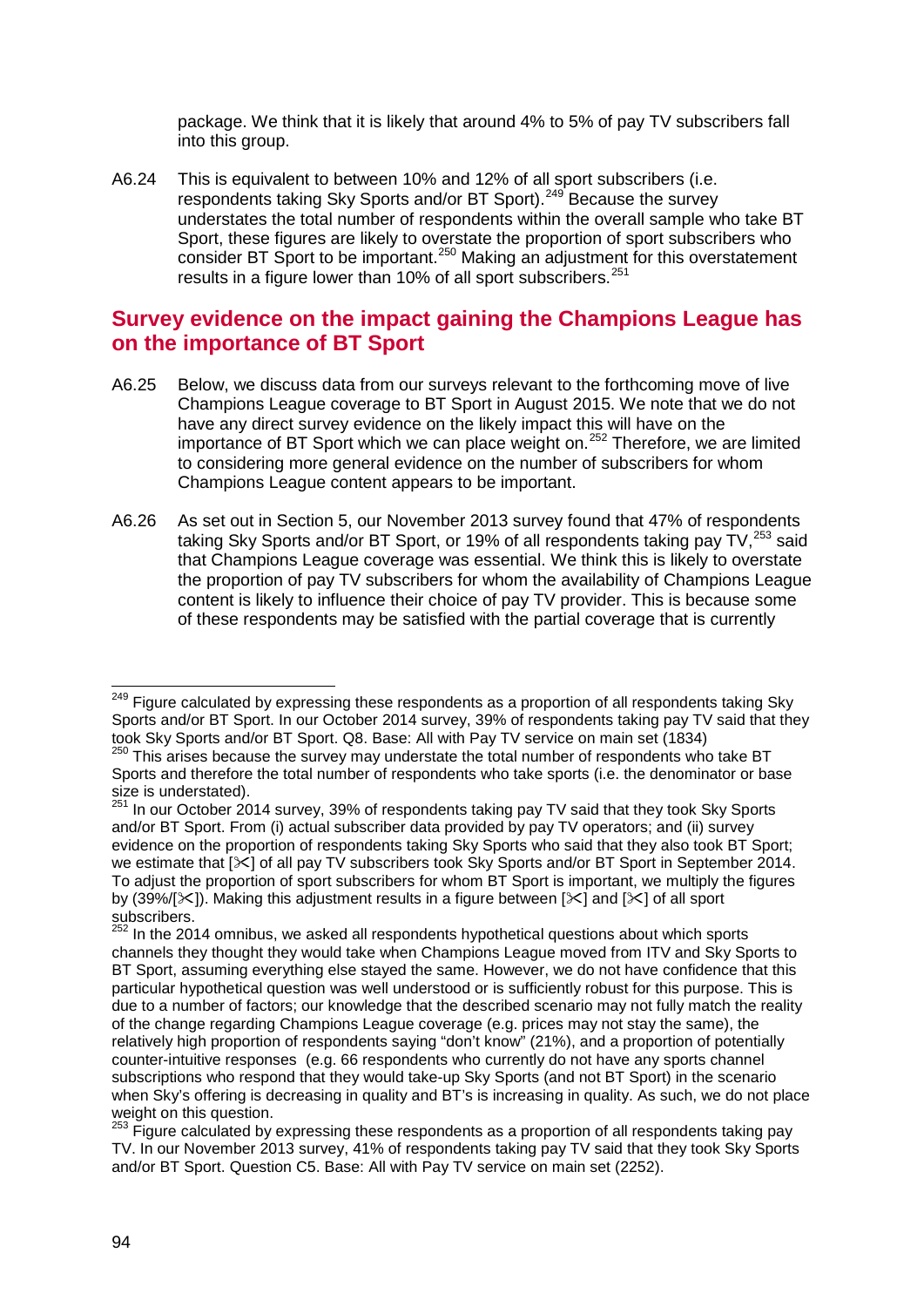package. We think that it is likely that around 4% to 5% of pay TV subscribers fall into this group.

A6.24 This is equivalent to between 10% and 12% of all sport subscribers (i.e. respondents taking Sky Sports and/or BT Sport).[249] Because the survey understates the total number of respondents within the overall sample who take BT Sport, these figures are likely to overstate the proportion of sport subscribers who consider BT Sport to be important.[250] Making an adjustment for this overstatement results in a figure lower than 10% of all sport subscribers.[251]

## Survey evidence on the impact gaining the Champions League has on the importance of BT Sport

A6.25 Below, we discuss data from our surveys relevant to the forthcoming move of live Champions League coverage to BT Sport in August 2015. We note that we do not have any direct survey evidence on the likely impact this will have on the importance of BT Sport which we can place weight on.[252] Therefore, we are limited to considering more general evidence on the number of subscribers for whom Champions League content appears to be important.

A6.26 As set out in Section 5, our November 2013 survey found that 47% of respondents taking Sky Sports and/or BT Sport, or 19% of all respondents taking pay TV,[253] said that Champions League coverage was essential. We think this is likely to overstate the proportion of pay TV subscribers for whom the availability of Champions League content is likely to influence their choice of pay TV provider. This is because some of these respondents may be satisfied with the partial coverage that is currently

---

[249] Figure calculated by expressing these respondents as a proportion of all respondents taking Sky Sports and/or BT Sport. In our October 2014 survey, 39% of respondents taking pay TV said that they took Sky Sports and/or BT Sport. Q8. Base: All with Pay TV service on main set (1834)

[250] This arises because the survey may understate the total number of respondents who take BT Sports and therefore the total number of respondents who take sports (i.e. the denominator or base size is understated).

[251] In our October 2014 survey, 39% of respondents taking pay TV said that they took Sky Sports and/or BT Sport. From (i) actual subscriber data provided by pay TV operators; and (ii) survey evidence on the proportion of respondents taking Sky Sports who said that they also took BT Sport; we estimate that [✂] of all pay TV subscribers took Sky Sports and/or BT Sport in September 2014. To adjust the proportion of sport subscribers for whom BT Sport is important, we multiply the figures by (39%/[✂]). Making this adjustment results in a figure between [✂] and [✂] of all sport subscribers.

[252] In the 2014 omnibus, we asked all respondents hypothetical questions about which sports channels they thought they would take when Champions League moved from ITV and Sky Sports to BT Sport, assuming everything else stayed the same. However, we do not have confidence that this particular hypothetical question was well understood or is sufficiently robust for this purpose. This is due to a number of factors; our knowledge that the described scenario may not fully match the reality of the change regarding Champions League coverage (e.g. prices may not stay the same), the relatively high proportion of respondents saying "don't know" (21%), and a proportion of potentially counter-intuitive responses (e.g. 66 respondents who currently do not have any sports channel subscriptions who respond that they would take-up Sky Sports (and not BT Sport) in the scenario when Sky's offering is decreasing in quality and BT's is increasing in quality. As such, we do not place weight on this question.

[253] Figure calculated by expressing these respondents as a proportion of all respondents taking pay TV. In our November 2013 survey, 41% of respondents taking pay TV said that they took Sky Sports and/or BT Sport. Question C5. Base: All with Pay TV service on main set (2252).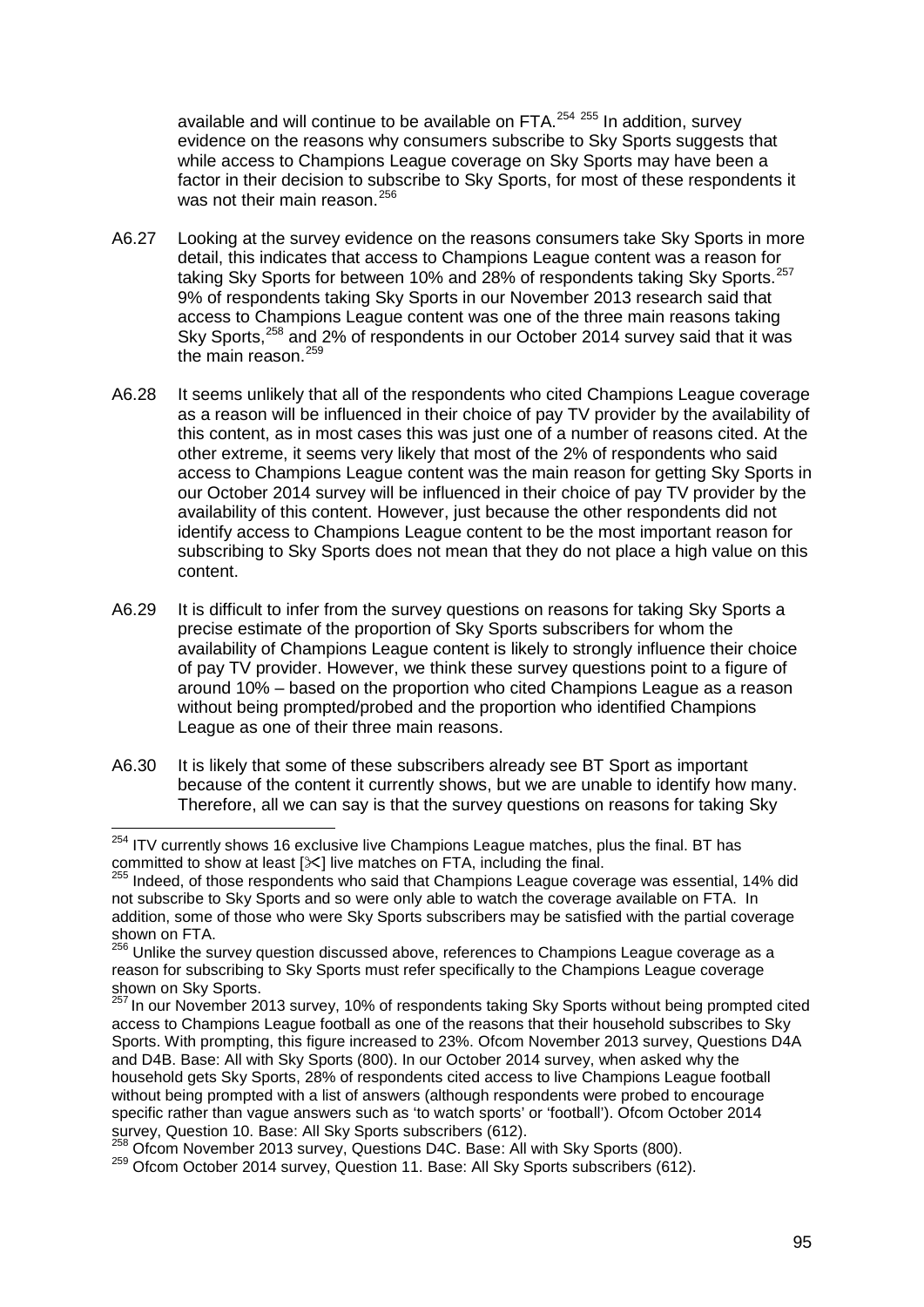available and will continue to be available on FTA.[254] [255] In addition, survey evidence on the reasons why consumers subscribe to Sky Sports suggests that while access to Champions League coverage on Sky Sports may have been a factor in their decision to subscribe to Sky Sports, for most of these respondents it was not their main reason.[256]

A6.27 Looking at the survey evidence on the reasons consumers take Sky Sports in more detail, this indicates that access to Champions League content was a reason for taking Sky Sports for between 10% and 28% of respondents taking Sky Sports.[257] 9% of respondents taking Sky Sports in our November 2013 research said that access to Champions League content was one of the three main reasons taking Sky Sports,[258] and 2% of respondents in our October 2014 survey said that it was the main reason.[259]

A6.28 It seems unlikely that all of the respondents who cited Champions League coverage as a reason will be influenced in their choice of pay TV provider by the availability of this content, as in most cases this was just one of a number of reasons cited. At the other extreme, it seems very likely that most of the 2% of respondents who said access to Champions League content was the main reason for getting Sky Sports in our October 2014 survey will be influenced in their choice of pay TV provider by the availability of this content. However, just because the other respondents did not identify access to Champions League content to be the most important reason for subscribing to Sky Sports does not mean that they do not place a high value on this content.

A6.29 It is difficult to infer from the survey questions on reasons for taking Sky Sports a precise estimate of the proportion of Sky Sports subscribers for whom the availability of Champions League content is likely to strongly influence their choice of pay TV provider. However, we think these survey questions point to a figure of around 10% – based on the proportion who cited Champions League as a reason without being prompted/probed and the proportion who identified Champions League as one of their three main reasons.

A6.30 It is likely that some of these subscribers already see BT Sport as important because of the content it currently shows, but we are unable to identify how many. Therefore, all we can say is that the survey questions on reasons for taking Sky

---

[254] ITV currently shows 16 exclusive live Champions League matches, plus the final. BT has committed to show at least [✂] live matches on FTA, including the final.

[255] Indeed, of those respondents who said that Champions League coverage was essential, 14% did not subscribe to Sky Sports and so were only able to watch the coverage available on FTA. In addition, some of those who were Sky Sports subscribers may be satisfied with the partial coverage shown on FTA.

[256] Unlike the survey question discussed above, references to Champions League coverage as a reason for subscribing to Sky Sports must refer specifically to the Champions League coverage shown on Sky Sports.

[257] In our November 2013 survey, 10% of respondents taking Sky Sports without being prompted cited access to Champions League football as one of the reasons that their household subscribes to Sky Sports. With prompting, this figure increased to 23%. Ofcom November 2013 survey, Questions D4A and D4B. Base: All with Sky Sports (800). In our October 2014 survey, when asked why the household gets Sky Sports, 28% of respondents cited access to live Champions League football without being prompted with a list of answers (although respondents were probed to encourage specific rather than vague answers such as 'to watch sports' or 'football'). Ofcom October 2014 survey, Question 10. Base: All Sky Sports subscribers (612).

[258] Ofcom November 2013 survey, Questions D4C. Base: All with Sky Sports (800).

[259] Ofcom October 2014 survey, Question 11. Base: All Sky Sports subscribers (612).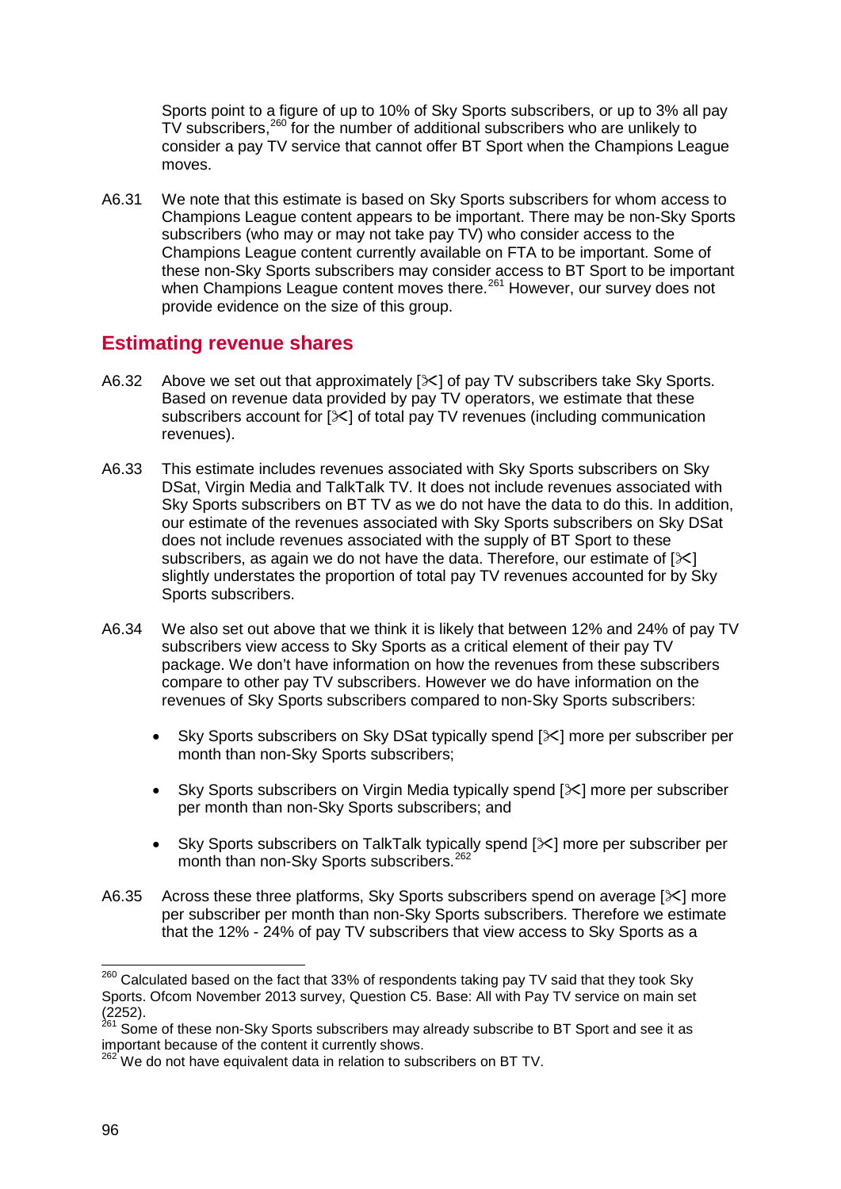Sports point to a figure of up to 10% of Sky Sports subscribers, or up to 3% all pay TV subscribers,[260] for the number of additional subscribers who are unlikely to consider a pay TV service that cannot offer BT Sport when the Champions League moves.

A6.31 We note that this estimate is based on Sky Sports subscribers for whom access to Champions League content appears to be important. There may be non-Sky Sports subscribers (who may or may not take pay TV) who consider access to the Champions League content currently available on FTA to be important. Some of these non-Sky Sports subscribers may consider access to BT Sport to be important when Champions League content moves there.[261] However, our survey does not provide evidence on the size of this group.

## Estimating revenue shares

A6.32 Above we set out that approximately [✂] of pay TV subscribers take Sky Sports. Based on revenue data provided by pay TV operators, we estimate that these subscribers account for [✂] of total pay TV revenues (including communication revenues).

A6.33 This estimate includes revenues associated with Sky Sports subscribers on Sky DSat, Virgin Media and TalkTalk TV. It does not include revenues associated with Sky Sports subscribers on BT TV as we do not have the data to do this. In addition, our estimate of the revenues associated with Sky Sports subscribers on Sky DSat does not include revenues associated with the supply of BT Sport to these subscribers, as again we do not have the data. Therefore, our estimate of [✂] slightly understates the proportion of total pay TV revenues accounted for by Sky Sports subscribers.

A6.34 We also set out above that we think it is likely that between 12% and 24% of pay TV subscribers view access to Sky Sports as a critical element of their pay TV package. We don't have information on how the revenues from these subscribers compare to other pay TV subscribers. However we do have information on the revenues of Sky Sports subscribers compared to non-Sky Sports subscribers:

- Sky Sports subscribers on Sky DSat typically spend [✂] more per subscriber per month than non-Sky Sports subscribers;
- Sky Sports subscribers on Virgin Media typically spend [✂] more per subscriber per month than non-Sky Sports subscribers; and
- Sky Sports subscribers on TalkTalk typically spend [✂] more per subscriber per month than non-Sky Sports subscribers.[262]

A6.35 Across these three platforms, Sky Sports subscribers spend on average [✂] more per subscriber per month than non-Sky Sports subscribers. Therefore we estimate that the 12% - 24% of pay TV subscribers that view access to Sky Sports as a

---

[260] Calculated based on the fact that 33% of respondents taking pay TV said that they took Sky Sports. Ofcom November 2013 survey, Question C5. Base: All with Pay TV service on main set (2252).

[261] Some of these non-Sky Sports subscribers may already subscribe to BT Sport and see it as important because of the content it currently shows.

[262] We do not have equivalent data in relation to subscribers on BT TV.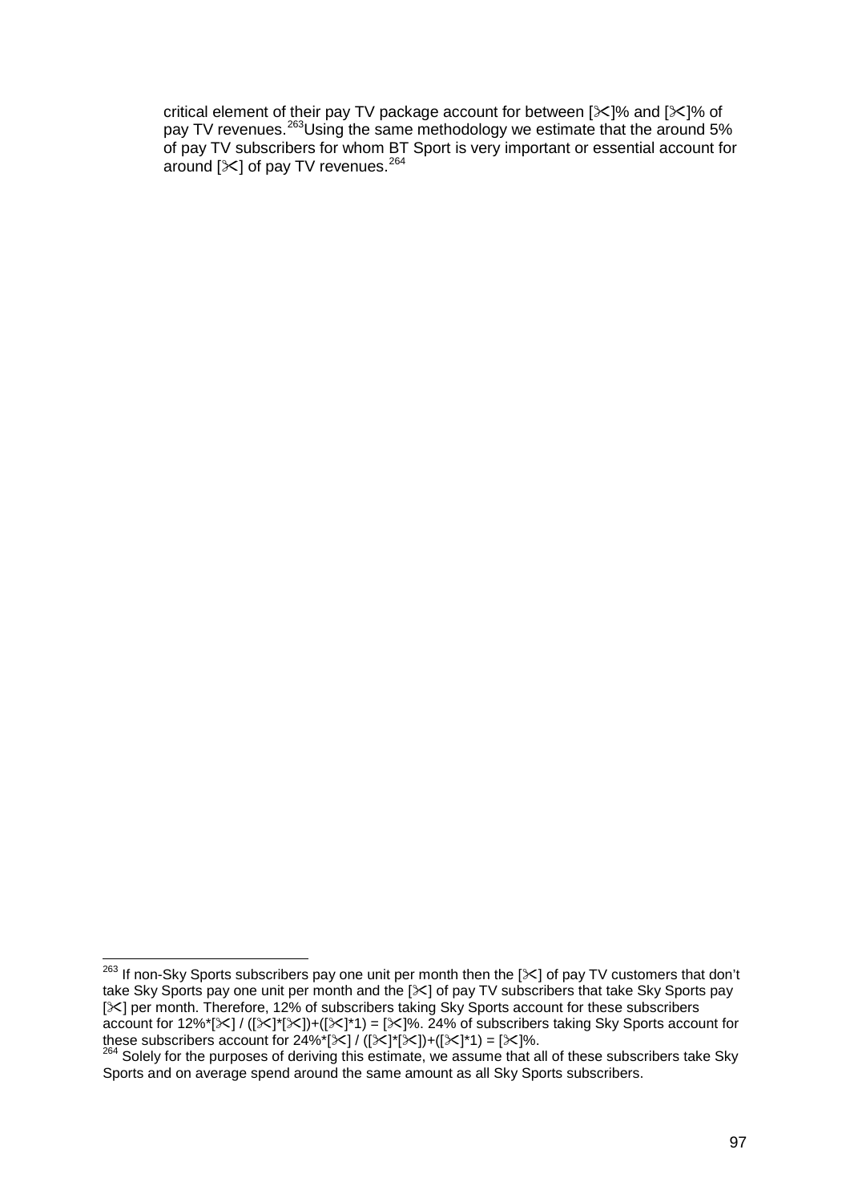critical element of their pay TV package account for between [✂]% and [✂]% of pay TV revenues.[263] Using the same methodology we estimate that the around 5% of pay TV subscribers for whom BT Sport is very important or essential account for around [✂] of pay TV revenues.[264]

---

[263] If non-Sky Sports subscribers pay one unit per month then the [✂] of pay TV customers that don't take Sky Sports pay one unit per month and the [✂] of pay TV subscribers that take Sky Sports pay [✂] per month. Therefore, 12% of subscribers taking Sky Sports account for these subscribers account for 12%*[✂] / ([✂]*[✂])+([✂]*1) = [✂]%. 24% of subscribers taking Sky Sports account for these subscribers account for 24%*[✂] / ([✂]*[✂])+([✂]*1) = [✂]%.

[264] Solely for the purposes of deriving this estimate, we assume that all of these subscribers take Sky Sports and on average spend around the same amount as all Sky Sports subscribers.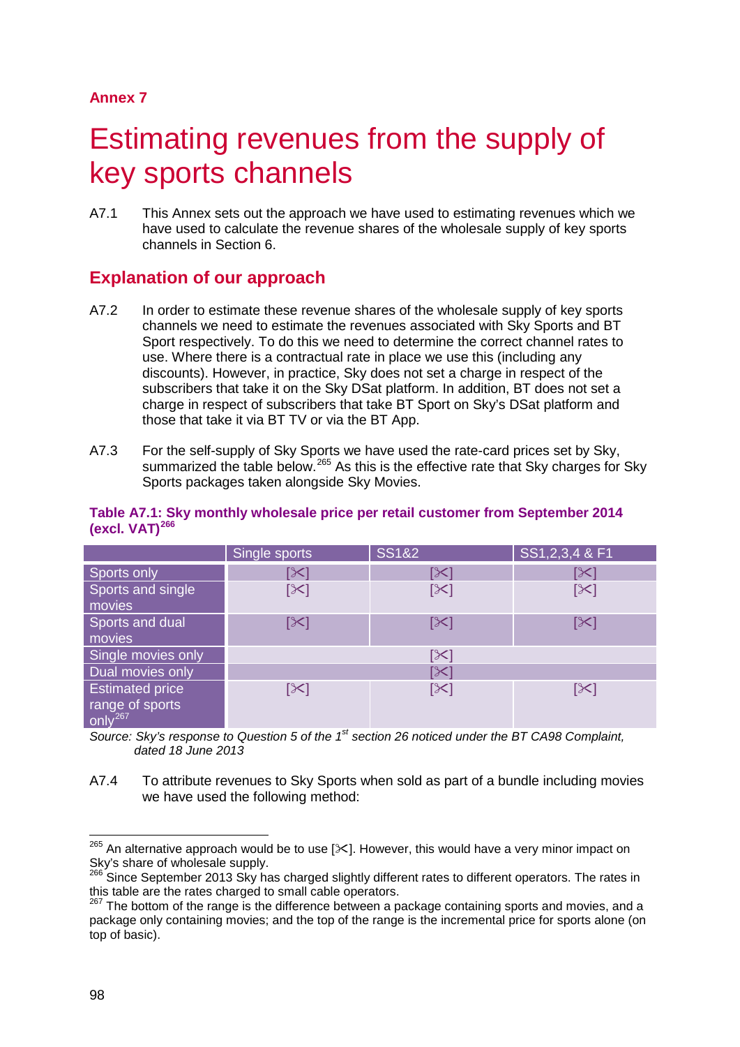Annex 7

# Estimating revenues from the supply of key sports channels

A7.1 This Annex sets out the approach we have used to estimating revenues which we have used to calculate the revenue shares of the wholesale supply of key sports channels in Section 6.

## Explanation of our approach

A7.2 In order to estimate these revenue shares of the wholesale supply of key sports channels we need to estimate the revenues associated with Sky Sports and BT Sport respectively. To do this we need to determine the correct channel rates to use. Where there is a contractual rate in place we use this (including any discounts). However, in practice, Sky does not set a charge in respect of the subscribers that take it on the Sky DSat platform. In addition, BT does not set a charge in respect of subscribers that take BT Sport on Sky's DSat platform and those that take it via BT TV or via the BT App.

A7.3 For the self-supply of Sky Sports we have used the rate-card prices set by Sky, summarized the table below.[265] As this is the effective rate that Sky charges for Sky Sports packages taken alongside Sky Movies.

**Table A7.1: Sky monthly wholesale price per retail customer from September 2014 (excl. VAT)[266]**

| | Single sports | SS1&2 | SS1,2,3,4 & F1 |
|---|---|---|---|
| Sports only | [✂] | [✂] | [✂] |
| Sports and single movies | [✂] | [✂] | [✂] |
| Sports and dual movies | [✂] | [✂] | [✂] |
| Single movies only | | [✂] | |
| Dual movies only | | [✂] | |
| Estimated price range of sports only[267] | [✂] | [✂] | [✂] |

*Source: Sky's response to Question 5 of the 1st section 26 noticed under the BT CA98 Complaint, dated 18 June 2013*

A7.4 To attribute revenues to Sky Sports when sold as part of a bundle including movies we have used the following method:

---

[265] An alternative approach would be to use [✂]. However, this would have a very minor impact on Sky's share of wholesale supply.

[266] Since September 2013 Sky has charged slightly different rates to different operators. The rates in this table are the rates charged to small cable operators.

[267] The bottom of the range is the difference between a package containing sports and movies, and a package only containing movies; and the top of the range is the incremental price for sports alone (on top of basic).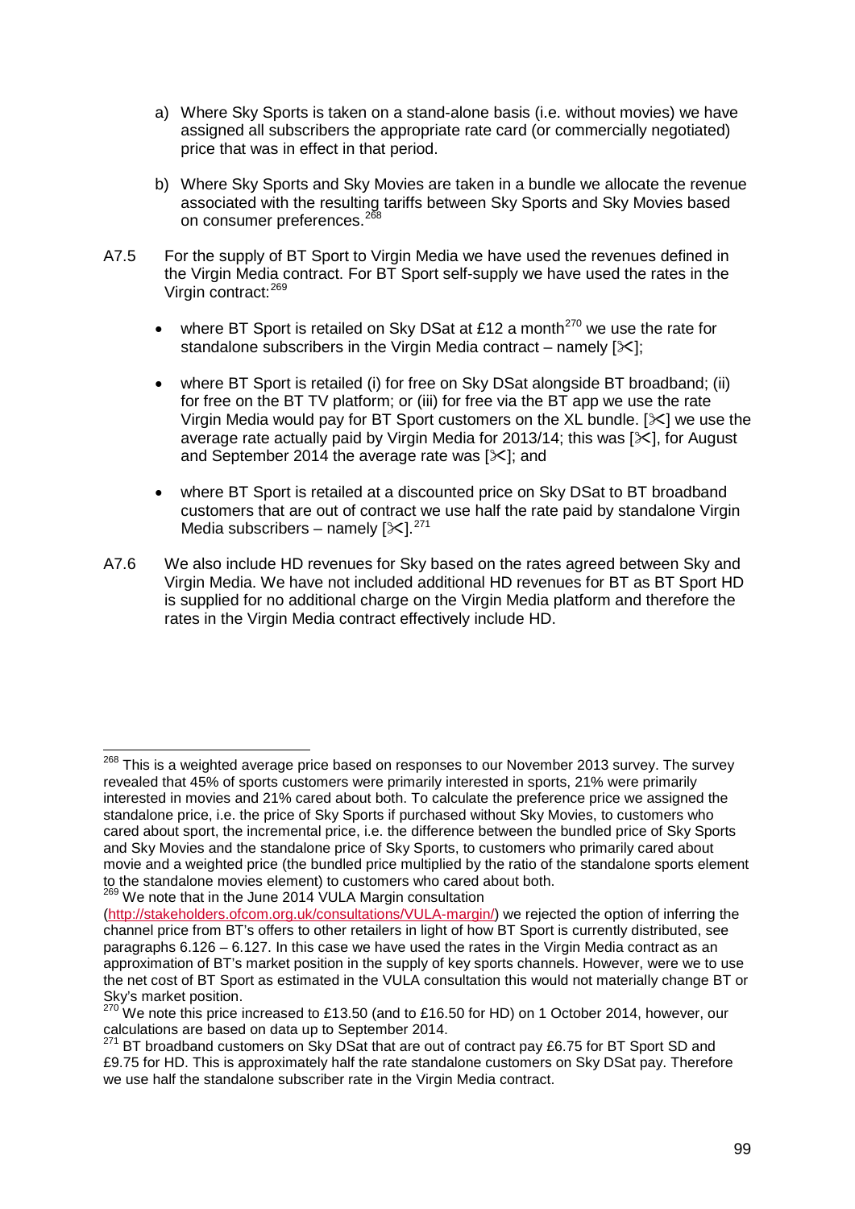a) Where Sky Sports is taken on a stand-alone basis (i.e. without movies) we have assigned all subscribers the appropriate rate card (or commercially negotiated) price that was in effect in that period.

b) Where Sky Sports and Sky Movies are taken in a bundle we allocate the revenue associated with the resulting tariffs between Sky Sports and Sky Movies based on consumer preferences.[268]

A7.5 For the supply of BT Sport to Virgin Media we have used the revenues defined in the Virgin Media contract. For BT Sport self-supply we have used the rates in the Virgin contract:[269]

- where BT Sport is retailed on Sky DSat at £12 a month[270] we use the rate for standalone subscribers in the Virgin Media contract – namely [✂];
- where BT Sport is retailed (i) for free on Sky DSat alongside BT broadband; (ii) for free on the BT TV platform; or (iii) for free via the BT app we use the rate Virgin Media would pay for BT Sport customers on the XL bundle. [✂] we use the average rate actually paid by Virgin Media for 2013/14; this was [✂], for August and September 2014 the average rate was [✂]; and
- where BT Sport is retailed at a discounted price on Sky DSat to BT broadband customers that are out of contract we use half the rate paid by standalone Virgin Media subscribers – namely [✂].[271]

A7.6 We also include HD revenues for Sky based on the rates agreed between Sky and Virgin Media. We have not included additional HD revenues for BT as BT Sport HD is supplied for no additional charge on the Virgin Media platform and therefore the rates in the Virgin Media contract effectively include HD.

---

[268] This is a weighted average price based on responses to our November 2013 survey. The survey revealed that 45% of sports customers were primarily interested in sports, 21% were primarily interested in movies and 21% cared about both. To calculate the preference price we assigned the standalone price, i.e. the price of Sky Sports if purchased without Sky Movies, to customers who cared about sport, the incremental price, i.e. the difference between the bundled price of Sky Sports and Sky Movies and the standalone price of Sky Sports, to customers who primarily cared about movie and a weighted price (the bundled price multiplied by the ratio of the standalone sports element to the standalone movies element) to customers who cared about both.

[269] We note that in the June 2014 VULA Margin consultation (http://stakeholders.ofcom.org.uk/consultations/VULA-margin/) we rejected the option of inferring the channel price from BT's offers to other retailers in light of how BT Sport is currently distributed, see paragraphs 6.126 – 6.127. In this case we have used the rates in the Virgin Media contract as an approximation of BT's market position in the supply of key sports channels. However, were we to use the net cost of BT Sport as estimated in the VULA consultation this would not materially change BT or Sky's market position.

[270] We note this price increased to £13.50 (and to £16.50 for HD) on 1 October 2014, however, our calculations are based on data up to September 2014.

[271] BT broadband customers on Sky DSat that are out of contract pay £6.75 for BT Sport SD and £9.75 for HD. This is approximately half the rate standalone customers on Sky DSat pay. Therefore we use half the standalone subscriber rate in the Virgin Media contract.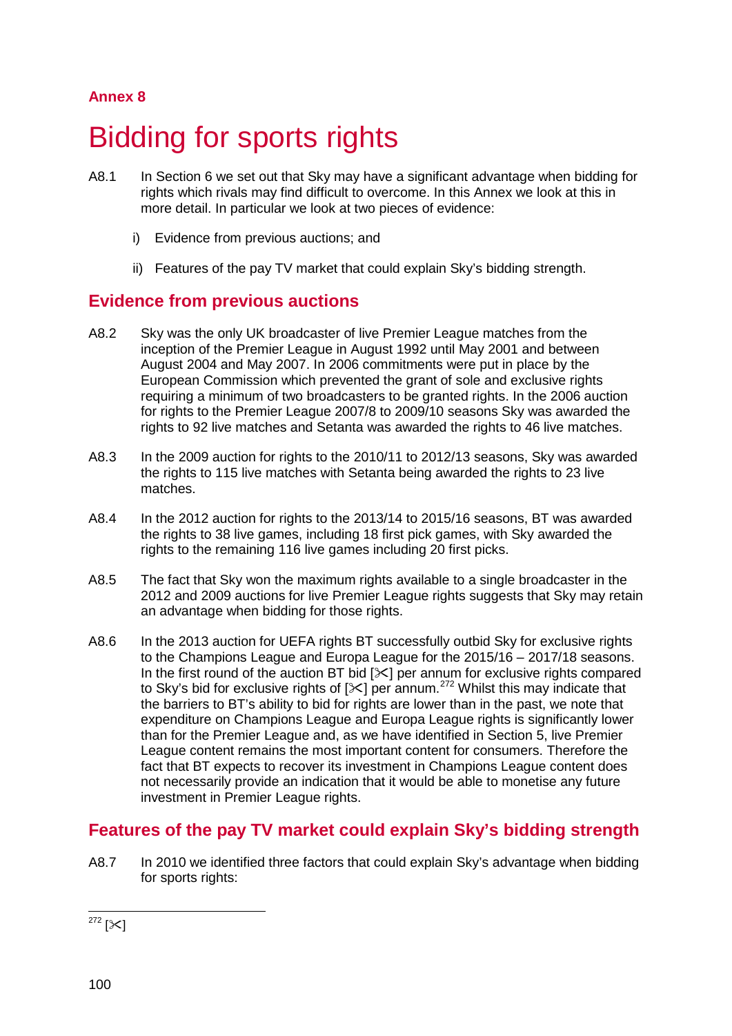## Annex 8

# Bidding for sports rights

A8.1 In Section 6 we set out that Sky may have a significant advantage when bidding for rights which rivals may find difficult to overcome. In this Annex we look at this in more detail. In particular we look at two pieces of evidence:

i) Evidence from previous auctions; and

ii) Features of the pay TV market that could explain Sky's bidding strength.

## Evidence from previous auctions

A8.2 Sky was the only UK broadcaster of live Premier League matches from the inception of the Premier League in August 1992 until May 2001 and between August 2004 and May 2007. In 2006 commitments were put in place by the European Commission which prevented the grant of sole and exclusive rights requiring a minimum of two broadcasters to be granted rights. In the 2006 auction for rights to the Premier League 2007/8 to 2009/10 seasons Sky was awarded the rights to 92 live matches and Setanta was awarded the rights to 46 live matches.

A8.3 In the 2009 auction for rights to the 2010/11 to 2012/13 seasons, Sky was awarded the rights to 115 live matches with Setanta being awarded the rights to 23 live matches.

A8.4 In the 2012 auction for rights to the 2013/14 to 2015/16 seasons, BT was awarded the rights to 38 live games, including 18 first pick games, with Sky awarded the rights to the remaining 116 live games including 20 first picks.

A8.5 The fact that Sky won the maximum rights available to a single broadcaster in the 2012 and 2009 auctions for live Premier League rights suggests that Sky may retain an advantage when bidding for those rights.

A8.6 In the 2013 auction for UEFA rights BT successfully outbid Sky for exclusive rights to the Champions League and Europa League for the 2015/16 – 2017/18 seasons. In the first round of the auction BT bid [✂] per annum for exclusive rights compared to Sky's bid for exclusive rights of [✂] per annum.[272] Whilst this may indicate that the barriers to BT's ability to bid for rights are lower than in the past, we note that expenditure on Champions League and Europa League rights is significantly lower than for the Premier League and, as we have identified in Section 5, live Premier League content remains the most important content for consumers. Therefore the fact that BT expects to recover its investment in Champions League content does not necessarily provide an indication that it would be able to monetise any future investment in Premier League rights.

## Features of the pay TV market could explain Sky's bidding strength

A8.7 In 2010 we identified three factors that could explain Sky's advantage when bidding for sports rights:

---

[272] [✂]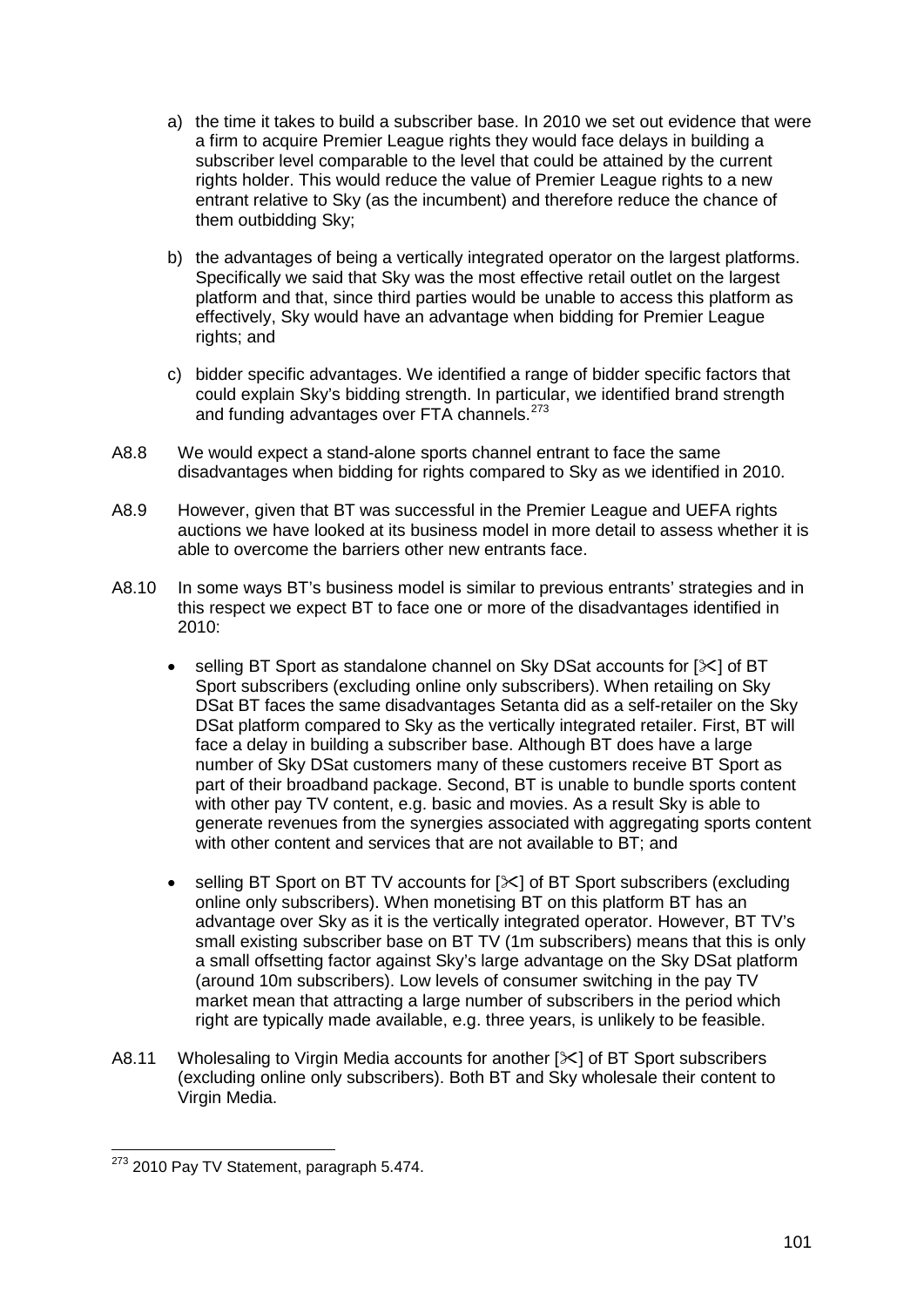a) the time it takes to build a subscriber base. In 2010 we set out evidence that were a firm to acquire Premier League rights they would face delays in building a subscriber level comparable to the level that could be attained by the current rights holder. This would reduce the value of Premier League rights to a new entrant relative to Sky (as the incumbent) and therefore reduce the chance of them outbidding Sky;

b) the advantages of being a vertically integrated operator on the largest platforms. Specifically we said that Sky was the most effective retail outlet on the largest platform and that, since third parties would be unable to access this platform as effectively, Sky would have an advantage when bidding for Premier League rights; and

c) bidder specific advantages. We identified a range of bidder specific factors that could explain Sky's bidding strength. In particular, we identified brand strength and funding advantages over FTA channels.[273]

A8.8 We would expect a stand-alone sports channel entrant to face the same disadvantages when bidding for rights compared to Sky as we identified in 2010.

A8.9 However, given that BT was successful in the Premier League and UEFA rights auctions we have looked at its business model in more detail to assess whether it is able to overcome the barriers other new entrants face.

A8.10 In some ways BT's business model is similar to previous entrants' strategies and in this respect we expect BT to face one or more of the disadvantages identified in 2010:

- selling BT Sport as standalone channel on Sky DSat accounts for [✂] of BT Sport subscribers (excluding online only subscribers). When retailing on Sky DSat BT faces the same disadvantages Setanta did as a self-retailer on the Sky DSat platform compared to Sky as the vertically integrated retailer. First, BT will face a delay in building a subscriber base. Although BT does have a large number of Sky DSat customers many of these customers receive BT Sport as part of their broadband package. Second, BT is unable to bundle sports content with other pay TV content, e.g. basic and movies. As a result Sky is able to generate revenues from the synergies associated with aggregating sports content with other content and services that are not available to BT; and
- selling BT Sport on BT TV accounts for [✂] of BT Sport subscribers (excluding online only subscribers). When monetising BT on this platform BT has an advantage over Sky as it is the vertically integrated operator. However, BT TV's small existing subscriber base on BT TV (1m subscribers) means that this is only a small offsetting factor against Sky's large advantage on the Sky DSat platform (around 10m subscribers). Low levels of consumer switching in the pay TV market mean that attracting a large number of subscribers in the period which right are typically made available, e.g. three years, is unlikely to be feasible.

A8.11 Wholesaling to Virgin Media accounts for another [✂] of BT Sport subscribers (excluding online only subscribers). Both BT and Sky wholesale their content to Virgin Media.

[273] 2010 Pay TV Statement, paragraph 5.474.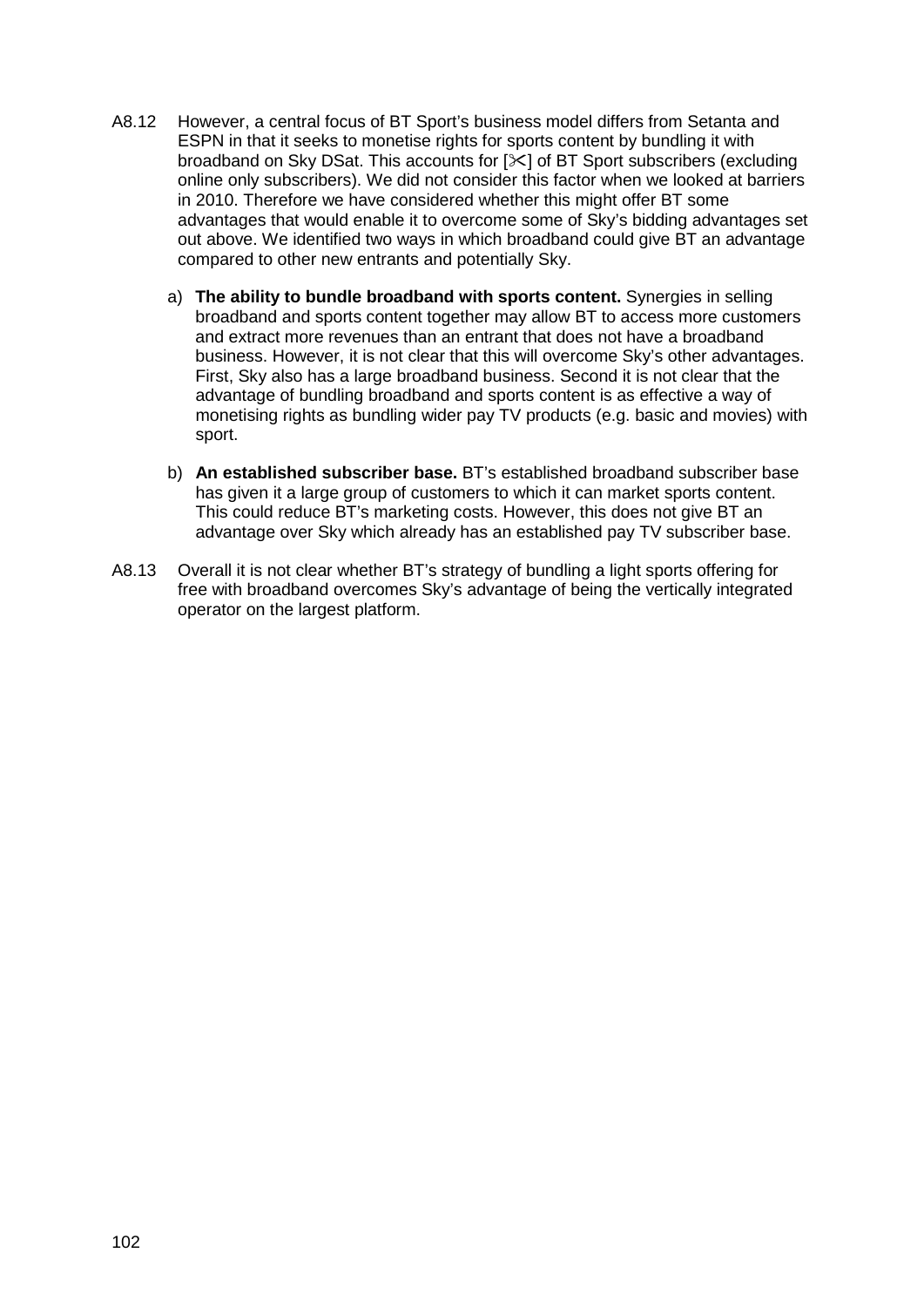A8.12 However, a central focus of BT Sport's business model differs from Setanta and ESPN in that it seeks to monetise rights for sports content by bundling it with broadband on Sky DSat. This accounts for [✂] of BT Sport subscribers (excluding online only subscribers). We did not consider this factor when we looked at barriers in 2010. Therefore we have considered whether this might offer BT some advantages that would enable it to overcome some of Sky's bidding advantages set out above. We identified two ways in which broadband could give BT an advantage compared to other new entrants and potentially Sky.

a) **The ability to bundle broadband with sports content.** Synergies in selling broadband and sports content together may allow BT to access more customers and extract more revenues than an entrant that does not have a broadband business. However, it is not clear that this will overcome Sky's other advantages. First, Sky also has a large broadband business. Second it is not clear that the advantage of bundling broadband and sports content is as effective a way of monetising rights as bundling wider pay TV products (e.g. basic and movies) with sport.

b) **An established subscriber base.** BT's established broadband subscriber base has given it a large group of customers to which it can market sports content. This could reduce BT's marketing costs. However, this does not give BT an advantage over Sky which already has an established pay TV subscriber base.

A8.13 Overall it is not clear whether BT's strategy of bundling a light sports offering for free with broadband overcomes Sky's advantage of being the vertically integrated operator on the largest platform.